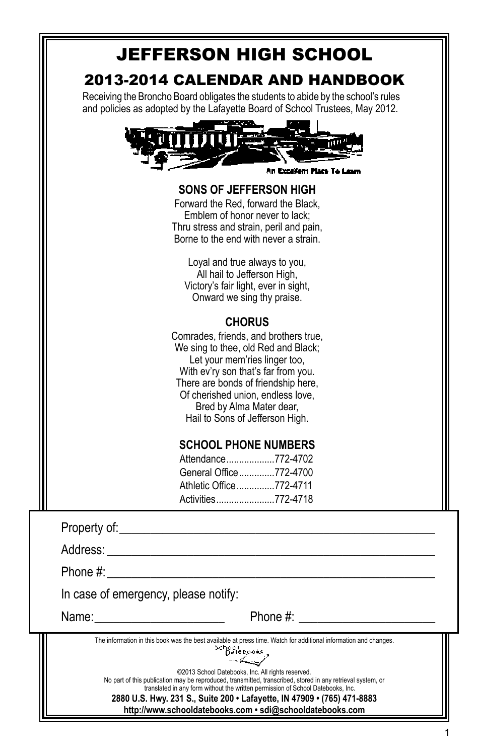# JEFFERSON HIGH SCHOOL

## 2013-2014 CALENDAR AND HANDBOOK

Receiving the Broncho Board obligates the students to abide by the school's rules and policies as adopted by the Lafayette Board of School Trustees, May 2012.

An Excellent Place To Learn

### SONS OF JEFFERSON HIGH

Forward the Red, forward the Black,
Emblem of honor never to lack;
Thru stress and strain, peril and pain,
Borne to the end with never a strain.

Loyal and true always to you,
All hail to Jefferson High,
Victory's fair light, ever in sight,
Onward we sing thy praise.

### CHORUS

Comrades, friends, and brothers true,
We sing to thee, old Red and Black;
Let your mem'ries linger too,
With ev'ry son that's far from you.
There are bonds of friendship here,
Of cherished union, endless love,
Bred by Alma Mater dear,
Hail to Sons of Jefferson High.

### SCHOOL PHONE NUMBERS

Attendance...................772-4702
General Office..............772-4700
Athletic Office...............772-4711
Activities.......................772-4718

Property of:_______________________________________________

Address:_________________________________________________

Phone #:_________________________________________________

In case of emergency, please notify:

Name:____________________ Phone #: ____________________

The information in this book was the best available at press time. Watch for additional information and changes.

School Datebooks

©2013 School Datebooks, Inc. All rights reserved.
No part of this publication may be reproduced, transmitted, transcribed, stored in any retrieval system, or translated in any form without the written permission of School Datebooks, Inc.

**2880 U.S. Hwy. 231 S., Suite 200 • Lafayette, IN 47909 • (765) 471-8883**
**http://www.schooldatebooks.com • sdi@schooldatebooks.com**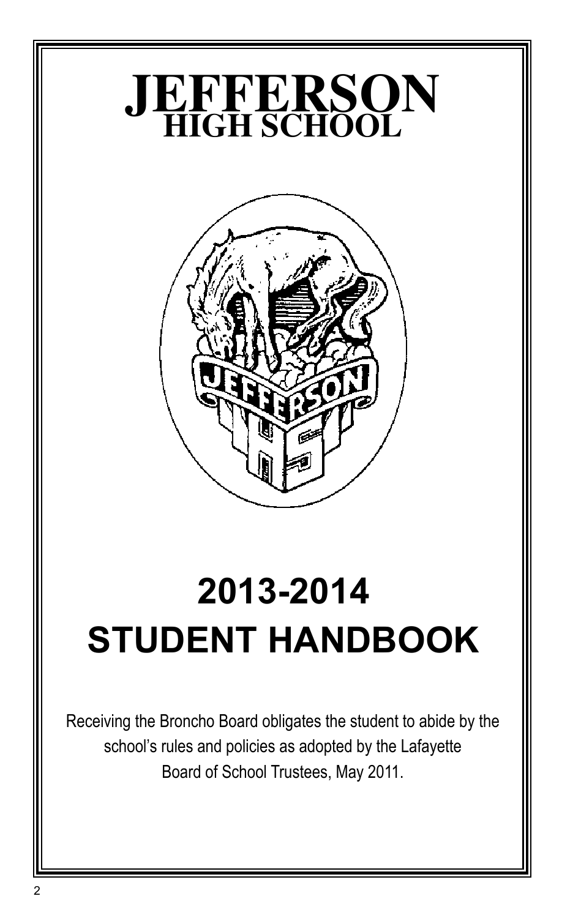# JEFFERSON
## HIGH SCHOOL

# 2013-2014
# STUDENT HANDBOOK

Receiving the Broncho Board obligates the student to abide by the school's rules and policies as adopted by the Lafayette Board of School Trustees, May 2011.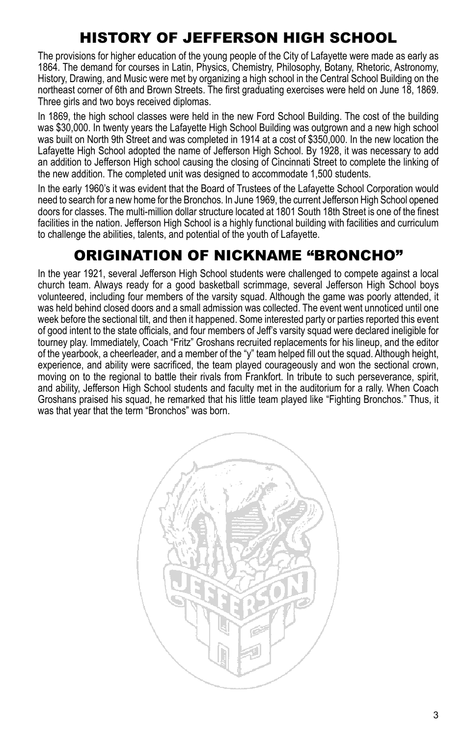# HISTORY OF JEFFERSON HIGH SCHOOL

The provisions for higher education of the young people of the City of Lafayette were made as early as 1864. The demand for courses in Latin, Physics, Chemistry, Philosophy, Botany, Rhetoric, Astronomy, History, Drawing, and Music were met by organizing a high school in the Central School Building on the northeast corner of 6th and Brown Streets. The first graduating exercises were held on June 18, 1869. Three girls and two boys received diplomas.

In 1869, the high school classes were held in the new Ford School Building. The cost of the building was $30,000. In twenty years the Lafayette High School Building was outgrown and a new high school was built on North 9th Street and was completed in 1914 at a cost of $350,000. In the new location the Lafayette High School adopted the name of Jefferson High School. By 1928, it was necessary to add an addition to Jefferson High school causing the closing of Cincinnati Street to complete the linking of the new addition. The completed unit was designed to accommodate 1,500 students.

In the early 1960's it was evident that the Board of Trustees of the Lafayette School Corporation would need to search for a new home for the Bronchos. In June 1969, the current Jefferson High School opened doors for classes. The multi-million dollar structure located at 1801 South 18th Street is one of the finest facilities in the nation. Jefferson High School is a highly functional building with facilities and curriculum to challenge the abilities, talents, and potential of the youth of Lafayette.

# ORIGINATION OF NICKNAME "BRONCHO"

In the year 1921, several Jefferson High School students were challenged to compete against a local church team. Always ready for a good basketball scrimmage, several Jefferson High School boys volunteered, including four members of the varsity squad. Although the game was poorly attended, it was held behind closed doors and a small admission was collected. The event went unnoticed until one week before the sectional tilt, and then it happened. Some interested party or parties reported this event of good intent to the state officials, and four members of Jeff's varsity squad were declared ineligible for tourney play. Immediately, Coach "Fritz" Groshans recruited replacements for his lineup, and the editor of the yearbook, a cheerleader, and a member of the "y" team helped fill out the squad. Although height, experience, and ability were sacrificed, the team played courageously and won the sectional crown, moving on to the regional to battle their rivals from Frankfort. In tribute to such perseverance, spirit, and ability, Jefferson High School students and faculty met in the auditorium for a rally. When Coach Groshans praised his squad, he remarked that his little team played like "Fighting Bronchos." Thus, it was that year that the term "Bronchos" was born.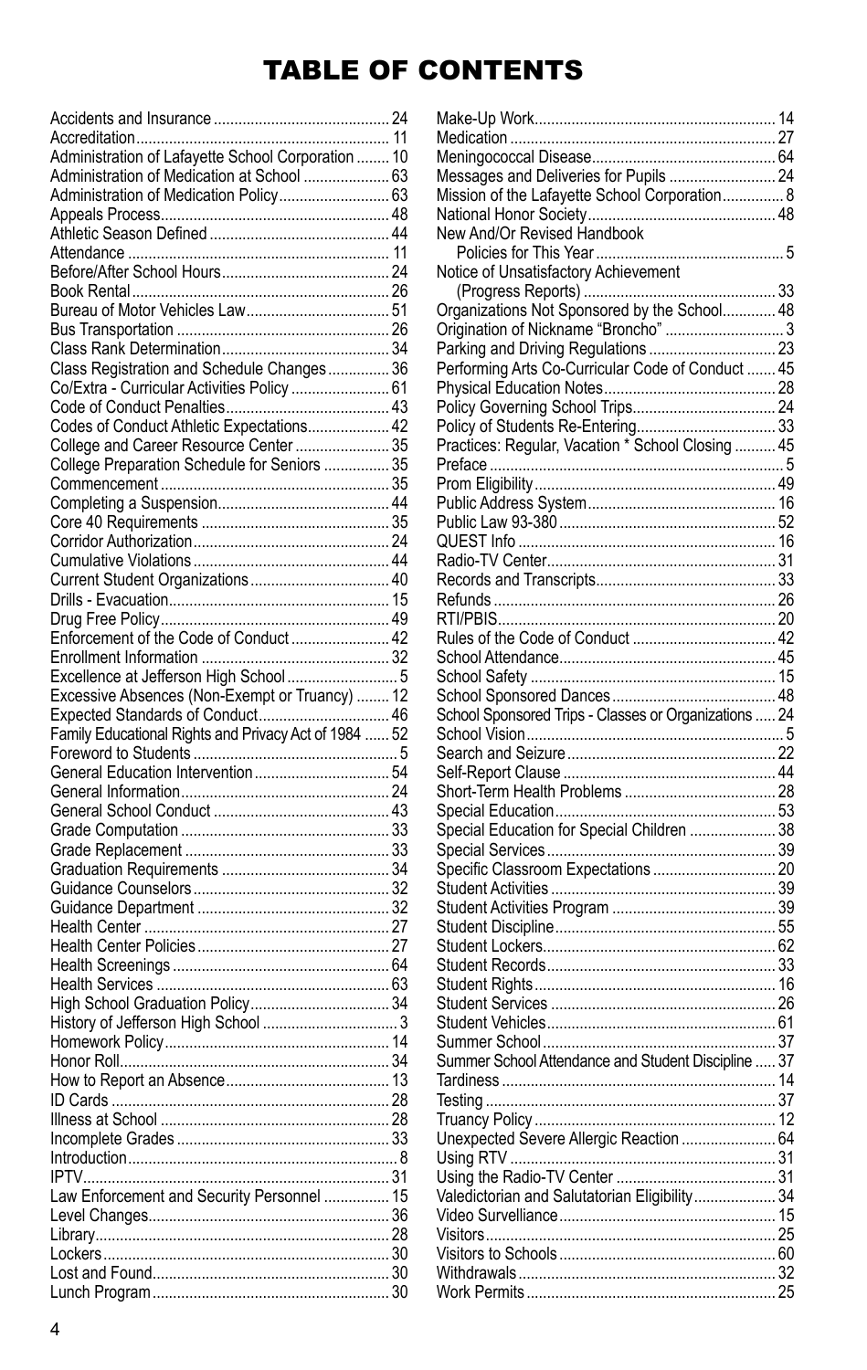# TABLE OF CONTENTS

| Topic | Page |
|---|---|
| Accidents and Insurance | 24 |
| Accreditation | 11 |
| Administration of Lafayette School Corporation | 10 |
| Administration of Medication at School | 63 |
| Administration of Medication Policy | 63 |
| Appeals Process | 48 |
| Athletic Season Defined | 44 |
| Attendance | 11 |
| Before/After School Hours | 24 |
| Book Rental | 26 |
| Bureau of Motor Vehicles Law | 51 |
| Bus Transportation | 26 |
| Class Rank Determination | 34 |
| Class Registration and Schedule Changes | 36 |
| Co/Extra - Curricular Activities Policy | 61 |
| Code of Conduct Penalties | 43 |
| Codes of Conduct Athletic Expectations | 42 |
| College and Career Resource Center | 35 |
| College Preparation Schedule for Seniors | 35 |
| Commencement | 35 |
| Completing a Suspension | 44 |
| Core 40 Requirements | 35 |
| Corridor Authorization | 24 |
| Cumulative Violations | 44 |
| Current Student Organizations | 40 |
| Drills - Evacuation | 15 |
| Drug Free Policy | 49 |
| Enforcement of the Code of Conduct | 42 |
| Enrollment Information | 32 |
| Excellence at Jefferson High School | 5 |
| Excessive Absences (Non-Exempt or Truancy) | 12 |
| Expected Standards of Conduct | 46 |
| Family Educational Rights and Privacy Act of 1984 | 52 |
| Foreword to Students | 5 |
| General Education Intervention | 54 |
| General Information | 24 |
| General School Conduct | 43 |
| Grade Computation | 33 |
| Grade Replacement | 33 |
| Graduation Requirements | 34 |
| Guidance Counselors | 32 |
| Guidance Department | 32 |
| Health Center | 27 |
| Health Center Policies | 27 |
| Health Screenings | 64 |
| Health Services | 63 |
| High School Graduation Policy | 34 |
| History of Jefferson High School | 3 |
| Homework Policy | 14 |
| Honor Roll | 34 |
| How to Report an Absence | 13 |
| ID Cards | 28 |
| Illness at School | 28 |
| Incomplete Grades | 33 |
| Introduction | 8 |
| IPTV | 31 |
| Law Enforcement and Security Personnel | 15 |
| Level Changes | 36 |
| Library | 28 |
| Lockers | 30 |
| Lost and Found | 30 |
| Lunch Program | 30 |
| Make-Up Work | 14 |
| Medication | 27 |
| Meningococcal Disease | 64 |
| Messages and Deliveries for Pupils | 24 |
| Mission of the Lafayette School Corporation | 8 |
| National Honor Society | 48 |
| New And/Or Revised Handbook Policies for This Year | 5 |
| Notice of Unsatisfactory Achievement (Progress Reports) | 33 |
| Organizations Not Sponsored by the School | 48 |
| Origination of Nickname "Broncho" | 3 |
| Parking and Driving Regulations | 23 |
| Performing Arts Co-Curricular Code of Conduct | 45 |
| Physical Education Notes | 28 |
| Policy Governing School Trips | 24 |
| Policy of Students Re-Entering | 33 |
| Practices: Regular, Vacation * School Closing | 45 |
| Preface | 5 |
| Prom Eligibility | 49 |
| Public Address System | 16 |
| Public Law 93-380 | 52 |
| QUEST Info | 16 |
| Radio-TV Center | 31 |
| Records and Transcripts | 33 |
| Refunds | 26 |
| RTI/PBIS | 20 |
| Rules of the Code of Conduct | 42 |
| School Attendance | 45 |
| School Safety | 15 |
| School Sponsored Dances | 48 |
| School Sponsored Trips - Classes or Organizations | 24 |
| School Vision | 5 |
| Search and Seizure | 22 |
| Self-Report Clause | 44 |
| Short-Term Health Problems | 28 |
| Special Education | 53 |
| Special Education for Special Children | 38 |
| Special Services | 39 |
| Specific Classroom Expectations | 20 |
| Student Activities | 39 |
| Student Activities Program | 39 |
| Student Discipline | 55 |
| Student Lockers | 62 |
| Student Records | 33 |
| Student Rights | 16 |
| Student Services | 26 |
| Student Vehicles | 61 |
| Summer School | 37 |
| Summer School Attendance and Student Discipline | 37 |
| Tardiness | 14 |
| Testing | 37 |
| Truancy Policy | 12 |
| Unexpected Severe Allergic Reaction | 64 |
| Using RTV | 31 |
| Using the Radio-TV Center | 31 |
| Valedictorian and Salutatorian Eligibility | 34 |
| Video Surveillance | 15 |
| Visitors | 25 |
| Visitors to Schools | 60 |
| Withdrawals | 32 |
| Work Permits | 25 |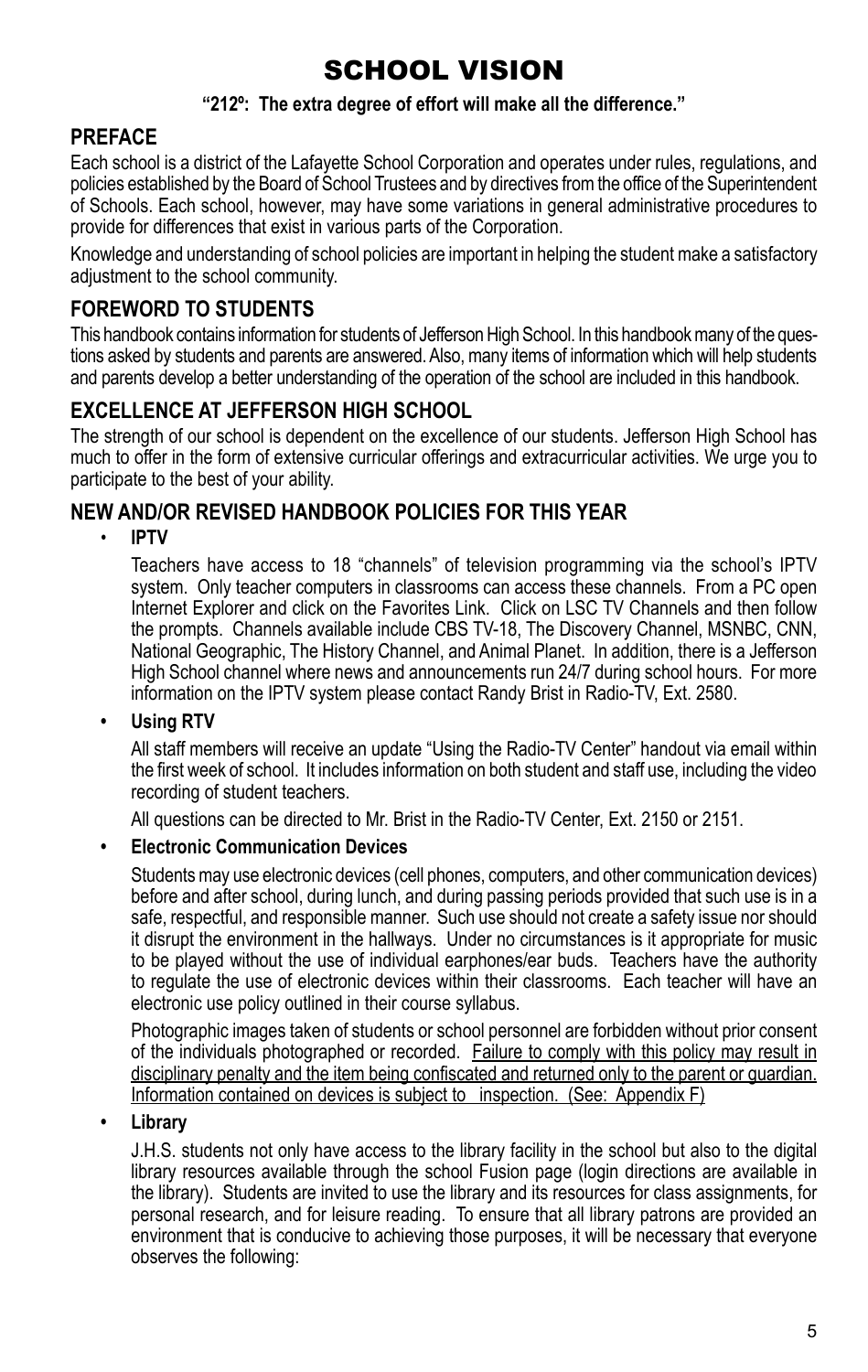# SCHOOL VISION

**"212º: The extra degree of effort will make all the difference."**

## PREFACE

Each school is a district of the Lafayette School Corporation and operates under rules, regulations, and policies established by the Board of School Trustees and by directives from the office of the Superintendent of Schools. Each school, however, may have some variations in general administrative procedures to provide for differences that exist in various parts of the Corporation.

Knowledge and understanding of school policies are important in helping the student make a satisfactory adjustment to the school community.

## FOREWORD TO STUDENTS

This handbook contains information for students of Jefferson High School. In this handbook many of the questions asked by students and parents are answered. Also, many items of information which will help students and parents develop a better understanding of the operation of the school are included in this handbook.

## EXCELLENCE AT JEFFERSON HIGH SCHOOL

The strength of our school is dependent on the excellence of our students. Jefferson High School has much to offer in the form of extensive curricular offerings and extracurricular activities. We urge you to participate to the best of your ability.

## NEW AND/OR REVISED HANDBOOK POLICIES FOR THIS YEAR

- **IPTV**

  Teachers have access to 18 "channels" of television programming via the school's IPTV system. Only teacher computers in classrooms can access these channels. From a PC open Internet Explorer and click on the Favorites Link. Click on LSC TV Channels and then follow the prompts. Channels available include CBS TV-18, The Discovery Channel, MSNBC, CNN, National Geographic, The History Channel, and Animal Planet. In addition, there is a Jefferson High School channel where news and announcements run 24/7 during school hours. For more information on the IPTV system please contact Randy Brist in Radio-TV, Ext. 2580.

- **Using RTV**

  All staff members will receive an update "Using the Radio-TV Center" handout via email within the first week of school. It includes information on both student and staff use, including the video recording of student teachers.

  All questions can be directed to Mr. Brist in the Radio-TV Center, Ext. 2150 or 2151.

- **Electronic Communication Devices**

  Students may use electronic devices (cell phones, computers, and other communication devices) before and after school, during lunch, and during passing periods provided that such use is in a safe, respectful, and responsible manner. Such use should not create a safety issue nor should it disrupt the environment in the hallways. Under no circumstances is it appropriate for music to be played without the use of individual earphones/ear buds. Teachers have the authority to regulate the use of electronic devices within their classrooms. Each teacher will have an electronic use policy outlined in their course syllabus.

  Photographic images taken of students or school personnel are forbidden without prior consent of the individuals photographed or recorded. Failure to comply with this policy may result in disciplinary penalty and the item being confiscated and returned only to the parent or guardian. Information contained on devices is subject to inspection. (See: Appendix F)

- **Library**

  J.H.S. students not only have access to the library facility in the school but also to the digital library resources available through the school Fusion page (login directions are available in the library). Students are invited to use the library and its resources for class assignments, for personal research, and for leisure reading. To ensure that all library patrons are provided an environment that is conducive to achieving those purposes, it will be necessary that everyone observes the following: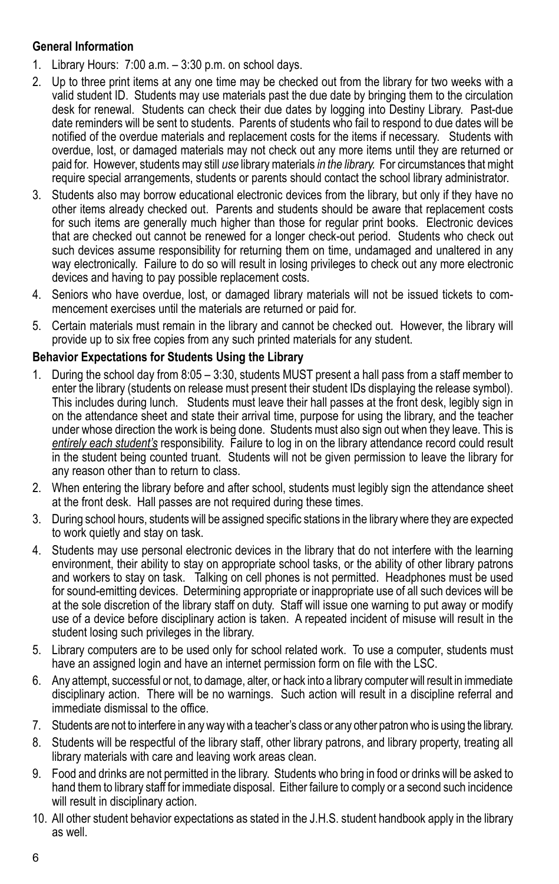**General Information**

1. Library Hours: 7:00 a.m. – 3:30 p.m. on school days.
2. Up to three print items at any one time may be checked out from the library for two weeks with a valid student ID. Students may use materials past the due date by bringing them to the circulation desk for renewal. Students can check their due dates by logging into Destiny Library. Past-due date reminders will be sent to students. Parents of students who fail to respond to due dates will be notified of the overdue materials and replacement costs for the items if necessary. Students with overdue, lost, or damaged materials may not check out any more items until they are returned or paid for. However, students may still *use* library materials *in the library.* For circumstances that might require special arrangements, students or parents should contact the school library administrator.
3. Students also may borrow educational electronic devices from the library, but only if they have no other items already checked out. Parents and students should be aware that replacement costs for such items are generally much higher than those for regular print books. Electronic devices that are checked out cannot be renewed for a longer check-out period. Students who check out such devices assume responsibility for returning them on time, undamaged and unaltered in any way electronically. Failure to do so will result in losing privileges to check out any more electronic devices and having to pay possible replacement costs.
4. Seniors who have overdue, lost, or damaged library materials will not be issued tickets to commencement exercises until the materials are returned or paid for.
5. Certain materials must remain in the library and cannot be checked out. However, the library will provide up to six free copies from any such printed materials for any student.

**Behavior Expectations for Students Using the Library**

1. During the school day from 8:05 – 3:30, students MUST present a hall pass from a staff member to enter the library (students on release must present their student IDs displaying the release symbol). This includes during lunch. Students must leave their hall passes at the front desk, legibly sign in on the attendance sheet and state their arrival time, purpose for using the library, and the teacher under whose direction the work is being done. Students must also sign out when they leave. This is ***entirely each student's*** responsibility. Failure to log in on the library attendance record could result in the student being counted truant. Students will not be given permission to leave the library for any reason other than to return to class.
2. When entering the library before and after school, students must legibly sign the attendance sheet at the front desk. Hall passes are not required during these times.
3. During school hours, students will be assigned specific stations in the library where they are expected to work quietly and stay on task.
4. Students may use personal electronic devices in the library that do not interfere with the learning environment, their ability to stay on appropriate school tasks, or the ability of other library patrons and workers to stay on task. Talking on cell phones is not permitted. Headphones must be used for sound-emitting devices. Determining appropriate or inappropriate use of all such devices will be at the sole discretion of the library staff on duty. Staff will issue one warning to put away or modify use of a device before disciplinary action is taken. A repeated incident of misuse will result in the student losing such privileges in the library.
5. Library computers are to be used only for school related work. To use a computer, students must have an assigned login and have an internet permission form on file with the LSC.
6. Any attempt, successful or not, to damage, alter, or hack into a library computer will result in immediate disciplinary action. There will be no warnings. Such action will result in a discipline referral and immediate dismissal to the office.
7. Students are not to interfere in any way with a teacher's class or any other patron who is using the library.
8. Students will be respectful of the library staff, other library patrons, and library property, treating all library materials with care and leaving work areas clean.
9. Food and drinks are not permitted in the library. Students who bring in food or drinks will be asked to hand them to library staff for immediate disposal. Either failure to comply or a second such incidence will result in disciplinary action.
10. All other student behavior expectations as stated in the J.H.S. student handbook apply in the library as well.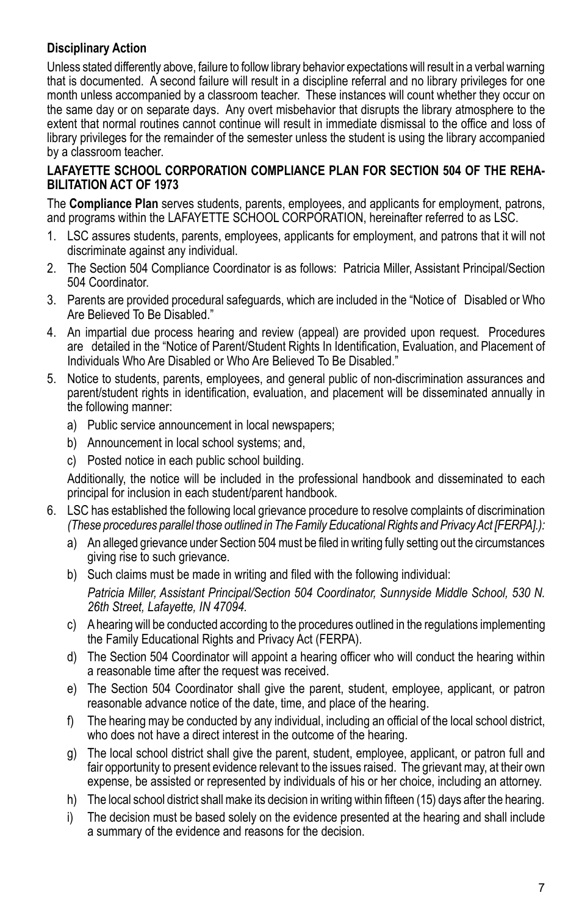**Disciplinary Action**

Unless stated differently above, failure to follow library behavior expectations will result in a verbal warning that is documented. A second failure will result in a discipline referral and no library privileges for one month unless accompanied by a classroom teacher. These instances will count whether they occur on the same day or on separate days. Any overt misbehavior that disrupts the library atmosphere to the extent that normal routines cannot continue will result in immediate dismissal to the office and loss of library privileges for the remainder of the semester unless the student is using the library accompanied by a classroom teacher.

**LAFAYETTE SCHOOL CORPORATION COMPLIANCE PLAN FOR SECTION 504 OF THE REHABILITATION ACT OF 1973**

The **Compliance Plan** serves students, parents, employees, and applicants for employment, patrons, and programs within the LAFAYETTE SCHOOL CORPORATION, hereinafter referred to as LSC.

1. LSC assures students, parents, employees, applicants for employment, and patrons that it will not discriminate against any individual.
2. The Section 504 Compliance Coordinator is as follows: Patricia Miller, Assistant Principal/Section 504 Coordinator.
3. Parents are provided procedural safeguards, which are included in the "Notice of Disabled or Who Are Believed To Be Disabled."
4. An impartial due process hearing and review (appeal) are provided upon request. Procedures are detailed in the "Notice of Parent/Student Rights In Identification, Evaluation, and Placement of Individuals Who Are Disabled or Who Are Believed To Be Disabled."
5. Notice to students, parents, employees, and general public of non-discrimination assurances and parent/student rights in identification, evaluation, and placement will be disseminated annually in the following manner:
   a) Public service announcement in local newspapers;
   b) Announcement in local school systems; and,
   c) Posted notice in each public school building.

   Additionally, the notice will be included in the professional handbook and disseminated to each principal for inclusion in each student/parent handbook.
6. LSC has established the following local grievance procedure to resolve complaints of discrimination *(These procedures parallel those outlined in The Family Educational Rights and Privacy Act [FERPA].):*
   a) An alleged grievance under Section 504 must be filed in writing fully setting out the circumstances giving rise to such grievance.
   b) Such claims must be made in writing and filed with the following individual:
      *Patricia Miller, Assistant Principal/Section 504 Coordinator, Sunnyside Middle School, 530 N. 26th Street, Lafayette, IN 47094.*
   c) A hearing will be conducted according to the procedures outlined in the regulations implementing the Family Educational Rights and Privacy Act (FERPA).
   d) The Section 504 Coordinator will appoint a hearing officer who will conduct the hearing within a reasonable time after the request was received.
   e) The Section 504 Coordinator shall give the parent, student, employee, applicant, or patron reasonable advance notice of the date, time, and place of the hearing.
   f) The hearing may be conducted by any individual, including an official of the local school district, who does not have a direct interest in the outcome of the hearing.
   g) The local school district shall give the parent, student, employee, applicant, or patron full and fair opportunity to present evidence relevant to the issues raised. The grievant may, at their own expense, be assisted or represented by individuals of his or her choice, including an attorney.
   h) The local school district shall make its decision in writing within fifteen (15) days after the hearing.
   i) The decision must be based solely on the evidence presented at the hearing and shall include a summary of the evidence and reasons for the decision.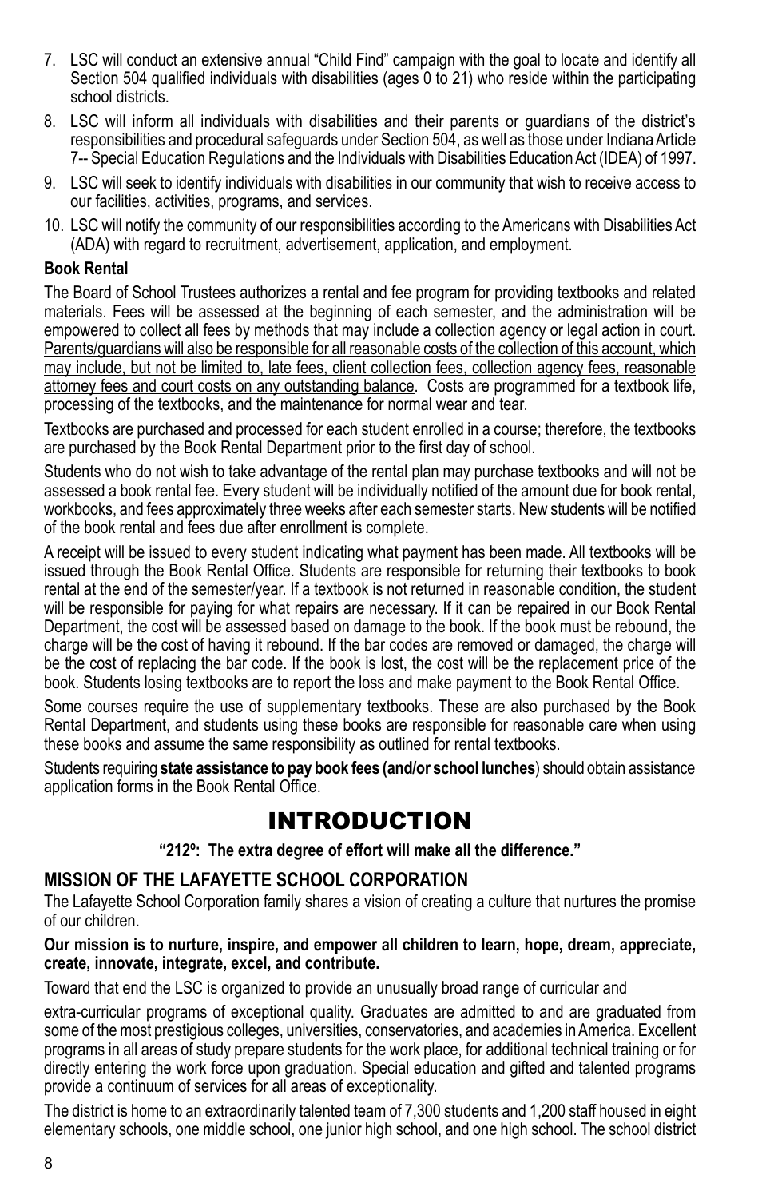7. LSC will conduct an extensive annual "Child Find" campaign with the goal to locate and identify all Section 504 qualified individuals with disabilities (ages 0 to 21) who reside within the participating school districts.
8. LSC will inform all individuals with disabilities and their parents or guardians of the district's responsibilities and procedural safeguards under Section 504, as well as those under Indiana Article 7-- Special Education Regulations and the Individuals with Disabilities Education Act (IDEA) of 1997.
9. LSC will seek to identify individuals with disabilities in our community that wish to receive access to our facilities, activities, programs, and services.
10. LSC will notify the community of our responsibilities according to the Americans with Disabilities Act (ADA) with regard to recruitment, advertisement, application, and employment.

**Book Rental**

The Board of School Trustees authorizes a rental and fee program for providing textbooks and related materials. Fees will be assessed at the beginning of each semester, and the administration will be empowered to collect all fees by methods that may include a collection agency or legal action in court. Parents/guardians will also be responsible for all reasonable costs of the collection of this account, which may include, but not be limited to, late fees, client collection fees, collection agency fees, reasonable attorney fees and court costs on any outstanding balance. Costs are programmed for a textbook life, processing of the textbooks, and the maintenance for normal wear and tear.

Textbooks are purchased and processed for each student enrolled in a course; therefore, the textbooks are purchased by the Book Rental Department prior to the first day of school.

Students who do not wish to take advantage of the rental plan may purchase textbooks and will not be assessed a book rental fee. Every student will be individually notified of the amount due for book rental, workbooks, and fees approximately three weeks after each semester starts. New students will be notified of the book rental and fees due after enrollment is complete.

A receipt will be issued to every student indicating what payment has been made. All textbooks will be issued through the Book Rental Office. Students are responsible for returning their textbooks to book rental at the end of the semester/year. If a textbook is not returned in reasonable condition, the student will be responsible for paying for what repairs are necessary. If it can be repaired in our Book Rental Department, the cost will be assessed based on damage to the book. If the book must be rebound, the charge will be the cost of having it rebound. If the bar codes are removed or damaged, the charge will be the cost of replacing the bar code. If the book is lost, the cost will be the replacement price of the book. Students losing textbooks are to report the loss and make payment to the Book Rental Office.

Some courses require the use of supplementary textbooks. These are also purchased by the Book Rental Department, and students using these books are responsible for reasonable care when using these books and assume the same responsibility as outlined for rental textbooks.

Students requiring **state assistance to pay book fees (and/or school lunches**) should obtain assistance application forms in the Book Rental Office.

# INTRODUCTION

**"212º: The extra degree of effort will make all the difference."**

## MISSION OF THE LAFAYETTE SCHOOL CORPORATION

The Lafayette School Corporation family shares a vision of creating a culture that nurtures the promise of our children.

**Our mission is to nurture, inspire, and empower all children to learn, hope, dream, appreciate, create, innovate, integrate, excel, and contribute.**

Toward that end the LSC is organized to provide an unusually broad range of curricular and

extra-curricular programs of exceptional quality. Graduates are admitted to and are graduated from some of the most prestigious colleges, universities, conservatories, and academies in America. Excellent programs in all areas of study prepare students for the work place, for additional technical training or for directly entering the work force upon graduation. Special education and gifted and talented programs provide a continuum of services for all areas of exceptionality.

The district is home to an extraordinarily talented team of 7,300 students and 1,200 staff housed in eight elementary schools, one middle school, one junior high school, and one high school. The school district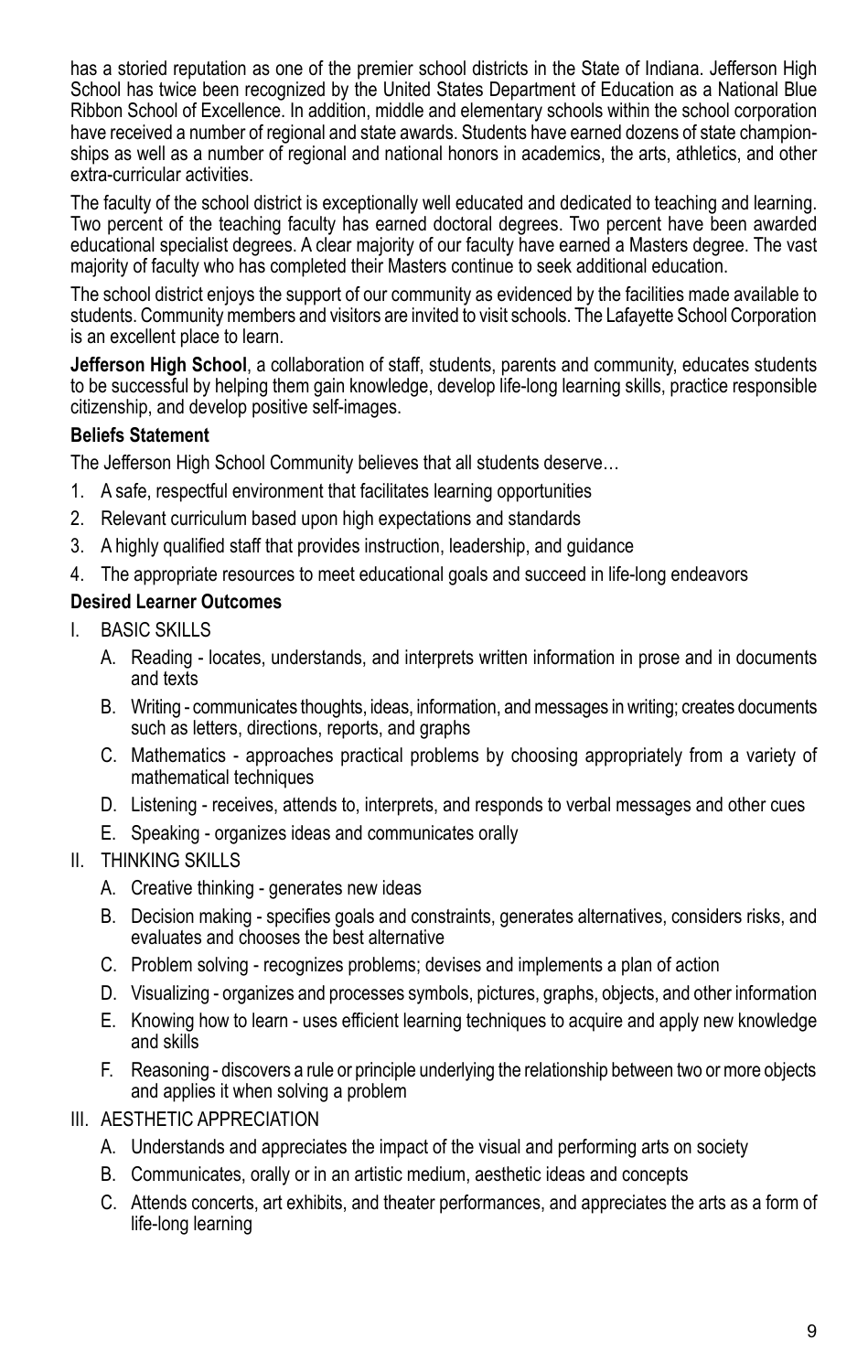has a storied reputation as one of the premier school districts in the State of Indiana. Jefferson High School has twice been recognized by the United States Department of Education as a National Blue Ribbon School of Excellence. In addition, middle and elementary schools within the school corporation have received a number of regional and state awards. Students have earned dozens of state championships as well as a number of regional and national honors in academics, the arts, athletics, and other extra-curricular activities.

The faculty of the school district is exceptionally well educated and dedicated to teaching and learning. Two percent of the teaching faculty has earned doctoral degrees. Two percent have been awarded educational specialist degrees. A clear majority of our faculty have earned a Masters degree. The vast majority of faculty who has completed their Masters continue to seek additional education.

The school district enjoys the support of our community as evidenced by the facilities made available to students. Community members and visitors are invited to visit schools. The Lafayette School Corporation is an excellent place to learn.

**Jefferson High School**, a collaboration of staff, students, parents and community, educates students to be successful by helping them gain knowledge, develop life-long learning skills, practice responsible citizenship, and develop positive self-images.

**Beliefs Statement**

The Jefferson High School Community believes that all students deserve…

1. A safe, respectful environment that facilitates learning opportunities
2. Relevant curriculum based upon high expectations and standards
3. A highly qualified staff that provides instruction, leadership, and guidance
4. The appropriate resources to meet educational goals and succeed in life-long endeavors

**Desired Learner Outcomes**

I. BASIC SKILLS
   - A. Reading - locates, understands, and interprets written information in prose and in documents and texts
   - B. Writing - communicates thoughts, ideas, information, and messages in writing; creates documents such as letters, directions, reports, and graphs
   - C. Mathematics - approaches practical problems by choosing appropriately from a variety of mathematical techniques
   - D. Listening - receives, attends to, interprets, and responds to verbal messages and other cues
   - E. Speaking - organizes ideas and communicates orally

II. THINKING SKILLS
   - A. Creative thinking - generates new ideas
   - B. Decision making - specifies goals and constraints, generates alternatives, considers risks, and evaluates and chooses the best alternative
   - C. Problem solving - recognizes problems; devises and implements a plan of action
   - D. Visualizing - organizes and processes symbols, pictures, graphs, objects, and other information
   - E. Knowing how to learn - uses efficient learning techniques to acquire and apply new knowledge and skills
   - F. Reasoning - discovers a rule or principle underlying the relationship between two or more objects and applies it when solving a problem

III. AESTHETIC APPRECIATION
   - A. Understands and appreciates the impact of the visual and performing arts on society
   - B. Communicates, orally or in an artistic medium, aesthetic ideas and concepts
   - C. Attends concerts, art exhibits, and theater performances, and appreciates the arts as a form of life-long learning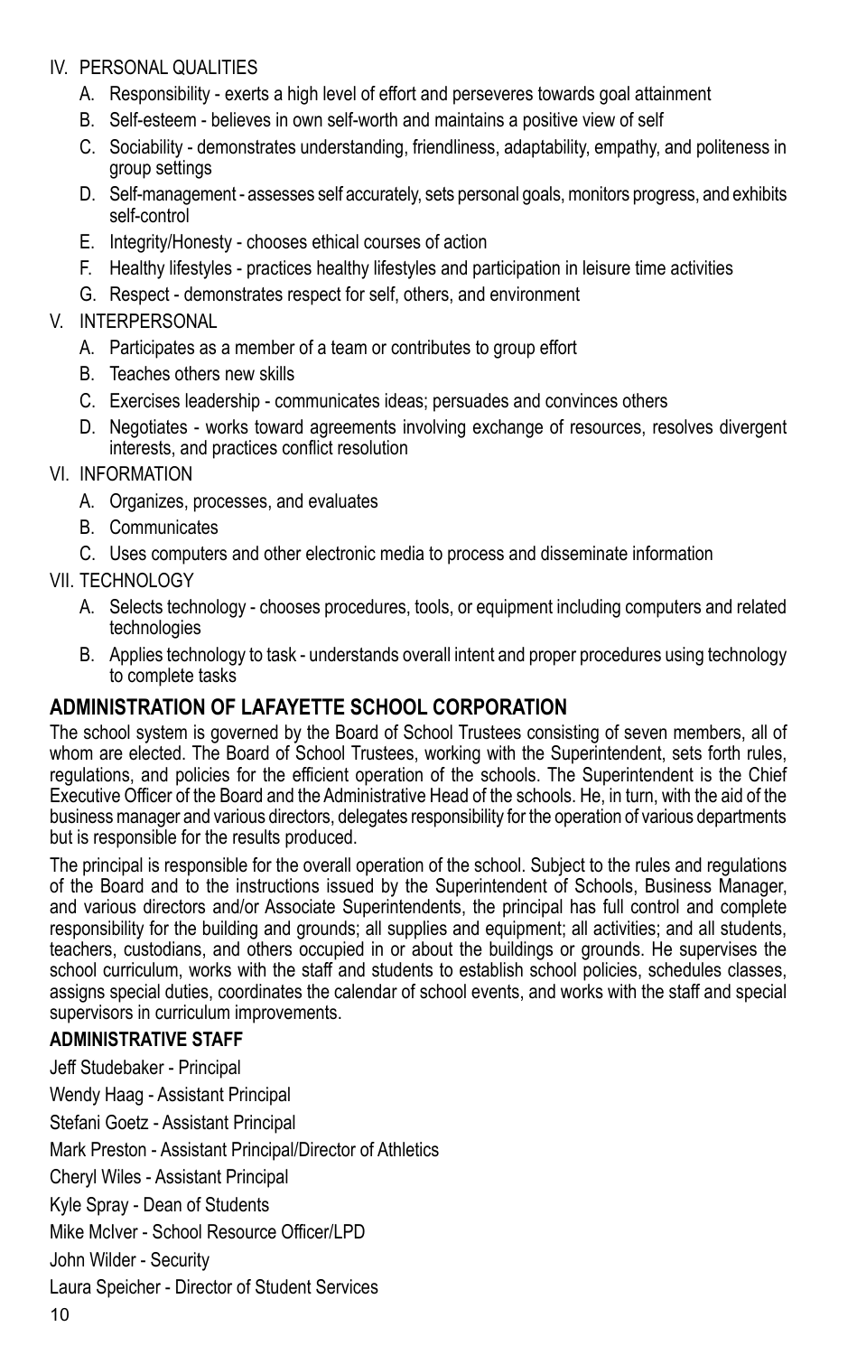IV. PERSONAL QUALITIES

   A. Responsibility - exerts a high level of effort and perseveres towards goal attainment
   B. Self-esteem - believes in own self-worth and maintains a positive view of self
   C. Sociability - demonstrates understanding, friendliness, adaptability, empathy, and politeness in group settings
   D. Self-management - assesses self accurately, sets personal goals, monitors progress, and exhibits self-control
   E. Integrity/Honesty - chooses ethical courses of action
   F. Healthy lifestyles - practices healthy lifestyles and participation in leisure time activities
   G. Respect - demonstrates respect for self, others, and environment

V. INTERPERSONAL

   A. Participates as a member of a team or contributes to group effort
   B. Teaches others new skills
   C. Exercises leadership - communicates ideas; persuades and convinces others
   D. Negotiates - works toward agreements involving exchange of resources, resolves divergent interests, and practices conflict resolution

VI. INFORMATION

   A. Organizes, processes, and evaluates
   B. Communicates
   C. Uses computers and other electronic media to process and disseminate information

VII. TECHNOLOGY

   A. Selects technology - chooses procedures, tools, or equipment including computers and related technologies
   B. Applies technology to task - understands overall intent and proper procedures using technology to complete tasks

## ADMINISTRATION OF LAFAYETTE SCHOOL CORPORATION

The school system is governed by the Board of School Trustees consisting of seven members, all of whom are elected. The Board of School Trustees, working with the Superintendent, sets forth rules, regulations, and policies for the efficient operation of the schools. The Superintendent is the Chief Executive Officer of the Board and the Administrative Head of the schools. He, in turn, with the aid of the business manager and various directors, delegates responsibility for the operation of various departments but is responsible for the results produced.

The principal is responsible for the overall operation of the school. Subject to the rules and regulations of the Board and to the instructions issued by the Superintendent of Schools, Business Manager, and various directors and/or Associate Superintendents, the principal has full control and complete responsibility for the building and grounds; all supplies and equipment; all activities; and all students, teachers, custodians, and others occupied in or about the buildings or grounds. He supervises the school curriculum, works with the staff and students to establish school policies, schedules classes, assigns special duties, coordinates the calendar of school events, and works with the staff and special supervisors in curriculum improvements.

### ADMINISTRATIVE STAFF

Jeff Studebaker - Principal

Wendy Haag - Assistant Principal

Stefani Goetz - Assistant Principal

Mark Preston - Assistant Principal/Director of Athletics

Cheryl Wiles - Assistant Principal

Kyle Spray - Dean of Students

Mike McIver - School Resource Officer/LPD

John Wilder - Security

Laura Speicher - Director of Student Services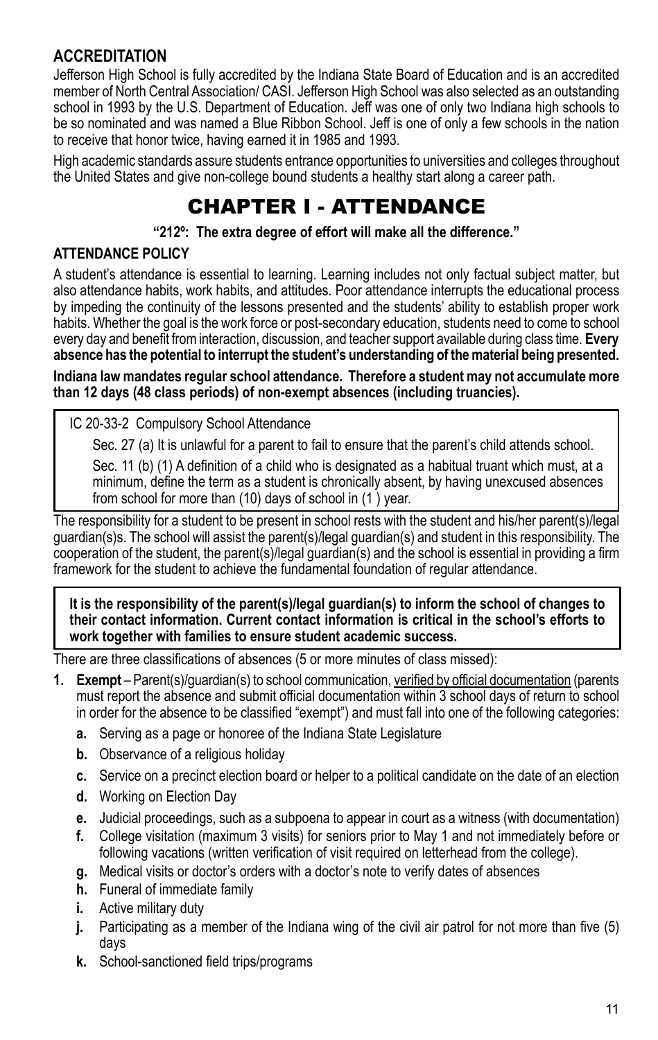## ACCREDITATION

Jefferson High School is fully accredited by the Indiana State Board of Education and is an accredited member of North Central Association/ CASI. Jefferson High School was also selected as an outstanding school in 1993 by the U.S. Department of Education. Jeff was one of only two Indiana high schools to be so nominated and was named a Blue Ribbon School. Jeff is one of only a few schools in the nation to receive that honor twice, having earned it in 1985 and 1993.

High academic standards assure students entrance opportunities to universities and colleges throughout the United States and give non-college bound students a healthy start along a career path.

# CHAPTER I - ATTENDANCE

**"212º: The extra degree of effort will make all the difference."**

## ATTENDANCE POLICY

A student's attendance is essential to learning. Learning includes not only factual subject matter, but also attendance habits, work habits, and attitudes. Poor attendance interrupts the educational process by impeding the continuity of the lessons presented and the students' ability to establish proper work habits. Whether the goal is the work force or post-secondary education, students need to come to school every day and benefit from interaction, discussion, and teacher support available during class time. **Every absence has the potential to interrupt the student's understanding of the material being presented.**

**Indiana law mandates regular school attendance. Therefore a student may not accumulate more than 12 days (48 class periods) of non-exempt absences (including truancies).**

> IC 20-33-2 Compulsory School Attendance
>
> Sec. 27 (a) It is unlawful for a parent to fail to ensure that the parent's child attends school.
>
> Sec. 11 (b) (1) A definition of a child who is designated as a habitual truant which must, at a minimum, define the term as a student is chronically absent, by having unexcused absences from school for more than (10) days of school in (1 ) year.

The responsibility for a student to be present in school rests with the student and his/her parent(s)/legal guardian(s)s. The school will assist the parent(s)/legal guardian(s) and student in this responsibility. The cooperation of the student, the parent(s)/legal guardian(s) and the school is essential in providing a firm framework for the student to achieve the fundamental foundation of regular attendance.

> **It is the responsibility of the parent(s)/legal guardian(s) to inform the school of changes to their contact information. Current contact information is critical in the school's efforts to work together with families to ensure student academic success.**

There are three classifications of absences (5 or more minutes of class missed):

1. **Exempt** – Parent(s)/guardian(s) to school communication, verified by official documentation (parents must report the absence and submit official documentation within 3 school days of return to school in order for the absence to be classified "exempt") and must fall into one of the following categories:
   - **a.** Serving as a page or honoree of the Indiana State Legislature
   - **b.** Observance of a religious holiday
   - **c.** Service on a precinct election board or helper to a political candidate on the date of an election
   - **d.** Working on Election Day
   - **e.** Judicial proceedings, such as a subpoena to appear in court as a witness (with documentation)
   - **f.** College visitation (maximum 3 visits) for seniors prior to May 1 and not immediately before or following vacations (written verification of visit required on letterhead from the college).
   - **g.** Medical visits or doctor's orders with a doctor's note to verify dates of absences
   - **h.** Funeral of immediate family
   - **i.** Active military duty
   - **j.** Participating as a member of the Indiana wing of the civil air patrol for not more than five (5) days
   - **k.** School-sanctioned field trips/programs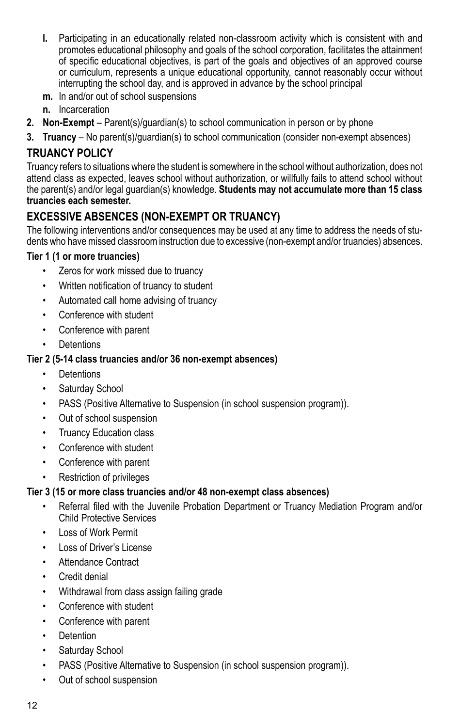l. Participating in an educationally related non-classroom activity which is consistent with and promotes educational philosophy and goals of the school corporation, facilitates the attainment of specific educational objectives, is part of the goals and objectives of an approved course or curriculum, represents a unique educational opportunity, cannot reasonably occur without interrupting the school day, and is approved in advance by the school principal
m. In and/or out of school suspensions
n. Incarceration

2. **Non-Exempt** – Parent(s)/guardian(s) to school communication in person or by phone
3. **Truancy** – No parent(s)/guardian(s) to school communication (consider non-exempt absences)

## TRUANCY POLICY

Truancy refers to situations where the student is somewhere in the school without authorization, does not attend class as expected, leaves school without authorization, or willfully fails to attend school without the parent(s) and/or legal guardian(s) knowledge. **Students may not accumulate more than 15 class truancies each semester.**

## EXCESSIVE ABSENCES (NON-EXEMPT OR TRUANCY)

The following interventions and/or consequences may be used at any time to address the needs of students who have missed classroom instruction due to excessive (non-exempt and/or truancies) absences.

**Tier 1 (1 or more truancies)**

- Zeros for work missed due to truancy
- Written notification of truancy to student
- Automated call home advising of truancy
- Conference with student
- Conference with parent
- Detentions

**Tier 2 (5-14 class truancies and/or 36 non-exempt absences)**

- Detentions
- Saturday School
- PASS (Positive Alternative to Suspension (in school suspension program)).
- Out of school suspension
- Truancy Education class
- Conference with student
- Conference with parent
- Restriction of privileges

**Tier 3 (15 or more class truancies and/or 48 non-exempt class absences)**

- Referral filed with the Juvenile Probation Department or Truancy Mediation Program and/or Child Protective Services
- Loss of Work Permit
- Loss of Driver's License
- Attendance Contract
- Credit denial
- Withdrawal from class assign failing grade
- Conference with student
- Conference with parent
- Detention
- Saturday School
- PASS (Positive Alternative to Suspension (in school suspension program)).
- Out of school suspension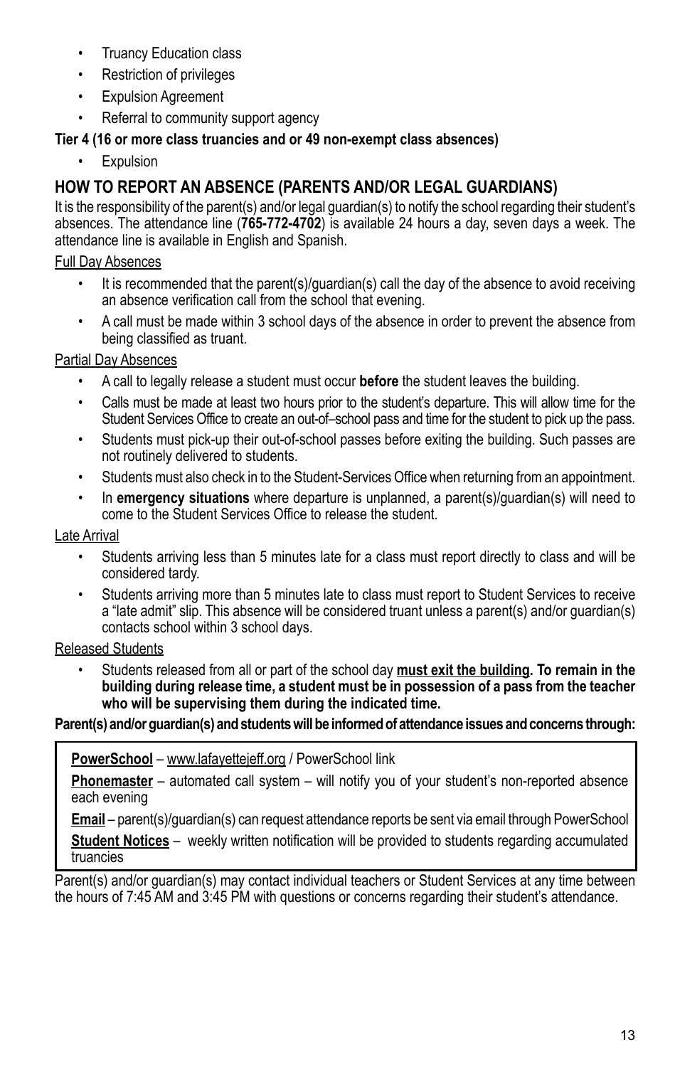- Truancy Education class
- Restriction of privileges
- Expulsion Agreement
- Referral to community support agency

**Tier 4 (16 or more class truancies and or 49 non-exempt class absences)**

- Expulsion

## HOW TO REPORT AN ABSENCE (PARENTS AND/OR LEGAL GUARDIANS)

It is the responsibility of the parent(s) and/or legal guardian(s) to notify the school regarding their student's absences. The attendance line (**765-772-4702**) is available 24 hours a day, seven days a week. The attendance line is available in English and Spanish.

<u>Full Day Absences</u>

- It is recommended that the parent(s)/guardian(s) call the day of the absence to avoid receiving an absence verification call from the school that evening.
- A call must be made within 3 school days of the absence in order to prevent the absence from being classified as truant.

<u>Partial Day Absences</u>

- A call to legally release a student must occur **before** the student leaves the building.
- Calls must be made at least two hours prior to the student's departure. This will allow time for the Student Services Office to create an out-of–school pass and time for the student to pick up the pass.
- Students must pick-up their out-of-school passes before exiting the building. Such passes are not routinely delivered to students.
- Students must also check in to the Student-Services Office when returning from an appointment.
- In **emergency situations** where departure is unplanned, a parent(s)/guardian(s) will need to come to the Student Services Office to release the student.

<u>Late Arrival</u>

- Students arriving less than 5 minutes late for a class must report directly to class and will be considered tardy.
- Students arriving more than 5 minutes late to class must report to Student Services to receive a "late admit" slip. This absence will be considered truant unless a parent(s) and/or guardian(s) contacts school within 3 school days.

<u>Released Students</u>

- Students released from all or part of the school day **<u>must exit the building</u>. To remain in the building during release time, a student must be in possession of a pass from the teacher who will be supervising them during the indicated time.**

**Parent(s) and/or guardian(s) and students will be informed of attendance issues and concerns through:**

**<u>PowerSchool</u>** – <u>www.lafayettejeff.org</u> / PowerSchool link

**<u>Phonemaster</u>** – automated call system – will notify you of your student's non-reported absence each evening

**<u>Email</u>** – parent(s)/guardian(s) can request attendance reports be sent via email through PowerSchool

**<u>Student Notices</u>** – weekly written notification will be provided to students regarding accumulated truancies

Parent(s) and/or guardian(s) may contact individual teachers or Student Services at any time between the hours of 7:45 AM and 3:45 PM with questions or concerns regarding their student's attendance.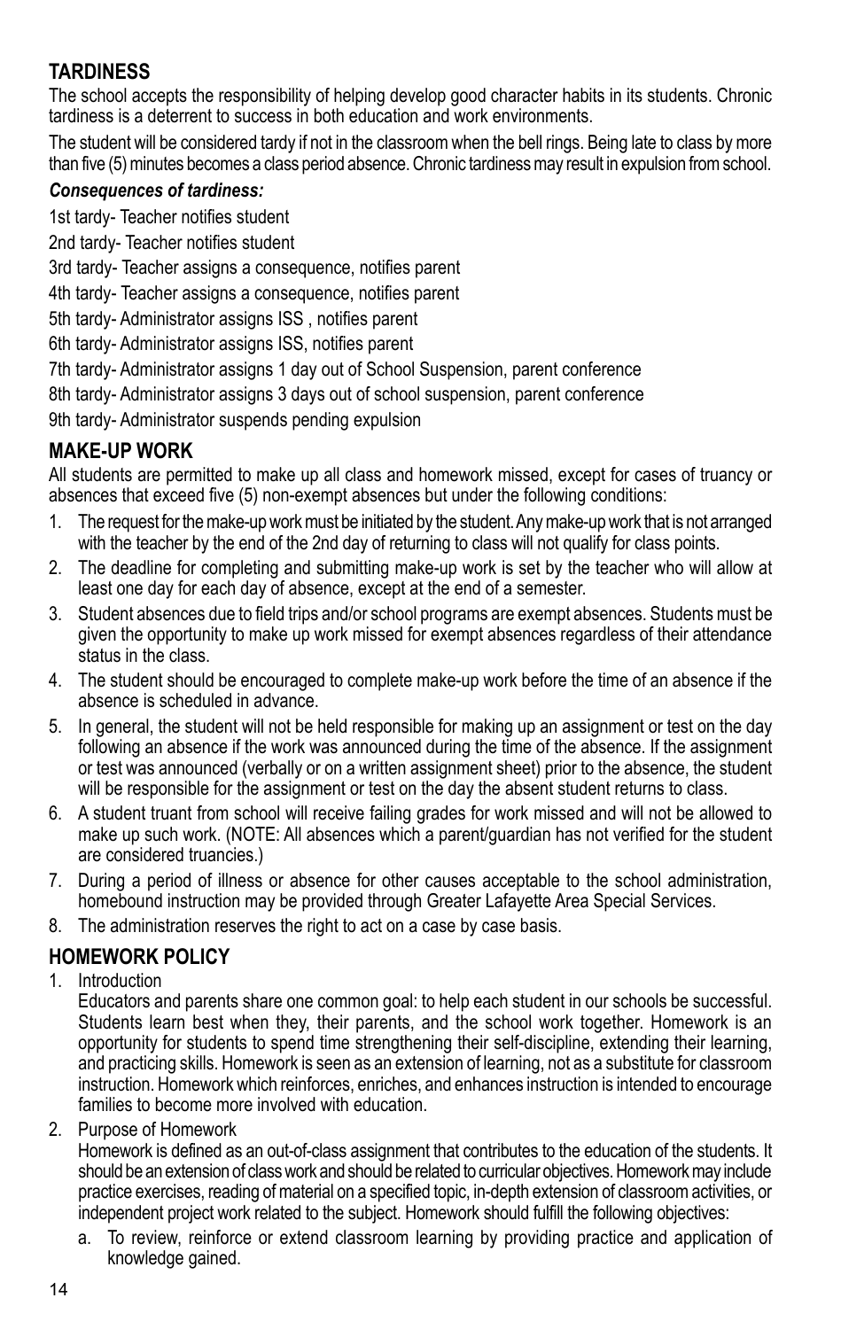## TARDINESS

The school accepts the responsibility of helping develop good character habits in its students. Chronic tardiness is a deterrent to success in both education and work environments.

The student will be considered tardy if not in the classroom when the bell rings. Being late to class by more than five (5) minutes becomes a class period absence. Chronic tardiness may result in expulsion from school.

***Consequences of tardiness:***

1st tardy- Teacher notifies student

2nd tardy- Teacher notifies student

3rd tardy- Teacher assigns a consequence, notifies parent

4th tardy- Teacher assigns a consequence, notifies parent

5th tardy- Administrator assigns ISS , notifies parent

6th tardy- Administrator assigns ISS, notifies parent

7th tardy- Administrator assigns 1 day out of School Suspension, parent conference

8th tardy- Administrator assigns 3 days out of school suspension, parent conference

9th tardy- Administrator suspends pending expulsion

## MAKE-UP WORK

All students are permitted to make up all class and homework missed, except for cases of truancy or absences that exceed five (5) non-exempt absences but under the following conditions:

1. The request for the make-up work must be initiated by the student. Any make-up work that is not arranged with the teacher by the end of the 2nd day of returning to class will not qualify for class points.
2. The deadline for completing and submitting make-up work is set by the teacher who will allow at least one day for each day of absence, except at the end of a semester.
3. Student absences due to field trips and/or school programs are exempt absences. Students must be given the opportunity to make up work missed for exempt absences regardless of their attendance status in the class.
4. The student should be encouraged to complete make-up work before the time of an absence if the absence is scheduled in advance.
5. In general, the student will not be held responsible for making up an assignment or test on the day following an absence if the work was announced during the time of the absence. If the assignment or test was announced (verbally or on a written assignment sheet) prior to the absence, the student will be responsible for the assignment or test on the day the absent student returns to class.
6. A student truant from school will receive failing grades for work missed and will not be allowed to make up such work. (NOTE: All absences which a parent/guardian has not verified for the student are considered truancies.)
7. During a period of illness or absence for other causes acceptable to the school administration, homebound instruction may be provided through Greater Lafayette Area Special Services.
8. The administration reserves the right to act on a case by case basis.

## HOMEWORK POLICY

1. Introduction

   Educators and parents share one common goal: to help each student in our schools be successful. Students learn best when they, their parents, and the school work together. Homework is an opportunity for students to spend time strengthening their self-discipline, extending their learning, and practicing skills. Homework is seen as an extension of learning, not as a substitute for classroom instruction. Homework which reinforces, enriches, and enhances instruction is intended to encourage families to become more involved with education.

2. Purpose of Homework

   Homework is defined as an out-of-class assignment that contributes to the education of the students. It should be an extension of class work and should be related to curricular objectives. Homework may include practice exercises, reading of material on a specified topic, in-depth extension of classroom activities, or independent project work related to the subject. Homework should fulfill the following objectives:

   a. To review, reinforce or extend classroom learning by providing practice and application of knowledge gained.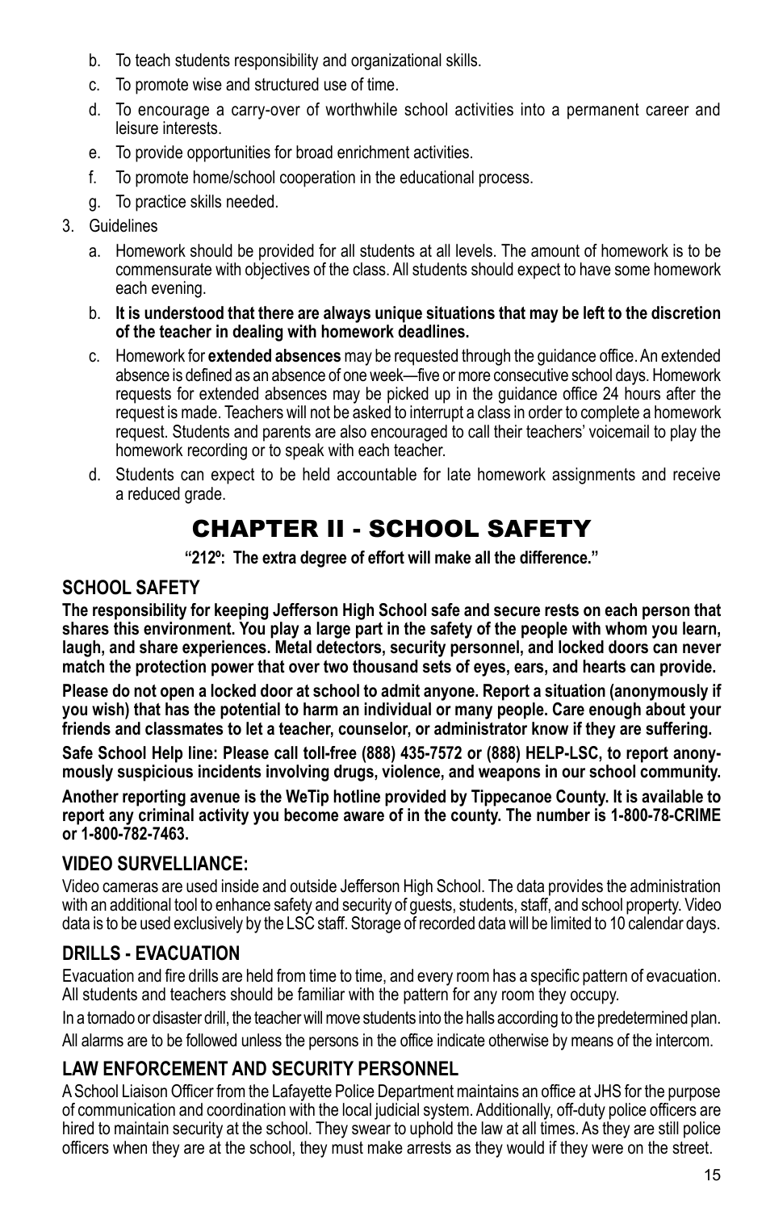b. To teach students responsibility and organizational skills.
c. To promote wise and structured use of time.
d. To encourage a carry-over of worthwhile school activities into a permanent career and leisure interests.
e. To provide opportunities for broad enrichment activities.
f. To promote home/school cooperation in the educational process.
g. To practice skills needed.

3. Guidelines
   a. Homework should be provided for all students at all levels. The amount of homework is to be commensurate with objectives of the class. All students should expect to have some homework each evening.
   b. **It is understood that there are always unique situations that may be left to the discretion of the teacher in dealing with homework deadlines.**
   c. Homework for **extended absences** may be requested through the guidance office. An extended absence is defined as an absence of one week—five or more consecutive school days. Homework requests for extended absences may be picked up in the guidance office 24 hours after the request is made. Teachers will not be asked to interrupt a class in order to complete a homework request. Students and parents are also encouraged to call their teachers' voicemail to play the homework recording or to speak with each teacher.
   d. Students can expect to be held accountable for late homework assignments and receive a reduced grade.

# CHAPTER II - SCHOOL SAFETY

**"212º: The extra degree of effort will make all the difference."**

## SCHOOL SAFETY

**The responsibility for keeping Jefferson High School safe and secure rests on each person that shares this environment. You play a large part in the safety of the people with whom you learn, laugh, and share experiences. Metal detectors, security personnel, and locked doors can never match the protection power that over two thousand sets of eyes, ears, and hearts can provide.**

**Please do not open a locked door at school to admit anyone. Report a situation (anonymously if you wish) that has the potential to harm an individual or many people. Care enough about your friends and classmates to let a teacher, counselor, or administrator know if they are suffering.**

**Safe School Help line: Please call toll-free (888) 435-7572 or (888) HELP-LSC, to report anonymously suspicious incidents involving drugs, violence, and weapons in our school community.**

**Another reporting avenue is the WeTip hotline provided by Tippecanoe County. It is available to report any criminal activity you become aware of in the county. The number is 1-800-78-CRIME or 1-800-782-7463.**

## VIDEO SURVELLIANCE:

Video cameras are used inside and outside Jefferson High School. The data provides the administration with an additional tool to enhance safety and security of guests, students, staff, and school property. Video data is to be used exclusively by the LSC staff. Storage of recorded data will be limited to 10 calendar days.

## DRILLS - EVACUATION

Evacuation and fire drills are held from time to time, and every room has a specific pattern of evacuation. All students and teachers should be familiar with the pattern for any room they occupy.

In a tornado or disaster drill, the teacher will move students into the halls according to the predetermined plan.

All alarms are to be followed unless the persons in the office indicate otherwise by means of the intercom.

## LAW ENFORCEMENT AND SECURITY PERSONNEL

A School Liaison Officer from the Lafayette Police Department maintains an office at JHS for the purpose of communication and coordination with the local judicial system. Additionally, off-duty police officers are hired to maintain security at the school. They swear to uphold the law at all times. As they are still police officers when they are at the school, they must make arrests as they would if they were on the street.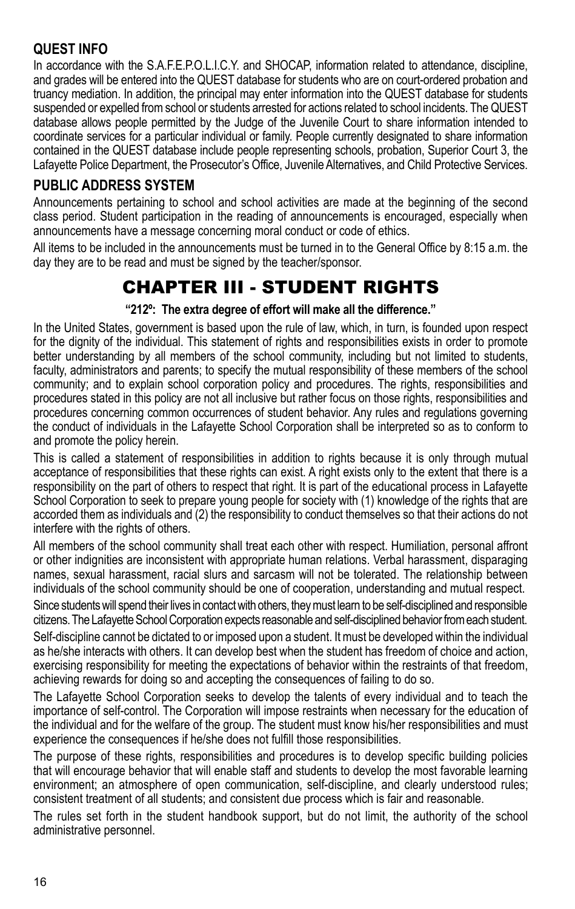### QUEST INFO

In accordance with the S.A.F.E.P.O.L.I.C.Y. and SHOCAP, information related to attendance, discipline, and grades will be entered into the QUEST database for students who are on court-ordered probation and truancy mediation. In addition, the principal may enter information into the QUEST database for students suspended or expelled from school or students arrested for actions related to school incidents. The QUEST database allows people permitted by the Judge of the Juvenile Court to share information intended to coordinate services for a particular individual or family. People currently designated to share information contained in the QUEST database include people representing schools, probation, Superior Court 3, the Lafayette Police Department, the Prosecutor's Office, Juvenile Alternatives, and Child Protective Services.

### PUBLIC ADDRESS SYSTEM

Announcements pertaining to school and school activities are made at the beginning of the second class period. Student participation in the reading of announcements is encouraged, especially when announcements have a message concerning moral conduct or code of ethics.

All items to be included in the announcements must be turned in to the General Office by 8:15 a.m. the day they are to be read and must be signed by the teacher/sponsor.

# CHAPTER III - STUDENT RIGHTS

**"212º: The extra degree of effort will make all the difference."**

In the United States, government is based upon the rule of law, which, in turn, is founded upon respect for the dignity of the individual. This statement of rights and responsibilities exists in order to promote better understanding by all members of the school community, including but not limited to students, faculty, administrators and parents; to specify the mutual responsibility of these members of the school community; and to explain school corporation policy and procedures. The rights, responsibilities and procedures stated in this policy are not all inclusive but rather focus on those rights, responsibilities and procedures concerning common occurrences of student behavior. Any rules and regulations governing the conduct of individuals in the Lafayette School Corporation shall be interpreted so as to conform to and promote the policy herein.

This is called a statement of responsibilities in addition to rights because it is only through mutual acceptance of responsibilities that these rights can exist. A right exists only to the extent that there is a responsibility on the part of others to respect that right. It is part of the educational process in Lafayette School Corporation to seek to prepare young people for society with (1) knowledge of the rights that are accorded them as individuals and (2) the responsibility to conduct themselves so that their actions do not interfere with the rights of others.

All members of the school community shall treat each other with respect. Humiliation, personal affront or other indignities are inconsistent with appropriate human relations. Verbal harassment, disparaging names, sexual harassment, racial slurs and sarcasm will not be tolerated. The relationship between individuals of the school community should be one of cooperation, understanding and mutual respect.

Since students will spend their lives in contact with others, they must learn to be self-disciplined and responsible citizens. The Lafayette School Corporation expects reasonable and self-disciplined behavior from each student.

Self-discipline cannot be dictated to or imposed upon a student. It must be developed within the individual as he/she interacts with others. It can develop best when the student has freedom of choice and action, exercising responsibility for meeting the expectations of behavior within the restraints of that freedom, achieving rewards for doing so and accepting the consequences of failing to do so.

The Lafayette School Corporation seeks to develop the talents of every individual and to teach the importance of self-control. The Corporation will impose restraints when necessary for the education of the individual and for the welfare of the group. The student must know his/her responsibilities and must experience the consequences if he/she does not fulfill those responsibilities.

The purpose of these rights, responsibilities and procedures is to develop specific building policies that will encourage behavior that will enable staff and students to develop the most favorable learning environment; an atmosphere of open communication, self-discipline, and clearly understood rules; consistent treatment of all students; and consistent due process which is fair and reasonable.

The rules set forth in the student handbook support, but do not limit, the authority of the school administrative personnel.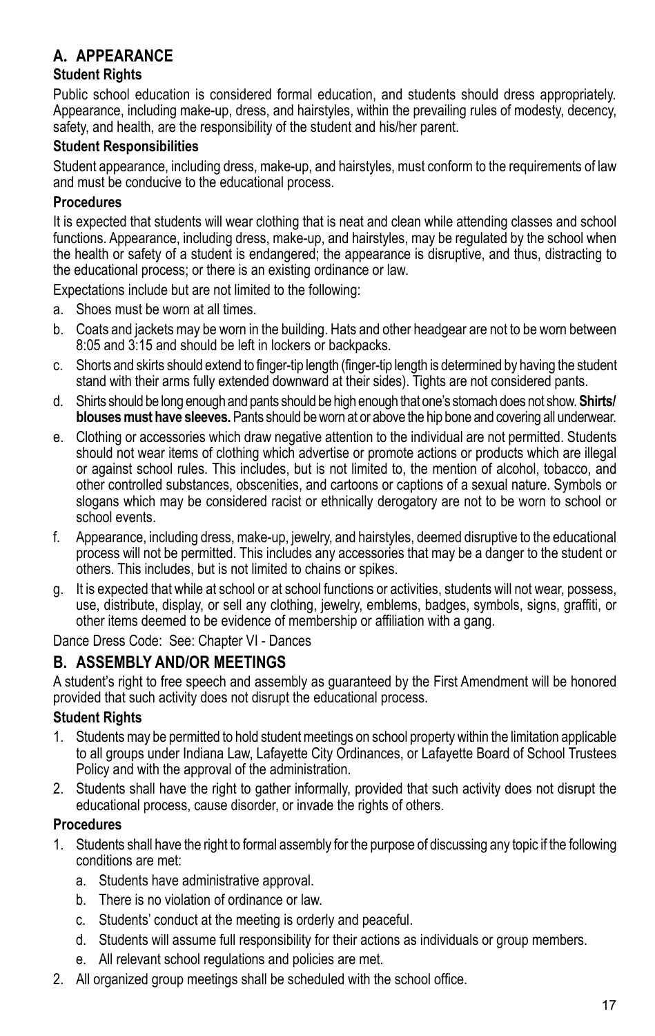## A. APPEARANCE

### Student Rights

Public school education is considered formal education, and students should dress appropriately. Appearance, including make-up, dress, and hairstyles, within the prevailing rules of modesty, decency, safety, and health, are the responsibility of the student and his/her parent.

### Student Responsibilities

Student appearance, including dress, make-up, and hairstyles, must conform to the requirements of law and must be conducive to the educational process.

### Procedures

It is expected that students will wear clothing that is neat and clean while attending classes and school functions. Appearance, including dress, make-up, and hairstyles, may be regulated by the school when the health or safety of a student is endangered; the appearance is disruptive, and thus, distracting to the educational process; or there is an existing ordinance or law.

Expectations include but are not limited to the following:

a. Shoes must be worn at all times.

b. Coats and jackets may be worn in the building. Hats and other headgear are not to be worn between 8:05 and 3:15 and should be left in lockers or backpacks.

c. Shorts and skirts should extend to finger-tip length (finger-tip length is determined by having the student stand with their arms fully extended downward at their sides). Tights are not considered pants.

d. Shirts should be long enough and pants should be high enough that one's stomach does not show. **Shirts/blouses must have sleeves.** Pants should be worn at or above the hip bone and covering all underwear.

e. Clothing or accessories which draw negative attention to the individual are not permitted. Students should not wear items of clothing which advertise or promote actions or products which are illegal or against school rules. This includes, but is not limited to, the mention of alcohol, tobacco, and other controlled substances, obscenities, and cartoons or captions of a sexual nature. Symbols or slogans which may be considered racist or ethnically derogatory are not to be worn to school or school events.

f. Appearance, including dress, make-up, jewelry, and hairstyles, deemed disruptive to the educational process will not be permitted. This includes any accessories that may be a danger to the student or others. This includes, but is not limited to chains or spikes.

g. It is expected that while at school or at school functions or activities, students will not wear, possess, use, distribute, display, or sell any clothing, jewelry, emblems, badges, symbols, signs, graffiti, or other items deemed to be evidence of membership or affiliation with a gang.

Dance Dress Code: See: Chapter VI - Dances

## B. ASSEMBLY AND/OR MEETINGS

A student's right to free speech and assembly as guaranteed by the First Amendment will be honored provided that such activity does not disrupt the educational process.

### Student Rights

1. Students may be permitted to hold student meetings on school property within the limitation applicable to all groups under Indiana Law, Lafayette City Ordinances, or Lafayette Board of School Trustees Policy and with the approval of the administration.
2. Students shall have the right to gather informally, provided that such activity does not disrupt the educational process, cause disorder, or invade the rights of others.

### Procedures

1. Students shall have the right to formal assembly for the purpose of discussing any topic if the following conditions are met:
   a. Students have administrative approval.
   b. There is no violation of ordinance or law.
   c. Students' conduct at the meeting is orderly and peaceful.
   d. Students will assume full responsibility for their actions as individuals or group members.
   e. All relevant school regulations and policies are met.
2. All organized group meetings shall be scheduled with the school office.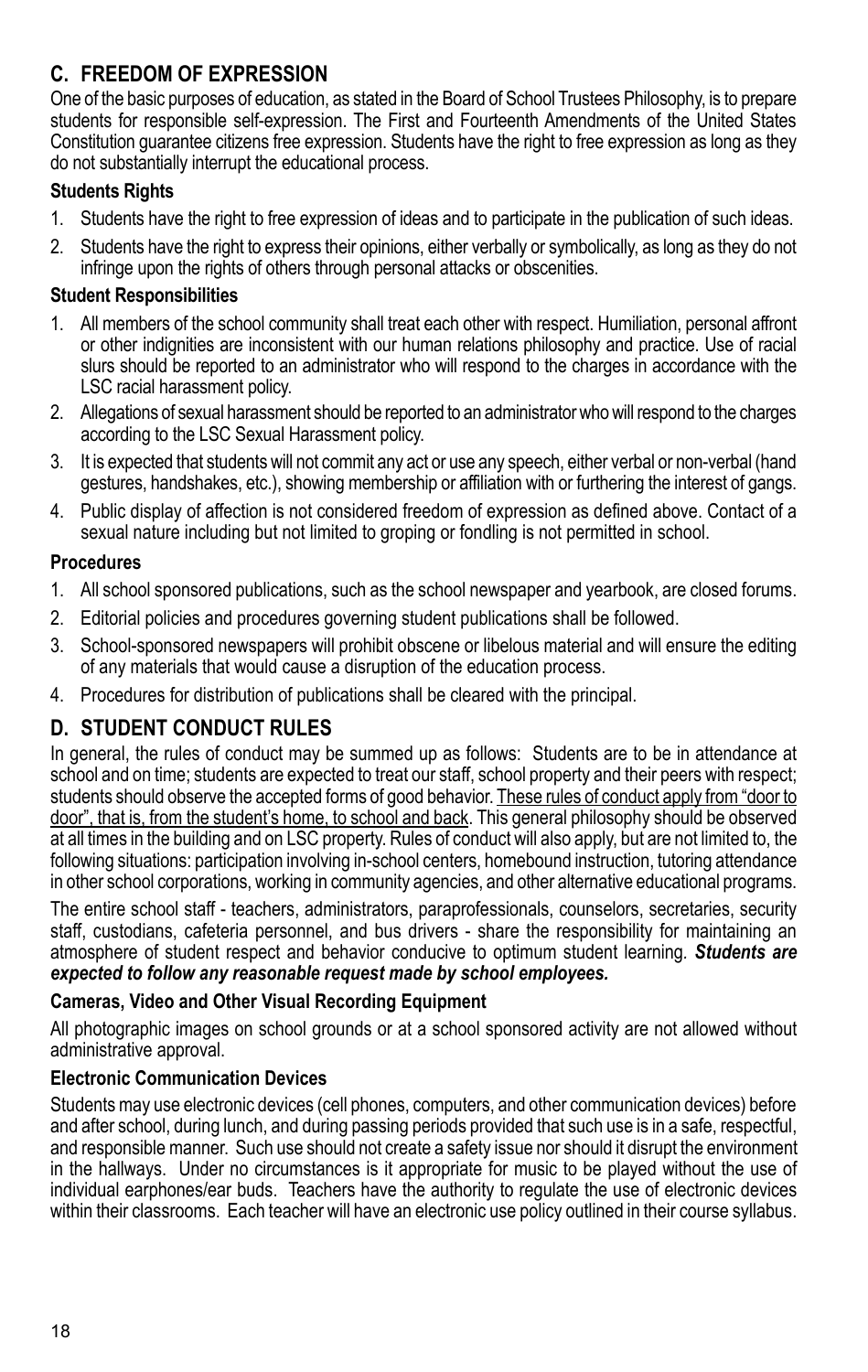## C. FREEDOM OF EXPRESSION

One of the basic purposes of education, as stated in the Board of School Trustees Philosophy, is to prepare students for responsible self-expression. The First and Fourteenth Amendments of the United States Constitution guarantee citizens free expression. Students have the right to free expression as long as they do not substantially interrupt the educational process.

### Students Rights

1. Students have the right to free expression of ideas and to participate in the publication of such ideas.
2. Students have the right to express their opinions, either verbally or symbolically, as long as they do not infringe upon the rights of others through personal attacks or obscenities.

### Student Responsibilities

1. All members of the school community shall treat each other with respect. Humiliation, personal affront or other indignities are inconsistent with our human relations philosophy and practice. Use of racial slurs should be reported to an administrator who will respond to the charges in accordance with the LSC racial harassment policy.
2. Allegations of sexual harassment should be reported to an administrator who will respond to the charges according to the LSC Sexual Harassment policy.
3. It is expected that students will not commit any act or use any speech, either verbal or non-verbal (hand gestures, handshakes, etc.), showing membership or affiliation with or furthering the interest of gangs.
4. Public display of affection is not considered freedom of expression as defined above. Contact of a sexual nature including but not limited to groping or fondling is not permitted in school.

### Procedures

1. All school sponsored publications, such as the school newspaper and yearbook, are closed forums.
2. Editorial policies and procedures governing student publications shall be followed.
3. School-sponsored newspapers will prohibit obscene or libelous material and will ensure the editing of any materials that would cause a disruption of the education process.
4. Procedures for distribution of publications shall be cleared with the principal.

## D. STUDENT CONDUCT RULES

In general, the rules of conduct may be summed up as follows: Students are to be in attendance at school and on time; students are expected to treat our staff, school property and their peers with respect; students should observe the accepted forms of good behavior. <u>These rules of conduct apply from "door to door", that is, from the student's home, to school and back</u>. This general philosophy should be observed at all times in the building and on LSC property. Rules of conduct will also apply, but are not limited to, the following situations: participation involving in-school centers, homebound instruction, tutoring attendance in other school corporations, working in community agencies, and other alternative educational programs.

The entire school staff - teachers, administrators, paraprofessionals, counselors, secretaries, security staff, custodians, cafeteria personnel, and bus drivers - share the responsibility for maintaining an atmosphere of student respect and behavior conducive to optimum student learning. ***Students are expected to follow any reasonable request made by school employees.***

### Cameras, Video and Other Visual Recording Equipment

All photographic images on school grounds or at a school sponsored activity are not allowed without administrative approval.

### Electronic Communication Devices

Students may use electronic devices (cell phones, computers, and other communication devices) before and after school, during lunch, and during passing periods provided that such use is in a safe, respectful, and responsible manner. Such use should not create a safety issue nor should it disrupt the environment in the hallways. Under no circumstances is it appropriate for music to be played without the use of individual earphones/ear buds. Teachers have the authority to regulate the use of electronic devices within their classrooms. Each teacher will have an electronic use policy outlined in their course syllabus.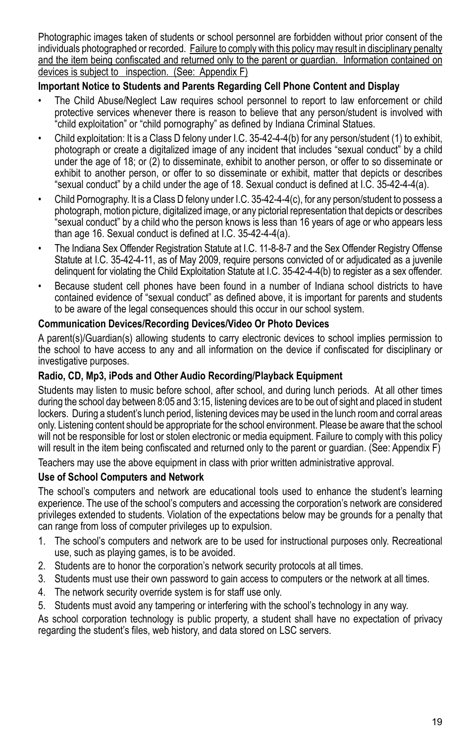Photographic images taken of students or school personnel are forbidden without prior consent of the individuals photographed or recorded. Failure to comply with this policy may result in disciplinary penalty and the item being confiscated and returned only to the parent or guardian. Information contained on devices is subject to inspection. (See: Appendix F)

**Important Notice to Students and Parents Regarding Cell Phone Content and Display**

- The Child Abuse/Neglect Law requires school personnel to report to law enforcement or child protective services whenever there is reason to believe that any person/student is involved with "child exploitation" or "child pornography" as defined by Indiana Criminal Statues.
- Child exploitation: It is a Class D felony under I.C. 35-42-4-4(b) for any person/student (1) to exhibit, photograph or create a digitalized image of any incident that includes "sexual conduct" by a child under the age of 18; or (2) to disseminate, exhibit to another person, or offer to so disseminate or exhibit to another person, or offer to so disseminate or exhibit, matter that depicts or describes "sexual conduct" by a child under the age of 18. Sexual conduct is defined at I.C. 35-42-4-4(a).
- Child Pornography. It is a Class D felony under I.C. 35-42-4-4(c), for any person/student to possess a photograph, motion picture, digitalized image, or any pictorial representation that depicts or describes "sexual conduct" by a child who the person knows is less than 16 years of age or who appears less than age 16. Sexual conduct is defined at I.C. 35-42-4-4(a).
- The Indiana Sex Offender Registration Statute at I.C. 11-8-8-7 and the Sex Offender Registry Offense Statute at I.C. 35-42-4-11, as of May 2009, require persons convicted of or adjudicated as a juvenile delinquent for violating the Child Exploitation Statute at I.C. 35-42-4-4(b) to register as a sex offender.
- Because student cell phones have been found in a number of Indiana school districts to have contained evidence of "sexual conduct" as defined above, it is important for parents and students to be aware of the legal consequences should this occur in our school system.

**Communication Devices/Recording Devices/Video Or Photo Devices**

A parent(s)/Guardian(s) allowing students to carry electronic devices to school implies permission to the school to have access to any and all information on the device if confiscated for disciplinary or investigative purposes.

**Radio, CD, Mp3, iPods and Other Audio Recording/Playback Equipment**

Students may listen to music before school, after school, and during lunch periods. At all other times during the school day between 8:05 and 3:15, listening devices are to be out of sight and placed in student lockers. During a student's lunch period, listening devices may be used in the lunch room and corral areas only. Listening content should be appropriate for the school environment. Please be aware that the school will not be responsible for lost or stolen electronic or media equipment. Failure to comply with this policy will result in the item being confiscated and returned only to the parent or guardian. (See: Appendix F)

Teachers may use the above equipment in class with prior written administrative approval.

**Use of School Computers and Network**

The school's computers and network are educational tools used to enhance the student's learning experience. The use of the school's computers and accessing the corporation's network are considered privileges extended to students. Violation of the expectations below may be grounds for a penalty that can range from loss of computer privileges up to expulsion.

1. The school's computers and network are to be used for instructional purposes only. Recreational use, such as playing games, is to be avoided.
2. Students are to honor the corporation's network security protocols at all times.
3. Students must use their own password to gain access to computers or the network at all times.
4. The network security override system is for staff use only.
5. Students must avoid any tampering or interfering with the school's technology in any way.

As school corporation technology is public property, a student shall have no expectation of privacy regarding the student's files, web history, and data stored on LSC servers.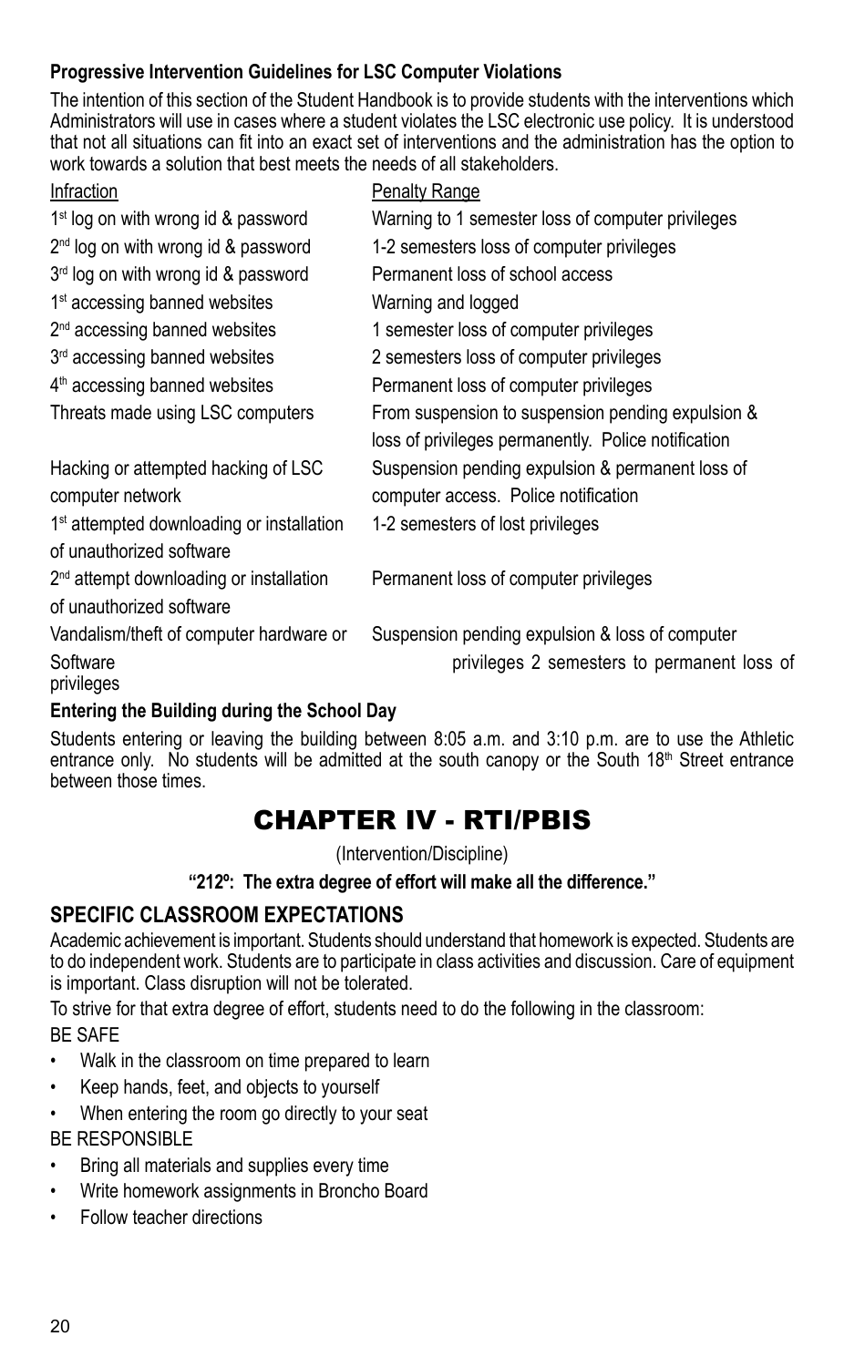**Progressive Intervention Guidelines for LSC Computer Violations**

The intention of this section of the Student Handbook is to provide students with the interventions which Administrators will use in cases where a student violates the LSC electronic use policy. It is understood that not all situations can fit into an exact set of interventions and the administration has the option to work towards a solution that best meets the needs of all stakeholders.

| Infraction | Penalty Range |
|---|---|
| 1st log on with wrong id & password | Warning to 1 semester loss of computer privileges |
| 2nd log on with wrong id & password | 1-2 semesters loss of computer privileges |
| 3rd log on with wrong id & password | Permanent loss of school access |
| 1st accessing banned websites | Warning and logged |
| 2nd accessing banned websites | 1 semester loss of computer privileges |
| 3rd accessing banned websites | 2 semesters loss of computer privileges |
| 4th accessing banned websites | Permanent loss of computer privileges |
| Threats made using LSC computers | From suspension to suspension pending expulsion & loss of privileges permanently. Police notification |
| Hacking or attempted hacking of LSC computer network | Suspension pending expulsion & permanent loss of computer access. Police notification |
| 1st attempted downloading or installation of unauthorized software | 1-2 semesters of lost privileges |
| 2nd attempt downloading or installation of unauthorized software | Permanent loss of computer privileges |
| Vandalism/theft of computer hardware or Software | Suspension pending expulsion & loss of computer privileges 2 semesters to permanent loss of privileges |

**Entering the Building during the School Day**

Students entering or leaving the building between 8:05 a.m. and 3:10 p.m. are to use the Athletic entrance only. No students will be admitted at the south canopy or the South 18th Street entrance between those times.

# CHAPTER IV - RTI/PBIS

(Intervention/Discipline)

**"212º: The extra degree of effort will make all the difference."**

## SPECIFIC CLASSROOM EXPECTATIONS

Academic achievement is important. Students should understand that homework is expected. Students are to do independent work. Students are to participate in class activities and discussion. Care of equipment is important. Class disruption will not be tolerated.

To strive for that extra degree of effort, students need to do the following in the classroom:

BE SAFE

- Walk in the classroom on time prepared to learn
- Keep hands, feet, and objects to yourself
- When entering the room go directly to your seat

BE RESPONSIBLE

- Bring all materials and supplies every time
- Write homework assignments in Broncho Board
- Follow teacher directions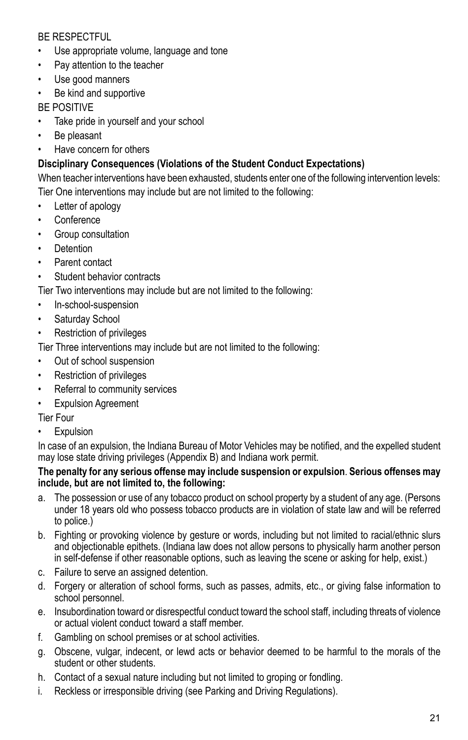BE RESPECTFUL

- Use appropriate volume, language and tone
- Pay attention to the teacher
- Use good manners
- Be kind and supportive

BE POSITIVE

- Take pride in yourself and your school
- Be pleasant
- Have concern for others

**Disciplinary Consequences (Violations of the Student Conduct Expectations)**

When teacher interventions have been exhausted, students enter one of the following intervention levels:

Tier One interventions may include but are not limited to the following:

- Letter of apology
- Conference
- Group consultation
- Detention
- Parent contact
- Student behavior contracts

Tier Two interventions may include but are not limited to the following:

- In-school-suspension
- Saturday School
- Restriction of privileges

Tier Three interventions may include but are not limited to the following:

- Out of school suspension
- Restriction of privileges
- Referral to community services
- Expulsion Agreement

Tier Four

- Expulsion

In case of an expulsion, the Indiana Bureau of Motor Vehicles may be notified, and the expelled student may lose state driving privileges (Appendix B) and Indiana work permit.

**The penalty for any serious offense may include suspension or expulsion**. **Serious offenses may include, but are not limited to, the following:**

a. The possession or use of any tobacco product on school property by a student of any age. (Persons under 18 years old who possess tobacco products are in violation of state law and will be referred to police.)
b. Fighting or provoking violence by gesture or words, including but not limited to racial/ethnic slurs and objectionable epithets. (Indiana law does not allow persons to physically harm another person in self-defense if other reasonable options, such as leaving the scene or asking for help, exist.)
c. Failure to serve an assigned detention.
d. Forgery or alteration of school forms, such as passes, admits, etc., or giving false information to school personnel.
e. Insubordination toward or disrespectful conduct toward the school staff, including threats of violence or actual violent conduct toward a staff member.
f. Gambling on school premises or at school activities.
g. Obscene, vulgar, indecent, or lewd acts or behavior deemed to be harmful to the morals of the student or other students.
h. Contact of a sexual nature including but not limited to groping or fondling.
i. Reckless or irresponsible driving (see Parking and Driving Regulations).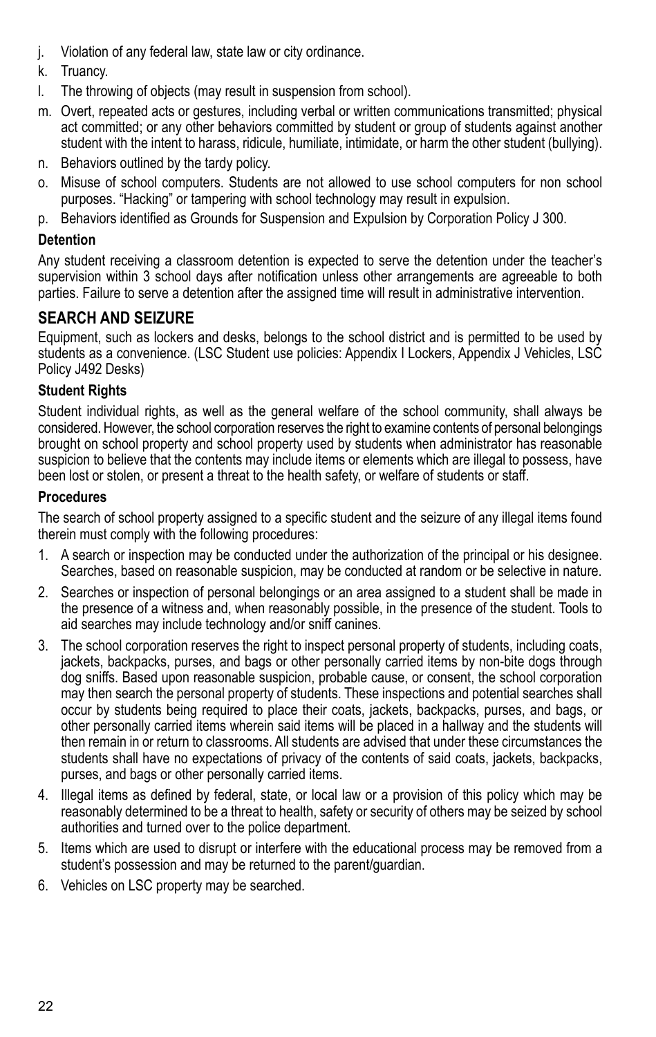j. Violation of any federal law, state law or city ordinance.
k. Truancy.
l. The throwing of objects (may result in suspension from school).
m. Overt, repeated acts or gestures, including verbal or written communications transmitted; physical act committed; or any other behaviors committed by student or group of students against another student with the intent to harass, ridicule, humiliate, intimidate, or harm the other student (bullying).
n. Behaviors outlined by the tardy policy.
o. Misuse of school computers. Students are not allowed to use school computers for non school purposes. "Hacking" or tampering with school technology may result in expulsion.
p. Behaviors identified as Grounds for Suspension and Expulsion by Corporation Policy J 300.

**Detention**

Any student receiving a classroom detention is expected to serve the detention under the teacher's supervision within 3 school days after notification unless other arrangements are agreeable to both parties. Failure to serve a detention after the assigned time will result in administrative intervention.

## SEARCH AND SEIZURE

Equipment, such as lockers and desks, belongs to the school district and is permitted to be used by students as a convenience. (LSC Student use policies: Appendix I Lockers, Appendix J Vehicles, LSC Policy J492 Desks)

**Student Rights**

Student individual rights, as well as the general welfare of the school community, shall always be considered. However, the school corporation reserves the right to examine contents of personal belongings brought on school property and school property used by students when administrator has reasonable suspicion to believe that the contents may include items or elements which are illegal to possess, have been lost or stolen, or present a threat to the health safety, or welfare of students or staff.

**Procedures**

The search of school property assigned to a specific student and the seizure of any illegal items found therein must comply with the following procedures:

1. A search or inspection may be conducted under the authorization of the principal or his designee. Searches, based on reasonable suspicion, may be conducted at random or be selective in nature.
2. Searches or inspection of personal belongings or an area assigned to a student shall be made in the presence of a witness and, when reasonably possible, in the presence of the student. Tools to aid searches may include technology and/or sniff canines.
3. The school corporation reserves the right to inspect personal property of students, including coats, jackets, backpacks, purses, and bags or other personally carried items by non-bite dogs through dog sniffs. Based upon reasonable suspicion, probable cause, or consent, the school corporation may then search the personal property of students. These inspections and potential searches shall occur by students being required to place their coats, jackets, backpacks, purses, and bags, or other personally carried items wherein said items will be placed in a hallway and the students will then remain in or return to classrooms. All students are advised that under these circumstances the students shall have no expectations of privacy of the contents of said coats, jackets, backpacks, purses, and bags or other personally carried items.
4. Illegal items as defined by federal, state, or local law or a provision of this policy which may be reasonably determined to be a threat to health, safety or security of others may be seized by school authorities and turned over to the police department.
5. Items which are used to disrupt or interfere with the educational process may be removed from a student's possession and may be returned to the parent/guardian.
6. Vehicles on LSC property may be searched.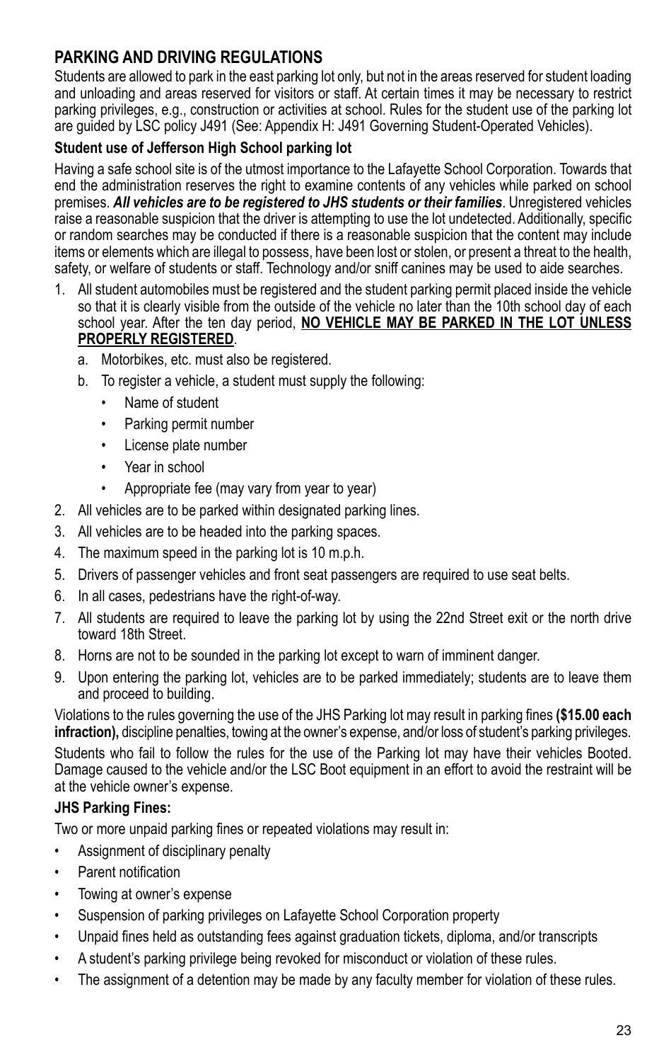## PARKING AND DRIVING REGULATIONS

Students are allowed to park in the east parking lot only, but not in the areas reserved for student loading and unloading and areas reserved for visitors or staff. At certain times it may be necessary to restrict parking privileges, e.g., construction or activities at school. Rules for the student use of the parking lot are guided by LSC policy J491 (See: Appendix H: J491 Governing Student-Operated Vehicles).

### Student use of Jefferson High School parking lot

Having a safe school site is of the utmost importance to the Lafayette School Corporation. Towards that end the administration reserves the right to examine contents of any vehicles while parked on school premises. ***All vehicles are to be registered to JHS students or their families***. Unregistered vehicles raise a reasonable suspicion that the driver is attempting to use the lot undetected. Additionally, specific or random searches may be conducted if there is a reasonable suspicion that the content may include items or elements which are illegal to possess, have been lost or stolen, or present a threat to the health, safety, or welfare of students or staff. Technology and/or sniff canines may be used to aide searches.

1. All student automobiles must be registered and the student parking permit placed inside the vehicle so that it is clearly visible from the outside of the vehicle no later than the 10th school day of each school year. After the ten day period, **NO VEHICLE MAY BE PARKED IN THE LOT UNLESS PROPERLY REGISTERED**.
    a. Motorbikes, etc. must also be registered.
    b. To register a vehicle, a student must supply the following:
        - Name of student
        - Parking permit number
        - License plate number
        - Year in school
        - Appropriate fee (may vary from year to year)
2. All vehicles are to be parked within designated parking lines.
3. All vehicles are to be headed into the parking spaces.
4. The maximum speed in the parking lot is 10 m.p.h.
5. Drivers of passenger vehicles and front seat passengers are required to use seat belts.
6. In all cases, pedestrians have the right-of-way.
7. All students are required to leave the parking lot by using the 22nd Street exit or the north drive toward 18th Street.
8. Horns are not to be sounded in the parking lot except to warn of imminent danger.
9. Upon entering the parking lot, vehicles are to be parked immediately; students are to leave them and proceed to building.

Violations to the rules governing the use of the JHS Parking lot may result in parking fines **($15.00 each infraction),** discipline penalties, towing at the owner's expense, and/or loss of student's parking privileges.

Students who fail to follow the rules for the use of the Parking lot may have their vehicles Booted. Damage caused to the vehicle and/or the LSC Boot equipment in an effort to avoid the restraint will be at the vehicle owner's expense.

### JHS Parking Fines:

Two or more unpaid parking fines or repeated violations may result in:

- Assignment of disciplinary penalty
- Parent notification
- Towing at owner's expense
- Suspension of parking privileges on Lafayette School Corporation property
- Unpaid fines held as outstanding fees against graduation tickets, diploma, and/or transcripts
- A student's parking privilege being revoked for misconduct or violation of these rules.
- The assignment of a detention may be made by any faculty member for violation of these rules.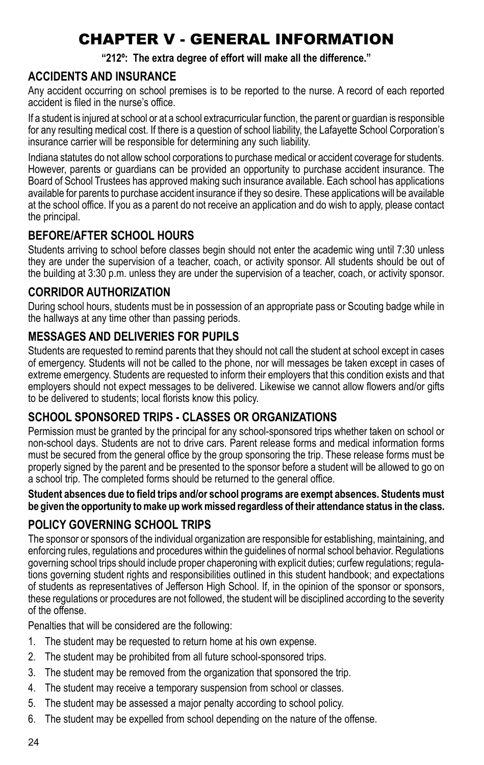# CHAPTER V - GENERAL INFORMATION

**"212º: The extra degree of effort will make all the difference."**

## ACCIDENTS AND INSURANCE

Any accident occurring on school premises is to be reported to the nurse. A record of each reported accident is filed in the nurse's office.

If a student is injured at school or at a school extracurricular function, the parent or guardian is responsible for any resulting medical cost. If there is a question of school liability, the Lafayette School Corporation's insurance carrier will be responsible for determining any such liability.

Indiana statutes do not allow school corporations to purchase medical or accident coverage for students. However, parents or guardians can be provided an opportunity to purchase accident insurance. The Board of School Trustees has approved making such insurance available. Each school has applications available for parents to purchase accident insurance if they so desire. These applications will be available at the school office. If you as a parent do not receive an application and do wish to apply, please contact the principal.

## BEFORE/AFTER SCHOOL HOURS

Students arriving to school before classes begin should not enter the academic wing until 7:30 unless they are under the supervision of a teacher, coach, or activity sponsor. All students should be out of the building at 3:30 p.m. unless they are under the supervision of a teacher, coach, or activity sponsor.

## CORRIDOR AUTHORIZATION

During school hours, students must be in possession of an appropriate pass or Scouting badge while in the hallways at any time other than passing periods.

## MESSAGES AND DELIVERIES FOR PUPILS

Students are requested to remind parents that they should not call the student at school except in cases of emergency. Students will not be called to the phone, nor will messages be taken except in cases of extreme emergency. Students are requested to inform their employers that this condition exists and that employers should not expect messages to be delivered. Likewise we cannot allow flowers and/or gifts to be delivered to students; local florists know this policy.

## SCHOOL SPONSORED TRIPS - CLASSES OR ORGANIZATIONS

Permission must be granted by the principal for any school-sponsored trips whether taken on school or non-school days. Students are not to drive cars. Parent release forms and medical information forms must be secured from the general office by the group sponsoring the trip. These release forms must be properly signed by the parent and be presented to the sponsor before a student will be allowed to go on a school trip. The completed forms should be returned to the general office.

**Student absences due to field trips and/or school programs are exempt absences. Students must be given the opportunity to make up work missed regardless of their attendance status in the class.**

## POLICY GOVERNING SCHOOL TRIPS

The sponsor or sponsors of the individual organization are responsible for establishing, maintaining, and enforcing rules, regulations and procedures within the guidelines of normal school behavior. Regulations governing school trips should include proper chaperoning with explicit duties; curfew regulations; regulations governing student rights and responsibilities outlined in this student handbook; and expectations of students as representatives of Jefferson High School. If, in the opinion of the sponsor or sponsors, these regulations or procedures are not followed, the student will be disciplined according to the severity of the offense.

Penalties that will be considered are the following:

1. The student may be requested to return home at his own expense.
2. The student may be prohibited from all future school-sponsored trips.
3. The student may be removed from the organization that sponsored the trip.
4. The student may receive a temporary suspension from school or classes.
5. The student may be assessed a major penalty according to school policy.
6. The student may be expelled from school depending on the nature of the offense.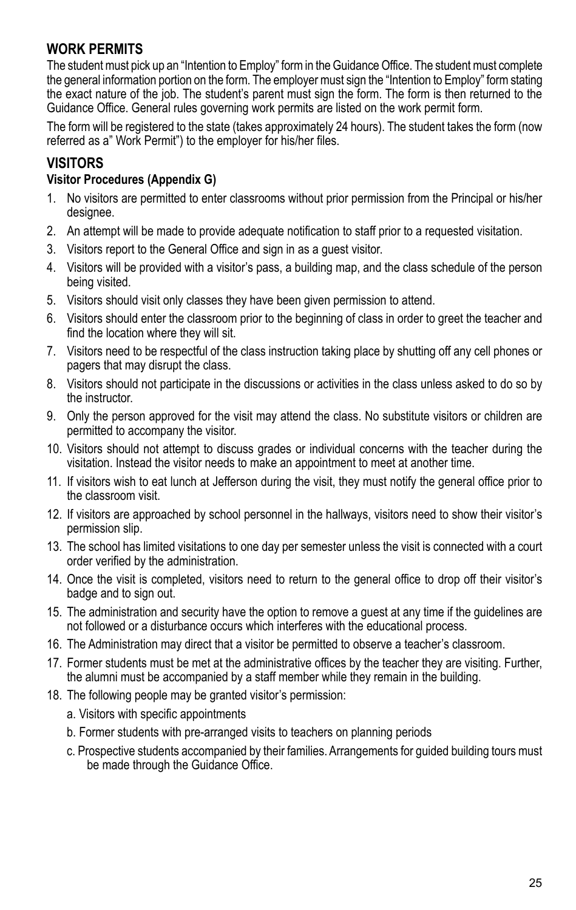## WORK PERMITS

The student must pick up an "Intention to Employ" form in the Guidance Office. The student must complete the general information portion on the form. The employer must sign the "Intention to Employ" form stating the exact nature of the job. The student's parent must sign the form. The form is then returned to the Guidance Office. General rules governing work permits are listed on the work permit form.

The form will be registered to the state (takes approximately 24 hours). The student takes the form (now referred as a" Work Permit") to the employer for his/her files.

## VISITORS

### Visitor Procedures (Appendix G)

1. No visitors are permitted to enter classrooms without prior permission from the Principal or his/her designee.
2. An attempt will be made to provide adequate notification to staff prior to a requested visitation.
3. Visitors report to the General Office and sign in as a guest visitor.
4. Visitors will be provided with a visitor's pass, a building map, and the class schedule of the person being visited.
5. Visitors should visit only classes they have been given permission to attend.
6. Visitors should enter the classroom prior to the beginning of class in order to greet the teacher and find the location where they will sit.
7. Visitors need to be respectful of the class instruction taking place by shutting off any cell phones or pagers that may disrupt the class.
8. Visitors should not participate in the discussions or activities in the class unless asked to do so by the instructor.
9. Only the person approved for the visit may attend the class. No substitute visitors or children are permitted to accompany the visitor.
10. Visitors should not attempt to discuss grades or individual concerns with the teacher during the visitation. Instead the visitor needs to make an appointment to meet at another time.
11. If visitors wish to eat lunch at Jefferson during the visit, they must notify the general office prior to the classroom visit.
12. If visitors are approached by school personnel in the hallways, visitors need to show their visitor's permission slip.
13. The school has limited visitations to one day per semester unless the visit is connected with a court order verified by the administration.
14. Once the visit is completed, visitors need to return to the general office to drop off their visitor's badge and to sign out.
15. The administration and security have the option to remove a guest at any time if the guidelines are not followed or a disturbance occurs which interferes with the educational process.
16. The Administration may direct that a visitor be permitted to observe a teacher's classroom.
17. Former students must be met at the administrative offices by the teacher they are visiting. Further, the alumni must be accompanied by a staff member while they remain in the building.
18. The following people may be granted visitor's permission:
    a. Visitors with specific appointments
    b. Former students with pre-arranged visits to teachers on planning periods
    c. Prospective students accompanied by their families. Arrangements for guided building tours must be made through the Guidance Office.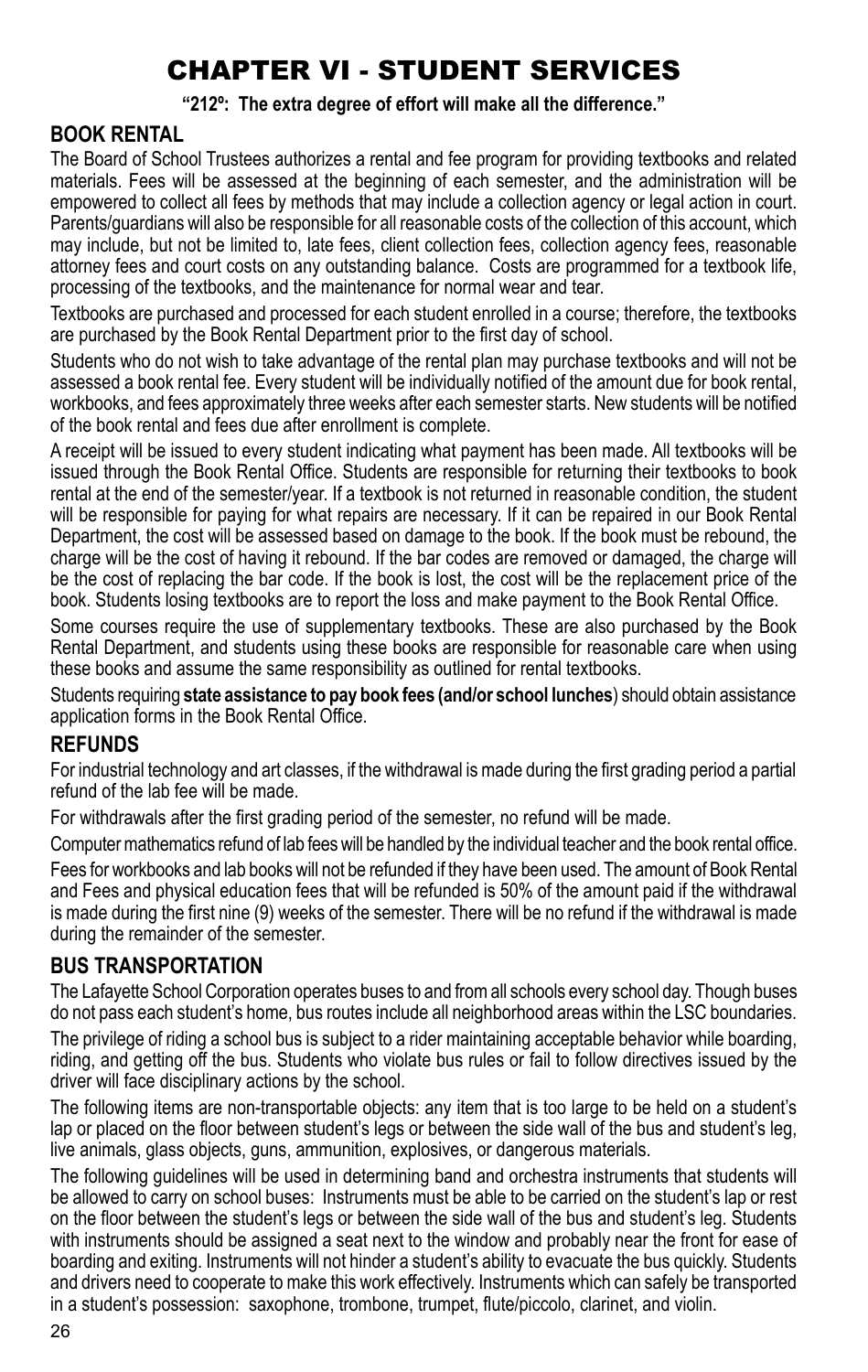# CHAPTER VI - STUDENT SERVICES

**"212º: The extra degree of effort will make all the difference."**

## BOOK RENTAL

The Board of School Trustees authorizes a rental and fee program for providing textbooks and related materials. Fees will be assessed at the beginning of each semester, and the administration will be empowered to collect all fees by methods that may include a collection agency or legal action in court. Parents/guardians will also be responsible for all reasonable costs of the collection of this account, which may include, but not be limited to, late fees, client collection fees, collection agency fees, reasonable attorney fees and court costs on any outstanding balance. Costs are programmed for a textbook life, processing of the textbooks, and the maintenance for normal wear and tear.

Textbooks are purchased and processed for each student enrolled in a course; therefore, the textbooks are purchased by the Book Rental Department prior to the first day of school.

Students who do not wish to take advantage of the rental plan may purchase textbooks and will not be assessed a book rental fee. Every student will be individually notified of the amount due for book rental, workbooks, and fees approximately three weeks after each semester starts. New students will be notified of the book rental and fees due after enrollment is complete.

A receipt will be issued to every student indicating what payment has been made. All textbooks will be issued through the Book Rental Office. Students are responsible for returning their textbooks to book rental at the end of the semester/year. If a textbook is not returned in reasonable condition, the student will be responsible for paying for what repairs are necessary. If it can be repaired in our Book Rental Department, the cost will be assessed based on damage to the book. If the book must be rebound, the charge will be the cost of having it rebound. If the bar codes are removed or damaged, the charge will be the cost of replacing the bar code. If the book is lost, the cost will be the replacement price of the book. Students losing textbooks are to report the loss and make payment to the Book Rental Office.

Some courses require the use of supplementary textbooks. These are also purchased by the Book Rental Department, and students using these books are responsible for reasonable care when using these books and assume the same responsibility as outlined for rental textbooks.

Students requiring **state assistance to pay book fees (and/or school lunches**) should obtain assistance application forms in the Book Rental Office.

## REFUNDS

For industrial technology and art classes, if the withdrawal is made during the first grading period a partial refund of the lab fee will be made.

For withdrawals after the first grading period of the semester, no refund will be made.

Computer mathematics refund of lab fees will be handled by the individual teacher and the book rental office.

Fees for workbooks and lab books will not be refunded if they have been used. The amount of Book Rental and Fees and physical education fees that will be refunded is 50% of the amount paid if the withdrawal is made during the first nine (9) weeks of the semester. There will be no refund if the withdrawal is made during the remainder of the semester.

## BUS TRANSPORTATION

The Lafayette School Corporation operates buses to and from all schools every school day. Though buses do not pass each student's home, bus routes include all neighborhood areas within the LSC boundaries.

The privilege of riding a school bus is subject to a rider maintaining acceptable behavior while boarding, riding, and getting off the bus. Students who violate bus rules or fail to follow directives issued by the driver will face disciplinary actions by the school.

The following items are non-transportable objects: any item that is too large to be held on a student's lap or placed on the floor between student's legs or between the side wall of the bus and student's leg, live animals, glass objects, guns, ammunition, explosives, or dangerous materials.

The following guidelines will be used in determining band and orchestra instruments that students will be allowed to carry on school buses: Instruments must be able to be carried on the student's lap or rest on the floor between the student's legs or between the side wall of the bus and student's leg. Students with instruments should be assigned a seat next to the window and probably near the front for ease of boarding and exiting. Instruments will not hinder a student's ability to evacuate the bus quickly. Students and drivers need to cooperate to make this work effectively. Instruments which can safely be transported in a student's possession: saxophone, trombone, trumpet, flute/piccolo, clarinet, and violin.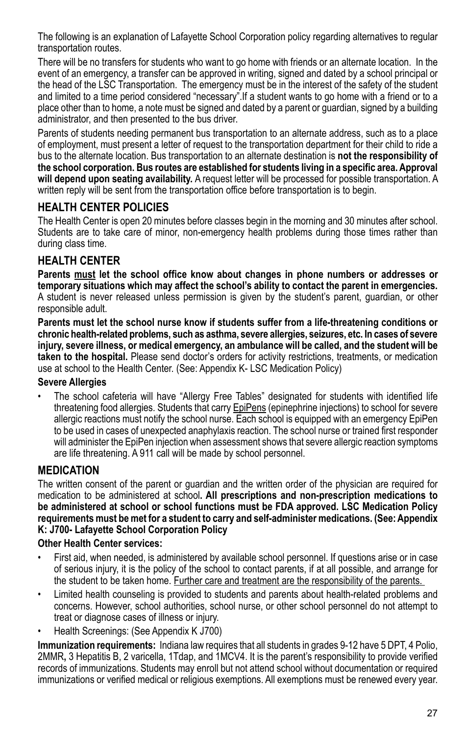The following is an explanation of Lafayette School Corporation policy regarding alternatives to regular transportation routes.

There will be no transfers for students who want to go home with friends or an alternate location. In the event of an emergency, a transfer can be approved in writing, signed and dated by a school principal or the head of the LSC Transportation. The emergency must be in the interest of the safety of the student and limited to a time period considered "necessary".If a student wants to go home with a friend or to a place other than to home, a note must be signed and dated by a parent or guardian, signed by a building administrator, and then presented to the bus driver.

Parents of students needing permanent bus transportation to an alternate address, such as to a place of employment, must present a letter of request to the transportation department for their child to ride a bus to the alternate location. Bus transportation to an alternate destination is **not the responsibility of the school corporation. Bus routes are established for students living in a specific area. Approval will depend upon seating availability.** A request letter will be processed for possible transportation. A written reply will be sent from the transportation office before transportation is to begin.

## HEALTH CENTER POLICIES

The Health Center is open 20 minutes before classes begin in the morning and 30 minutes after school. Students are to take care of minor, non-emergency health problems during those times rather than during class time.

## HEALTH CENTER

**Parents must let the school office know about changes in phone numbers or addresses or temporary situations which may affect the school's ability to contact the parent in emergencies.** A student is never released unless permission is given by the student's parent, guardian, or other responsible adult.

**Parents must let the school nurse know if students suffer from a life-threatening conditions or chronic health-related problems, such as asthma, severe allergies, seizures, etc. In cases of severe injury, severe illness, or medical emergency, an ambulance will be called, and the student will be taken to the hospital.** Please send doctor's orders for activity restrictions, treatments, or medication use at school to the Health Center. (See: Appendix K- LSC Medication Policy)

**Severe Allergies**

- The school cafeteria will have "Allergy Free Tables" designated for students with identified life threatening food allergies. Students that carry EpiPens (epinephrine injections) to school for severe allergic reactions must notify the school nurse. Each school is equipped with an emergency EpiPen to be used in cases of unexpected anaphylaxis reaction. The school nurse or trained first responder will administer the EpiPen injection when assessment shows that severe allergic reaction symptoms are life threatening. A 911 call will be made by school personnel.

## MEDICATION

The written consent of the parent or guardian and the written order of the physician are required for medication to be administered at school**. All prescriptions and non-prescription medications to be administered at school or school functions must be FDA approved. LSC Medication Policy requirements must be met for a student to carry and self-administer medications. (See: Appendix K: J700- Lafayette School Corporation Policy**

**Other Health Center services:**

- First aid, when needed, is administered by available school personnel. If questions arise or in case of serious injury, it is the policy of the school to contact parents, if at all possible, and arrange for the student to be taken home. Further care and treatment are the responsibility of the parents.
- Limited health counseling is provided to students and parents about health-related problems and concerns. However, school authorities, school nurse, or other school personnel do not attempt to treat or diagnose cases of illness or injury.
- Health Screenings: (See Appendix K J700)

**Immunization requirements:** Indiana law requires that all students in grades 9-12 have 5 DPT, 4 Polio, 2MMR**,** 3 Hepatitis B, 2 varicella, 1Tdap, and 1MCV4. It is the parent's responsibility to provide verified records of immunizations. Students may enroll but not attend school without documentation or required immunizations or verified medical or religious exemptions. All exemptions must be renewed every year.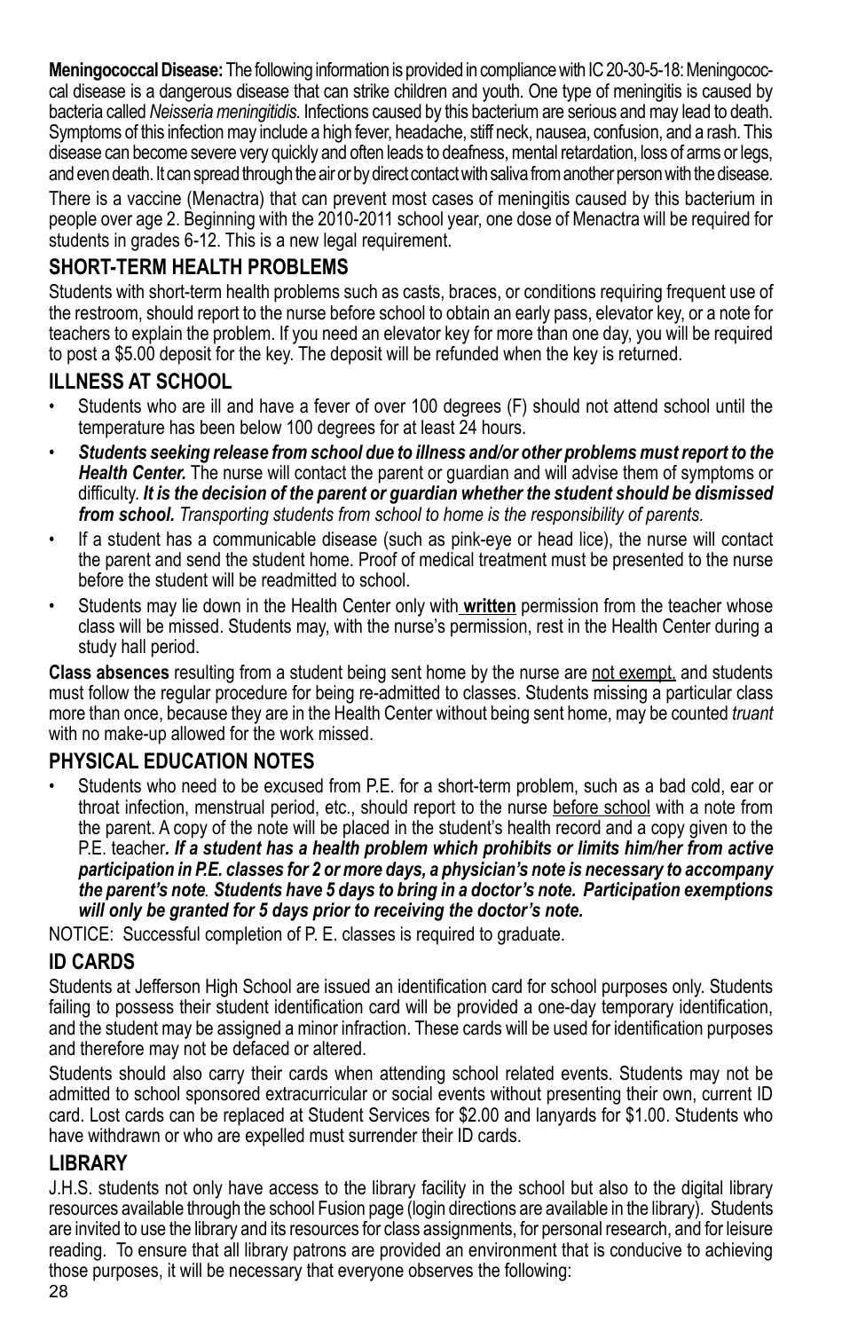**Meningococcal Disease:** The following information is provided in compliance with IC 20-30-5-18: Meningococcal disease is a dangerous disease that can strike children and youth. One type of meningitis is caused by bacteria called *Neisseria meningitidis.* Infections caused by this bacterium are serious and may lead to death. Symptoms of this infection may include a high fever, headache, stiff neck, nausea, confusion, and a rash. This disease can become severe very quickly and often leads to deafness, mental retardation, loss of arms or legs, and even death. It can spread through the air or by direct contact with saliva from another person with the disease.

There is a vaccine (Menactra) that can prevent most cases of meningitis caused by this bacterium in people over age 2. Beginning with the 2010-2011 school year, one dose of Menactra will be required for students in grades 6-12. This is a new legal requirement.

## SHORT-TERM HEALTH PROBLEMS

Students with short-term health problems such as casts, braces, or conditions requiring frequent use of the restroom, should report to the nurse before school to obtain an early pass, elevator key, or a note for teachers to explain the problem. If you need an elevator key for more than one day, you will be required to post a $5.00 deposit for the key. The deposit will be refunded when the key is returned.

## ILLNESS AT SCHOOL

- Students who are ill and have a fever of over 100 degrees (F) should not attend school until the temperature has been below 100 degrees for at least 24 hours.
- ***Students seeking release from school due to illness and/or other problems must report to the Health Center.*** The nurse will contact the parent or guardian and will advise them of symptoms or difficulty. ***It is the decision of the parent or guardian whether the student should be dismissed from school.*** *Transporting students from school to home is the responsibility of parents.*
- If a student has a communicable disease (such as pink-eye or head lice), the nurse will contact the parent and send the student home. Proof of medical treatment must be presented to the nurse before the student will be readmitted to school.
- Students may lie down in the Health Center only with <u>**written**</u> permission from the teacher whose class will be missed. Students may, with the nurse's permission, rest in the Health Center during a study hall period.

**Class absences** resulting from a student being sent home by the nurse are <u>not exempt,</u> and students must follow the regular procedure for being re-admitted to classes. Students missing a particular class more than once, because they are in the Health Center without being sent home, may be counted *truant* with no make-up allowed for the work missed.

## PHYSICAL EDUCATION NOTES

- Students who need to be excused from P.E. for a short-term problem, such as a bad cold, ear or throat infection, menstrual period, etc., should report to the nurse <u>before school</u> with a note from the parent. A copy of the note will be placed in the student's health record and a copy given to the P.E. teacher***. If a student has a health problem which prohibits or limits him/her from active participation in P.E. classes for 2 or more days, a physician's note is necessary to accompany the parent's note. Students have 5 days to bring in a doctor's note. Participation exemptions will only be granted for 5 days prior to receiving the doctor's note.***

NOTICE: Successful completion of P. E. classes is required to graduate.

## ID CARDS

Students at Jefferson High School are issued an identification card for school purposes only. Students failing to possess their student identification card will be provided a one-day temporary identification, and the student may be assigned a minor infraction. These cards will be used for identification purposes and therefore may not be defaced or altered.

Students should also carry their cards when attending school related events. Students may not be admitted to school sponsored extracurricular or social events without presenting their own, current ID card. Lost cards can be replaced at Student Services for $2.00 and lanyards for $1.00. Students who have withdrawn or who are expelled must surrender their ID cards.

## LIBRARY

J.H.S. students not only have access to the library facility in the school but also to the digital library resources available through the school Fusion page (login directions are available in the library). Students are invited to use the library and its resources for class assignments, for personal research, and for leisure reading. To ensure that all library patrons are provided an environment that is conducive to achieving those purposes, it will be necessary that everyone observes the following: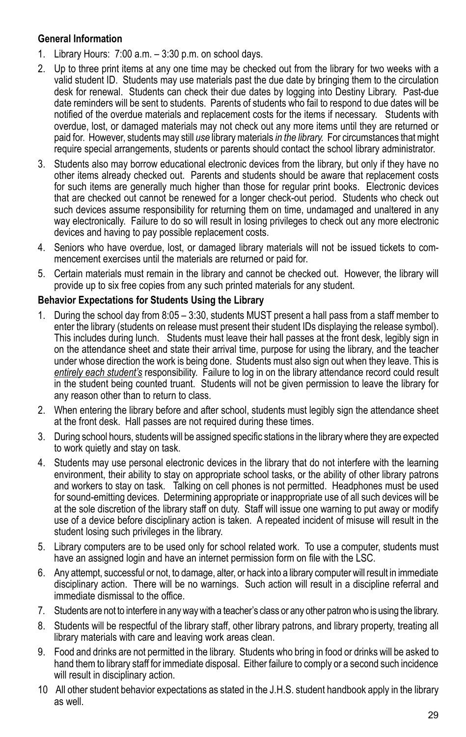**General Information**

1. Library Hours: 7:00 a.m. – 3:30 p.m. on school days.
2. Up to three print items at any one time may be checked out from the library for two weeks with a valid student ID. Students may use materials past the due date by bringing them to the circulation desk for renewal. Students can check their due dates by logging into Destiny Library. Past-due date reminders will be sent to students. Parents of students who fail to respond to due dates will be notified of the overdue materials and replacement costs for the items if necessary. Students with overdue, lost, or damaged materials may not check out any more items until they are returned or paid for. However, students may still *use* library materials *in the library.* For circumstances that might require special arrangements, students or parents should contact the school library administrator.
3. Students also may borrow educational electronic devices from the library, but only if they have no other items already checked out. Parents and students should be aware that replacement costs for such items are generally much higher than those for regular print books. Electronic devices that are checked out cannot be renewed for a longer check-out period. Students who check out such devices assume responsibility for returning them on time, undamaged and unaltered in any way electronically. Failure to do so will result in losing privileges to check out any more electronic devices and having to pay possible replacement costs.
4. Seniors who have overdue, lost, or damaged library materials will not be issued tickets to commencement exercises until the materials are returned or paid for.
5. Certain materials must remain in the library and cannot be checked out. However, the library will provide up to six free copies from any such printed materials for any student.

**Behavior Expectations for Students Using the Library**

1. During the school day from 8:05 – 3:30, students MUST present a hall pass from a staff member to enter the library (students on release must present their student IDs displaying the release symbol). This includes during lunch. Students must leave their hall passes at the front desk, legibly sign in on the attendance sheet and state their arrival time, purpose for using the library, and the teacher under whose direction the work is being done. Students must also sign out when they leave. This is *entirely each student's* responsibility. Failure to log in on the library attendance record could result in the student being counted truant. Students will not be given permission to leave the library for any reason other than to return to class.
2. When entering the library before and after school, students must legibly sign the attendance sheet at the front desk. Hall passes are not required during these times.
3. During school hours, students will be assigned specific stations in the library where they are expected to work quietly and stay on task.
4. Students may use personal electronic devices in the library that do not interfere with the learning environment, their ability to stay on appropriate school tasks, or the ability of other library patrons and workers to stay on task. Talking on cell phones is not permitted. Headphones must be used for sound-emitting devices. Determining appropriate or inappropriate use of all such devices will be at the sole discretion of the library staff on duty. Staff will issue one warning to put away or modify use of a device before disciplinary action is taken. A repeated incident of misuse will result in the student losing such privileges in the library.
5. Library computers are to be used only for school related work. To use a computer, students must have an assigned login and have an internet permission form on file with the LSC.
6. Any attempt, successful or not, to damage, alter, or hack into a library computer will result in immediate disciplinary action. There will be no warnings. Such action will result in a discipline referral and immediate dismissal to the office.
7. Students are not to interfere in any way with a teacher's class or any other patron who is using the library.
8. Students will be respectful of the library staff, other library patrons, and library property, treating all library materials with care and leaving work areas clean.
9. Food and drinks are not permitted in the library. Students who bring in food or drinks will be asked to hand them to library staff for immediate disposal. Either failure to comply or a second such incidence will result in disciplinary action.
10. All other student behavior expectations as stated in the J.H.S. student handbook apply in the library as well.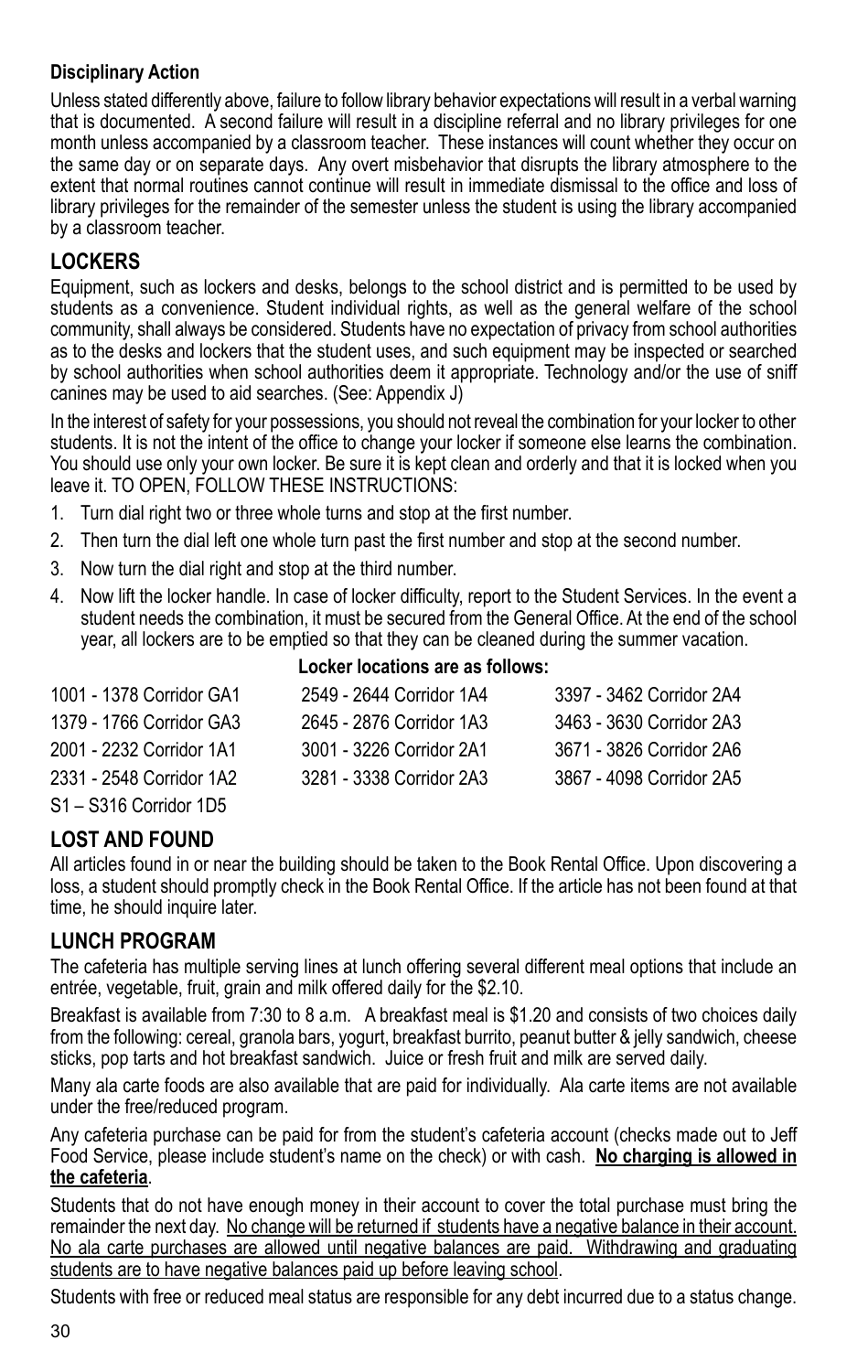**Disciplinary Action**

Unless stated differently above, failure to follow library behavior expectations will result in a verbal warning that is documented. A second failure will result in a discipline referral and no library privileges for one month unless accompanied by a classroom teacher. These instances will count whether they occur on the same day or on separate days. Any overt misbehavior that disrupts the library atmosphere to the extent that normal routines cannot continue will result in immediate dismissal to the office and loss of library privileges for the remainder of the semester unless the student is using the library accompanied by a classroom teacher.

## LOCKERS

Equipment, such as lockers and desks, belongs to the school district and is permitted to be used by students as a convenience. Student individual rights, as well as the general welfare of the school community, shall always be considered. Students have no expectation of privacy from school authorities as to the desks and lockers that the student uses, and such equipment may be inspected or searched by school authorities when school authorities deem it appropriate. Technology and/or the use of sniff canines may be used to aid searches. (See: Appendix J)

In the interest of safety for your possessions, you should not reveal the combination for your locker to other students. It is not the intent of the office to change your locker if someone else learns the combination. You should use only your own locker. Be sure it is kept clean and orderly and that it is locked when you leave it. TO OPEN, FOLLOW THESE INSTRUCTIONS:

1. Turn dial right two or three whole turns and stop at the first number.
2. Then turn the dial left one whole turn past the first number and stop at the second number.
3. Now turn the dial right and stop at the third number.
4. Now lift the locker handle. In case of locker difficulty, report to the Student Services. In the event a student needs the combination, it must be secured from the General Office. At the end of the school year, all lockers are to be emptied so that they can be cleaned during the summer vacation.

**Locker locations are as follows:**

| | | |
|---|---|---|
| 1001 - 1378 Corridor GA1 | 2549 - 2644 Corridor 1A4 | 3397 - 3462 Corridor 2A4 |
| 1379 - 1766 Corridor GA3 | 2645 - 2876 Corridor 1A3 | 3463 - 3630 Corridor 2A3 |
| 2001 - 2232 Corridor 1A1 | 3001 - 3226 Corridor 2A1 | 3671 - 3826 Corridor 2A6 |
| 2331 - 2548 Corridor 1A2 | 3281 - 3338 Corridor 2A3 | 3867 - 4098 Corridor 2A5 |
| S1 – S316 Corridor 1D5 | | |

## LOST AND FOUND

All articles found in or near the building should be taken to the Book Rental Office. Upon discovering a loss, a student should promptly check in the Book Rental Office. If the article has not been found at that time, he should inquire later.

## LUNCH PROGRAM

The cafeteria has multiple serving lines at lunch offering several different meal options that include an entrée, vegetable, fruit, grain and milk offered daily for the $2.10.

Breakfast is available from 7:30 to 8 a.m. A breakfast meal is $1.20 and consists of two choices daily from the following: cereal, granola bars, yogurt, breakfast burrito, peanut butter & jelly sandwich, cheese sticks, pop tarts and hot breakfast sandwich. Juice or fresh fruit and milk are served daily.

Many ala carte foods are also available that are paid for individually. Ala carte items are not available under the free/reduced program.

Any cafeteria purchase can be paid for from the student's cafeteria account (checks made out to Jeff Food Service, please include student's name on the check) or with cash. **No charging is allowed in the cafeteria**.

Students that do not have enough money in their account to cover the total purchase must bring the remainder the next day. No change will be returned if students have a negative balance in their account. No ala carte purchases are allowed until negative balances are paid. Withdrawing and graduating students are to have negative balances paid up before leaving school.

Students with free or reduced meal status are responsible for any debt incurred due to a status change.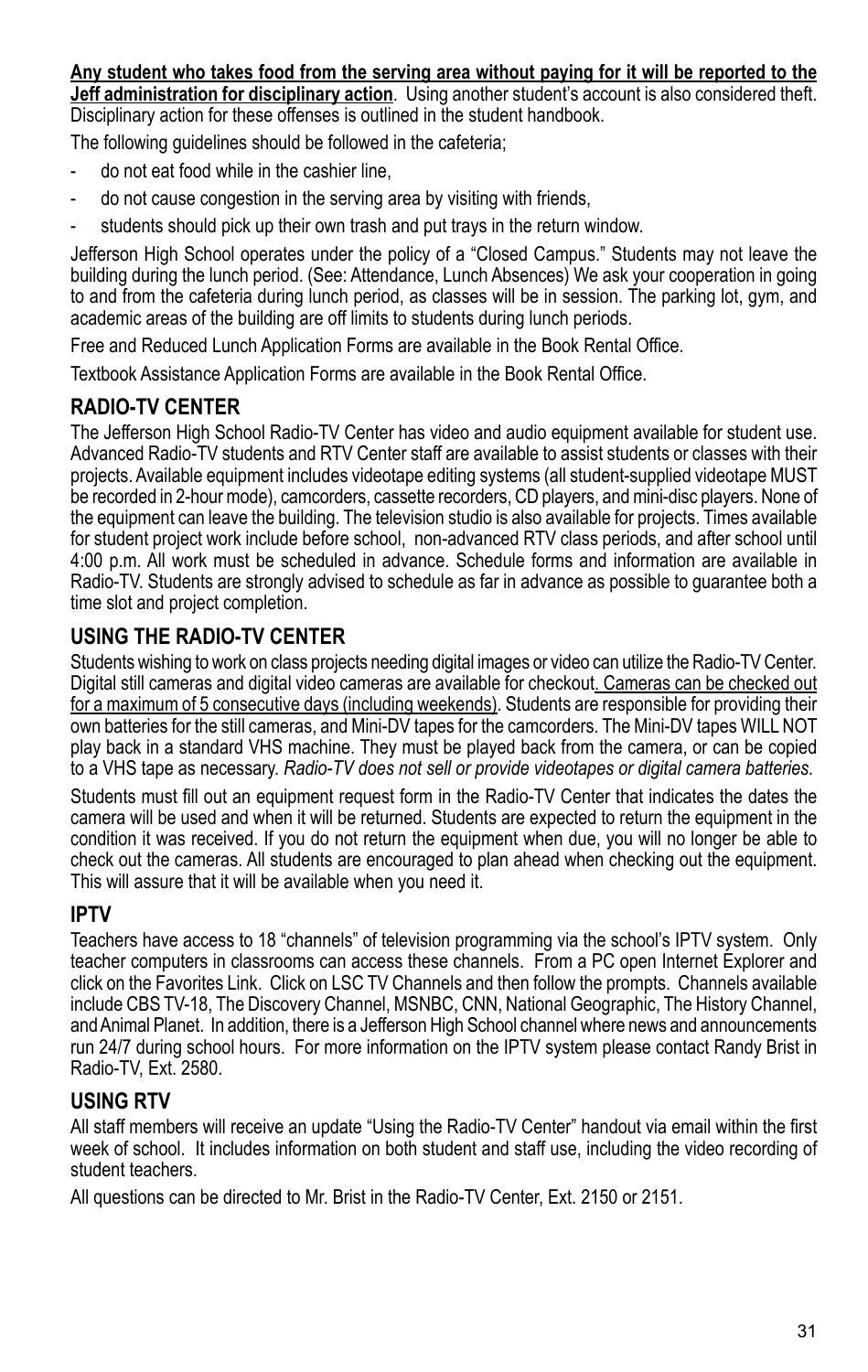**Any student who takes food from the serving area without paying for it will be reported to the Jeff administration for disciplinary action**. Using another student's account is also considered theft. Disciplinary action for these offenses is outlined in the student handbook.

The following guidelines should be followed in the cafeteria;

- do not eat food while in the cashier line,
- do not cause congestion in the serving area by visiting with friends,
- students should pick up their own trash and put trays in the return window.

Jefferson High School operates under the policy of a "Closed Campus." Students may not leave the building during the lunch period. (See: Attendance, Lunch Absences) We ask your cooperation in going to and from the cafeteria during lunch period, as classes will be in session. The parking lot, gym, and academic areas of the building are off limits to students during lunch periods.

Free and Reduced Lunch Application Forms are available in the Book Rental Office.

Textbook Assistance Application Forms are available in the Book Rental Office.

## RADIO-TV CENTER

The Jefferson High School Radio-TV Center has video and audio equipment available for student use. Advanced Radio-TV students and RTV Center staff are available to assist students or classes with their projects. Available equipment includes videotape editing systems (all student-supplied videotape MUST be recorded in 2-hour mode), camcorders, cassette recorders, CD players, and mini-disc players. None of the equipment can leave the building. The television studio is also available for projects. Times available for student project work include before school, non-advanced RTV class periods, and after school until 4:00 p.m. All work must be scheduled in advance. Schedule forms and information are available in Radio-TV. Students are strongly advised to schedule as far in advance as possible to guarantee both a time slot and project completion.

## USING THE RADIO-TV CENTER

Students wishing to work on class projects needing digital images or video can utilize the Radio-TV Center. Digital still cameras and digital video cameras are available for checkout. Cameras can be checked out for a maximum of 5 consecutive days (including weekends). Students are responsible for providing their own batteries for the still cameras, and Mini-DV tapes for the camcorders. The Mini-DV tapes WILL NOT play back in a standard VHS machine. They must be played back from the camera, or can be copied to a VHS tape as necessary. *Radio-TV does not sell or provide videotapes or digital camera batteries.*

Students must fill out an equipment request form in the Radio-TV Center that indicates the dates the camera will be used and when it will be returned. Students are expected to return the equipment in the condition it was received. If you do not return the equipment when due, you will no longer be able to check out the cameras. All students are encouraged to plan ahead when checking out the equipment. This will assure that it will be available when you need it.

## IPTV

Teachers have access to 18 "channels" of television programming via the school's IPTV system. Only teacher computers in classrooms can access these channels. From a PC open Internet Explorer and click on the Favorites Link. Click on LSC TV Channels and then follow the prompts. Channels available include CBS TV-18, The Discovery Channel, MSNBC, CNN, National Geographic, The History Channel, and Animal Planet. In addition, there is a Jefferson High School channel where news and announcements run 24/7 during school hours. For more information on the IPTV system please contact Randy Brist in Radio-TV, Ext. 2580.

## USING RTV

All staff members will receive an update "Using the Radio-TV Center" handout via email within the first week of school. It includes information on both student and staff use, including the video recording of student teachers.

All questions can be directed to Mr. Brist in the Radio-TV Center, Ext. 2150 or 2151.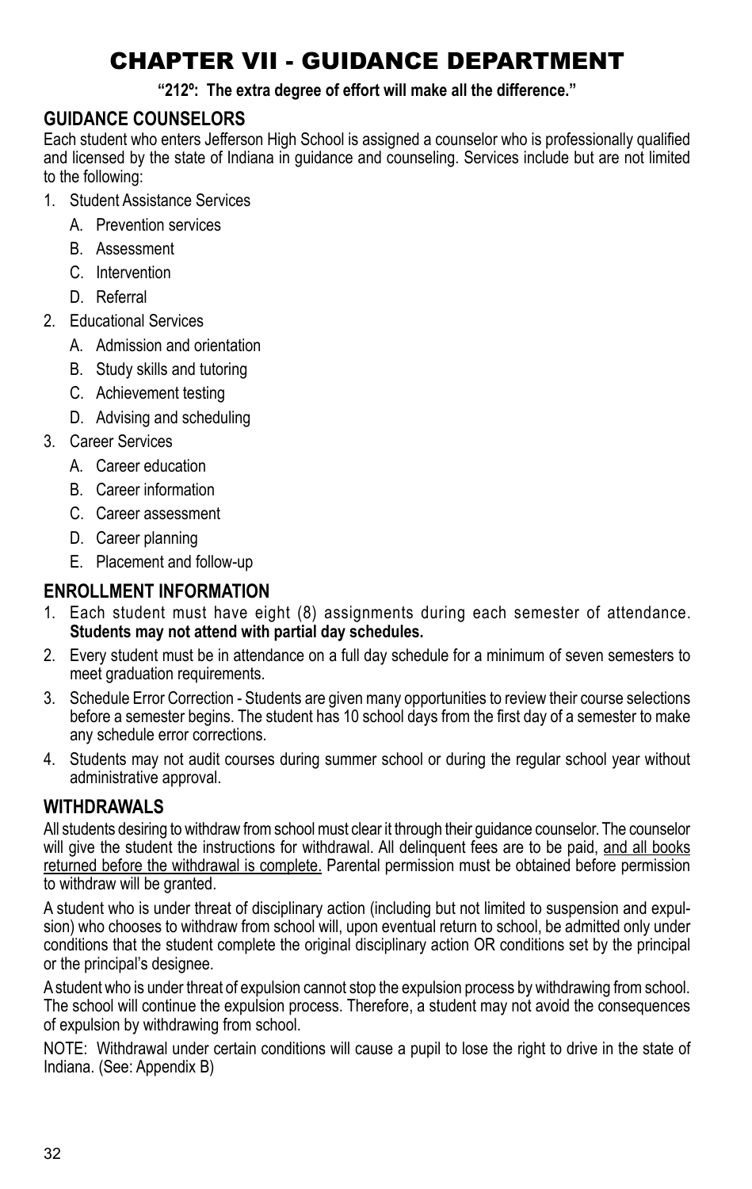# CHAPTER VII - GUIDANCE DEPARTMENT

**"212º: The extra degree of effort will make all the difference."**

## GUIDANCE COUNSELORS

Each student who enters Jefferson High School is assigned a counselor who is professionally qualified and licensed by the state of Indiana in guidance and counseling. Services include but are not limited to the following:

1. Student Assistance Services
   - A. Prevention services
   - B. Assessment
   - C. Intervention
   - D. Referral
2. Educational Services
   - A. Admission and orientation
   - B. Study skills and tutoring
   - C. Achievement testing
   - D. Advising and scheduling
3. Career Services
   - A. Career education
   - B. Career information
   - C. Career assessment
   - D. Career planning
   - E. Placement and follow-up

## ENROLLMENT INFORMATION

1. Each student must have eight (8) assignments during each semester of attendance. **Students may not attend with partial day schedules.**
2. Every student must be in attendance on a full day schedule for a minimum of seven semesters to meet graduation requirements.
3. Schedule Error Correction - Students are given many opportunities to review their course selections before a semester begins. The student has 10 school days from the first day of a semester to make any schedule error corrections.
4. Students may not audit courses during summer school or during the regular school year without administrative approval.

## WITHDRAWALS

All students desiring to withdraw from school must clear it through their guidance counselor. The counselor will give the student the instructions for withdrawal. All delinquent fees are to be paid, <u>and all books returned before the withdrawal is complete.</u> Parental permission must be obtained before permission to withdraw will be granted.

A student who is under threat of disciplinary action (including but not limited to suspension and expulsion) who chooses to withdraw from school will, upon eventual return to school, be admitted only under conditions that the student complete the original disciplinary action OR conditions set by the principal or the principal's designee.

A student who is under threat of expulsion cannot stop the expulsion process by withdrawing from school. The school will continue the expulsion process. Therefore, a student may not avoid the consequences of expulsion by withdrawing from school.

NOTE: Withdrawal under certain conditions will cause a pupil to lose the right to drive in the state of Indiana. (See: Appendix B)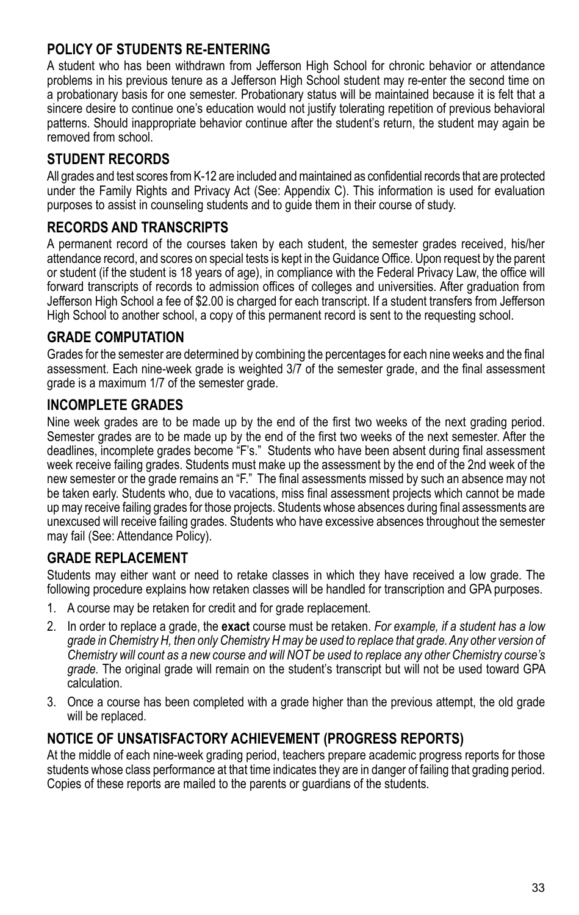## POLICY OF STUDENTS RE-ENTERING

A student who has been withdrawn from Jefferson High School for chronic behavior or attendance problems in his previous tenure as a Jefferson High School student may re-enter the second time on a probationary basis for one semester. Probationary status will be maintained because it is felt that a sincere desire to continue one's education would not justify tolerating repetition of previous behavioral patterns. Should inappropriate behavior continue after the student's return, the student may again be removed from school.

## STUDENT RECORDS

All grades and test scores from K-12 are included and maintained as confidential records that are protected under the Family Rights and Privacy Act (See: Appendix C). This information is used for evaluation purposes to assist in counseling students and to guide them in their course of study.

## RECORDS AND TRANSCRIPTS

A permanent record of the courses taken by each student, the semester grades received, his/her attendance record, and scores on special tests is kept in the Guidance Office. Upon request by the parent or student (if the student is 18 years of age), in compliance with the Federal Privacy Law, the office will forward transcripts of records to admission offices of colleges and universities. After graduation from Jefferson High School a fee of $2.00 is charged for each transcript. If a student transfers from Jefferson High School to another school, a copy of this permanent record is sent to the requesting school.

## GRADE COMPUTATION

Grades for the semester are determined by combining the percentages for each nine weeks and the final assessment. Each nine-week grade is weighted 3/7 of the semester grade, and the final assessment grade is a maximum 1/7 of the semester grade.

## INCOMPLETE GRADES

Nine week grades are to be made up by the end of the first two weeks of the next grading period. Semester grades are to be made up by the end of the first two weeks of the next semester. After the deadlines, incomplete grades become "F's." Students who have been absent during final assessment week receive failing grades. Students must make up the assessment by the end of the 2nd week of the new semester or the grade remains an "F." The final assessments missed by such an absence may not be taken early. Students who, due to vacations, miss final assessment projects which cannot be made up may receive failing grades for those projects. Students whose absences during final assessments are unexcused will receive failing grades. Students who have excessive absences throughout the semester may fail (See: Attendance Policy).

## GRADE REPLACEMENT

Students may either want or need to retake classes in which they have received a low grade. The following procedure explains how retaken classes will be handled for transcription and GPA purposes.

1. A course may be retaken for credit and for grade replacement.
2. In order to replace a grade, the **exact** course must be retaken. *For example, if a student has a low grade in Chemistry H, then only Chemistry H may be used to replace that grade. Any other version of Chemistry will count as a new course and will NOT be used to replace any other Chemistry course's grade.* The original grade will remain on the student's transcript but will not be used toward GPA calculation.
3. Once a course has been completed with a grade higher than the previous attempt, the old grade will be replaced.

## NOTICE OF UNSATISFACTORY ACHIEVEMENT (PROGRESS REPORTS)

At the middle of each nine-week grading period, teachers prepare academic progress reports for those students whose class performance at that time indicates they are in danger of failing that grading period. Copies of these reports are mailed to the parents or guardians of the students.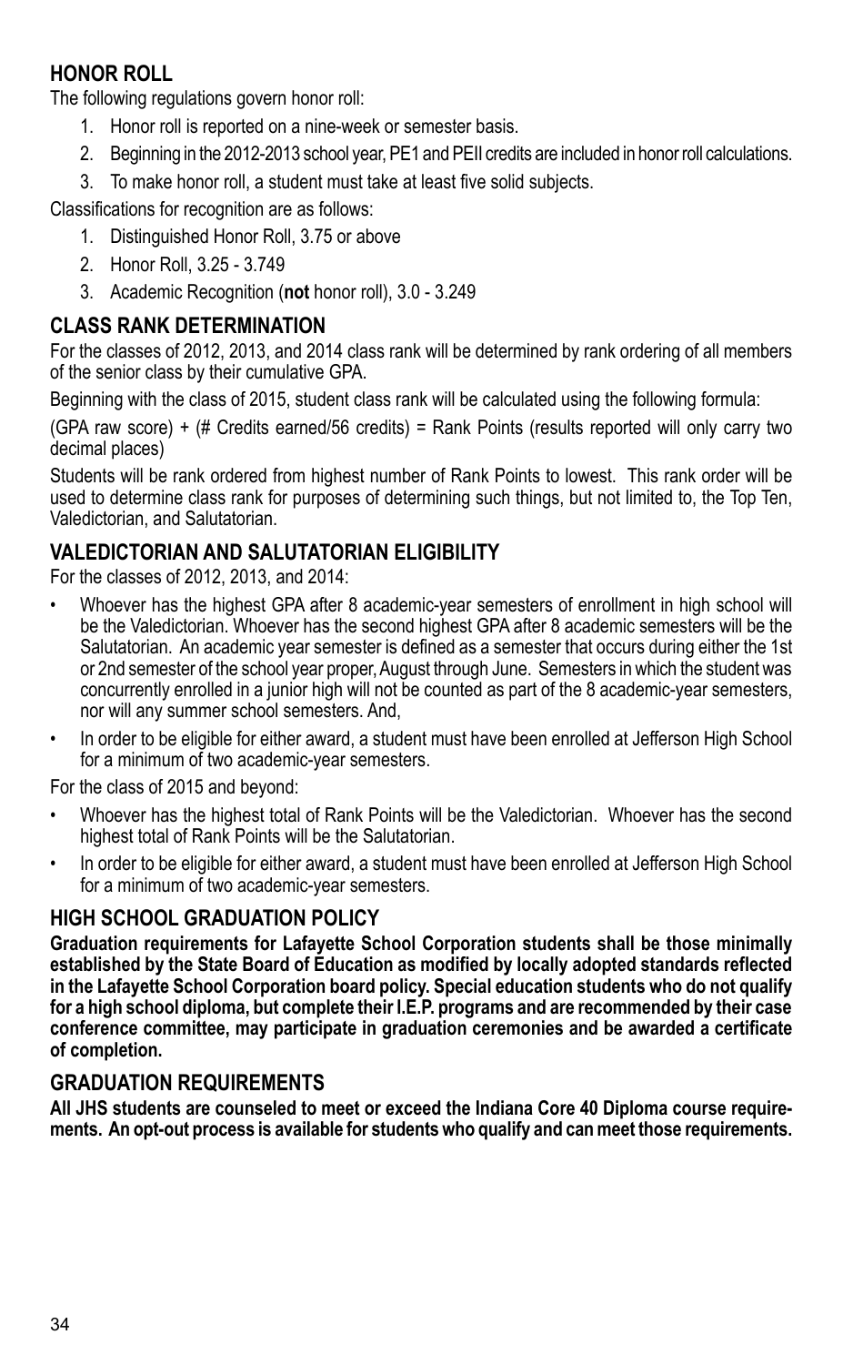## HONOR ROLL

The following regulations govern honor roll:

1. Honor roll is reported on a nine-week or semester basis.
2. Beginning in the 2012-2013 school year, PE1 and PEII credits are included in honor roll calculations.
3. To make honor roll, a student must take at least five solid subjects.

Classifications for recognition are as follows:

1. Distinguished Honor Roll, 3.75 or above
2. Honor Roll, 3.25 - 3.749
3. Academic Recognition (**not** honor roll), 3.0 - 3.249

## CLASS RANK DETERMINATION

For the classes of 2012, 2013, and 2014 class rank will be determined by rank ordering of all members of the senior class by their cumulative GPA.

Beginning with the class of 2015, student class rank will be calculated using the following formula:

(GPA raw score) + (# Credits earned/56 credits) = Rank Points (results reported will only carry two decimal places)

Students will be rank ordered from highest number of Rank Points to lowest. This rank order will be used to determine class rank for purposes of determining such things, but not limited to, the Top Ten, Valedictorian, and Salutatorian.

## VALEDICTORIAN AND SALUTATORIAN ELIGIBILITY

For the classes of 2012, 2013, and 2014:

- Whoever has the highest GPA after 8 academic-year semesters of enrollment in high school will be the Valedictorian. Whoever has the second highest GPA after 8 academic semesters will be the Salutatorian. An academic year semester is defined as a semester that occurs during either the 1st or 2nd semester of the school year proper, August through June. Semesters in which the student was concurrently enrolled in a junior high will not be counted as part of the 8 academic-year semesters, nor will any summer school semesters. And,
- In order to be eligible for either award, a student must have been enrolled at Jefferson High School for a minimum of two academic-year semesters.

For the class of 2015 and beyond:

- Whoever has the highest total of Rank Points will be the Valedictorian. Whoever has the second highest total of Rank Points will be the Salutatorian.
- In order to be eligible for either award, a student must have been enrolled at Jefferson High School for a minimum of two academic-year semesters.

## HIGH SCHOOL GRADUATION POLICY

**Graduation requirements for Lafayette School Corporation students shall be those minimally established by the State Board of Education as modified by locally adopted standards reflected in the Lafayette School Corporation board policy. Special education students who do not qualify for a high school diploma, but complete their I.E.P. programs and are recommended by their case conference committee, may participate in graduation ceremonies and be awarded a certificate of completion.**

## GRADUATION REQUIREMENTS

**All JHS students are counseled to meet or exceed the Indiana Core 40 Diploma course requirements. An opt-out process is available for students who qualify and can meet those requirements.**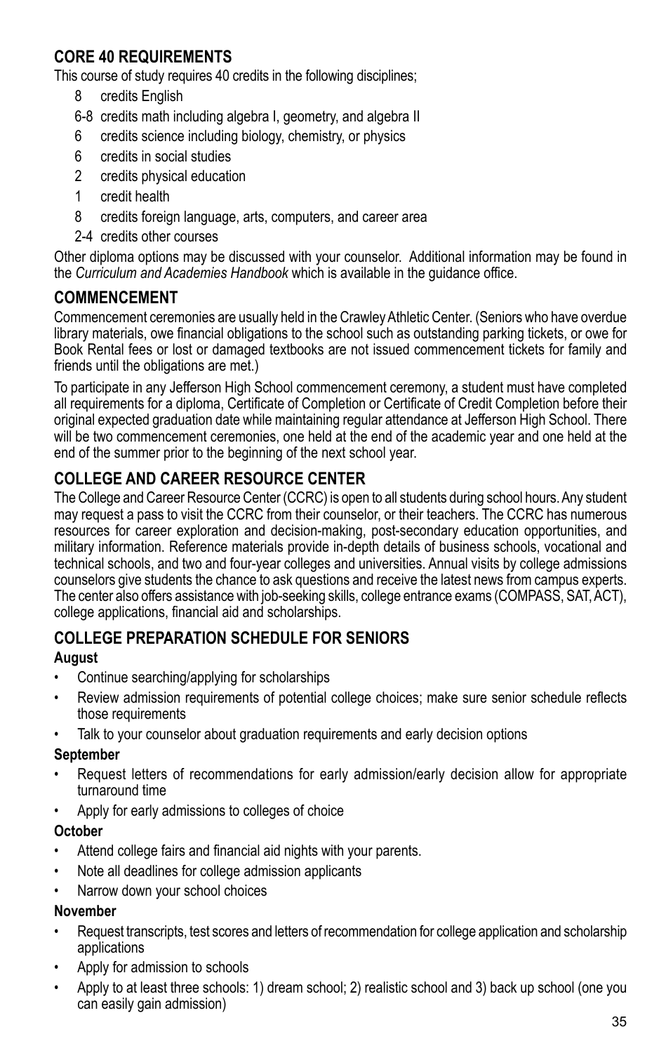## CORE 40 REQUIREMENTS

This course of study requires 40 credits in the following disciplines;

- 8 credits English
- 6-8 credits math including algebra I, geometry, and algebra II
- 6 credits science including biology, chemistry, or physics
- 6 credits in social studies
- 2 credits physical education
- 1 credit health
- 8 credits foreign language, arts, computers, and career area
- 2-4 credits other courses

Other diploma options may be discussed with your counselor. Additional information may be found in the *Curriculum and Academies Handbook* which is available in the guidance office.

## COMMENCEMENT

Commencement ceremonies are usually held in the Crawley Athletic Center. (Seniors who have overdue library materials, owe financial obligations to the school such as outstanding parking tickets, or owe for Book Rental fees or lost or damaged textbooks are not issued commencement tickets for family and friends until the obligations are met.)

To participate in any Jefferson High School commencement ceremony, a student must have completed all requirements for a diploma, Certificate of Completion or Certificate of Credit Completion before their original expected graduation date while maintaining regular attendance at Jefferson High School. There will be two commencement ceremonies, one held at the end of the academic year and one held at the end of the summer prior to the beginning of the next school year.

## COLLEGE AND CAREER RESOURCE CENTER

The College and Career Resource Center (CCRC) is open to all students during school hours. Any student may request a pass to visit the CCRC from their counselor, or their teachers. The CCRC has numerous resources for career exploration and decision-making, post-secondary education opportunities, and military information. Reference materials provide in-depth details of business schools, vocational and technical schools, and two and four-year colleges and universities. Annual visits by college admissions counselors give students the chance to ask questions and receive the latest news from campus experts. The center also offers assistance with job-seeking skills, college entrance exams (COMPASS, SAT, ACT), college applications, financial aid and scholarships.

## COLLEGE PREPARATION SCHEDULE FOR SENIORS

**August**

- Continue searching/applying for scholarships
- Review admission requirements of potential college choices; make sure senior schedule reflects those requirements
- Talk to your counselor about graduation requirements and early decision options

**September**

- Request letters of recommendations for early admission/early decision allow for appropriate turnaround time
- Apply for early admissions to colleges of choice

**October**

- Attend college fairs and financial aid nights with your parents.
- Note all deadlines for college admission applicants
- Narrow down your school choices

**November**

- Request transcripts, test scores and letters of recommendation for college application and scholarship applications
- Apply for admission to schools
- Apply to at least three schools: 1) dream school; 2) realistic school and 3) back up school (one you can easily gain admission)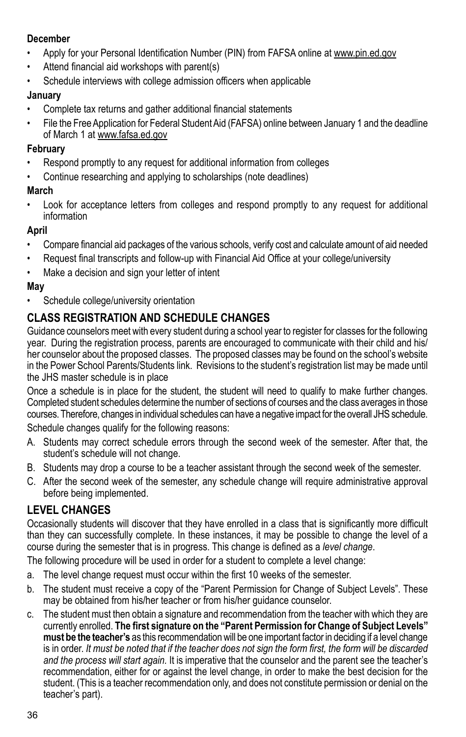**December**

- Apply for your Personal Identification Number (PIN) from FAFSA online at www.pin.ed.gov
- Attend financial aid workshops with parent(s)
- Schedule interviews with college admission officers when applicable

**January**

- Complete tax returns and gather additional financial statements
- File the Free Application for Federal Student Aid (FAFSA) online between January 1 and the deadline of March 1 at www.fafsa.ed.gov

**February**

- Respond promptly to any request for additional information from colleges
- Continue researching and applying to scholarships (note deadlines)

**March**

- Look for acceptance letters from colleges and respond promptly to any request for additional information

**April**

- Compare financial aid packages of the various schools, verify cost and calculate amount of aid needed
- Request final transcripts and follow-up with Financial Aid Office at your college/university
- Make a decision and sign your letter of intent

**May**

- Schedule college/university orientation

## CLASS REGISTRATION AND SCHEDULE CHANGES

Guidance counselors meet with every student during a school year to register for classes for the following year. During the registration process, parents are encouraged to communicate with their child and his/her counselor about the proposed classes. The proposed classes may be found on the school's website in the Power School Parents/Students link. Revisions to the student's registration list may be made until the JHS master schedule is in place

Once a schedule is in place for the student, the student will need to qualify to make further changes. Completed student schedules determine the number of sections of courses and the class averages in those courses. Therefore, changes in individual schedules can have a negative impact for the overall JHS schedule.

Schedule changes qualify for the following reasons:

A. Students may correct schedule errors through the second week of the semester. After that, the student's schedule will not change.
B. Students may drop a course to be a teacher assistant through the second week of the semester.
C. After the second week of the semester, any schedule change will require administrative approval before being implemented.

## LEVEL CHANGES

Occasionally students will discover that they have enrolled in a class that is significantly more difficult than they can successfully complete. In these instances, it may be possible to change the level of a course during the semester that is in progress. This change is defined as a *level change*.

The following procedure will be used in order for a student to complete a level change:

a. The level change request must occur within the first 10 weeks of the semester.
b. The student must receive a copy of the "Parent Permission for Change of Subject Levels". These may be obtained from his/her teacher or from his/her guidance counselor.
c. The student must then obtain a signature and recommendation from the teacher with which they are currently enrolled. **The first signature on the "Parent Permission for Change of Subject Levels" must be the teacher's** as this recommendation will be one important factor in deciding if a level change is in order. *It must be noted that if the teacher does not sign the form first, the form will be discarded and the process will start again.* It is imperative that the counselor and the parent see the teacher's recommendation, either for or against the level change, in order to make the best decision for the student. (This is a teacher recommendation only, and does not constitute permission or denial on the teacher's part).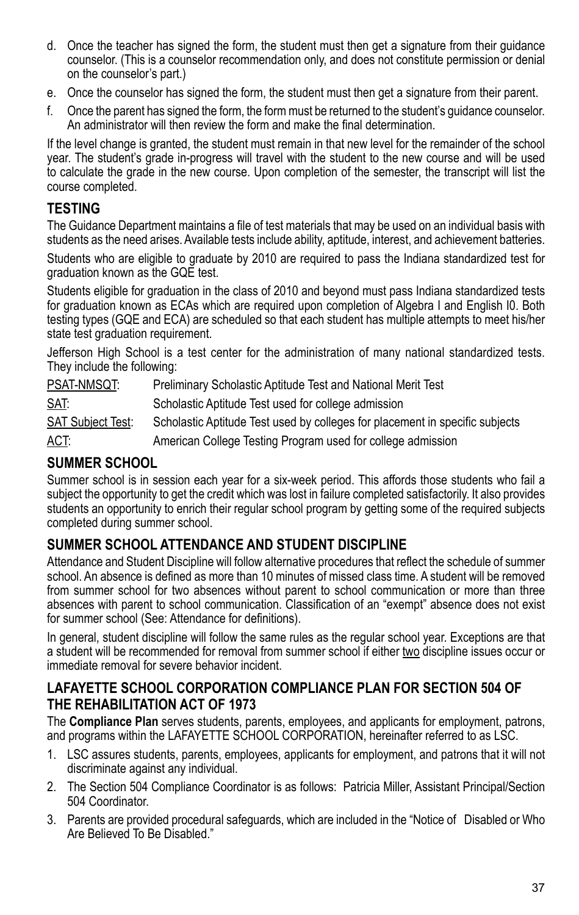d. Once the teacher has signed the form, the student must then get a signature from their guidance counselor. (This is a counselor recommendation only, and does not constitute permission or denial on the counselor's part.)
e. Once the counselor has signed the form, the student must then get a signature from their parent.
f. Once the parent has signed the form, the form must be returned to the student's guidance counselor. An administrator will then review the form and make the final determination.

If the level change is granted, the student must remain in that new level for the remainder of the school year. The student's grade in-progress will travel with the student to the new course and will be used to calculate the grade in the new course. Upon completion of the semester, the transcript will list the course completed.

## TESTING

The Guidance Department maintains a file of test materials that may be used on an individual basis with students as the need arises. Available tests include ability, aptitude, interest, and achievement batteries.

Students who are eligible to graduate by 2010 are required to pass the Indiana standardized test for graduation known as the GQE test.

Students eligible for graduation in the class of 2010 and beyond must pass Indiana standardized tests for graduation known as ECAs which are required upon completion of Algebra I and English I0. Both testing types (GQE and ECA) are scheduled so that each student has multiple attempts to meet his/her state test graduation requirement.

Jefferson High School is a test center for the administration of many national standardized tests. They include the following:

| | |
|---|---|
| PSAT-NMSQT: | Preliminary Scholastic Aptitude Test and National Merit Test |
| SAT: | Scholastic Aptitude Test used for college admission |
| SAT Subject Test: | Scholastic Aptitude Test used by colleges for placement in specific subjects |
| ACT: | American College Testing Program used for college admission |

## SUMMER SCHOOL

Summer school is in session each year for a six-week period. This affords those students who fail a subject the opportunity to get the credit which was lost in failure completed satisfactorily. It also provides students an opportunity to enrich their regular school program by getting some of the required subjects completed during summer school.

## SUMMER SCHOOL ATTENDANCE AND STUDENT DISCIPLINE

Attendance and Student Discipline will follow alternative procedures that reflect the schedule of summer school. An absence is defined as more than 10 minutes of missed class time. A student will be removed from summer school for two absences without parent to school communication or more than three absences with parent to school communication. Classification of an "exempt" absence does not exist for summer school (See: Attendance for definitions).

In general, student discipline will follow the same rules as the regular school year. Exceptions are that a student will be recommended for removal from summer school if either two discipline issues occur or immediate removal for severe behavior incident.

## LAFAYETTE SCHOOL CORPORATION COMPLIANCE PLAN FOR SECTION 504 OF THE REHABILITATION ACT OF 1973

The **Compliance Plan** serves students, parents, employees, and applicants for employment, patrons, and programs within the LAFAYETTE SCHOOL CORPORATION, hereinafter referred to as LSC.

1. LSC assures students, parents, employees, applicants for employment, and patrons that it will not discriminate against any individual.
2. The Section 504 Compliance Coordinator is as follows: Patricia Miller, Assistant Principal/Section 504 Coordinator.
3. Parents are provided procedural safeguards, which are included in the "Notice of Disabled or Who Are Believed To Be Disabled."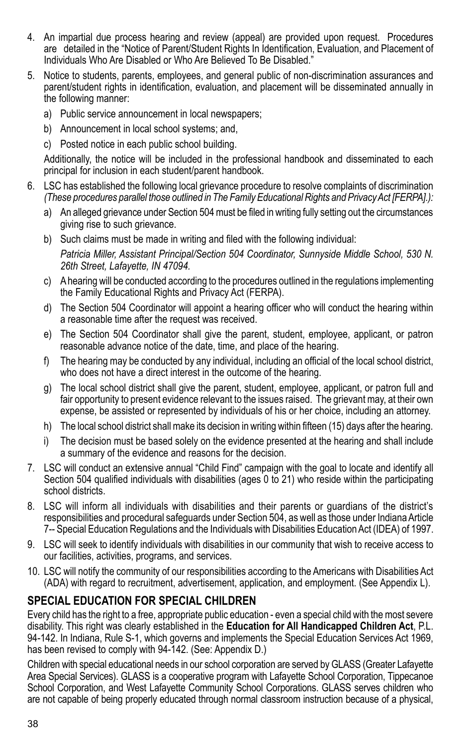4. An impartial due process hearing and review (appeal) are provided upon request. Procedures are detailed in the "Notice of Parent/Student Rights In Identification, Evaluation, and Placement of Individuals Who Are Disabled or Who Are Believed To Be Disabled."
5. Notice to students, parents, employees, and general public of non-discrimination assurances and parent/student rights in identification, evaluation, and placement will be disseminated annually in the following manner:
   a) Public service announcement in local newspapers;
   b) Announcement in local school systems; and,
   c) Posted notice in each public school building.

   Additionally, the notice will be included in the professional handbook and disseminated to each principal for inclusion in each student/parent handbook.
6. LSC has established the following local grievance procedure to resolve complaints of discrimination *(These procedures parallel those outlined in The Family Educational Rights and Privacy Act [FERPA].):*
   a) An alleged grievance under Section 504 must be filed in writing fully setting out the circumstances giving rise to such grievance.
   b) Such claims must be made in writing and filed with the following individual:

      *Patricia Miller, Assistant Principal/Section 504 Coordinator, Sunnyside Middle School, 530 N. 26th Street, Lafayette, IN 47094.*
   c) A hearing will be conducted according to the procedures outlined in the regulations implementing the Family Educational Rights and Privacy Act (FERPA).
   d) The Section 504 Coordinator will appoint a hearing officer who will conduct the hearing within a reasonable time after the request was received.
   e) The Section 504 Coordinator shall give the parent, student, employee, applicant, or patron reasonable advance notice of the date, time, and place of the hearing.
   f) The hearing may be conducted by any individual, including an official of the local school district, who does not have a direct interest in the outcome of the hearing.
   g) The local school district shall give the parent, student, employee, applicant, or patron full and fair opportunity to present evidence relevant to the issues raised. The grievant may, at their own expense, be assisted or represented by individuals of his or her choice, including an attorney.
   h) The local school district shall make its decision in writing within fifteen (15) days after the hearing.
   i) The decision must be based solely on the evidence presented at the hearing and shall include a summary of the evidence and reasons for the decision.
7. LSC will conduct an extensive annual "Child Find" campaign with the goal to locate and identify all Section 504 qualified individuals with disabilities (ages 0 to 21) who reside within the participating school districts.
8. LSC will inform all individuals with disabilities and their parents or guardians of the district's responsibilities and procedural safeguards under Section 504, as well as those under Indiana Article 7-- Special Education Regulations and the Individuals with Disabilities Education Act (IDEA) of 1997.
9. LSC will seek to identify individuals with disabilities in our community that wish to receive access to our facilities, activities, programs, and services.
10. LSC will notify the community of our responsibilities according to the Americans with Disabilities Act (ADA) with regard to recruitment, advertisement, application, and employment. (See Appendix L).

## SPECIAL EDUCATION FOR SPECIAL CHILDREN

Every child has the right to a free, appropriate public education - even a special child with the most severe disability. This right was clearly established in the **Education for All Handicapped Children Act**, P.L. 94-142. In Indiana, Rule S-1, which governs and implements the Special Education Services Act 1969, has been revised to comply with 94-142. (See: Appendix D.)

Children with special educational needs in our school corporation are served by GLASS (Greater Lafayette Area Special Services). GLASS is a cooperative program with Lafayette School Corporation, Tippecanoe School Corporation, and West Lafayette Community School Corporations. GLASS serves children who are not capable of being properly educated through normal classroom instruction because of a physical,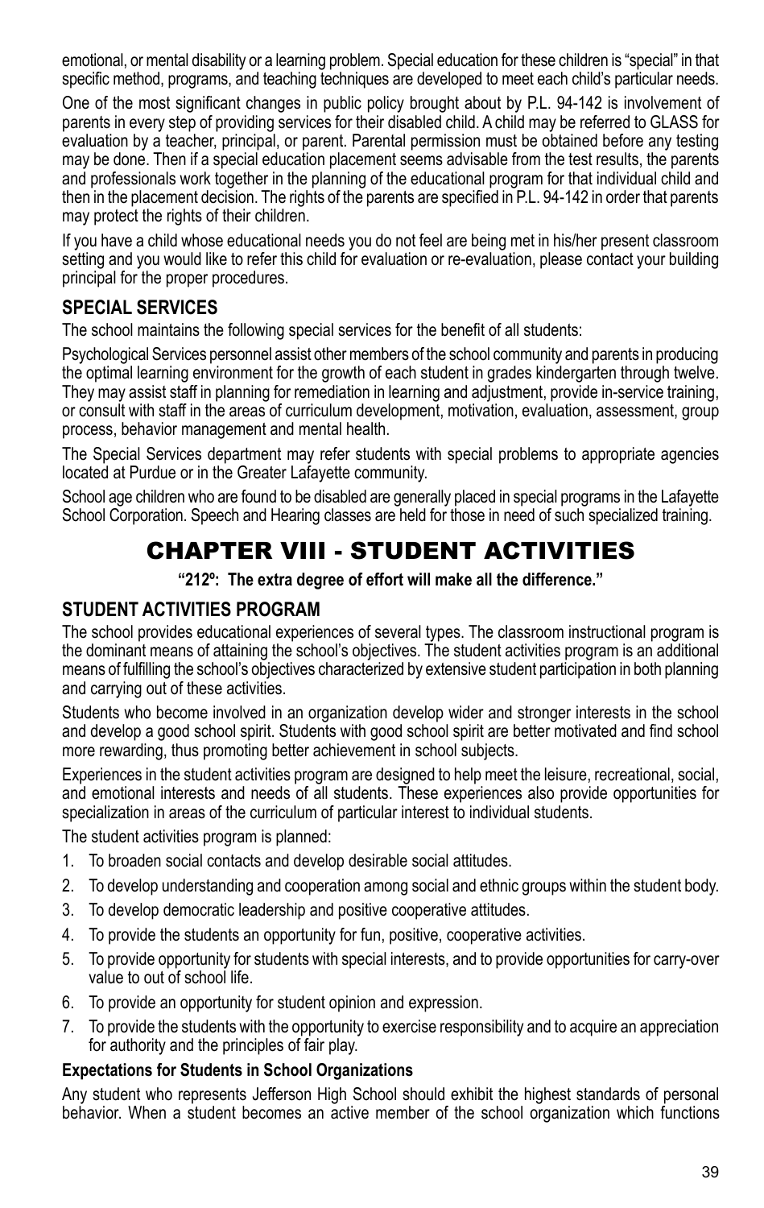emotional, or mental disability or a learning problem. Special education for these children is "special" in that specific method, programs, and teaching techniques are developed to meet each child's particular needs.

One of the most significant changes in public policy brought about by P.L. 94-142 is involvement of parents in every step of providing services for their disabled child. A child may be referred to GLASS for evaluation by a teacher, principal, or parent. Parental permission must be obtained before any testing may be done. Then if a special education placement seems advisable from the test results, the parents and professionals work together in the planning of the educational program for that individual child and then in the placement decision. The rights of the parents are specified in P.L. 94-142 in order that parents may protect the rights of their children.

If you have a child whose educational needs you do not feel are being met in his/her present classroom setting and you would like to refer this child for evaluation or re-evaluation, please contact your building principal for the proper procedures.

### SPECIAL SERVICES

The school maintains the following special services for the benefit of all students:

Psychological Services personnel assist other members of the school community and parents in producing the optimal learning environment for the growth of each student in grades kindergarten through twelve. They may assist staff in planning for remediation in learning and adjustment, provide in-service training, or consult with staff in the areas of curriculum development, motivation, evaluation, assessment, group process, behavior management and mental health.

The Special Services department may refer students with special problems to appropriate agencies located at Purdue or in the Greater Lafayette community.

School age children who are found to be disabled are generally placed in special programs in the Lafayette School Corporation. Speech and Hearing classes are held for those in need of such specialized training.

# CHAPTER VIII - STUDENT ACTIVITIES

**"212º: The extra degree of effort will make all the difference."**

### STUDENT ACTIVITIES PROGRAM

The school provides educational experiences of several types. The classroom instructional program is the dominant means of attaining the school's objectives. The student activities program is an additional means of fulfilling the school's objectives characterized by extensive student participation in both planning and carrying out of these activities.

Students who become involved in an organization develop wider and stronger interests in the school and develop a good school spirit. Students with good school spirit are better motivated and find school more rewarding, thus promoting better achievement in school subjects.

Experiences in the student activities program are designed to help meet the leisure, recreational, social, and emotional interests and needs of all students. These experiences also provide opportunities for specialization in areas of the curriculum of particular interest to individual students.

The student activities program is planned:

1. To broaden social contacts and develop desirable social attitudes.
2. To develop understanding and cooperation among social and ethnic groups within the student body.
3. To develop democratic leadership and positive cooperative attitudes.
4. To provide the students an opportunity for fun, positive, cooperative activities.
5. To provide opportunity for students with special interests, and to provide opportunities for carry-over value to out of school life.
6. To provide an opportunity for student opinion and expression.
7. To provide the students with the opportunity to exercise responsibility and to acquire an appreciation for authority and the principles of fair play.

**Expectations for Students in School Organizations**

Any student who represents Jefferson High School should exhibit the highest standards of personal behavior. When a student becomes an active member of the school organization which functions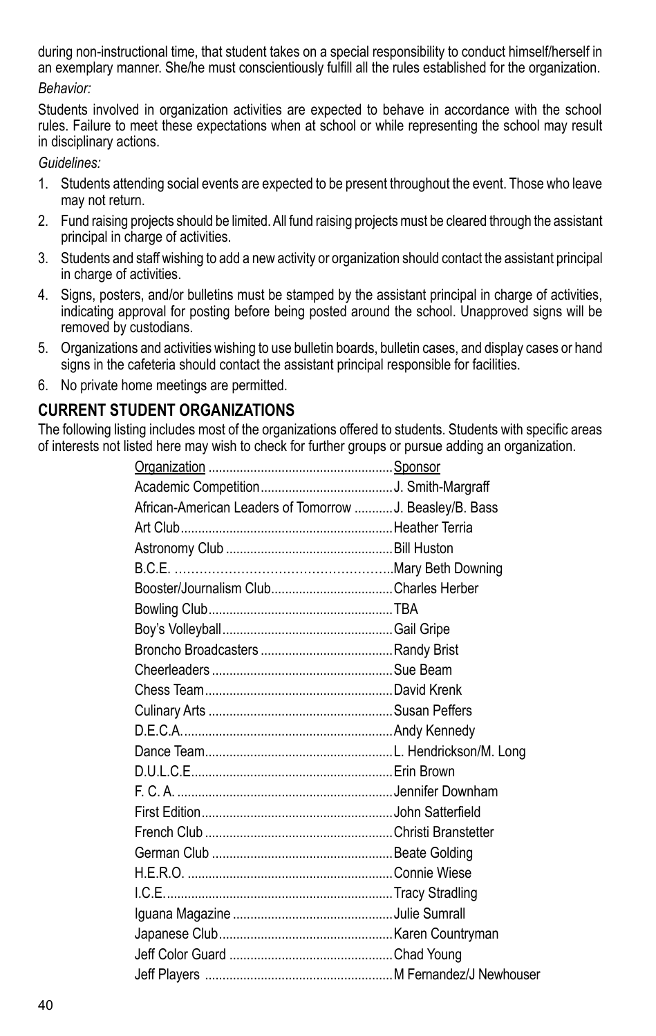during non-instructional time, that student takes on a special responsibility to conduct himself/herself in an exemplary manner. She/he must conscientiously fulfill all the rules established for the organization.

*Behavior:*

Students involved in organization activities are expected to behave in accordance with the school rules. Failure to meet these expectations when at school or while representing the school may result in disciplinary actions.

*Guidelines:*

1. Students attending social events are expected to be present throughout the event. Those who leave may not return.
2. Fund raising projects should be limited. All fund raising projects must be cleared through the assistant principal in charge of activities.
3. Students and staff wishing to add a new activity or organization should contact the assistant principal in charge of activities.
4. Signs, posters, and/or bulletins must be stamped by the assistant principal in charge of activities, indicating approval for posting before being posted around the school. Unapproved signs will be removed by custodians.
5. Organizations and activities wishing to use bulletin boards, bulletin cases, and display cases or hand signs in the cafeteria should contact the assistant principal responsible for facilities.
6. No private home meetings are permitted.

## CURRENT STUDENT ORGANIZATIONS

The following listing includes most of the organizations offered to students. Students with specific areas of interests not listed here may wish to check for further groups or pursue adding an organization.

| Organization | Sponsor |
| --- | --- |
| Academic Competition | J. Smith-Margraff |
| African-American Leaders of Tomorrow | J. Beasley/B. Bass |
| Art Club | Heather Terria |
| Astronomy Club | Bill Huston |
| B.C.E. | Mary Beth Downing |
| Booster/Journalism Club | Charles Herber |
| Bowling Club | TBA |
| Boy's Volleyball | Gail Gripe |
| Broncho Broadcasters | Randy Brist |
| Cheerleaders | Sue Beam |
| Chess Team | David Krenk |
| Culinary Arts | Susan Peffers |
| D.E.C.A. | Andy Kennedy |
| Dance Team | L. Hendrickson/M. Long |
| D.U.L.C.E. | Erin Brown |
| F. C. A. | Jennifer Downham |
| First Edition | John Satterfield |
| French Club | Christi Branstetter |
| German Club | Beate Golding |
| H.E.R.O. | Connie Wiese |
| I.C.E. | Tracy Stradling |
| Iguana Magazine | Julie Sumrall |
| Japanese Club | Karen Countryman |
| Jeff Color Guard | Chad Young |
| Jeff Players | M Fernandez/J Newhouser |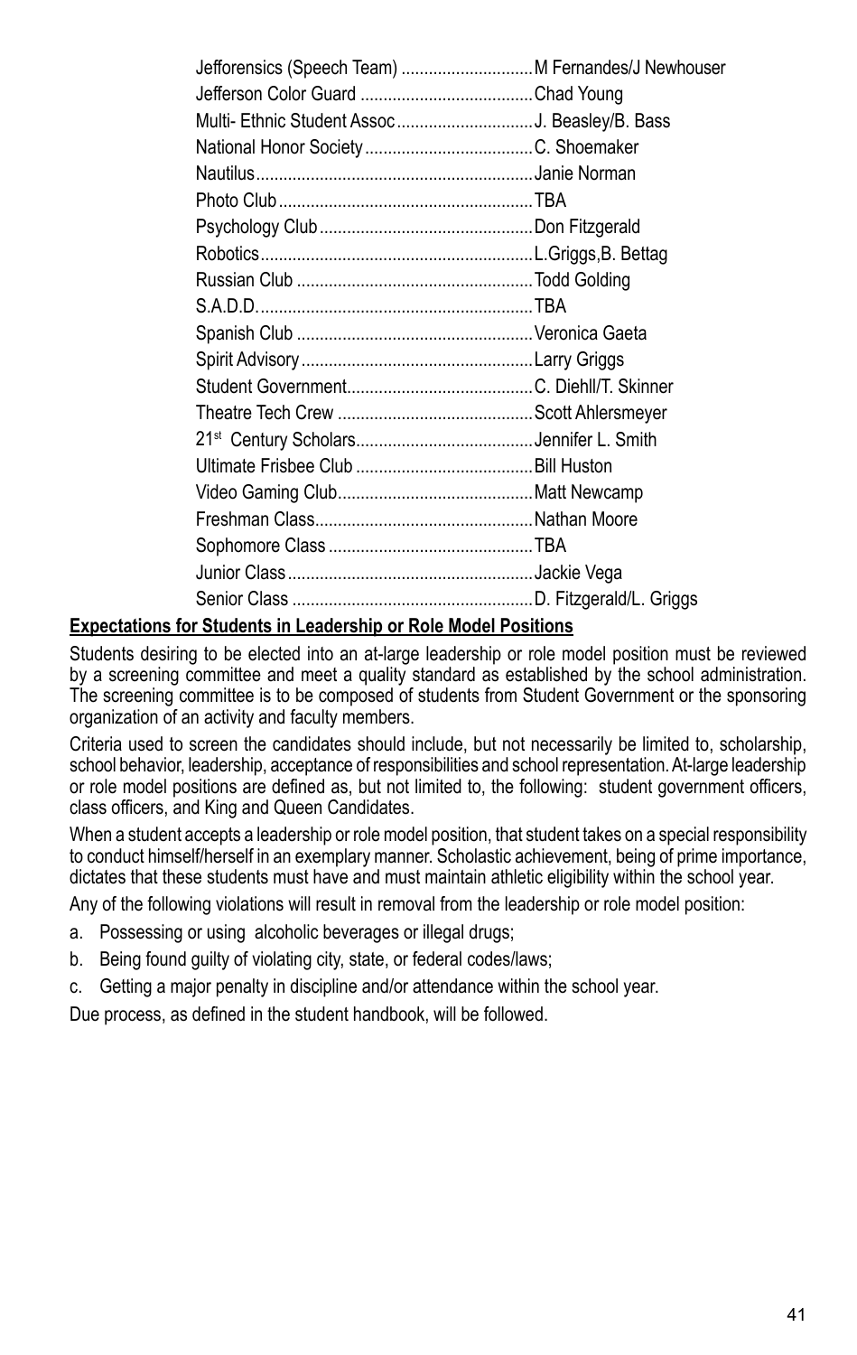Jefforensics (Speech Team) ............................M Fernandes/J Newhouser
Jefferson Color Guard ......................................Chad Young
Multi- Ethnic Student Assoc..............................J. Beasley/B. Bass
National Honor Society.....................................C. Shoemaker
Nautilus.............................................................Janie Norman
Photo Club........................................................TBA
Psychology Club...............................................Don Fitzgerald
Robotics............................................................L.Griggs,B. Bettag
Russian Club ....................................................Todd Golding
S.A.D.D.............................................................TBA
Spanish Club ....................................................Veronica Gaeta
Spirit Advisory...................................................Larry Griggs
Student Government.........................................C. Diehll/T. Skinner
Theatre Tech Crew ...........................................Scott Ahlersmeyer
21st Century Scholars.......................................Jennifer L. Smith
Ultimate Frisbee Club .......................................Bill Huston
Video Gaming Club...........................................Matt Newcamp
Freshman Class................................................Nathan Moore
Sophomore Class .............................................TBA
Junior Class......................................................Jackie Vega
Senior Class .....................................................D. Fitzgerald/L. Griggs

**Expectations for Students in Leadership or Role Model Positions**

Students desiring to be elected into an at-large leadership or role model position must be reviewed by a screening committee and meet a quality standard as established by the school administration. The screening committee is to be composed of students from Student Government or the sponsoring organization of an activity and faculty members.

Criteria used to screen the candidates should include, but not necessarily be limited to, scholarship, school behavior, leadership, acceptance of responsibilities and school representation. At-large leadership or role model positions are defined as, but not limited to, the following: student government officers, class officers, and King and Queen Candidates.

When a student accepts a leadership or role model position, that student takes on a special responsibility to conduct himself/herself in an exemplary manner. Scholastic achievement, being of prime importance, dictates that these students must have and must maintain athletic eligibility within the school year.

Any of the following violations will result in removal from the leadership or role model position:

a. Possessing or using alcoholic beverages or illegal drugs;
b. Being found guilty of violating city, state, or federal codes/laws;
c. Getting a major penalty in discipline and/or attendance within the school year.

Due process, as defined in the student handbook, will be followed.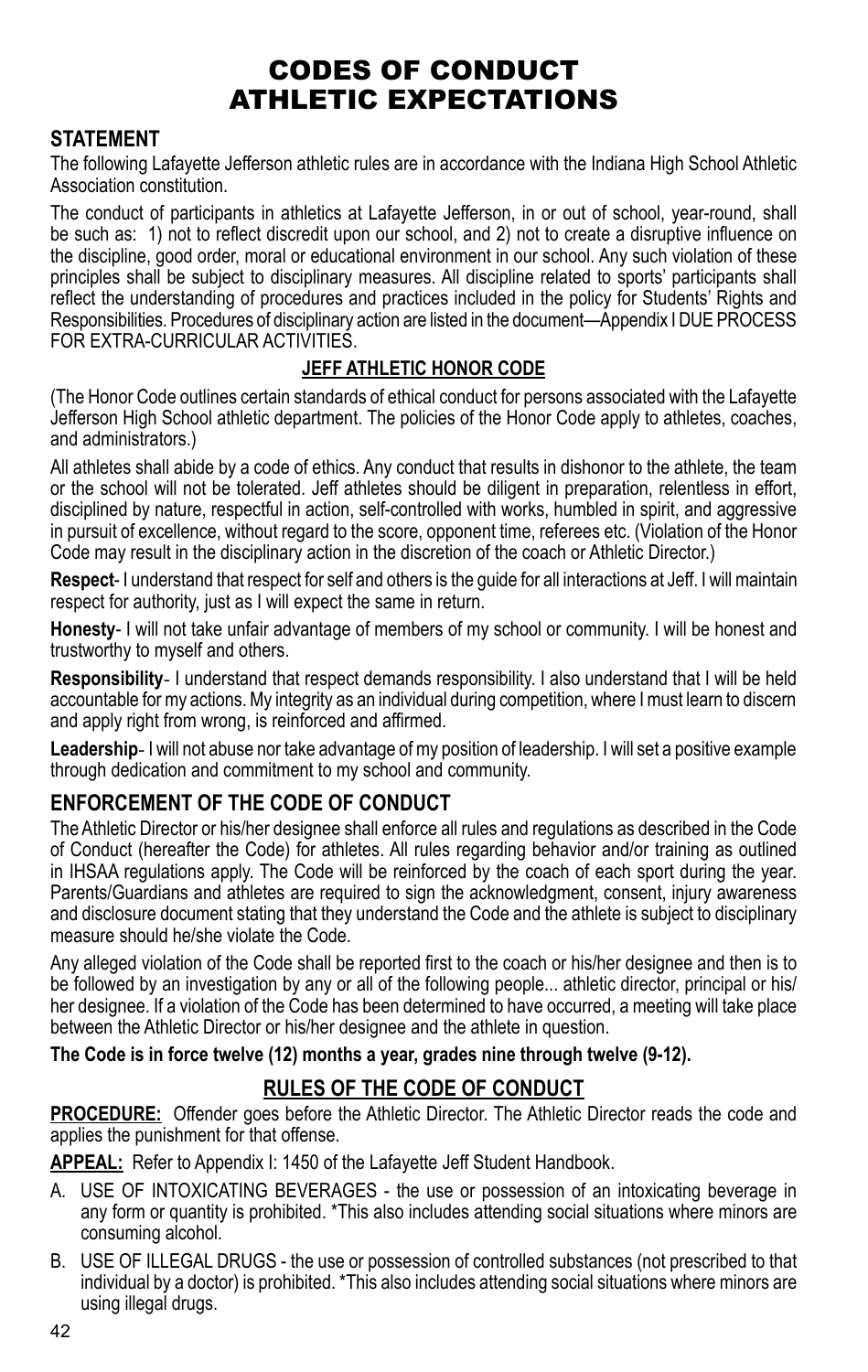# CODES OF CONDUCT
# ATHLETIC EXPECTATIONS

## STATEMENT

The following Lafayette Jefferson athletic rules are in accordance with the Indiana High School Athletic Association constitution.

The conduct of participants in athletics at Lafayette Jefferson, in or out of school, year-round, shall be such as: 1) not to reflect discredit upon our school, and 2) not to create a disruptive influence on the discipline, good order, moral or educational environment in our school. Any such violation of these principles shall be subject to disciplinary measures. All discipline related to sports' participants shall reflect the understanding of procedures and practices included in the policy for Students' Rights and Responsibilities. Procedures of disciplinary action are listed in the document—Appendix I DUE PROCESS FOR EXTRA-CURRICULAR ACTIVITIES.

### JEFF ATHLETIC HONOR CODE

(The Honor Code outlines certain standards of ethical conduct for persons associated with the Lafayette Jefferson High School athletic department. The policies of the Honor Code apply to athletes, coaches, and administrators.)

All athletes shall abide by a code of ethics. Any conduct that results in dishonor to the athlete, the team or the school will not be tolerated. Jeff athletes should be diligent in preparation, relentless in effort, disciplined by nature, respectful in action, self-controlled with works, humbled in spirit, and aggressive in pursuit of excellence, without regard to the score, opponent time, referees etc. (Violation of the Honor Code may result in the disciplinary action in the discretion of the coach or Athletic Director.)

**Respect**- I understand that respect for self and others is the guide for all interactions at Jeff. I will maintain respect for authority, just as I will expect the same in return.

**Honesty**- I will not take unfair advantage of members of my school or community. I will be honest and trustworthy to myself and others.

**Responsibility**- I understand that respect demands responsibility. I also understand that I will be held accountable for my actions. My integrity as an individual during competition, where I must learn to discern and apply right from wrong, is reinforced and affirmed.

**Leadership**- I will not abuse nor take advantage of my position of leadership. I will set a positive example through dedication and commitment to my school and community.

## ENFORCEMENT OF THE CODE OF CONDUCT

The Athletic Director or his/her designee shall enforce all rules and regulations as described in the Code of Conduct (hereafter the Code) for athletes. All rules regarding behavior and/or training as outlined in IHSAA regulations apply. The Code will be reinforced by the coach of each sport during the year. Parents/Guardians and athletes are required to sign the acknowledgment, consent, injury awareness and disclosure document stating that they understand the Code and the athlete is subject to disciplinary measure should he/she violate the Code.

Any alleged violation of the Code shall be reported first to the coach or his/her designee and then is to be followed by an investigation by any or all of the following people... athletic director, principal or his/her designee. If a violation of the Code has been determined to have occurred, a meeting will take place between the Athletic Director or his/her designee and the athlete in question.

**The Code is in force twelve (12) months a year, grades nine through twelve (9-12).**

### RULES OF THE CODE OF CONDUCT

**PROCEDURE:** Offender goes before the Athletic Director. The Athletic Director reads the code and applies the punishment for that offense.

**APPEAL:** Refer to Appendix I: 1450 of the Lafayette Jeff Student Handbook.

A. USE OF INTOXICATING BEVERAGES - the use or possession of an intoxicating beverage in any form or quantity is prohibited. *This also includes attending social situations where minors are consuming alcohol.

B. USE OF ILLEGAL DRUGS - the use or possession of controlled substances (not prescribed to that individual by a doctor) is prohibited. *This also includes attending social situations where minors are using illegal drugs.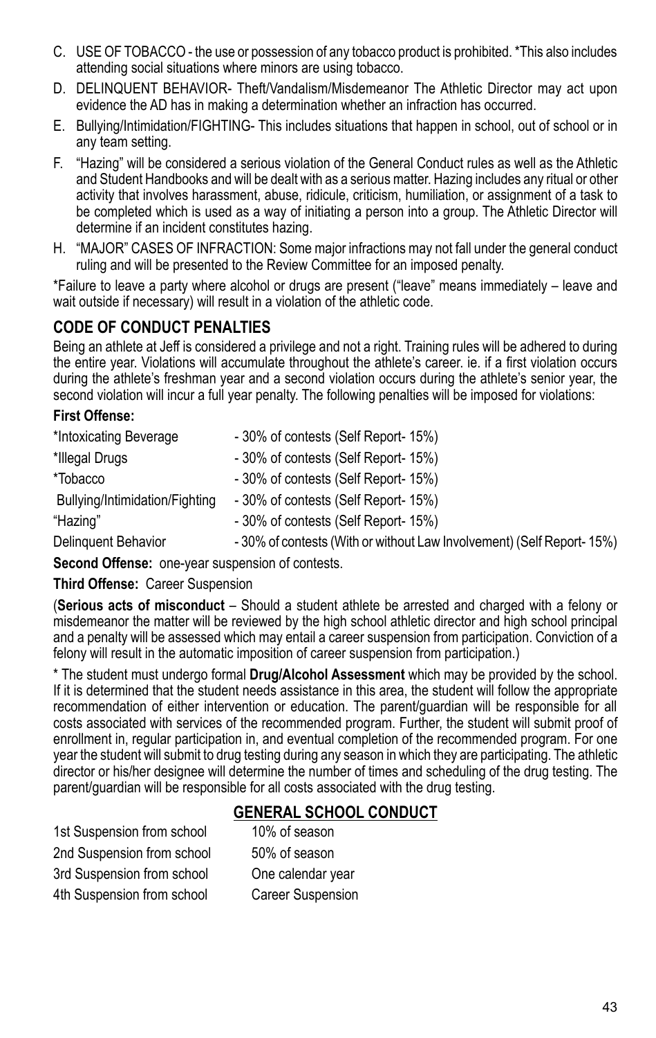C. USE OF TOBACCO - the use or possession of any tobacco product is prohibited. *This also includes attending social situations where minors are using tobacco.

D. DELINQUENT BEHAVIOR- Theft/Vandalism/Misdemeanor The Athletic Director may act upon evidence the AD has in making a determination whether an infraction has occurred.

E. Bullying/Intimidation/FIGHTING- This includes situations that happen in school, out of school or in any team setting.

F. "Hazing" will be considered a serious violation of the General Conduct rules as well as the Athletic and Student Handbooks and will be dealt with as a serious matter. Hazing includes any ritual or other activity that involves harassment, abuse, ridicule, criticism, humiliation, or assignment of a task to be completed which is used as a way of initiating a person into a group. The Athletic Director will determine if an incident constitutes hazing.

H. "MAJOR" CASES OF INFRACTION: Some major infractions may not fall under the general conduct ruling and will be presented to the Review Committee for an imposed penalty.

*Failure to leave a party where alcohol or drugs are present ("leave" means immediately – leave and wait outside if necessary) will result in a violation of the athletic code.

## CODE OF CONDUCT PENALTIES

Being an athlete at Jeff is considered a privilege and not a right. Training rules will be adhered to during the entire year. Violations will accumulate throughout the athlete's career. ie. if a first violation occurs during the athlete's freshman year and a second violation occurs during the athlete's senior year, the second violation will incur a full year penalty. The following penalties will be imposed for violations:

**First Offense:**

| | |
|---|---|
| *Intoxicating Beverage | - 30% of contests (Self Report- 15%) |
| *Illegal Drugs | - 30% of contests (Self Report- 15%) |
| *Tobacco | - 30% of contests (Self Report- 15%) |
| Bullying/Intimidation/Fighting | - 30% of contests (Self Report- 15%) |
| "Hazing" | - 30% of contests (Self Report- 15%) |
| Delinquent Behavior | - 30% of contests (With or without Law Involvement) (Self Report- 15%) |

**Second Offense:** one-year suspension of contests.

**Third Offense:** Career Suspension

(**Serious acts of misconduct** – Should a student athlete be arrested and charged with a felony or misdemeanor the matter will be reviewed by the high school athletic director and high school principal and a penalty will be assessed which may entail a career suspension from participation. Conviction of a felony will result in the automatic imposition of career suspension from participation.)

* The student must undergo formal **Drug/Alcohol Assessment** which may be provided by the school. If it is determined that the student needs assistance in this area, the student will follow the appropriate recommendation of either intervention or education. The parent/guardian will be responsible for all costs associated with services of the recommended program. Further, the student will submit proof of enrollment in, regular participation in, and eventual completion of the recommended program. For one year the student will submit to drug testing during any season in which they are participating. The athletic director or his/her designee will determine the number of times and scheduling of the drug testing. The parent/guardian will be responsible for all costs associated with the drug testing.

## GENERAL SCHOOL CONDUCT

| | |
|---|---|
| 1st Suspension from school | 10% of season |
| 2nd Suspension from school | 50% of season |
| 3rd Suspension from school | One calendar year |
| 4th Suspension from school | Career Suspension |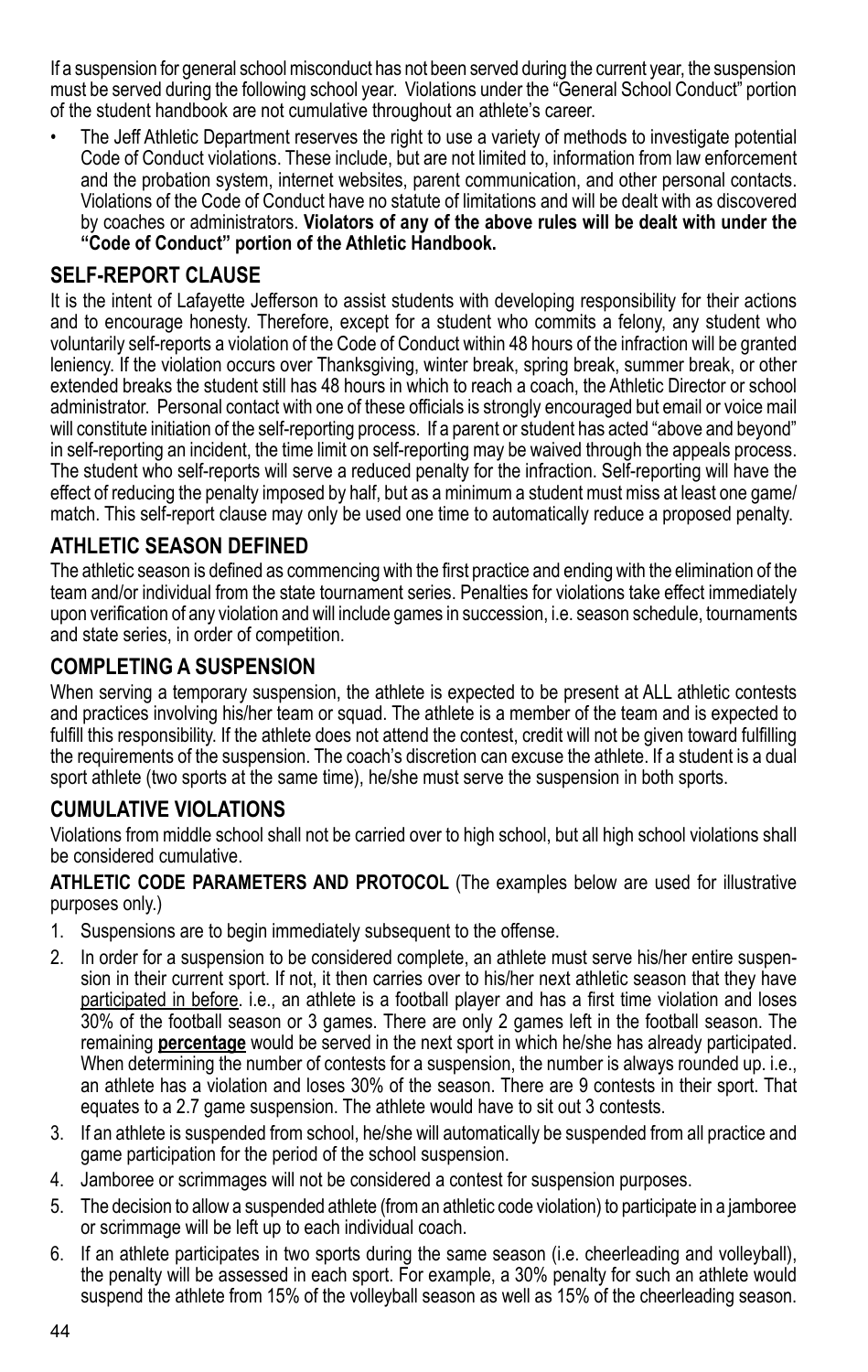If a suspension for general school misconduct has not been served during the current year, the suspension must be served during the following school year. Violations under the "General School Conduct" portion of the student handbook are not cumulative throughout an athlete's career.

- The Jeff Athletic Department reserves the right to use a variety of methods to investigate potential Code of Conduct violations. These include, but are not limited to, information from law enforcement and the probation system, internet websites, parent communication, and other personal contacts. Violations of the Code of Conduct have no statute of limitations and will be dealt with as discovered by coaches or administrators. **Violators of any of the above rules will be dealt with under the "Code of Conduct" portion of the Athletic Handbook.**

## SELF-REPORT CLAUSE

It is the intent of Lafayette Jefferson to assist students with developing responsibility for their actions and to encourage honesty. Therefore, except for a student who commits a felony, any student who voluntarily self-reports a violation of the Code of Conduct within 48 hours of the infraction will be granted leniency. If the violation occurs over Thanksgiving, winter break, spring break, summer break, or other extended breaks the student still has 48 hours in which to reach a coach, the Athletic Director or school administrator. Personal contact with one of these officials is strongly encouraged but email or voice mail will constitute initiation of the self-reporting process. If a parent or student has acted "above and beyond" in self-reporting an incident, the time limit on self-reporting may be waived through the appeals process. The student who self-reports will serve a reduced penalty for the infraction. Self-reporting will have the effect of reducing the penalty imposed by half, but as a minimum a student must miss at least one game/match. This self-report clause may only be used one time to automatically reduce a proposed penalty.

## ATHLETIC SEASON DEFINED

The athletic season is defined as commencing with the first practice and ending with the elimination of the team and/or individual from the state tournament series. Penalties for violations take effect immediately upon verification of any violation and will include games in succession, i.e. season schedule, tournaments and state series, in order of competition.

## COMPLETING A SUSPENSION

When serving a temporary suspension, the athlete is expected to be present at ALL athletic contests and practices involving his/her team or squad. The athlete is a member of the team and is expected to fulfill this responsibility. If the athlete does not attend the contest, credit will not be given toward fulfilling the requirements of the suspension. The coach's discretion can excuse the athlete. If a student is a dual sport athlete (two sports at the same time), he/she must serve the suspension in both sports.

## CUMULATIVE VIOLATIONS

Violations from middle school shall not be carried over to high school, but all high school violations shall be considered cumulative.

**ATHLETIC CODE PARAMETERS AND PROTOCOL** (The examples below are used for illustrative purposes only.)

1. Suspensions are to begin immediately subsequent to the offense.
2. In order for a suspension to be considered complete, an athlete must serve his/her entire suspension in their current sport. If not, it then carries over to his/her next athletic season that they have <u>participated in before</u>. i.e., an athlete is a football player and has a first time violation and loses 30% of the football season or 3 games. There are only 2 games left in the football season. The remaining <u>**percentage**</u> would be served in the next sport in which he/she has already participated. When determining the number of contests for a suspension, the number is always rounded up. i.e., an athlete has a violation and loses 30% of the season. There are 9 contests in their sport. That equates to a 2.7 game suspension. The athlete would have to sit out 3 contests.
3. If an athlete is suspended from school, he/she will automatically be suspended from all practice and game participation for the period of the school suspension.
4. Jamboree or scrimmages will not be considered a contest for suspension purposes.
5. The decision to allow a suspended athlete (from an athletic code violation) to participate in a jamboree or scrimmage will be left up to each individual coach.
6. If an athlete participates in two sports during the same season (i.e. cheerleading and volleyball), the penalty will be assessed in each sport. For example, a 30% penalty for such an athlete would suspend the athlete from 15% of the volleyball season as well as 15% of the cheerleading season.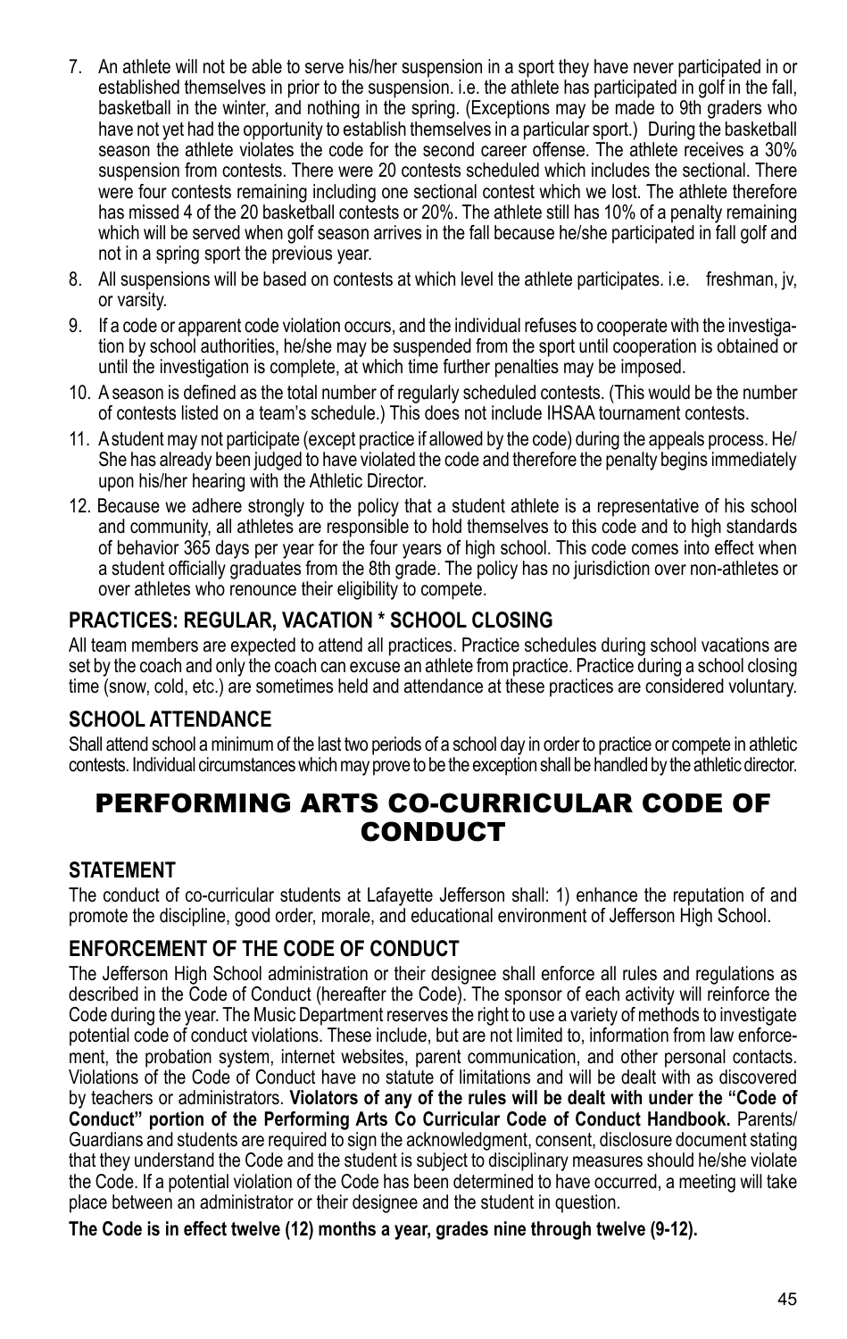7. An athlete will not be able to serve his/her suspension in a sport they have never participated in or established themselves in prior to the suspension. i.e. the athlete has participated in golf in the fall, basketball in the winter, and nothing in the spring. (Exceptions may be made to 9th graders who have not yet had the opportunity to establish themselves in a particular sport.) During the basketball season the athlete violates the code for the second career offense. The athlete receives a 30% suspension from contests. There were 20 contests scheduled which includes the sectional. There were four contests remaining including one sectional contest which we lost. The athlete therefore has missed 4 of the 20 basketball contests or 20%. The athlete still has 10% of a penalty remaining which will be served when golf season arrives in the fall because he/she participated in fall golf and not in a spring sport the previous year.
8. All suspensions will be based on contests at which level the athlete participates. i.e. freshman, jv, or varsity.
9. If a code or apparent code violation occurs, and the individual refuses to cooperate with the investigation by school authorities, he/she may be suspended from the sport until cooperation is obtained or until the investigation is complete, at which time further penalties may be imposed.
10. A season is defined as the total number of regularly scheduled contests. (This would be the number of contests listed on a team's schedule.) This does not include IHSAA tournament contests.
11. A student may not participate (except practice if allowed by the code) during the appeals process. He/She has already been judged to have violated the code and therefore the penalty begins immediately upon his/her hearing with the Athletic Director.
12. Because we adhere strongly to the policy that a student athlete is a representative of his school and community, all athletes are responsible to hold themselves to this code and to high standards of behavior 365 days per year for the four years of high school. This code comes into effect when a student officially graduates from the 8th grade. The policy has no jurisdiction over non-athletes or over athletes who renounce their eligibility to compete.

### PRACTICES: REGULAR, VACATION * SCHOOL CLOSING

All team members are expected to attend all practices. Practice schedules during school vacations are set by the coach and only the coach can excuse an athlete from practice. Practice during a school closing time (snow, cold, etc.) are sometimes held and attendance at these practices are considered voluntary.

### SCHOOL ATTENDANCE

Shall attend school a minimum of the last two periods of a school day in order to practice or compete in athletic contests. Individual circumstances which may prove to be the exception shall be handled by the athletic director.

## PERFORMING ARTS CO-CURRICULAR CODE OF CONDUCT

### STATEMENT

The conduct of co-curricular students at Lafayette Jefferson shall: 1) enhance the reputation of and promote the discipline, good order, morale, and educational environment of Jefferson High School.

### ENFORCEMENT OF THE CODE OF CONDUCT

The Jefferson High School administration or their designee shall enforce all rules and regulations as described in the Code of Conduct (hereafter the Code). The sponsor of each activity will reinforce the Code during the year. The Music Department reserves the right to use a variety of methods to investigate potential code of conduct violations. These include, but are not limited to, information from law enforcement, the probation system, internet websites, parent communication, and other personal contacts. Violations of the Code of Conduct have no statute of limitations and will be dealt with as discovered by teachers or administrators. **Violators of any of the rules will be dealt with under the "Code of Conduct" portion of the Performing Arts Co Curricular Code of Conduct Handbook.** Parents/Guardians and students are required to sign the acknowledgment, consent, disclosure document stating that they understand the Code and the student is subject to disciplinary measures should he/she violate the Code. If a potential violation of the Code has been determined to have occurred, a meeting will take place between an administrator or their designee and the student in question.

**The Code is in effect twelve (12) months a year, grades nine through twelve (9-12).**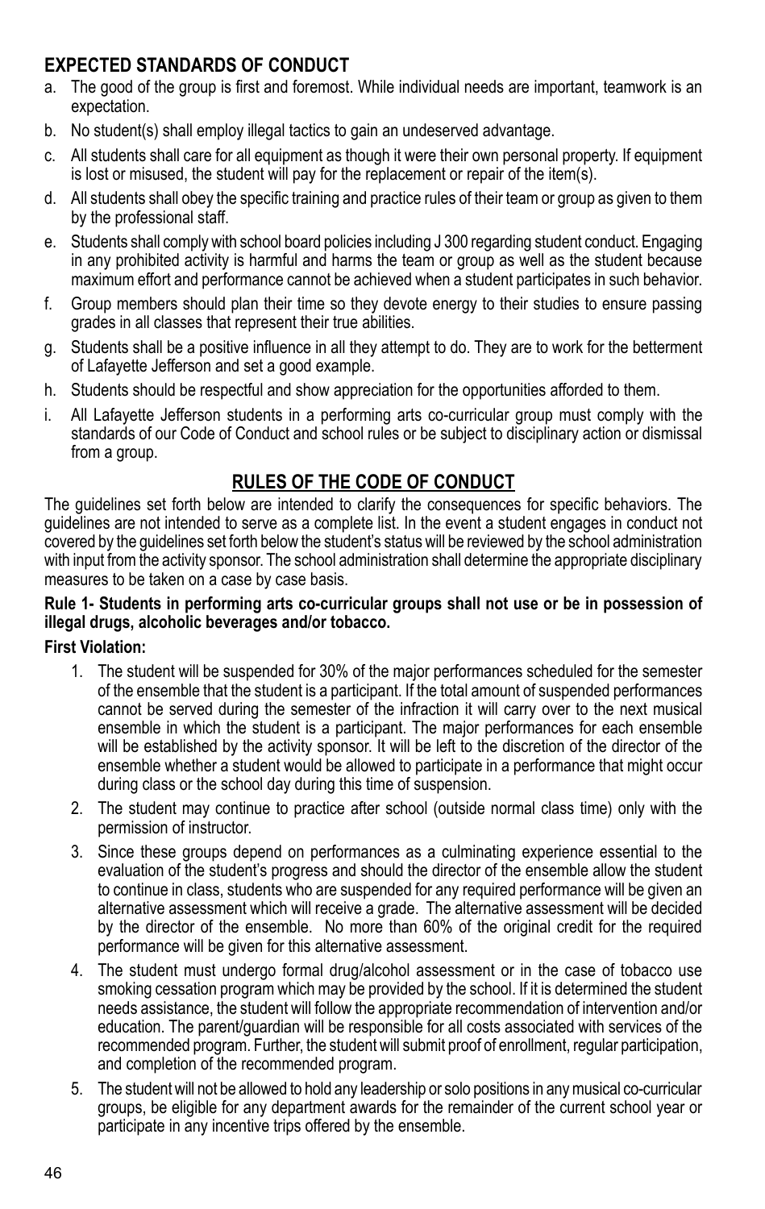## EXPECTED STANDARDS OF CONDUCT

a. The good of the group is first and foremost. While individual needs are important, teamwork is an expectation.

b. No student(s) shall employ illegal tactics to gain an undeserved advantage.

c. All students shall care for all equipment as though it were their own personal property. If equipment is lost or misused, the student will pay for the replacement or repair of the item(s).

d. All students shall obey the specific training and practice rules of their team or group as given to them by the professional staff.

e. Students shall comply with school board policies including J 300 regarding student conduct. Engaging in any prohibited activity is harmful and harms the team or group as well as the student because maximum effort and performance cannot be achieved when a student participates in such behavior.

f. Group members should plan their time so they devote energy to their studies to ensure passing grades in all classes that represent their true abilities.

g. Students shall be a positive influence in all they attempt to do. They are to work for the betterment of Lafayette Jefferson and set a good example.

h. Students should be respectful and show appreciation for the opportunities afforded to them.

i. All Lafayette Jefferson students in a performing arts co-curricular group must comply with the standards of our Code of Conduct and school rules or be subject to disciplinary action or dismissal from a group.

## RULES OF THE CODE OF CONDUCT

The guidelines set forth below are intended to clarify the consequences for specific behaviors. The guidelines are not intended to serve as a complete list. In the event a student engages in conduct not covered by the guidelines set forth below the student's status will be reviewed by the school administration with input from the activity sponsor. The school administration shall determine the appropriate disciplinary measures to be taken on a case by case basis.

**Rule 1- Students in performing arts co-curricular groups shall not use or be in possession of illegal drugs, alcoholic beverages and/or tobacco.**

**First Violation:**

1. The student will be suspended for 30% of the major performances scheduled for the semester of the ensemble that the student is a participant. If the total amount of suspended performances cannot be served during the semester of the infraction it will carry over to the next musical ensemble in which the student is a participant. The major performances for each ensemble will be established by the activity sponsor. It will be left to the discretion of the director of the ensemble whether a student would be allowed to participate in a performance that might occur during class or the school day during this time of suspension.
2. The student may continue to practice after school (outside normal class time) only with the permission of instructor.
3. Since these groups depend on performances as a culminating experience essential to the evaluation of the student's progress and should the director of the ensemble allow the student to continue in class, students who are suspended for any required performance will be given an alternative assessment which will receive a grade. The alternative assessment will be decided by the director of the ensemble. No more than 60% of the original credit for the required performance will be given for this alternative assessment.
4. The student must undergo formal drug/alcohol assessment or in the case of tobacco use smoking cessation program which may be provided by the school. If it is determined the student needs assistance, the student will follow the appropriate recommendation of intervention and/or education. The parent/guardian will be responsible for all costs associated with services of the recommended program. Further, the student will submit proof of enrollment, regular participation, and completion of the recommended program.
5. The student will not be allowed to hold any leadership or solo positions in any musical co-curricular groups, be eligible for any department awards for the remainder of the current school year or participate in any incentive trips offered by the ensemble.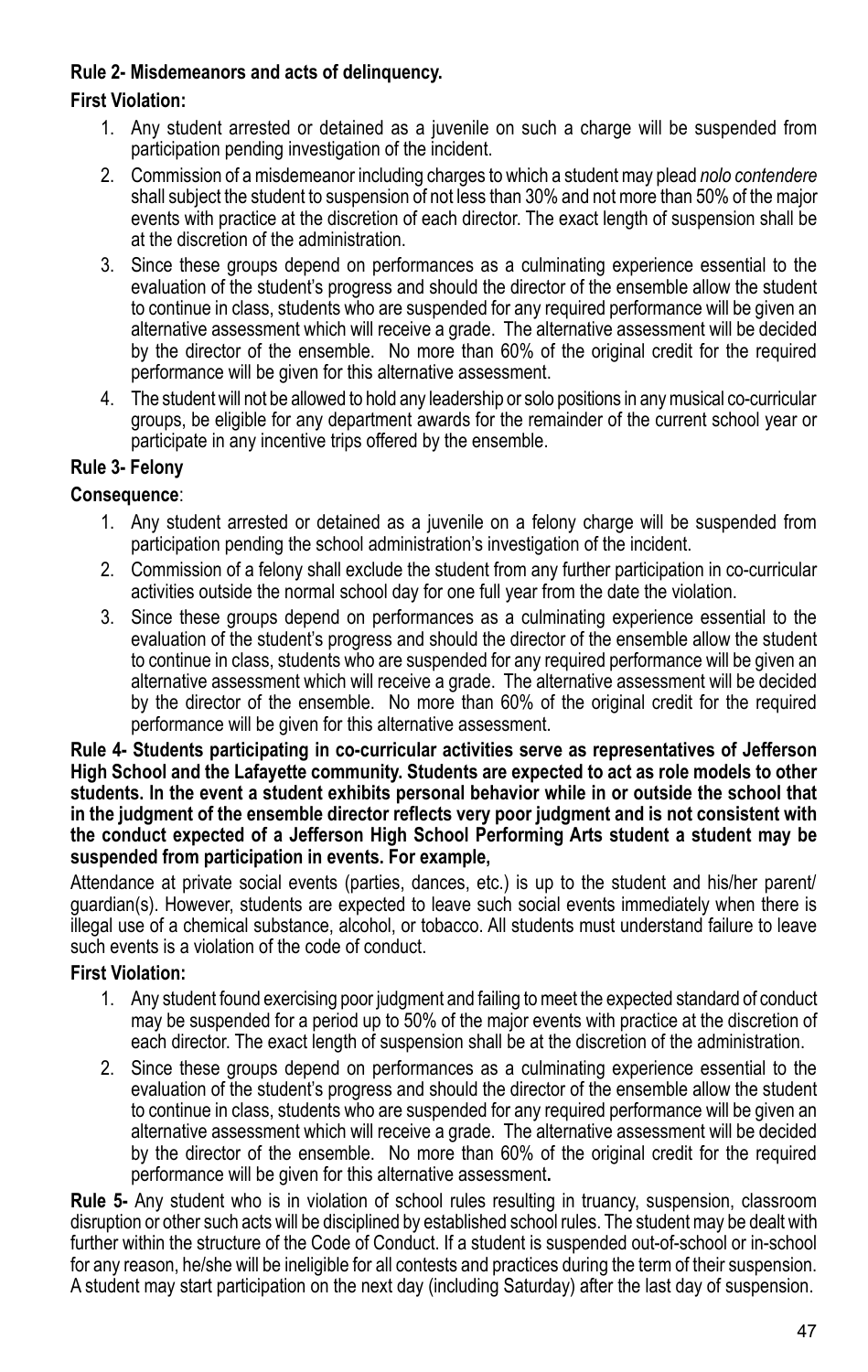**Rule 2- Misdemeanors and acts of delinquency.**

**First Violation:**

1. Any student arrested or detained as a juvenile on such a charge will be suspended from participation pending investigation of the incident.
2. Commission of a misdemeanor including charges to which a student may plead *nolo contendere* shall subject the student to suspension of not less than 30% and not more than 50% of the major events with practice at the discretion of each director. The exact length of suspension shall be at the discretion of the administration.
3. Since these groups depend on performances as a culminating experience essential to the evaluation of the student's progress and should the director of the ensemble allow the student to continue in class, students who are suspended for any required performance will be given an alternative assessment which will receive a grade. The alternative assessment will be decided by the director of the ensemble. No more than 60% of the original credit for the required performance will be given for this alternative assessment.
4. The student will not be allowed to hold any leadership or solo positions in any musical co-curricular groups, be eligible for any department awards for the remainder of the current school year or participate in any incentive trips offered by the ensemble.

**Rule 3- Felony**

**Consequence**:

1. Any student arrested or detained as a juvenile on a felony charge will be suspended from participation pending the school administration's investigation of the incident.
2. Commission of a felony shall exclude the student from any further participation in co-curricular activities outside the normal school day for one full year from the date the violation.
3. Since these groups depend on performances as a culminating experience essential to the evaluation of the student's progress and should the director of the ensemble allow the student to continue in class, students who are suspended for any required performance will be given an alternative assessment which will receive a grade. The alternative assessment will be decided by the director of the ensemble. No more than 60% of the original credit for the required performance will be given for this alternative assessment.

**Rule 4- Students participating in co-curricular activities serve as representatives of Jefferson High School and the Lafayette community. Students are expected to act as role models to other students. In the event a student exhibits personal behavior while in or outside the school that in the judgment of the ensemble director reflects very poor judgment and is not consistent with the conduct expected of a Jefferson High School Performing Arts student a student may be suspended from participation in events. For example,**

Attendance at private social events (parties, dances, etc.) is up to the student and his/her parent/guardian(s). However, students are expected to leave such social events immediately when there is illegal use of a chemical substance, alcohol, or tobacco. All students must understand failure to leave such events is a violation of the code of conduct.

**First Violation:**

1. Any student found exercising poor judgment and failing to meet the expected standard of conduct may be suspended for a period up to 50% of the major events with practice at the discretion of each director. The exact length of suspension shall be at the discretion of the administration.
2. Since these groups depend on performances as a culminating experience essential to the evaluation of the student's progress and should the director of the ensemble allow the student to continue in class, students who are suspended for any required performance will be given an alternative assessment which will receive a grade. The alternative assessment will be decided by the director of the ensemble. No more than 60% of the original credit for the required performance will be given for this alternative assessment**.**

**Rule 5-** Any student who is in violation of school rules resulting in truancy, suspension, classroom disruption or other such acts will be disciplined by established school rules. The student may be dealt with further within the structure of the Code of Conduct. If a student is suspended out-of-school or in-school for any reason, he/she will be ineligible for all contests and practices during the term of their suspension. A student may start participation on the next day (including Saturday) after the last day of suspension.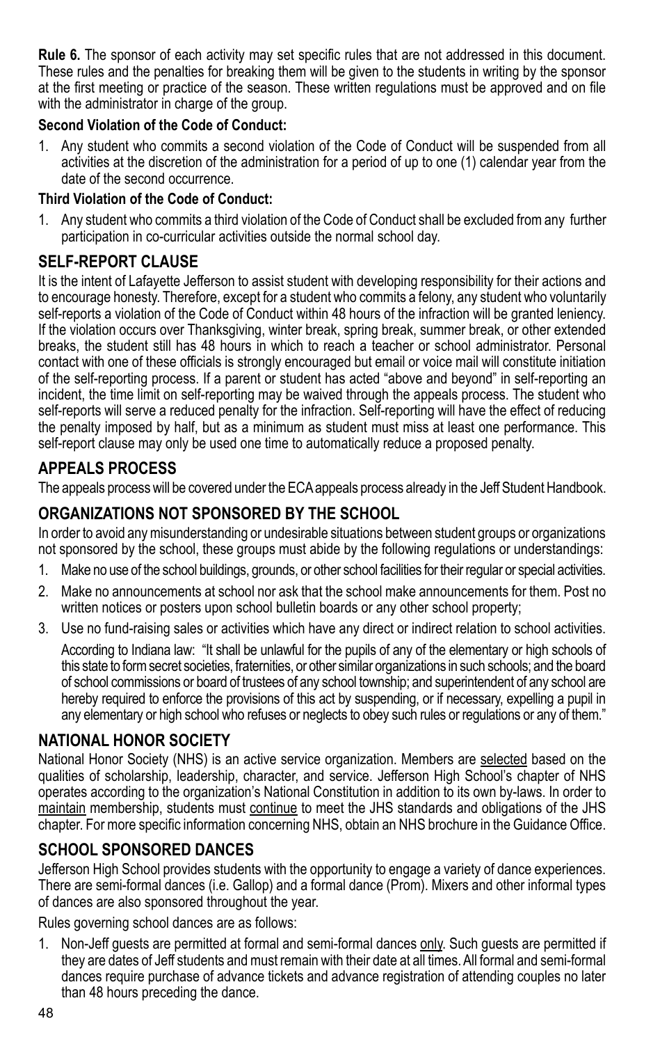**Rule 6.** The sponsor of each activity may set specific rules that are not addressed in this document. These rules and the penalties for breaking them will be given to the students in writing by the sponsor at the first meeting or practice of the season. These written regulations must be approved and on file with the administrator in charge of the group.

**Second Violation of the Code of Conduct:**

1. Any student who commits a second violation of the Code of Conduct will be suspended from all activities at the discretion of the administration for a period of up to one (1) calendar year from the date of the second occurrence.

**Third Violation of the Code of Conduct:**

1. Any student who commits a third violation of the Code of Conduct shall be excluded from any further participation in co-curricular activities outside the normal school day.

## SELF-REPORT CLAUSE

It is the intent of Lafayette Jefferson to assist student with developing responsibility for their actions and to encourage honesty. Therefore, except for a student who commits a felony, any student who voluntarily self-reports a violation of the Code of Conduct within 48 hours of the infraction will be granted leniency. If the violation occurs over Thanksgiving, winter break, spring break, summer break, or other extended breaks, the student still has 48 hours in which to reach a teacher or school administrator. Personal contact with one of these officials is strongly encouraged but email or voice mail will constitute initiation of the self-reporting process. If a parent or student has acted "above and beyond" in self-reporting an incident, the time limit on self-reporting may be waived through the appeals process. The student who self-reports will serve a reduced penalty for the infraction. Self-reporting will have the effect of reducing the penalty imposed by half, but as a minimum as student must miss at least one performance. This self-report clause may only be used one time to automatically reduce a proposed penalty.

## APPEALS PROCESS

The appeals process will be covered under the ECA appeals process already in the Jeff Student Handbook.

## ORGANIZATIONS NOT SPONSORED BY THE SCHOOL

In order to avoid any misunderstanding or undesirable situations between student groups or organizations not sponsored by the school, these groups must abide by the following regulations or understandings:

1. Make no use of the school buildings, grounds, or other school facilities for their regular or special activities.
2. Make no announcements at school nor ask that the school make announcements for them. Post no written notices or posters upon school bulletin boards or any other school property;
3. Use no fund-raising sales or activities which have any direct or indirect relation to school activities.

   According to Indiana law: "It shall be unlawful for the pupils of any of the elementary or high schools of this state to form secret societies, fraternities, or other similar organizations in such schools; and the board of school commissions or board of trustees of any school township; and superintendent of any school are hereby required to enforce the provisions of this act by suspending, or if necessary, expelling a pupil in any elementary or high school who refuses or neglects to obey such rules or regulations or any of them."

## NATIONAL HONOR SOCIETY

National Honor Society (NHS) is an active service organization. Members are selected based on the qualities of scholarship, leadership, character, and service. Jefferson High School's chapter of NHS operates according to the organization's National Constitution in addition to its own by-laws. In order to maintain membership, students must continue to meet the JHS standards and obligations of the JHS chapter. For more specific information concerning NHS, obtain an NHS brochure in the Guidance Office.

## SCHOOL SPONSORED DANCES

Jefferson High School provides students with the opportunity to engage a variety of dance experiences. There are semi-formal dances (i.e. Gallop) and a formal dance (Prom). Mixers and other informal types of dances are also sponsored throughout the year.

Rules governing school dances are as follows:

1. Non-Jeff guests are permitted at formal and semi-formal dances only. Such guests are permitted if they are dates of Jeff students and must remain with their date at all times. All formal and semi-formal dances require purchase of advance tickets and advance registration of attending couples no later than 48 hours preceding the dance.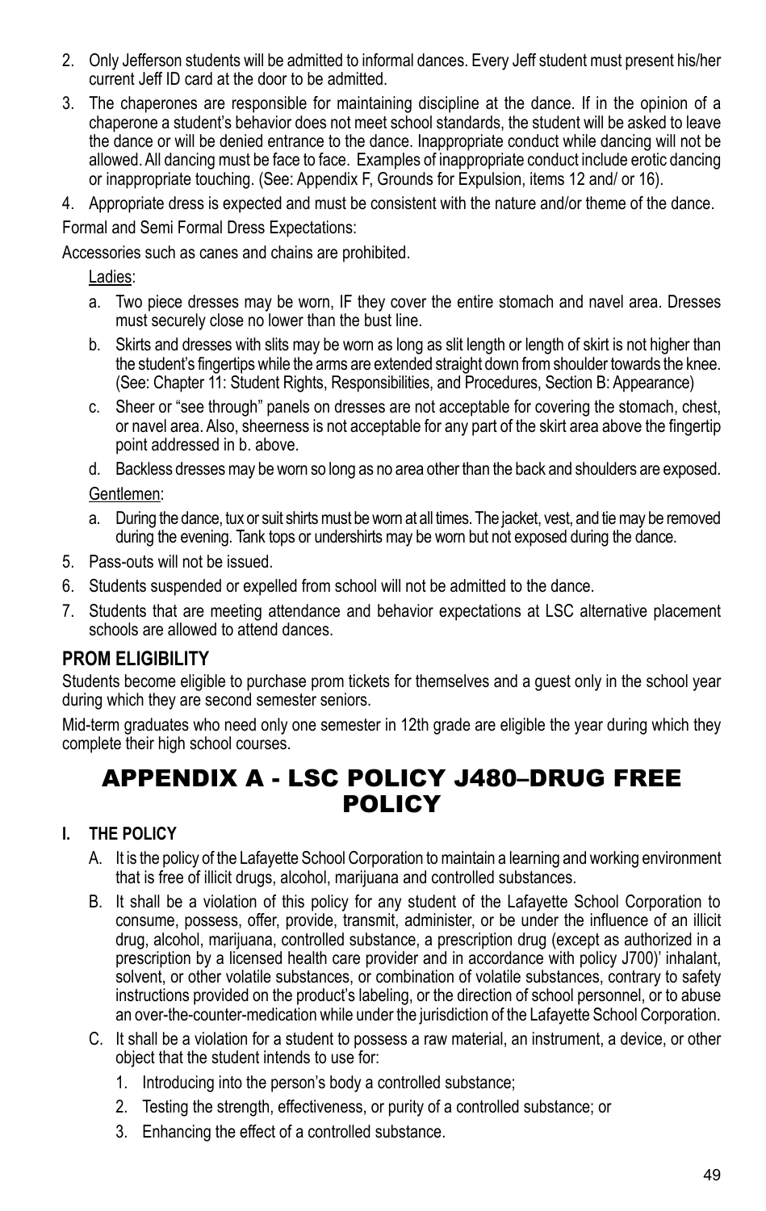2. Only Jefferson students will be admitted to informal dances. Every Jeff student must present his/her current Jeff ID card at the door to be admitted.
3. The chaperones are responsible for maintaining discipline at the dance. If in the opinion of a chaperone a student's behavior does not meet school standards, the student will be asked to leave the dance or will be denied entrance to the dance. Inappropriate conduct while dancing will not be allowed. All dancing must be face to face. Examples of inappropriate conduct include erotic dancing or inappropriate touching. (See: Appendix F, Grounds for Expulsion, items 12 and/ or 16).
4. Appropriate dress is expected and must be consistent with the nature and/or theme of the dance.

Formal and Semi Formal Dress Expectations:

Accessories such as canes and chains are prohibited.

Ladies:

a. Two piece dresses may be worn, IF they cover the entire stomach and navel area. Dresses must securely close no lower than the bust line.
b. Skirts and dresses with slits may be worn as long as slit length or length of skirt is not higher than the student's fingertips while the arms are extended straight down from shoulder towards the knee. (See: Chapter 11: Student Rights, Responsibilities, and Procedures, Section B: Appearance)
c. Sheer or "see through" panels on dresses are not acceptable for covering the stomach, chest, or navel area. Also, sheerness is not acceptable for any part of the skirt area above the fingertip point addressed in b. above.
d. Backless dresses may be worn so long as no area other than the back and shoulders are exposed.

Gentlemen:

a. During the dance, tux or suit shirts must be worn at all times. The jacket, vest, and tie may be removed during the evening. Tank tops or undershirts may be worn but not exposed during the dance.

5. Pass-outs will not be issued.
6. Students suspended or expelled from school will not be admitted to the dance.
7. Students that are meeting attendance and behavior expectations at LSC alternative placement schools are allowed to attend dances.

### PROM ELIGIBILITY

Students become eligible to purchase prom tickets for themselves and a guest only in the school year during which they are second semester seniors.

Mid-term graduates who need only one semester in 12th grade are eligible the year during which they complete their high school courses.

# APPENDIX A - LSC POLICY J480–DRUG FREE POLICY

### I. THE POLICY

A. It is the policy of the Lafayette School Corporation to maintain a learning and working environment that is free of illicit drugs, alcohol, marijuana and controlled substances.

B. It shall be a violation of this policy for any student of the Lafayette School Corporation to consume, possess, offer, provide, transmit, administer, or be under the influence of an illicit drug, alcohol, marijuana, controlled substance, a prescription drug (except as authorized in a prescription by a licensed health care provider and in accordance with policy J700)' inhalant, solvent, or other volatile substances, or combination of volatile substances, contrary to safety instructions provided on the product's labeling, or the direction of school personnel, or to abuse an over-the-counter-medication while under the jurisdiction of the Lafayette School Corporation.

C. It shall be a violation for a student to possess a raw material, an instrument, a device, or other object that the student intends to use for:

1. Introducing into the person's body a controlled substance;
2. Testing the strength, effectiveness, or purity of a controlled substance; or
3. Enhancing the effect of a controlled substance.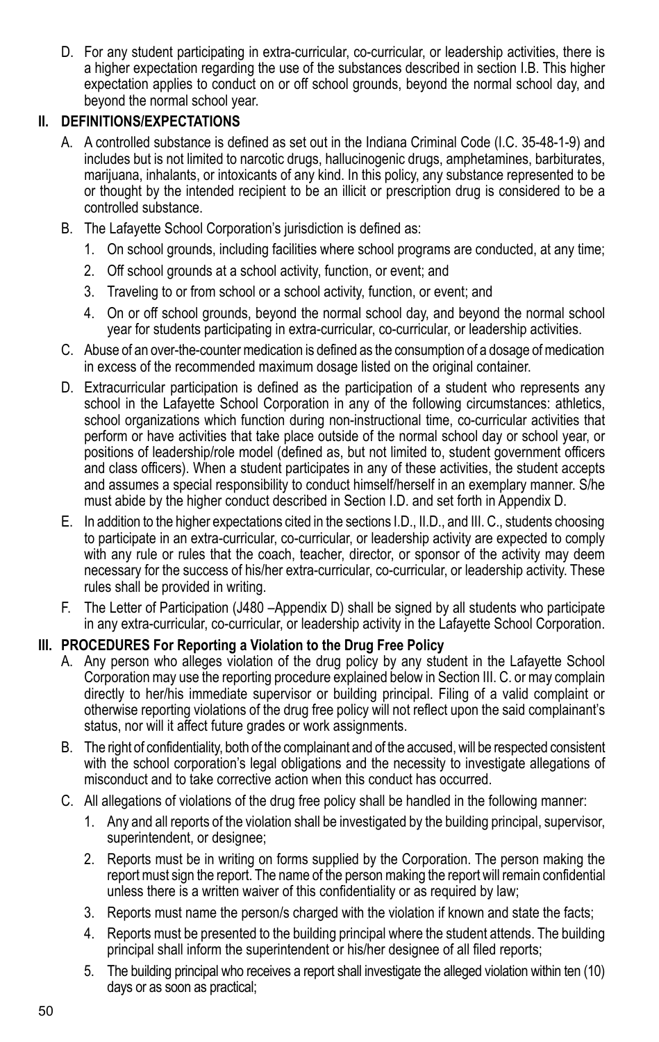D. For any student participating in extra-curricular, co-curricular, or leadership activities, there is a higher expectation regarding the use of the substances described in section I.B. This higher expectation applies to conduct on or off school grounds, beyond the normal school day, and beyond the normal school year.

## II. DEFINITIONS/EXPECTATIONS

A. A controlled substance is defined as set out in the Indiana Criminal Code (I.C. 35-48-1-9) and includes but is not limited to narcotic drugs, hallucinogenic drugs, amphetamines, barbiturates, marijuana, inhalants, or intoxicants of any kind. In this policy, any substance represented to be or thought by the intended recipient to be an illicit or prescription drug is considered to be a controlled substance.

B. The Lafayette School Corporation's jurisdiction is defined as:

1. On school grounds, including facilities where school programs are conducted, at any time;
2. Off school grounds at a school activity, function, or event; and
3. Traveling to or from school or a school activity, function, or event; and
4. On or off school grounds, beyond the normal school day, and beyond the normal school year for students participating in extra-curricular, co-curricular, or leadership activities.

C. Abuse of an over-the-counter medication is defined as the consumption of a dosage of medication in excess of the recommended maximum dosage listed on the original container.

D. Extracurricular participation is defined as the participation of a student who represents any school in the Lafayette School Corporation in any of the following circumstances: athletics, school organizations which function during non-instructional time, co-curricular activities that perform or have activities that take place outside of the normal school day or school year, or positions of leadership/role model (defined as, but not limited to, student government officers and class officers). When a student participates in any of these activities, the student accepts and assumes a special responsibility to conduct himself/herself in an exemplary manner. S/he must abide by the higher conduct described in Section I.D. and set forth in Appendix D.

E. In addition to the higher expectations cited in the sections I.D., II.D., and III. C., students choosing to participate in an extra-curricular, co-curricular, or leadership activity are expected to comply with any rule or rules that the coach, teacher, director, or sponsor of the activity may deem necessary for the success of his/her extra-curricular, co-curricular, or leadership activity. These rules shall be provided in writing.

F. The Letter of Participation (J480 –Appendix D) shall be signed by all students who participate in any extra-curricular, co-curricular, or leadership activity in the Lafayette School Corporation.

## III. PROCEDURES For Reporting a Violation to the Drug Free Policy

A. Any person who alleges violation of the drug policy by any student in the Lafayette School Corporation may use the reporting procedure explained below in Section III. C. or may complain directly to her/his immediate supervisor or building principal. Filing of a valid complaint or otherwise reporting violations of the drug free policy will not reflect upon the said complainant's status, nor will it affect future grades or work assignments.

B. The right of confidentiality, both of the complainant and of the accused, will be respected consistent with the school corporation's legal obligations and the necessity to investigate allegations of misconduct and to take corrective action when this conduct has occurred.

C. All allegations of violations of the drug free policy shall be handled in the following manner:

1. Any and all reports of the violation shall be investigated by the building principal, supervisor, superintendent, or designee;
2. Reports must be in writing on forms supplied by the Corporation. The person making the report must sign the report. The name of the person making the report will remain confidential unless there is a written waiver of this confidentiality or as required by law;
3. Reports must name the person/s charged with the violation if known and state the facts;
4. Reports must be presented to the building principal where the student attends. The building principal shall inform the superintendent or his/her designee of all filed reports;
5. The building principal who receives a report shall investigate the alleged violation within ten (10) days or as soon as practical;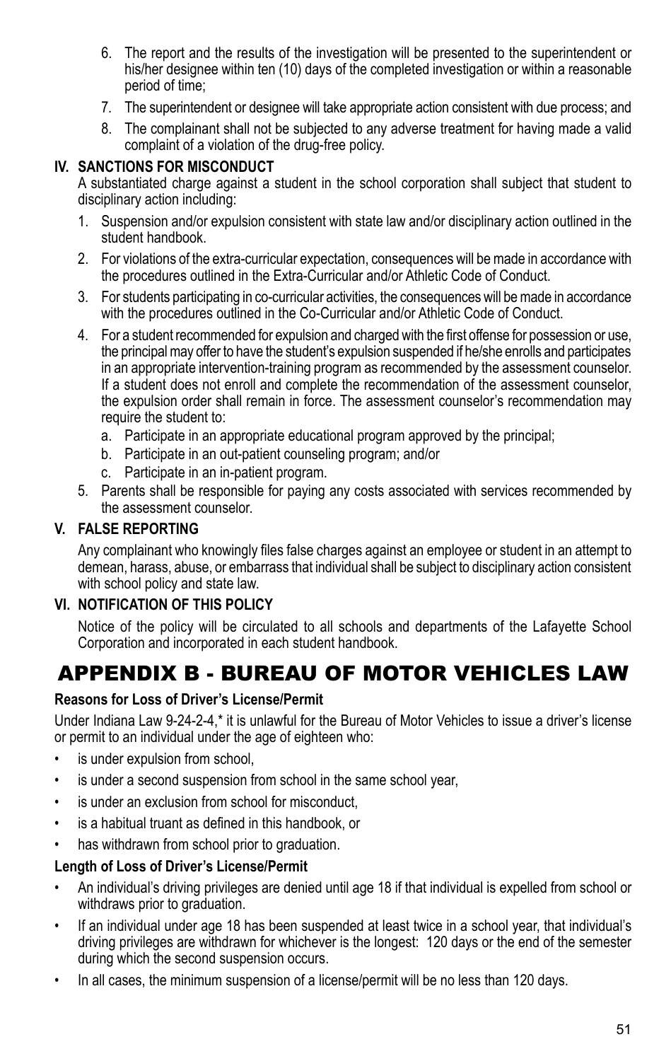6. The report and the results of the investigation will be presented to the superintendent or his/her designee within ten (10) days of the completed investigation or within a reasonable period of time;
7. The superintendent or designee will take appropriate action consistent with due process; and
8. The complainant shall not be subjected to any adverse treatment for having made a valid complaint of a violation of the drug-free policy.

**IV. SANCTIONS FOR MISCONDUCT**

A substantiated charge against a student in the school corporation shall subject that student to disciplinary action including:

1. Suspension and/or expulsion consistent with state law and/or disciplinary action outlined in the student handbook.
2. For violations of the extra-curricular expectation, consequences will be made in accordance with the procedures outlined in the Extra-Curricular and/or Athletic Code of Conduct.
3. For students participating in co-curricular activities, the consequences will be made in accordance with the procedures outlined in the Co-Curricular and/or Athletic Code of Conduct.
4. For a student recommended for expulsion and charged with the first offense for possession or use, the principal may offer to have the student's expulsion suspended if he/she enrolls and participates in an appropriate intervention-training program as recommended by the assessment counselor. If a student does not enroll and complete the recommendation of the assessment counselor, the expulsion order shall remain in force. The assessment counselor's recommendation may require the student to:
   a. Participate in an appropriate educational program approved by the principal;
   b. Participate in an out-patient counseling program; and/or
   c. Participate in an in-patient program.
5. Parents shall be responsible for paying any costs associated with services recommended by the assessment counselor.

**V. FALSE REPORTING**

Any complainant who knowingly files false charges against an employee or student in an attempt to demean, harass, abuse, or embarrass that individual shall be subject to disciplinary action consistent with school policy and state law.

**VI. NOTIFICATION OF THIS POLICY**

Notice of the policy will be circulated to all schools and departments of the Lafayette School Corporation and incorporated in each student handbook.

# APPENDIX B - BUREAU OF MOTOR VEHICLES LAW

**Reasons for Loss of Driver's License/Permit**

Under Indiana Law 9-24-2-4,* it is unlawful for the Bureau of Motor Vehicles to issue a driver's license or permit to an individual under the age of eighteen who:

- is under expulsion from school,
- is under a second suspension from school in the same school year,
- is under an exclusion from school for misconduct,
- is a habitual truant as defined in this handbook, or
- has withdrawn from school prior to graduation.

**Length of Loss of Driver's License/Permit**

- An individual's driving privileges are denied until age 18 if that individual is expelled from school or withdraws prior to graduation.
- If an individual under age 18 has been suspended at least twice in a school year, that individual's driving privileges are withdrawn for whichever is the longest: 120 days or the end of the semester during which the second suspension occurs.
- In all cases, the minimum suspension of a license/permit will be no less than 120 days.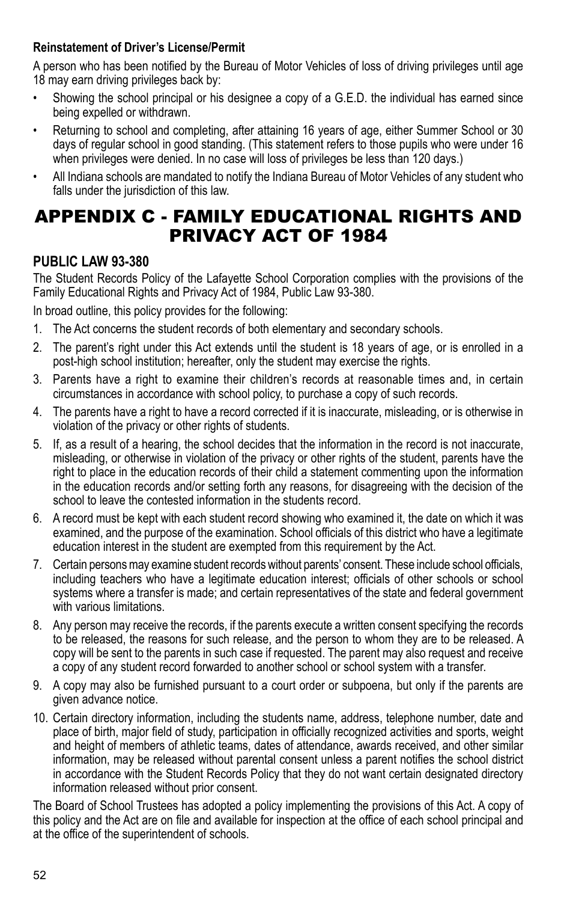**Reinstatement of Driver's License/Permit**

A person who has been notified by the Bureau of Motor Vehicles of loss of driving privileges until age 18 may earn driving privileges back by:

- Showing the school principal or his designee a copy of a G.E.D. the individual has earned since being expelled or withdrawn.
- Returning to school and completing, after attaining 16 years of age, either Summer School or 30 days of regular school in good standing. (This statement refers to those pupils who were under 16 when privileges were denied. In no case will loss of privileges be less than 120 days.)
- All Indiana schools are mandated to notify the Indiana Bureau of Motor Vehicles of any student who falls under the jurisdiction of this law.

# APPENDIX C - FAMILY EDUCATIONAL RIGHTS AND PRIVACY ACT OF 1984

## PUBLIC LAW 93-380

The Student Records Policy of the Lafayette School Corporation complies with the provisions of the Family Educational Rights and Privacy Act of 1984, Public Law 93-380.

In broad outline, this policy provides for the following:

1. The Act concerns the student records of both elementary and secondary schools.
2. The parent's right under this Act extends until the student is 18 years of age, or is enrolled in a post-high school institution; hereafter, only the student may exercise the rights.
3. Parents have a right to examine their children's records at reasonable times and, in certain circumstances in accordance with school policy, to purchase a copy of such records.
4. The parents have a right to have a record corrected if it is inaccurate, misleading, or is otherwise in violation of the privacy or other rights of students.
5. If, as a result of a hearing, the school decides that the information in the record is not inaccurate, misleading, or otherwise in violation of the privacy or other rights of the student, parents have the right to place in the education records of their child a statement commenting upon the information in the education records and/or setting forth any reasons, for disagreeing with the decision of the school to leave the contested information in the students record.
6. A record must be kept with each student record showing who examined it, the date on which it was examined, and the purpose of the examination. School officials of this district who have a legitimate education interest in the student are exempted from this requirement by the Act.
7. Certain persons may examine student records without parents' consent. These include school officials, including teachers who have a legitimate education interest; officials of other schools or school systems where a transfer is made; and certain representatives of the state and federal government with various limitations.
8. Any person may receive the records, if the parents execute a written consent specifying the records to be released, the reasons for such release, and the person to whom they are to be released. A copy will be sent to the parents in such case if requested. The parent may also request and receive a copy of any student record forwarded to another school or school system with a transfer.
9. A copy may also be furnished pursuant to a court order or subpoena, but only if the parents are given advance notice.
10. Certain directory information, including the students name, address, telephone number, date and place of birth, major field of study, participation in officially recognized activities and sports, weight and height of members of athletic teams, dates of attendance, awards received, and other similar information, may be released without parental consent unless a parent notifies the school district in accordance with the Student Records Policy that they do not want certain designated directory information released without prior consent.

The Board of School Trustees has adopted a policy implementing the provisions of this Act. A copy of this policy and the Act are on file and available for inspection at the office of each school principal and at the office of the superintendent of schools.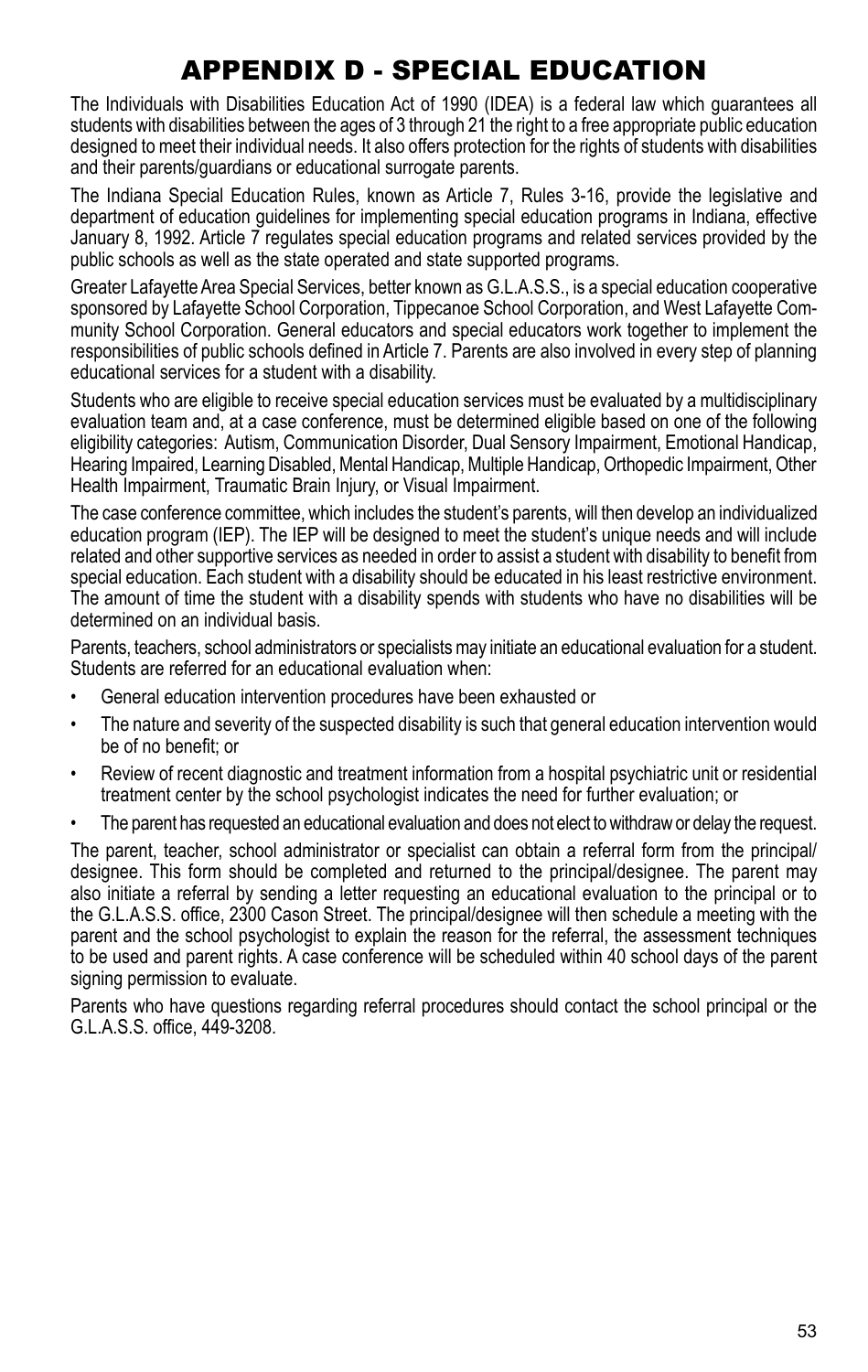# APPENDIX D - SPECIAL EDUCATION

The Individuals with Disabilities Education Act of 1990 (IDEA) is a federal law which guarantees all students with disabilities between the ages of 3 through 21 the right to a free appropriate public education designed to meet their individual needs. It also offers protection for the rights of students with disabilities and their parents/guardians or educational surrogate parents.

The Indiana Special Education Rules, known as Article 7, Rules 3-16, provide the legislative and department of education guidelines for implementing special education programs in Indiana, effective January 8, 1992. Article 7 regulates special education programs and related services provided by the public schools as well as the state operated and state supported programs.

Greater Lafayette Area Special Services, better known as G.L.A.S.S., is a special education cooperative sponsored by Lafayette School Corporation, Tippecanoe School Corporation, and West Lafayette Community School Corporation. General educators and special educators work together to implement the responsibilities of public schools defined in Article 7. Parents are also involved in every step of planning educational services for a student with a disability.

Students who are eligible to receive special education services must be evaluated by a multidisciplinary evaluation team and, at a case conference, must be determined eligible based on one of the following eligibility categories: Autism, Communication Disorder, Dual Sensory Impairment, Emotional Handicap, Hearing Impaired, Learning Disabled, Mental Handicap, Multiple Handicap, Orthopedic Impairment, Other Health Impairment, Traumatic Brain Injury, or Visual Impairment.

The case conference committee, which includes the student's parents, will then develop an individualized education program (IEP). The IEP will be designed to meet the student's unique needs and will include related and other supportive services as needed in order to assist a student with disability to benefit from special education. Each student with a disability should be educated in his least restrictive environment. The amount of time the student with a disability spends with students who have no disabilities will be determined on an individual basis.

Parents, teachers, school administrators or specialists may initiate an educational evaluation for a student. Students are referred for an educational evaluation when:

- General education intervention procedures have been exhausted or
- The nature and severity of the suspected disability is such that general education intervention would be of no benefit; or
- Review of recent diagnostic and treatment information from a hospital psychiatric unit or residential treatment center by the school psychologist indicates the need for further evaluation; or
- The parent has requested an educational evaluation and does not elect to withdraw or delay the request.

The parent, teacher, school administrator or specialist can obtain a referral form from the principal/designee. This form should be completed and returned to the principal/designee. The parent may also initiate a referral by sending a letter requesting an educational evaluation to the principal or to the G.L.A.S.S. office, 2300 Cason Street. The principal/designee will then schedule a meeting with the parent and the school psychologist to explain the reason for the referral, the assessment techniques to be used and parent rights. A case conference will be scheduled within 40 school days of the parent signing permission to evaluate.

Parents who have questions regarding referral procedures should contact the school principal or the G.L.A.S.S. office, 449-3208.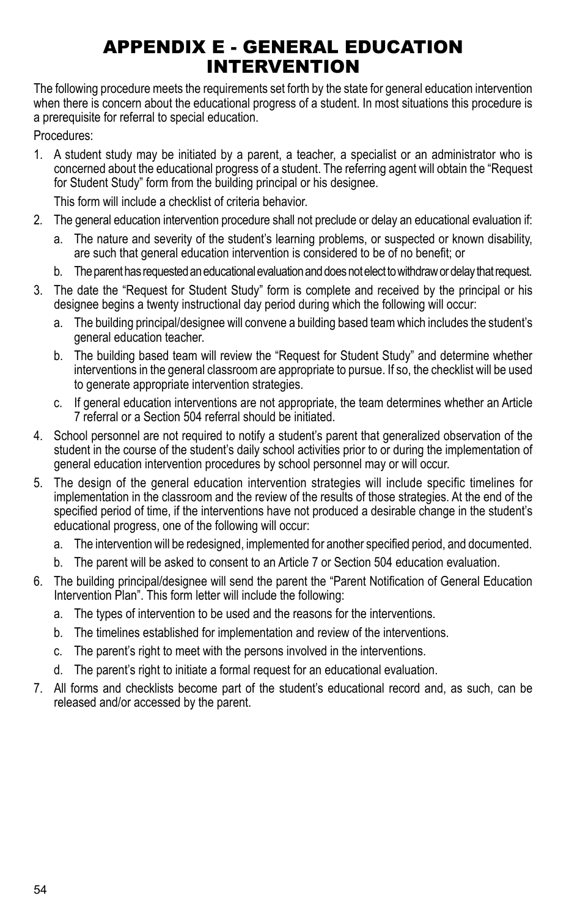# APPENDIX E - GENERAL EDUCATION INTERVENTION

The following procedure meets the requirements set forth by the state for general education intervention when there is concern about the educational progress of a student. In most situations this procedure is a prerequisite for referral to special education.

Procedures:

1. A student study may be initiated by a parent, a teacher, a specialist or an administrator who is concerned about the educational progress of a student. The referring agent will obtain the "Request for Student Study" form from the building principal or his designee.

   This form will include a checklist of criteria behavior.

2. The general education intervention procedure shall not preclude or delay an educational evaluation if:
   a. The nature and severity of the student's learning problems, or suspected or known disability, are such that general education intervention is considered to be of no benefit; or
   b. The parent has requested an educational evaluation and does not elect to withdraw or delay that request.

3. The date the "Request for Student Study" form is complete and received by the principal or his designee begins a twenty instructional day period during which the following will occur:
   a. The building principal/designee will convene a building based team which includes the student's general education teacher.
   b. The building based team will review the "Request for Student Study" and determine whether interventions in the general classroom are appropriate to pursue. If so, the checklist will be used to generate appropriate intervention strategies.
   c. If general education interventions are not appropriate, the team determines whether an Article 7 referral or a Section 504 referral should be initiated.

4. School personnel are not required to notify a student's parent that generalized observation of the student in the course of the student's daily school activities prior to or during the implementation of general education intervention procedures by school personnel may or will occur.

5. The design of the general education intervention strategies will include specific timelines for implementation in the classroom and the review of the results of those strategies. At the end of the specified period of time, if the interventions have not produced a desirable change in the student's educational progress, one of the following will occur:
   a. The intervention will be redesigned, implemented for another specified period, and documented.
   b. The parent will be asked to consent to an Article 7 or Section 504 education evaluation.

6. The building principal/designee will send the parent the "Parent Notification of General Education Intervention Plan". This form letter will include the following:
   a. The types of intervention to be used and the reasons for the interventions.
   b. The timelines established for implementation and review of the interventions.
   c. The parent's right to meet with the persons involved in the interventions.
   d. The parent's right to initiate a formal request for an educational evaluation.

7. All forms and checklists become part of the student's educational record and, as such, can be released and/or accessed by the parent.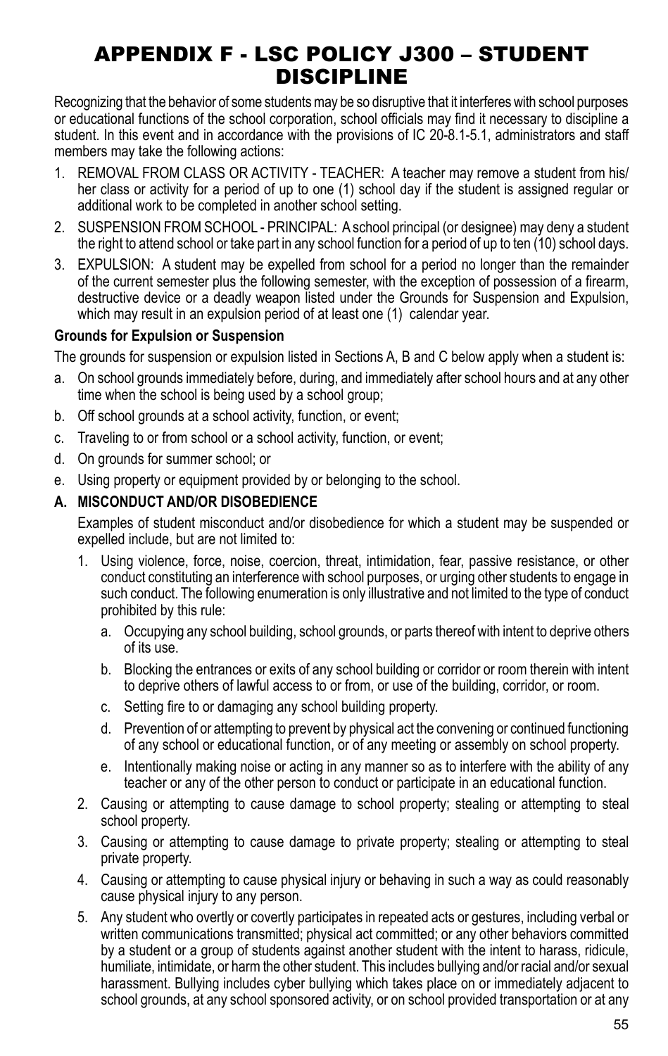# APPENDIX F - LSC POLICY J300 – STUDENT DISCIPLINE

Recognizing that the behavior of some students may be so disruptive that it interferes with school purposes or educational functions of the school corporation, school officials may find it necessary to discipline a student. In this event and in accordance with the provisions of IC 20-8.1-5.1, administrators and staff members may take the following actions:

1. REMOVAL FROM CLASS OR ACTIVITY - TEACHER: A teacher may remove a student from his/her class or activity for a period of up to one (1) school day if the student is assigned regular or additional work to be completed in another school setting.
2. SUSPENSION FROM SCHOOL - PRINCIPAL: A school principal (or designee) may deny a student the right to attend school or take part in any school function for a period of up to ten (10) school days.
3. EXPULSION: A student may be expelled from school for a period no longer than the remainder of the current semester plus the following semester, with the exception of possession of a firearm, destructive device or a deadly weapon listed under the Grounds for Suspension and Expulsion, which may result in an expulsion period of at least one (1) calendar year.

**Grounds for Expulsion or Suspension**

The grounds for suspension or expulsion listed in Sections A, B and C below apply when a student is:

a. On school grounds immediately before, during, and immediately after school hours and at any other time when the school is being used by a school group;
b. Off school grounds at a school activity, function, or event;
c. Traveling to or from school or a school activity, function, or event;
d. On grounds for summer school; or
e. Using property or equipment provided by or belonging to the school.

**A. MISCONDUCT AND/OR DISOBEDIENCE**

Examples of student misconduct and/or disobedience for which a student may be suspended or expelled include, but are not limited to:

1. Using violence, force, noise, coercion, threat, intimidation, fear, passive resistance, or other conduct constituting an interference with school purposes, or urging other students to engage in such conduct. The following enumeration is only illustrative and not limited to the type of conduct prohibited by this rule:
   a. Occupying any school building, school grounds, or parts thereof with intent to deprive others of its use.
   b. Blocking the entrances or exits of any school building or corridor or room therein with intent to deprive others of lawful access to or from, or use of the building, corridor, or room.
   c. Setting fire to or damaging any school building property.
   d. Prevention of or attempting to prevent by physical act the convening or continued functioning of any school or educational function, or of any meeting or assembly on school property.
   e. Intentionally making noise or acting in any manner so as to interfere with the ability of any teacher or any of the other person to conduct or participate in an educational function.
2. Causing or attempting to cause damage to school property; stealing or attempting to steal school property.
3. Causing or attempting to cause damage to private property; stealing or attempting to steal private property.
4. Causing or attempting to cause physical injury or behaving in such a way as could reasonably cause physical injury to any person.
5. Any student who overtly or covertly participates in repeated acts or gestures, including verbal or written communications transmitted; physical act committed; or any other behaviors committed by a student or a group of students against another student with the intent to harass, ridicule, humiliate, intimidate, or harm the other student. This includes bullying and/or racial and/or sexual harassment. Bullying includes cyber bullying which takes place on or immediately adjacent to school grounds, at any school sponsored activity, or on school provided transportation or at any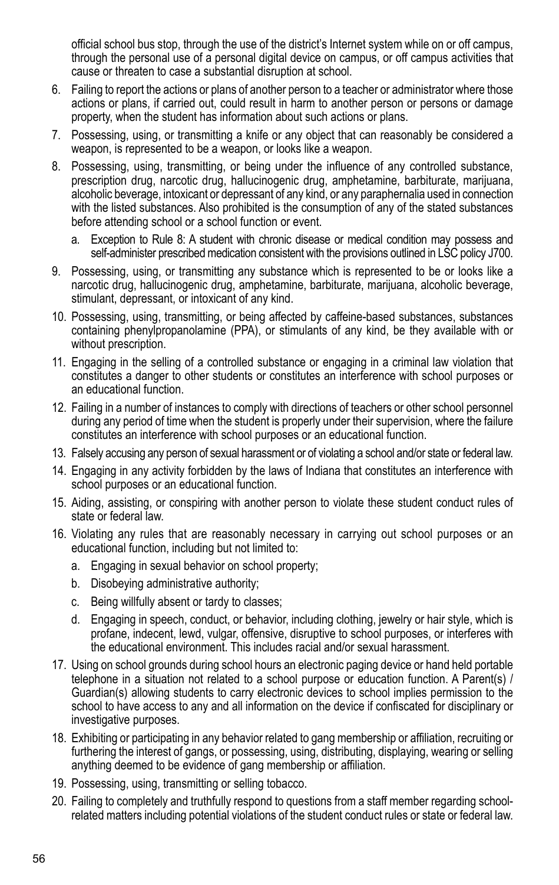official school bus stop, through the use of the district's Internet system while on or off campus, through the personal use of a personal digital device on campus, or off campus activities that cause or threaten to case a substantial disruption at school.

6. Failing to report the actions or plans of another person to a teacher or administrator where those actions or plans, if carried out, could result in harm to another person or persons or damage property, when the student has information about such actions or plans.
7. Possessing, using, or transmitting a knife or any object that can reasonably be considered a weapon, is represented to be a weapon, or looks like a weapon.
8. Possessing, using, transmitting, or being under the influence of any controlled substance, prescription drug, narcotic drug, hallucinogenic drug, amphetamine, barbiturate, marijuana, alcoholic beverage, intoxicant or depressant of any kind, or any paraphernalia used in connection with the listed substances. Also prohibited is the consumption of any of the stated substances before attending school or a school function or event.
    a. Exception to Rule 8: A student with chronic disease or medical condition may possess and self-administer prescribed medication consistent with the provisions outlined in LSC policy J700.
9. Possessing, using, or transmitting any substance which is represented to be or looks like a narcotic drug, hallucinogenic drug, amphetamine, barbiturate, marijuana, alcoholic beverage, stimulant, depressant, or intoxicant of any kind.
10. Possessing, using, transmitting, or being affected by caffeine-based substances, substances containing phenylpropanolamine (PPA), or stimulants of any kind, be they available with or without prescription.
11. Engaging in the selling of a controlled substance or engaging in a criminal law violation that constitutes a danger to other students or constitutes an interference with school purposes or an educational function.
12. Failing in a number of instances to comply with directions of teachers or other school personnel during any period of time when the student is properly under their supervision, where the failure constitutes an interference with school purposes or an educational function.
13. Falsely accusing any person of sexual harassment or of violating a school and/or state or federal law.
14. Engaging in any activity forbidden by the laws of Indiana that constitutes an interference with school purposes or an educational function.
15. Aiding, assisting, or conspiring with another person to violate these student conduct rules of state or federal law.
16. Violating any rules that are reasonably necessary in carrying out school purposes or an educational function, including but not limited to:
    a. Engaging in sexual behavior on school property;
    b. Disobeying administrative authority;
    c. Being willfully absent or tardy to classes;
    d. Engaging in speech, conduct, or behavior, including clothing, jewelry or hair style, which is profane, indecent, lewd, vulgar, offensive, disruptive to school purposes, or interferes with the educational environment. This includes racial and/or sexual harassment.
17. Using on school grounds during school hours an electronic paging device or hand held portable telephone in a situation not related to a school purpose or education function. A Parent(s) / Guardian(s) allowing students to carry electronic devices to school implies permission to the school to have access to any and all information on the device if confiscated for disciplinary or investigative purposes.
18. Exhibiting or participating in any behavior related to gang membership or affiliation, recruiting or furthering the interest of gangs, or possessing, using, distributing, displaying, wearing or selling anything deemed to be evidence of gang membership or affiliation.
19. Possessing, using, transmitting or selling tobacco.
20. Failing to completely and truthfully respond to questions from a staff member regarding school-related matters including potential violations of the student conduct rules or state or federal law.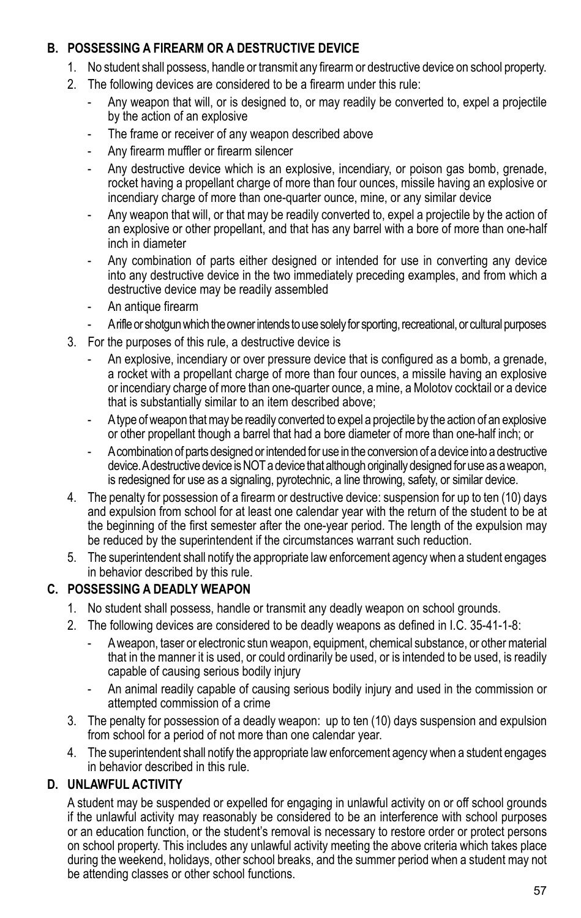### B. POSSESSING A FIREARM OR A DESTRUCTIVE DEVICE

1. No student shall possess, handle or transmit any firearm or destructive device on school property.
2. The following devices are considered to be a firearm under this rule:
   - Any weapon that will, or is designed to, or may readily be converted to, expel a projectile by the action of an explosive
   - The frame or receiver of any weapon described above
   - Any firearm muffler or firearm silencer
   - Any destructive device which is an explosive, incendiary, or poison gas bomb, grenade, rocket having a propellant charge of more than four ounces, missile having an explosive or incendiary charge of more than one-quarter ounce, mine, or any similar device
   - Any weapon that will, or that may be readily converted to, expel a projectile by the action of an explosive or other propellant, and that has any barrel with a bore of more than one-half inch in diameter
   - Any combination of parts either designed or intended for use in converting any device into any destructive device in the two immediately preceding examples, and from which a destructive device may be readily assembled
   - An antique firearm
   - A rifle or shotgun which the owner intends to use solely for sporting, recreational, or cultural purposes
3. For the purposes of this rule, a destructive device is
   - An explosive, incendiary or over pressure device that is configured as a bomb, a grenade, a rocket with a propellant charge of more than four ounces, a missile having an explosive or incendiary charge of more than one-quarter ounce, a mine, a Molotov cocktail or a device that is substantially similar to an item described above;
   - A type of weapon that may be readily converted to expel a projectile by the action of an explosive or other propellant though a barrel that had a bore diameter of more than one-half inch; or
   - A combination of parts designed or intended for use in the conversion of a device into a destructive device. A destructive device is NOT a device that although originally designed for use as a weapon, is redesigned for use as a signaling, pyrotechnic, a line throwing, safety, or similar device.
4. The penalty for possession of a firearm or destructive device: suspension for up to ten (10) days and expulsion from school for at least one calendar year with the return of the student to be at the beginning of the first semester after the one-year period. The length of the expulsion may be reduced by the superintendent if the circumstances warrant such reduction.
5. The superintendent shall notify the appropriate law enforcement agency when a student engages in behavior described by this rule.

### C. POSSESSING A DEADLY WEAPON

1. No student shall possess, handle or transmit any deadly weapon on school grounds.
2. The following devices are considered to be deadly weapons as defined in I.C. 35-41-1-8:
   - A weapon, taser or electronic stun weapon, equipment, chemical substance, or other material that in the manner it is used, or could ordinarily be used, or is intended to be used, is readily capable of causing serious bodily injury
   - An animal readily capable of causing serious bodily injury and used in the commission or attempted commission of a crime
3. The penalty for possession of a deadly weapon: up to ten (10) days suspension and expulsion from school for a period of not more than one calendar year.
4. The superintendent shall notify the appropriate law enforcement agency when a student engages in behavior described in this rule.

### D. UNLAWFUL ACTIVITY

A student may be suspended or expelled for engaging in unlawful activity on or off school grounds if the unlawful activity may reasonably be considered to be an interference with school purposes or an education function, or the student's removal is necessary to restore order or protect persons on school property. This includes any unlawful activity meeting the above criteria which takes place during the weekend, holidays, other school breaks, and the summer period when a student may not be attending classes or other school functions.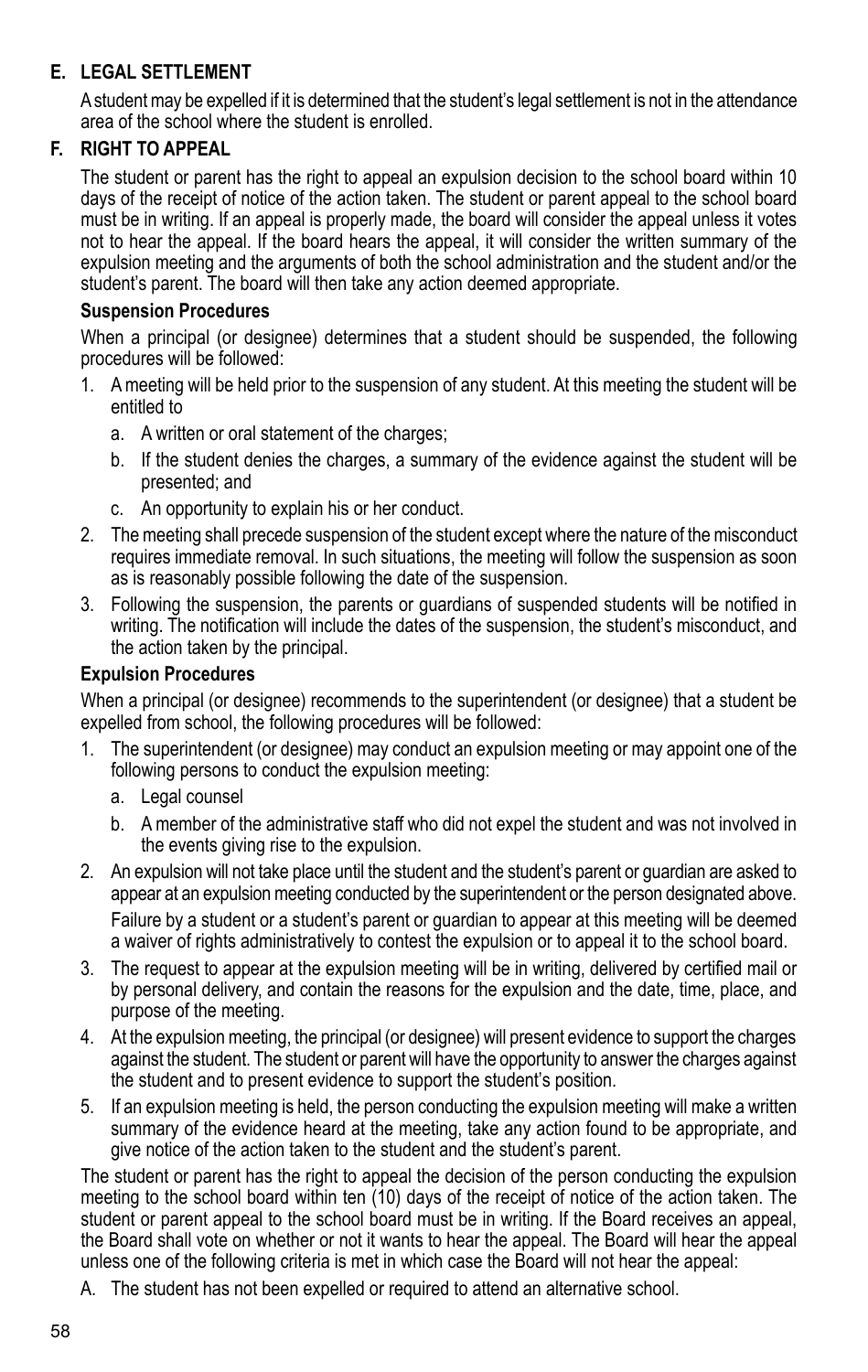### E. LEGAL SETTLEMENT

A student may be expelled if it is determined that the student's legal settlement is not in the attendance area of the school where the student is enrolled.

### F. RIGHT TO APPEAL

The student or parent has the right to appeal an expulsion decision to the school board within 10 days of the receipt of notice of the action taken. The student or parent appeal to the school board must be in writing. If an appeal is properly made, the board will consider the appeal unless it votes not to hear the appeal. If the board hears the appeal, it will consider the written summary of the expulsion meeting and the arguments of both the school administration and the student and/or the student's parent. The board will then take any action deemed appropriate.

**Suspension Procedures**

When a principal (or designee) determines that a student should be suspended, the following procedures will be followed:

1. A meeting will be held prior to the suspension of any student. At this meeting the student will be entitled to
   a. A written or oral statement of the charges;
   b. If the student denies the charges, a summary of the evidence against the student will be presented; and
   c. An opportunity to explain his or her conduct.
2. The meeting shall precede suspension of the student except where the nature of the misconduct requires immediate removal. In such situations, the meeting will follow the suspension as soon as is reasonably possible following the date of the suspension.
3. Following the suspension, the parents or guardians of suspended students will be notified in writing. The notification will include the dates of the suspension, the student's misconduct, and the action taken by the principal.

**Expulsion Procedures**

When a principal (or designee) recommends to the superintendent (or designee) that a student be expelled from school, the following procedures will be followed:

1. The superintendent (or designee) may conduct an expulsion meeting or may appoint one of the following persons to conduct the expulsion meeting:
   a. Legal counsel
   b. A member of the administrative staff who did not expel the student and was not involved in the events giving rise to the expulsion.
2. An expulsion will not take place until the student and the student's parent or guardian are asked to appear at an expulsion meeting conducted by the superintendent or the person designated above.

   Failure by a student or a student's parent or guardian to appear at this meeting will be deemed a waiver of rights administratively to contest the expulsion or to appeal it to the school board.
3. The request to appear at the expulsion meeting will be in writing, delivered by certified mail or by personal delivery, and contain the reasons for the expulsion and the date, time, place, and purpose of the meeting.
4. At the expulsion meeting, the principal (or designee) will present evidence to support the charges against the student. The student or parent will have the opportunity to answer the charges against the student and to present evidence to support the student's position.
5. If an expulsion meeting is held, the person conducting the expulsion meeting will make a written summary of the evidence heard at the meeting, take any action found to be appropriate, and give notice of the action taken to the student and the student's parent.

The student or parent has the right to appeal the decision of the person conducting the expulsion meeting to the school board within ten (10) days of the receipt of notice of the action taken. The student or parent appeal to the school board must be in writing. If the Board receives an appeal, the Board shall vote on whether or not it wants to hear the appeal. The Board will hear the appeal unless one of the following criteria is met in which case the Board will not hear the appeal:

A. The student has not been expelled or required to attend an alternative school.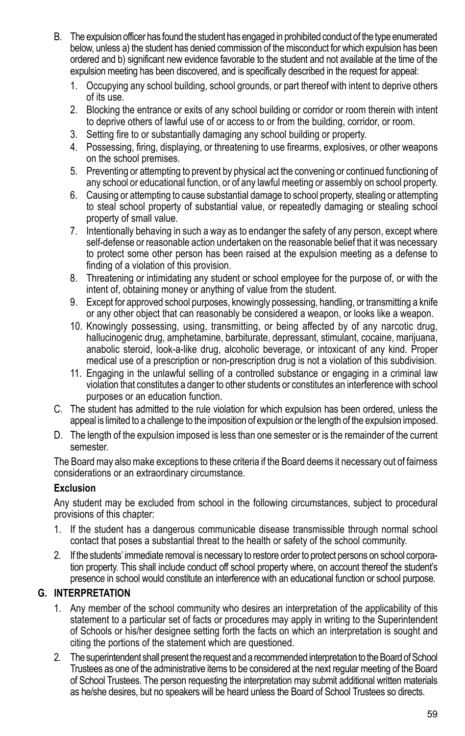B. The expulsion officer has found the student has engaged in prohibited conduct of the type enumerated below, unless a) the student has denied commission of the misconduct for which expulsion has been ordered and b) significant new evidence favorable to the student and not available at the time of the expulsion meeting has been discovered, and is specifically described in the request for appeal:

   1. Occupying any school building, school grounds, or part thereof with intent to deprive others of its use.
   2. Blocking the entrance or exits of any school building or corridor or room therein with intent to deprive others of lawful use of or access to or from the building, corridor, or room.
   3. Setting fire to or substantially damaging any school building or property.
   4. Possessing, firing, displaying, or threatening to use firearms, explosives, or other weapons on the school premises.
   5. Preventing or attempting to prevent by physical act the convening or continued functioning of any school or educational function, or of any lawful meeting or assembly on school property.
   6. Causing or attempting to cause substantial damage to school property, stealing or attempting to steal school property of substantial value, or repeatedly damaging or stealing school property of small value.
   7. Intentionally behaving in such a way as to endanger the safety of any person, except where self-defense or reasonable action undertaken on the reasonable belief that it was necessary to protect some other person has been raised at the expulsion meeting as a defense to finding of a violation of this provision.
   8. Threatening or intimidating any student or school employee for the purpose of, or with the intent of, obtaining money or anything of value from the student.
   9. Except for approved school purposes, knowingly possessing, handling, or transmitting a knife or any other object that can reasonably be considered a weapon, or looks like a weapon.
   10. Knowingly possessing, using, transmitting, or being affected by of any narcotic drug, hallucinogenic drug, amphetamine, barbiturate, depressant, stimulant, cocaine, marijuana, anabolic steroid, look-a-like drug, alcoholic beverage, or intoxicant of any kind. Proper medical use of a prescription or non-prescription drug is not a violation of this subdivision.
   11. Engaging in the unlawful selling of a controlled substance or engaging in a criminal law violation that constitutes a danger to other students or constitutes an interference with school purposes or an education function.

C. The student has admitted to the rule violation for which expulsion has been ordered, unless the appeal is limited to a challenge to the imposition of expulsion or the length of the expulsion imposed.

D. The length of the expulsion imposed is less than one semester or is the remainder of the current semester.

The Board may also make exceptions to these criteria if the Board deems it necessary out of fairness considerations or an extraordinary circumstance.

**Exclusion**

Any student may be excluded from school in the following circumstances, subject to procedural provisions of this chapter:

1. If the student has a dangerous communicable disease transmissible through normal school contact that poses a substantial threat to the health or safety of the school community.
2. If the students' immediate removal is necessary to restore order to protect persons on school corporation property. This shall include conduct off school property where, on account thereof the student's presence in school would constitute an interference with an educational function or school purpose.

## G. INTERPRETATION

1. Any member of the school community who desires an interpretation of the applicability of this statement to a particular set of facts or procedures may apply in writing to the Superintendent of Schools or his/her designee setting forth the facts on which an interpretation is sought and citing the portions of the statement which are questioned.
2. The superintendent shall present the request and a recommended interpretation to the Board of School Trustees as one of the administrative items to be considered at the next regular meeting of the Board of School Trustees. The person requesting the interpretation may submit additional written materials as he/she desires, but no speakers will be heard unless the Board of School Trustees so directs.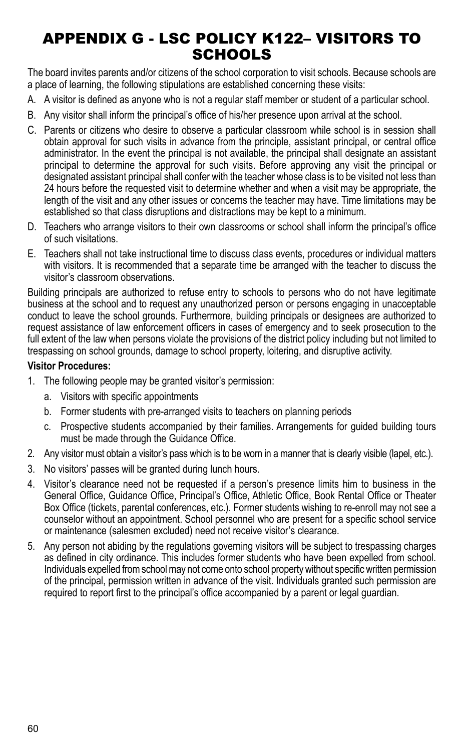# APPENDIX G - LSC POLICY K122– VISITORS TO SCHOOLS

The board invites parents and/or citizens of the school corporation to visit schools. Because schools are a place of learning, the following stipulations are established concerning these visits:

A. A visitor is defined as anyone who is not a regular staff member or student of a particular school.

B. Any visitor shall inform the principal's office of his/her presence upon arrival at the school.

C. Parents or citizens who desire to observe a particular classroom while school is in session shall obtain approval for such visits in advance from the principle, assistant principal, or central office administrator. In the event the principal is not available, the principal shall designate an assistant principal to determine the approval for such visits. Before approving any visit the principal or designated assistant principal shall confer with the teacher whose class is to be visited not less than 24 hours before the requested visit to determine whether and when a visit may be appropriate, the length of the visit and any other issues or concerns the teacher may have. Time limitations may be established so that class disruptions and distractions may be kept to a minimum.

D. Teachers who arrange visitors to their own classrooms or school shall inform the principal's office of such visitations.

E. Teachers shall not take instructional time to discuss class events, procedures or individual matters with visitors. It is recommended that a separate time be arranged with the teacher to discuss the visitor's classroom observations.

Building principals are authorized to refuse entry to schools to persons who do not have legitimate business at the school and to request any unauthorized person or persons engaging in unacceptable conduct to leave the school grounds. Furthermore, building principals or designees are authorized to request assistance of law enforcement officers in cases of emergency and to seek prosecution to the full extent of the law when persons violate the provisions of the district policy including but not limited to trespassing on school grounds, damage to school property, loitering, and disruptive activity.

**Visitor Procedures:**

1. The following people may be granted visitor's permission:
   a. Visitors with specific appointments
   b. Former students with pre-arranged visits to teachers on planning periods
   c. Prospective students accompanied by their families. Arrangements for guided building tours must be made through the Guidance Office.
2. Any visitor must obtain a visitor's pass which is to be worn in a manner that is clearly visible (lapel, etc.).
3. No visitors' passes will be granted during lunch hours.
4. Visitor's clearance need not be requested if a person's presence limits him to business in the General Office, Guidance Office, Principal's Office, Athletic Office, Book Rental Office or Theater Box Office (tickets, parental conferences, etc.). Former students wishing to re-enroll may not see a counselor without an appointment. School personnel who are present for a specific school service or maintenance (salesmen excluded) need not receive visitor's clearance.
5. Any person not abiding by the regulations governing visitors will be subject to trespassing charges as defined in city ordinance. This includes former students who have been expelled from school. Individuals expelled from school may not come onto school property without specific written permission of the principal, permission written in advance of the visit. Individuals granted such permission are required to report first to the principal's office accompanied by a parent or legal guardian.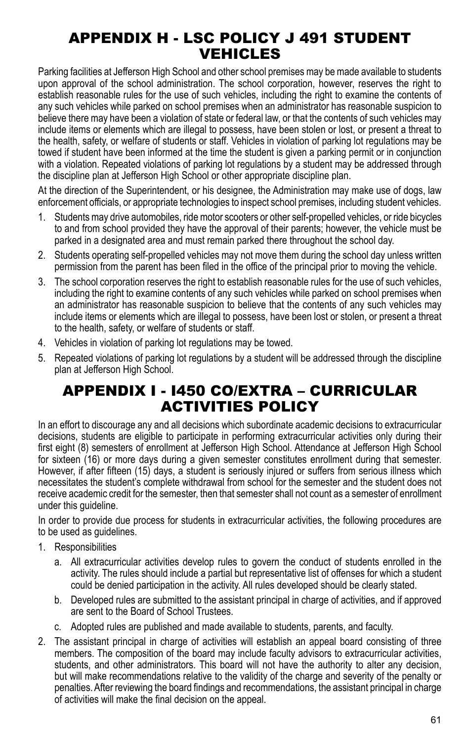# APPENDIX H - LSC POLICY J 491 STUDENT VEHICLES

Parking facilities at Jefferson High School and other school premises may be made available to students upon approval of the school administration. The school corporation, however, reserves the right to establish reasonable rules for the use of such vehicles, including the right to examine the contents of any such vehicles while parked on school premises when an administrator has reasonable suspicion to believe there may have been a violation of state or federal law, or that the contents of such vehicles may include items or elements which are illegal to possess, have been stolen or lost, or present a threat to the health, safety, or welfare of students or staff. Vehicles in violation of parking lot regulations may be towed if student have been informed at the time the student is given a parking permit or in conjunction with a violation. Repeated violations of parking lot regulations by a student may be addressed through the discipline plan at Jefferson High School or other appropriate discipline plan.

At the direction of the Superintendent, or his designee, the Administration may make use of dogs, law enforcement officials, or appropriate technologies to inspect school premises, including student vehicles.

1. Students may drive automobiles, ride motor scooters or other self-propelled vehicles, or ride bicycles to and from school provided they have the approval of their parents; however, the vehicle must be parked in a designated area and must remain parked there throughout the school day.
2. Students operating self-propelled vehicles may not move them during the school day unless written permission from the parent has been filed in the office of the principal prior to moving the vehicle.
3. The school corporation reserves the right to establish reasonable rules for the use of such vehicles, including the right to examine contents of any such vehicles while parked on school premises when an administrator has reasonable suspicion to believe that the contents of any such vehicles may include items or elements which are illegal to possess, have been lost or stolen, or present a threat to the health, safety, or welfare of students or staff.
4. Vehicles in violation of parking lot regulations may be towed.
5. Repeated violations of parking lot regulations by a student will be addressed through the discipline plan at Jefferson High School.

# APPENDIX I - I450 CO/EXTRA – CURRICULAR ACTIVITIES POLICY

In an effort to discourage any and all decisions which subordinate academic decisions to extracurricular decisions, students are eligible to participate in performing extracurricular activities only during their first eight (8) semesters of enrollment at Jefferson High School. Attendance at Jefferson High School for sixteen (16) or more days during a given semester constitutes enrollment during that semester. However, if after fifteen (15) days, a student is seriously injured or suffers from serious illness which necessitates the student's complete withdrawal from school for the semester and the student does not receive academic credit for the semester, then that semester shall not count as a semester of enrollment under this guideline.

In order to provide due process for students in extracurricular activities, the following procedures are to be used as guidelines.

1. Responsibilities
   a. All extracurricular activities develop rules to govern the conduct of students enrolled in the activity. The rules should include a partial but representative list of offenses for which a student could be denied participation in the activity. All rules developed should be clearly stated.
   b. Developed rules are submitted to the assistant principal in charge of activities, and if approved are sent to the Board of School Trustees.
   c. Adopted rules are published and made available to students, parents, and faculty.
2. The assistant principal in charge of activities will establish an appeal board consisting of three members. The composition of the board may include faculty advisors to extracurricular activities, students, and other administrators. This board will not have the authority to alter any decision, but will make recommendations relative to the validity of the charge and severity of the penalty or penalties. After reviewing the board findings and recommendations, the assistant principal in charge of activities will make the final decision on the appeal.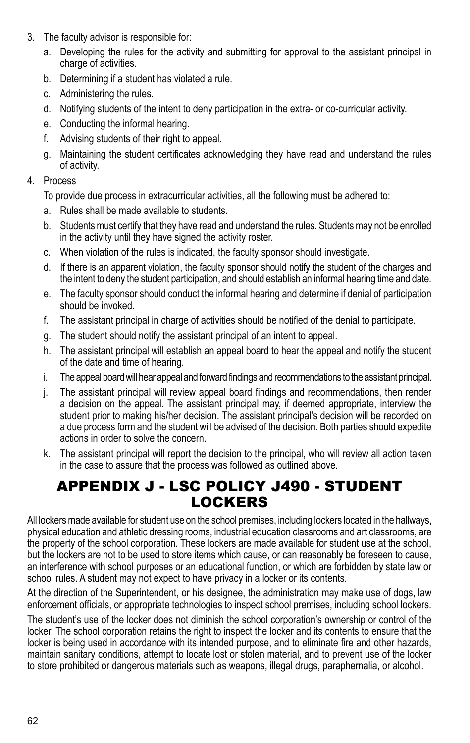3. The faculty advisor is responsible for:
   a. Developing the rules for the activity and submitting for approval to the assistant principal in charge of activities.
   b. Determining if a student has violated a rule.
   c. Administering the rules.
   d. Notifying students of the intent to deny participation in the extra- or co-curricular activity.
   e. Conducting the informal hearing.
   f. Advising students of their right to appeal.
   g. Maintaining the student certificates acknowledging they have read and understand the rules of activity.
4. Process

   To provide due process in extracurricular activities, all the following must be adhered to:
   a. Rules shall be made available to students.
   b. Students must certify that they have read and understand the rules. Students may not be enrolled in the activity until they have signed the activity roster.
   c. When violation of the rules is indicated, the faculty sponsor should investigate.
   d. If there is an apparent violation, the faculty sponsor should notify the student of the charges and the intent to deny the student participation, and should establish an informal hearing time and date.
   e. The faculty sponsor should conduct the informal hearing and determine if denial of participation should be invoked.
   f. The assistant principal in charge of activities should be notified of the denial to participate.
   g. The student should notify the assistant principal of an intent to appeal.
   h. The assistant principal will establish an appeal board to hear the appeal and notify the student of the date and time of hearing.
   i. The appeal board will hear appeal and forward findings and recommendations to the assistant principal.
   j. The assistant principal will review appeal board findings and recommendations, then render a decision on the appeal. The assistant principal may, if deemed appropriate, interview the student prior to making his/her decision. The assistant principal's decision will be recorded on a due process form and the student will be advised of the decision. Both parties should expedite actions in order to solve the concern.
   k. The assistant principal will report the decision to the principal, who will review all action taken in the case to assure that the process was followed as outlined above.

# APPENDIX J - LSC POLICY J490 - STUDENT LOCKERS

All lockers made available for student use on the school premises, including lockers located in the hallways, physical education and athletic dressing rooms, industrial education classrooms and art classrooms, are the property of the school corporation. These lockers are made available for student use at the school, but the lockers are not to be used to store items which cause, or can reasonably be foreseen to cause, an interference with school purposes or an educational function, or which are forbidden by state law or school rules. A student may not expect to have privacy in a locker or its contents.

At the direction of the Superintendent, or his designee, the administration may make use of dogs, law enforcement officials, or appropriate technologies to inspect school premises, including school lockers.

The student's use of the locker does not diminish the school corporation's ownership or control of the locker. The school corporation retains the right to inspect the locker and its contents to ensure that the locker is being used in accordance with its intended purpose, and to eliminate fire and other hazards, maintain sanitary conditions, attempt to locate lost or stolen material, and to prevent use of the locker to store prohibited or dangerous materials such as weapons, illegal drugs, paraphernalia, or alcohol.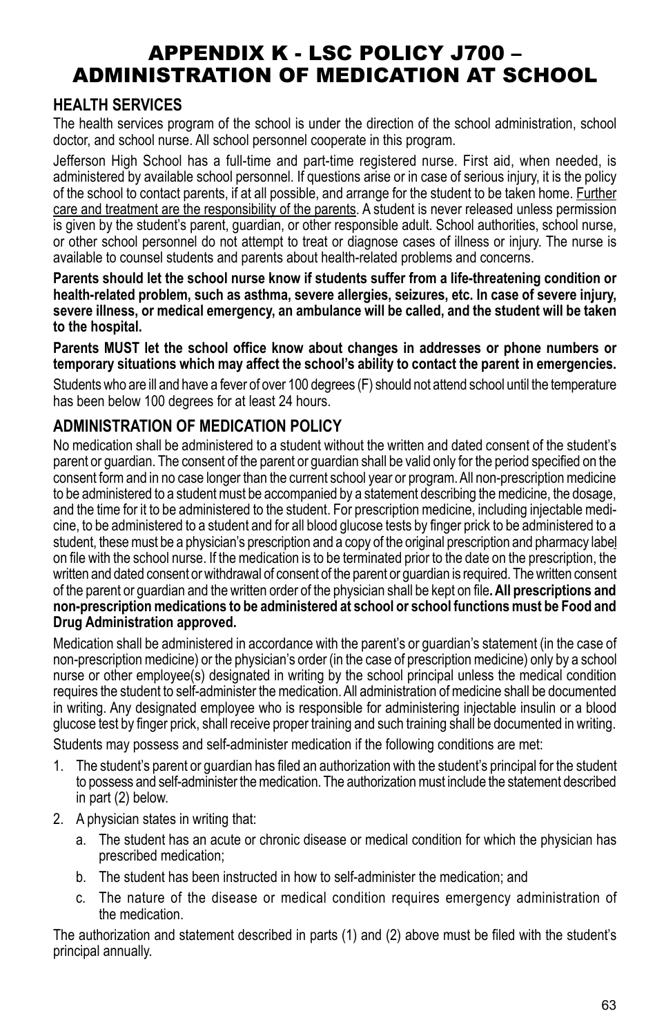# APPENDIX K - LSC POLICY J700 – ADMINISTRATION OF MEDICATION AT SCHOOL

## HEALTH SERVICES

The health services program of the school is under the direction of the school administration, school doctor, and school nurse. All school personnel cooperate in this program.

Jefferson High School has a full-time and part-time registered nurse. First aid, when needed, is administered by available school personnel. If questions arise or in case of serious injury, it is the policy of the school to contact parents, if at all possible, and arrange for the student to be taken home. Further care and treatment are the responsibility of the parents. A student is never released unless permission is given by the student's parent, guardian, or other responsible adult. School authorities, school nurse, or other school personnel do not attempt to treat or diagnose cases of illness or injury. The nurse is available to counsel students and parents about health-related problems and concerns.

**Parents should let the school nurse know if students suffer from a life-threatening condition or health-related problem, such as asthma, severe allergies, seizures, etc. In case of severe injury, severe illness, or medical emergency, an ambulance will be called, and the student will be taken to the hospital.**

**Parents MUST let the school office know about changes in addresses or phone numbers or temporary situations which may affect the school's ability to contact the parent in emergencies.**

Students who are ill and have a fever of over 100 degrees (F) should not attend school until the temperature has been below 100 degrees for at least 24 hours.

## ADMINISTRATION OF MEDICATION POLICY

No medication shall be administered to a student without the written and dated consent of the student's parent or guardian. The consent of the parent or guardian shall be valid only for the period specified on the consent form and in no case longer than the current school year or program. All non-prescription medicine to be administered to a student must be accompanied by a statement describing the medicine, the dosage, and the time for it to be administered to the student. For prescription medicine, including injectable medicine, to be administered to a student and for all blood glucose tests by finger prick to be administered to a student, these must be a physician's prescription and a copy of the original prescription and pharmacy label on file with the school nurse. If the medication is to be terminated prior to the date on the prescription, the written and dated consent or withdrawal of consent of the parent or guardian is required. The written consent of the parent or guardian and the written order of the physician shall be kept on file**. All prescriptions and non-prescription medications to be administered at school or school functions must be Food and Drug Administration approved.**

Medication shall be administered in accordance with the parent's or guardian's statement (in the case of non-prescription medicine) or the physician's order (in the case of prescription medicine) only by a school nurse or other employee(s) designated in writing by the school principal unless the medical condition requires the student to self-administer the medication. All administration of medicine shall be documented in writing. Any designated employee who is responsible for administering injectable insulin or a blood glucose test by finger prick, shall receive proper training and such training shall be documented in writing.

Students may possess and self-administer medication if the following conditions are met:

1. The student's parent or guardian has filed an authorization with the student's principal for the student to possess and self-administer the medication. The authorization must include the statement described in part (2) below.
2. A physician states in writing that:
   a. The student has an acute or chronic disease or medical condition for which the physician has prescribed medication;
   b. The student has been instructed in how to self-administer the medication; and
   c. The nature of the disease or medical condition requires emergency administration of the medication.

The authorization and statement described in parts (1) and (2) above must be filed with the student's principal annually.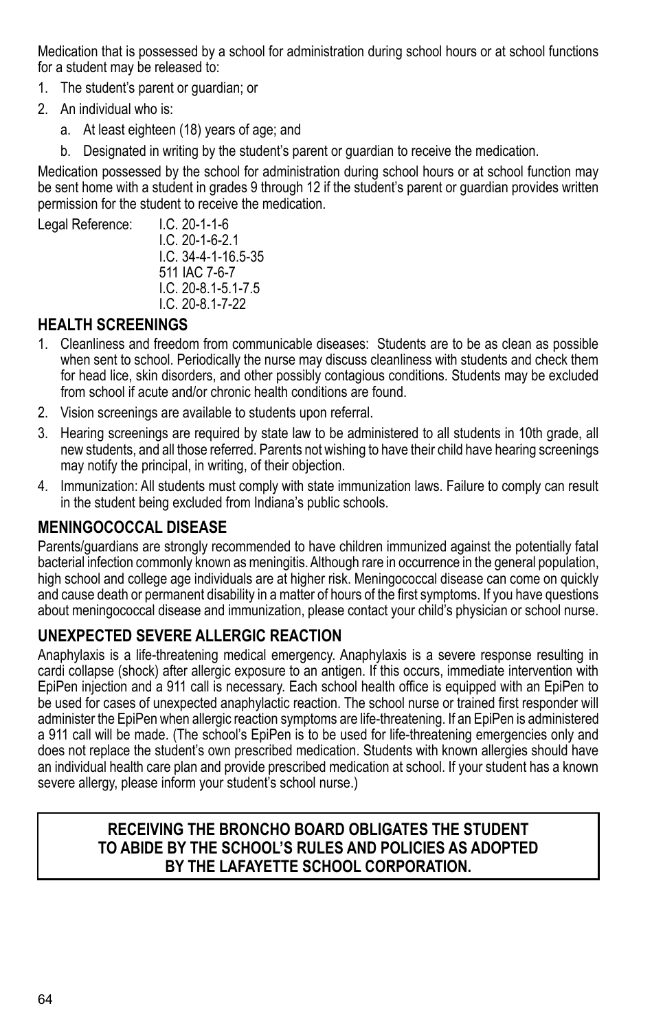Medication that is possessed by a school for administration during school hours or at school functions for a student may be released to:

1. The student's parent or guardian; or
2. An individual who is:
   a. At least eighteen (18) years of age; and
   b. Designated in writing by the student's parent or guardian to receive the medication.

Medication possessed by the school for administration during school hours or at school function may be sent home with a student in grades 9 through 12 if the student's parent or guardian provides written permission for the student to receive the medication.

Legal Reference: I.C. 20-1-1-6
I.C. 20-1-6-2.1
I.C. 34-4-1-16.5-35
511 IAC 7-6-7
I.C. 20-8.1-5.1-7.5
I.C. 20-8.1-7-22

## HEALTH SCREENINGS

1. Cleanliness and freedom from communicable diseases: Students are to be as clean as possible when sent to school. Periodically the nurse may discuss cleanliness with students and check them for head lice, skin disorders, and other possibly contagious conditions. Students may be excluded from school if acute and/or chronic health conditions are found.
2. Vision screenings are available to students upon referral.
3. Hearing screenings are required by state law to be administered to all students in 10th grade, all new students, and all those referred. Parents not wishing to have their child have hearing screenings may notify the principal, in writing, of their objection.
4. Immunization: All students must comply with state immunization laws. Failure to comply can result in the student being excluded from Indiana's public schools.

## MENINGOCOCCAL DISEASE

Parents/guardians are strongly recommended to have children immunized against the potentially fatal bacterial infection commonly known as meningitis. Although rare in occurrence in the general population, high school and college age individuals are at higher risk. Meningococcal disease can come on quickly and cause death or permanent disability in a matter of hours of the first symptoms. If you have questions about meningococcal disease and immunization, please contact your child's physician or school nurse.

## UNEXPECTED SEVERE ALLERGIC REACTION

Anaphylaxis is a life-threatening medical emergency. Anaphylaxis is a severe response resulting in cardi collapse (shock) after allergic exposure to an antigen. If this occurs, immediate intervention with EpiPen injection and a 911 call is necessary. Each school health office is equipped with an EpiPen to be used for cases of unexpected anaphylactic reaction. The school nurse or trained first responder will administer the EpiPen when allergic reaction symptoms are life-threatening. If an EpiPen is administered a 911 call will be made. (The school's EpiPen is to be used for life-threatening emergencies only and does not replace the student's own prescribed medication. Students with known allergies should have an individual health care plan and provide prescribed medication at school. If your student has a known severe allergy, please inform your student's school nurse.)

**RECEIVING THE BRONCHO BOARD OBLIGATES THE STUDENT TO ABIDE BY THE SCHOOL'S RULES AND POLICIES AS ADOPTED BY THE LAFAYETTE SCHOOL CORPORATION.**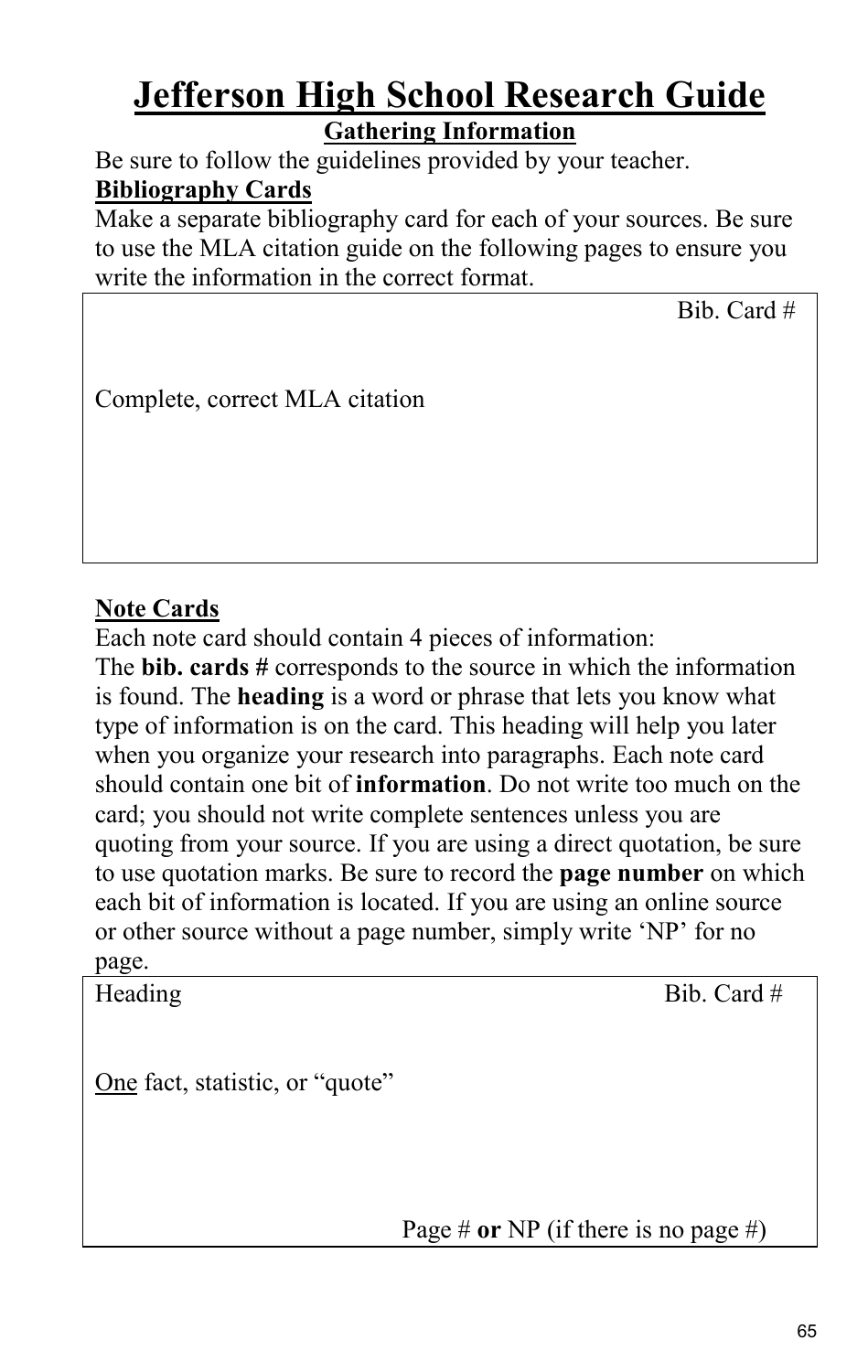# Jefferson High School Research Guide

## Gathering Information

Be sure to follow the guidelines provided by your teacher.

**Bibliography Cards**

Make a separate bibliography card for each of your sources. Be sure to use the MLA citation guide on the following pages to ensure you write the information in the correct format.

| Bib. Card # |
|---|
| Complete, correct MLA citation |

**Note Cards**

Each note card should contain 4 pieces of information:
The **bib. cards #** corresponds to the source in which the information is found. The **heading** is a word or phrase that lets you know what type of information is on the card. This heading will help you later when you organize your research into paragraphs. Each note card should contain one bit of **information**. Do not write too much on the card; you should not write complete sentences unless you are quoting from your source. If you are using a direct quotation, be sure to use quotation marks. Be sure to record the **page number** on which each bit of information is located. If you are using an online source or other source without a page number, simply write 'NP' for no page.

| Heading | Bib. Card # |
|---|---|
| One fact, statistic, or "quote" | |
| Page # **or** NP (if there is no page #) | |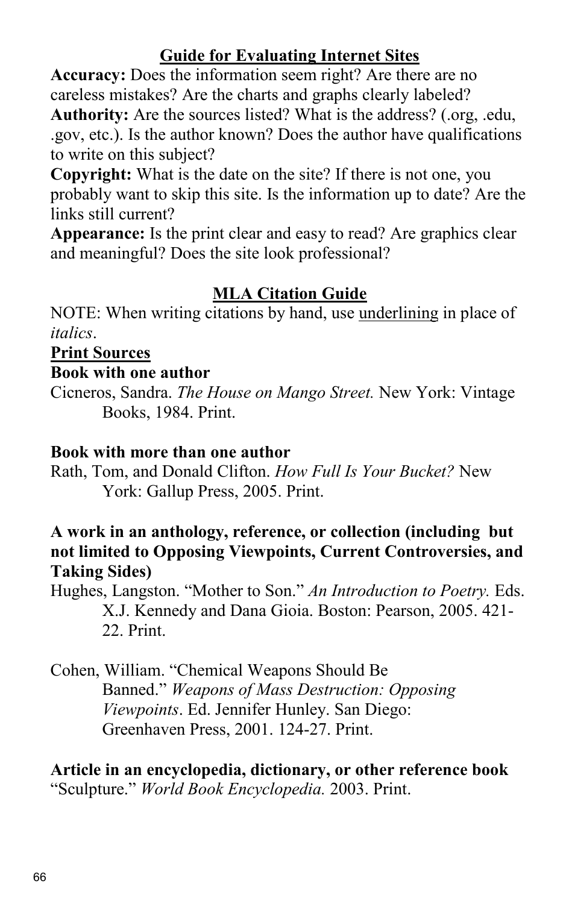## Guide for Evaluating Internet Sites

**Accuracy:** Does the information seem right? Are there are no careless mistakes? Are the charts and graphs clearly labeled?
**Authority:** Are the sources listed? What is the address? (.org, .edu, .gov, etc.). Is the author known? Does the author have qualifications to write on this subject?
**Copyright:** What is the date on the site? If there is not one, you probably want to skip this site. Is the information up to date? Are the links still current?
**Appearance:** Is the print clear and easy to read? Are graphics clear and meaningful? Does the site look professional?

## MLA Citation Guide

NOTE: When writing citations by hand, use <u>underlining</u> in place of *italics*.

### Print Sources

**Book with one author**

Cicneros, Sandra. *The House on Mango Street.* New York: Vintage Books, 1984. Print.

**Book with more than one author**

Rath, Tom, and Donald Clifton. *How Full Is Your Bucket?* New York: Gallup Press, 2005. Print.

**A work in an anthology, reference, or collection (including but not limited to Opposing Viewpoints, Current Controversies, and Taking Sides)**

Hughes, Langston. "Mother to Son." *An Introduction to Poetry.* Eds. X.J. Kennedy and Dana Gioia. Boston: Pearson, 2005. 421-22. Print.

Cohen, William. "Chemical Weapons Should Be Banned." *Weapons of Mass Destruction: Opposing Viewpoints*. Ed. Jennifer Hunley. San Diego: Greenhaven Press, 2001. 124-27. Print.

**Article in an encyclopedia, dictionary, or other reference book**

"Sculpture." *World Book Encyclopedia.* 2003. Print.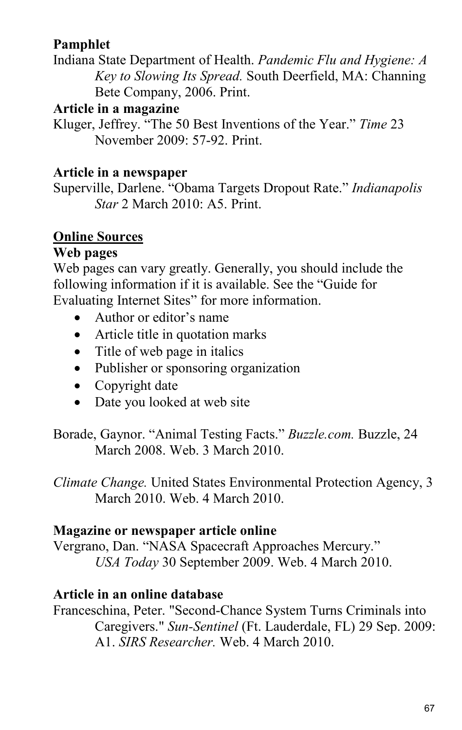**Pamphlet**

Indiana State Department of Health. *Pandemic Flu and Hygiene: A Key to Slowing Its Spread.* South Deerfield, MA: Channing Bete Company, 2006. Print.

**Article in a magazine**

Kluger, Jeffrey. "The 50 Best Inventions of the Year." *Time* 23 November 2009: 57-92. Print.

**Article in a newspaper**

Superville, Darlene. "Obama Targets Dropout Rate." *Indianapolis Star* 2 March 2010: A5. Print.

**<u>Online Sources</u>**

**Web pages**

Web pages can vary greatly. Generally, you should include the following information if it is available. See the "Guide for Evaluating Internet Sites" for more information.

- Author or editor's name
- Article title in quotation marks
- Title of web page in italics
- Publisher or sponsoring organization
- Copyright date
- Date you looked at web site

Borade, Gaynor. "Animal Testing Facts." *Buzzle.com.* Buzzle, 24 March 2008. Web. 3 March 2010.

*Climate Change.* United States Environmental Protection Agency, 3 March 2010. Web. 4 March 2010.

**Magazine or newspaper article online**

Vergrano, Dan. "NASA Spacecraft Approaches Mercury." *USA Today* 30 September 2009. Web. 4 March 2010.

**Article in an online database**

Franceschina, Peter. "Second-Chance System Turns Criminals into Caregivers." *Sun-Sentinel* (Ft. Lauderdale, FL) 29 Sep. 2009: A1. *SIRS Researcher.* Web. 4 March 2010.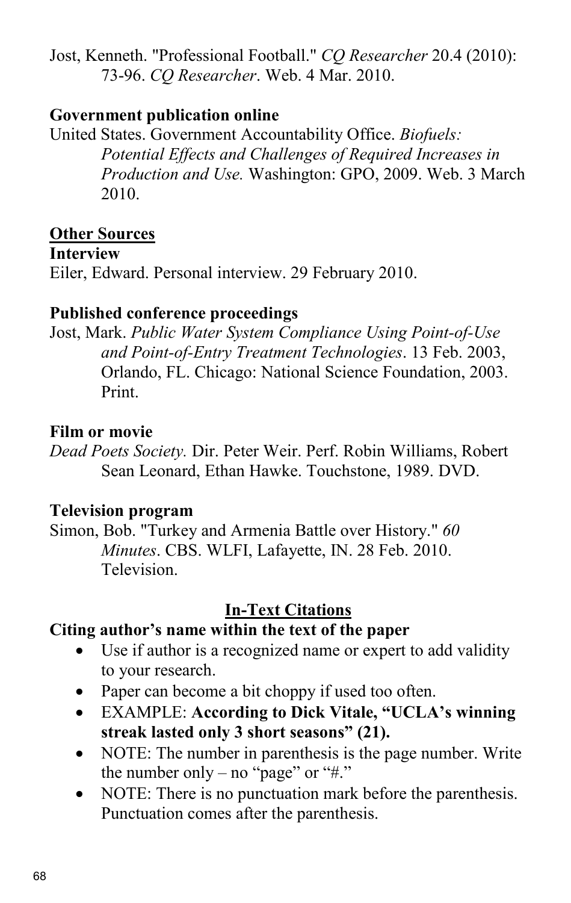Jost, Kenneth. "Professional Football." *CQ Researcher* 20.4 (2010): 73-96. *CQ Researcher*. Web. 4 Mar. 2010.

**Government publication online**

United States. Government Accountability Office. *Biofuels: Potential Effects and Challenges of Required Increases in Production and Use.* Washington: GPO, 2009. Web. 3 March 2010.

**Other Sources**

**Interview**

Eiler, Edward. Personal interview. 29 February 2010.

**Published conference proceedings**

Jost, Mark. *Public Water System Compliance Using Point-of-Use and Point-of-Entry Treatment Technologies*. 13 Feb. 2003, Orlando, FL. Chicago: National Science Foundation, 2003. Print.

**Film or movie**

*Dead Poets Society.* Dir. Peter Weir. Perf. Robin Williams, Robert Sean Leonard, Ethan Hawke. Touchstone, 1989. DVD.

**Television program**

Simon, Bob. "Turkey and Armenia Battle over History." *60 Minutes*. CBS. WLFI, Lafayette, IN. 28 Feb. 2010. Television.

## In-Text Citations

**Citing author's name within the text of the paper**

- Use if author is a recognized name or expert to add validity to your research.
- Paper can become a bit choppy if used too often.
- EXAMPLE: **According to Dick Vitale, "UCLA's winning streak lasted only 3 short seasons" (21).**
- NOTE: The number in parenthesis is the page number. Write the number only – no "page" or "#."
- NOTE: There is no punctuation mark before the parenthesis. Punctuation comes after the parenthesis.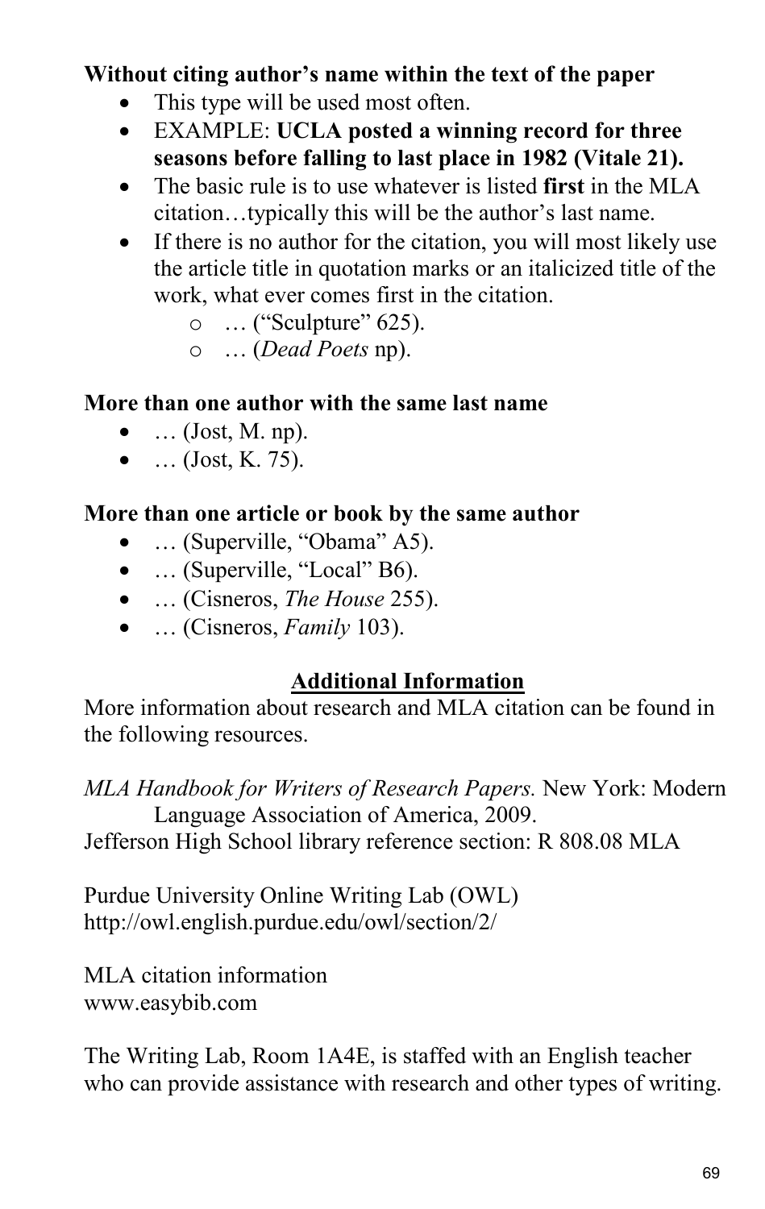**Without citing author's name within the text of the paper**

- This type will be used most often.
- EXAMPLE: **UCLA posted a winning record for three seasons before falling to last place in 1982 (Vitale 21).**
- The basic rule is to use whatever is listed **first** in the MLA citation…typically this will be the author's last name.
- If there is no author for the citation, you will most likely use the article title in quotation marks or an italicized title of the work, what ever comes first in the citation.
    - … ("Sculpture" 625).
    - … (*Dead Poets* np).

**More than one author with the same last name**

- … (Jost, M. np).
- … (Jost, K. 75).

**More than one article or book by the same author**

- … (Superville, "Obama" A5).
- … (Superville, "Local" B6).
- … (Cisneros, *The House* 255).
- … (Cisneros, *Family* 103).

## Additional Information

More information about research and MLA citation can be found in the following resources.

*MLA Handbook for Writers of Research Papers.* New York: Modern Language Association of America, 2009.
Jefferson High School library reference section: R 808.08 MLA

Purdue University Online Writing Lab (OWL)
http://owl.english.purdue.edu/owl/section/2/

MLA citation information
www.easybib.com

The Writing Lab, Room 1A4E, is staffed with an English teacher who can provide assistance with research and other types of writing.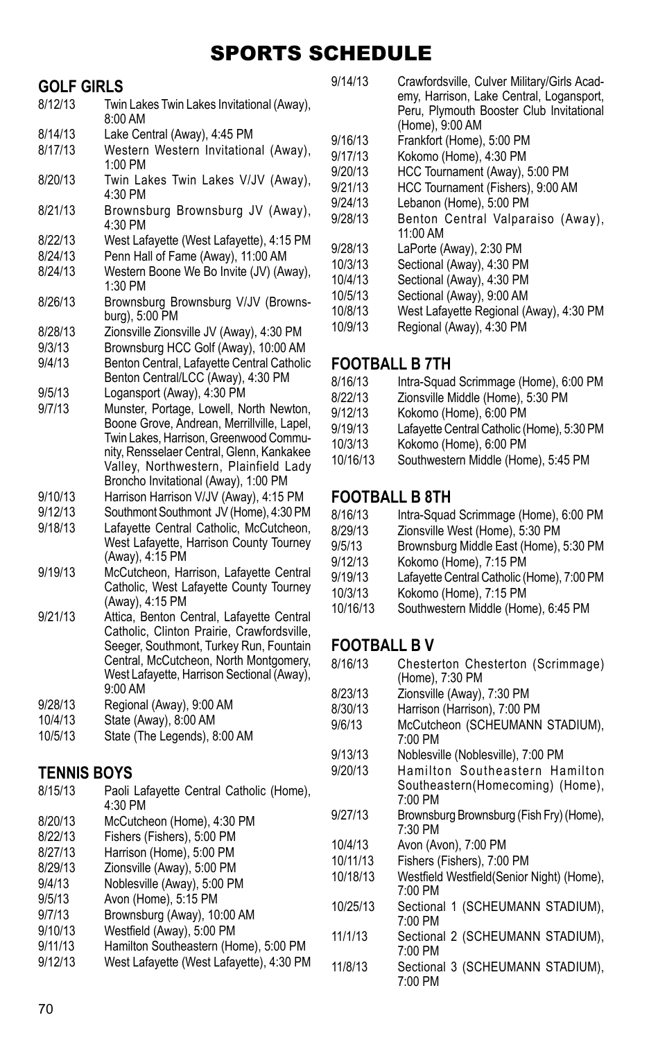# SPORTS SCHEDULE

## GOLF GIRLS

| | |
|---|---|
| 8/12/13 | Twin Lakes Twin Lakes Invitational (Away), 8:00 AM |
| 8/14/13 | Lake Central (Away), 4:45 PM |
| 8/17/13 | Western Western Invitational (Away), 1:00 PM |
| 8/20/13 | Twin Lakes Twin Lakes V/JV (Away), 4:30 PM |
| 8/21/13 | Brownsburg Brownsburg JV (Away), 4:30 PM |
| 8/22/13 | West Lafayette (West Lafayette), 4:15 PM |
| 8/24/13 | Penn Hall of Fame (Away), 11:00 AM |
| 8/24/13 | Western Boone We Bo Invite (JV) (Away), 1:30 PM |
| 8/26/13 | Brownsburg Brownsburg V/JV (Brownsburg), 5:00 PM |
| 8/28/13 | Zionsville Zionsville JV (Away), 4:30 PM |
| 9/3/13 | Brownsburg HCC Golf (Away), 10:00 AM |
| 9/4/13 | Benton Central, Lafayette Central Catholic Benton Central/LCC (Away), 4:30 PM |
| 9/5/13 | Logansport (Away), 4:30 PM |
| 9/7/13 | Munster, Portage, Lowell, North Newton, Boone Grove, Andrean, Merrillville, Lapel, Twin Lakes, Harrison, Greenwood Community, Rensselaer Central, Glenn, Kankakee Valley, Northwestern, Plainfield Lady Broncho Invitational (Away), 1:00 PM |
| 9/10/13 | Harrison Harrison V/JV (Away), 4:15 PM |
| 9/12/13 | Southmont Southmont JV (Home), 4:30 PM |
| 9/18/13 | Lafayette Central Catholic, McCutcheon, West Lafayette, Harrison County Tourney (Away), 4:15 PM |
| 9/19/13 | McCutcheon, Harrison, Lafayette Central Catholic, West Lafayette County Tourney (Away), 4:15 PM |
| 9/21/13 | Attica, Benton Central, Lafayette Central Catholic, Clinton Prairie, Crawfordsville, Seeger, Southmont, Turkey Run, Fountain Central, McCutcheon, North Montgomery, West Lafayette, Harrison Sectional (Away), 9:00 AM |
| 9/28/13 | Regional (Away), 9:00 AM |
| 10/4/13 | State (Away), 8:00 AM |
| 10/5/13 | State (The Legends), 8:00 AM |

## TENNIS BOYS

| | |
|---|---|
| 8/15/13 | Paoli Lafayette Central Catholic (Home), 4:30 PM |
| 8/20/13 | McCutcheon (Home), 4:30 PM |
| 8/22/13 | Fishers (Fishers), 5:00 PM |
| 8/27/13 | Harrison (Home), 5:00 PM |
| 8/29/13 | Zionsville (Away), 5:00 PM |
| 9/4/13 | Noblesville (Away), 5:00 PM |
| 9/5/13 | Avon (Home), 5:15 PM |
| 9/7/13 | Brownsburg (Away), 10:00 AM |
| 9/10/13 | Westfield (Away), 5:00 PM |
| 9/11/13 | Hamilton Southeastern (Home), 5:00 PM |
| 9/12/13 | West Lafayette (West Lafayette), 4:30 PM |
| 9/14/13 | Crawfordsville, Culver Military/Girls Academy, Harrison, Lake Central, Logansport, Peru, Plymouth Booster Club Invitational (Home), 9:00 AM |
| 9/16/13 | Frankfort (Home), 5:00 PM |
| 9/17/13 | Kokomo (Home), 4:30 PM |
| 9/20/13 | HCC Tournament (Away), 5:00 PM |
| 9/21/13 | HCC Tournament (Fishers), 9:00 AM |
| 9/24/13 | Lebanon (Home), 5:00 PM |
| 9/28/13 | Benton Central Valparaiso (Away), 11:00 AM |
| 9/28/13 | LaPorte (Away), 2:30 PM |
| 10/3/13 | Sectional (Away), 4:30 PM |
| 10/4/13 | Sectional (Away), 4:30 PM |
| 10/5/13 | Sectional (Away), 9:00 AM |
| 10/8/13 | West Lafayette Regional (Away), 4:30 PM |
| 10/9/13 | Regional (Away), 4:30 PM |

## FOOTBALL B 7TH

| | |
|---|---|
| 8/16/13 | Intra-Squad Scrimmage (Home), 6:00 PM |
| 8/22/13 | Zionsville Middle (Home), 5:30 PM |
| 9/12/13 | Kokomo (Home), 6:00 PM |
| 9/19/13 | Lafayette Central Catholic (Home), 5:30 PM |
| 10/3/13 | Kokomo (Home), 6:00 PM |
| 10/16/13 | Southwestern Middle (Home), 5:45 PM |

## FOOTBALL B 8TH

| | |
|---|---|
| 8/16/13 | Intra-Squad Scrimmage (Home), 6:00 PM |
| 8/29/13 | Zionsville West (Home), 5:30 PM |
| 9/5/13 | Brownsburg Middle East (Home), 5:30 PM |
| 9/12/13 | Kokomo (Home), 7:15 PM |
| 9/19/13 | Lafayette Central Catholic (Home), 7:00 PM |
| 10/3/13 | Kokomo (Home), 7:15 PM |
| 10/16/13 | Southwestern Middle (Home), 6:45 PM |

## FOOTBALL B V

| | |
|---|---|
| 8/16/13 | Chesterton Chesterton (Scrimmage) (Home), 7:30 PM |
| 8/23/13 | Zionsville (Away), 7:30 PM |
| 8/30/13 | Harrison (Harrison), 7:00 PM |
| 9/6/13 | McCutcheon (SCHEUMANN STADIUM), 7:00 PM |
| 9/13/13 | Noblesville (Noblesville), 7:00 PM |
| 9/20/13 | Hamilton Southeastern Hamilton Southeastern(Homecoming) (Home), 7:00 PM |
| 9/27/13 | Brownsburg Brownsburg (Fish Fry) (Home), 7:30 PM |
| 10/4/13 | Avon (Avon), 7:00 PM |
| 10/11/13 | Fishers (Fishers), 7:00 PM |
| 10/18/13 | Westfield Westfield(Senior Night) (Home), 7:00 PM |
| 10/25/13 | Sectional 1 (SCHEUMANN STADIUM), 7:00 PM |
| 11/1/13 | Sectional 2 (SCHEUMANN STADIUM), 7:00 PM |
| 11/8/13 | Sectional 3 (SCHEUMANN STADIUM), 7:00 PM |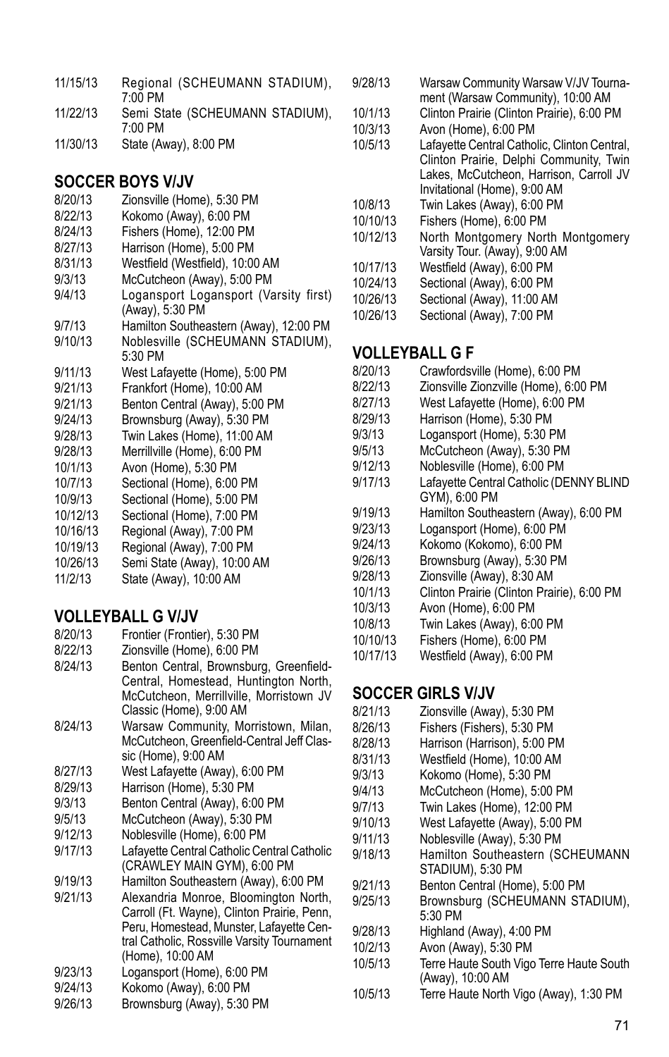| | |
|---|---|
| 11/15/13 | Regional (SCHEUMANN STADIUM), 7:00 PM |
| 11/22/13 | Semi State (SCHEUMANN STADIUM), 7:00 PM |
| 11/30/13 | State (Away), 8:00 PM |

## SOCCER BOYS V/JV

| | |
|---|---|
| 8/20/13 | Zionsville (Home), 5:30 PM |
| 8/22/13 | Kokomo (Away), 6:00 PM |
| 8/24/13 | Fishers (Home), 12:00 PM |
| 8/27/13 | Harrison (Home), 5:00 PM |
| 8/31/13 | Westfield (Westfield), 10:00 AM |
| 9/3/13 | McCutcheon (Away), 5:00 PM |
| 9/4/13 | Logansport Logansport (Varsity first) (Away), 5:30 PM |
| 9/7/13 | Hamilton Southeastern (Away), 12:00 PM |
| 9/10/13 | Noblesville (SCHEUMANN STADIUM), 5:30 PM |
| 9/11/13 | West Lafayette (Home), 5:00 PM |
| 9/21/13 | Frankfort (Home), 10:00 AM |
| 9/21/13 | Benton Central (Away), 5:00 PM |
| 9/24/13 | Brownsburg (Away), 5:30 PM |
| 9/28/13 | Twin Lakes (Home), 11:00 AM |
| 9/28/13 | Merrillville (Home), 6:00 PM |
| 10/1/13 | Avon (Home), 5:30 PM |
| 10/7/13 | Sectional (Home), 6:00 PM |
| 10/9/13 | Sectional (Home), 5:00 PM |
| 10/12/13 | Sectional (Home), 7:00 PM |
| 10/16/13 | Regional (Away), 7:00 PM |
| 10/19/13 | Regional (Away), 7:00 PM |
| 10/26/13 | Semi State (Away), 10:00 AM |
| 11/2/13 | State (Away), 10:00 AM |

## VOLLEYBALL G V/JV

| | |
|---|---|
| 8/20/13 | Frontier (Frontier), 5:30 PM |
| 8/22/13 | Zionsville (Home), 6:00 PM |
| 8/24/13 | Benton Central, Brownsburg, Greenfield-Central, Homestead, Huntington North, McCutcheon, Merrillville, Morristown JV Classic (Home), 9:00 AM |
| 8/24/13 | Warsaw Community, Morristown, Milan, McCutcheon, Greenfield-Central Jeff Classic (Home), 9:00 AM |
| 8/27/13 | West Lafayette (Away), 6:00 PM |
| 8/29/13 | Harrison (Home), 5:30 PM |
| 9/3/13 | Benton Central (Away), 6:00 PM |
| 9/5/13 | McCutcheon (Away), 5:30 PM |
| 9/12/13 | Noblesville (Home), 6:00 PM |
| 9/17/13 | Lafayette Central Catholic Central Catholic (CRAWLEY MAIN GYM), 6:00 PM |
| 9/19/13 | Hamilton Southeastern (Away), 6:00 PM |
| 9/21/13 | Alexandria Monroe, Bloomington North, Carroll (Ft. Wayne), Clinton Prairie, Penn, Peru, Homestead, Munster, Lafayette Central Catholic, Rossville Varsity Tournament (Home), 10:00 AM |
| 9/23/13 | Logansport (Home), 6:00 PM |
| 9/24/13 | Kokomo (Away), 6:00 PM |
| 9/26/13 | Brownsburg (Away), 5:30 PM |
| 9/28/13 | Warsaw Community Warsaw V/JV Tournament (Warsaw Community), 10:00 AM |
| 10/1/13 | Clinton Prairie (Clinton Prairie), 6:00 PM |
| 10/3/13 | Avon (Home), 6:00 PM |
| 10/5/13 | Lafayette Central Catholic, Clinton Central, Clinton Prairie, Delphi Community, Twin Lakes, McCutcheon, Harrison, Carroll JV Invitational (Home), 9:00 AM |
| 10/8/13 | Twin Lakes (Away), 6:00 PM |
| 10/10/13 | Fishers (Home), 6:00 PM |
| 10/12/13 | North Montgomery North Montgomery Varsity Tour. (Away), 9:00 AM |
| 10/17/13 | Westfield (Away), 6:00 PM |
| 10/24/13 | Sectional (Away), 6:00 PM |
| 10/26/13 | Sectional (Away), 11:00 AM |
| 10/26/13 | Sectional (Away), 7:00 PM |

## VOLLEYBALL G F

| | |
|---|---|
| 8/20/13 | Crawfordsville (Home), 6:00 PM |
| 8/22/13 | Zionsville Zionzville (Home), 6:00 PM |
| 8/27/13 | West Lafayette (Home), 6:00 PM |
| 8/29/13 | Harrison (Home), 5:30 PM |
| 9/3/13 | Logansport (Home), 5:30 PM |
| 9/5/13 | McCutcheon (Away), 5:30 PM |
| 9/12/13 | Noblesville (Home), 6:00 PM |
| 9/17/13 | Lafayette Central Catholic (DENNY BLIND GYM), 6:00 PM |
| 9/19/13 | Hamilton Southeastern (Away), 6:00 PM |
| 9/23/13 | Logansport (Home), 6:00 PM |
| 9/24/13 | Kokomo (Kokomo), 6:00 PM |
| 9/26/13 | Brownsburg (Away), 5:30 PM |
| 9/28/13 | Zionsville (Away), 8:30 AM |
| 10/1/13 | Clinton Prairie (Clinton Prairie), 6:00 PM |
| 10/3/13 | Avon (Home), 6:00 PM |
| 10/8/13 | Twin Lakes (Away), 6:00 PM |
| 10/10/13 | Fishers (Home), 6:00 PM |
| 10/17/13 | Westfield (Away), 6:00 PM |

## SOCCER GIRLS V/JV

| | |
|---|---|
| 8/21/13 | Zionsville (Away), 5:30 PM |
| 8/26/13 | Fishers (Fishers), 5:30 PM |
| 8/28/13 | Harrison (Harrison), 5:00 PM |
| 8/31/13 | Westfield (Home), 10:00 AM |
| 9/3/13 | Kokomo (Home), 5:30 PM |
| 9/4/13 | McCutcheon (Home), 5:00 PM |
| 9/7/13 | Twin Lakes (Home), 12:00 PM |
| 9/10/13 | West Lafayette (Away), 5:00 PM |
| 9/11/13 | Noblesville (Away), 5:30 PM |
| 9/18/13 | Hamilton Southeastern (SCHEUMANN STADIUM), 5:30 PM |
| 9/21/13 | Benton Central (Home), 5:00 PM |
| 9/25/13 | Brownsburg (SCHEUMANN STADIUM), 5:30 PM |
| 9/28/13 | Highland (Away), 4:00 PM |
| 10/2/13 | Avon (Away), 5:30 PM |
| 10/5/13 | Terre Haute South Vigo Terre Haute South (Away), 10:00 AM |
| 10/5/13 | Terre Haute North Vigo (Away), 1:30 PM |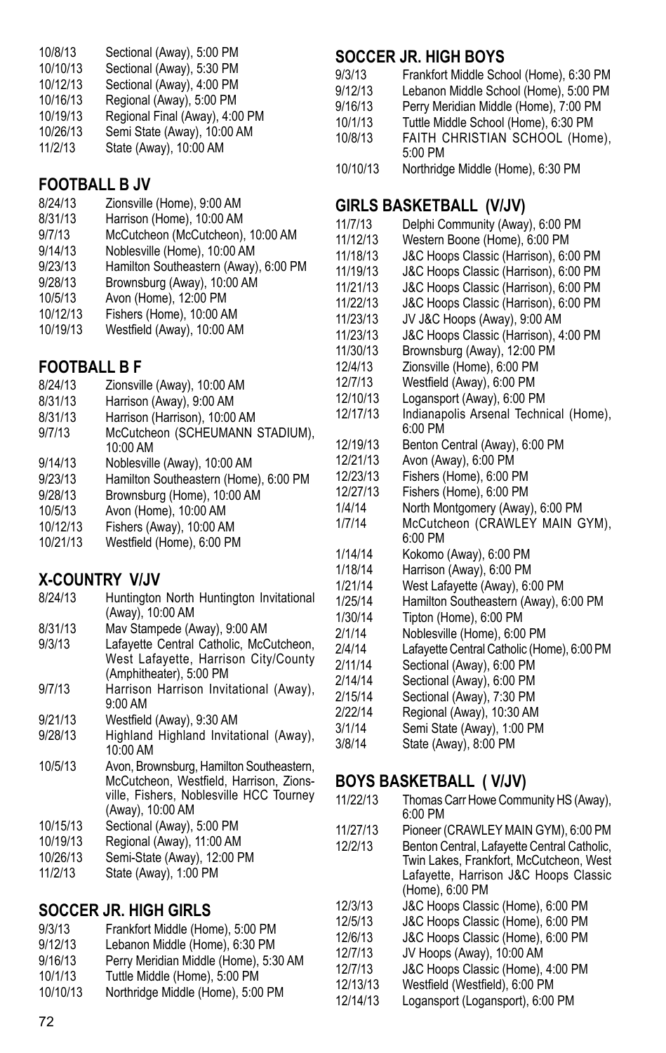| | |
|---|---|
| 10/8/13 | Sectional (Away), 5:00 PM |
| 10/10/13 | Sectional (Away), 5:30 PM |
| 10/12/13 | Sectional (Away), 4:00 PM |
| 10/16/13 | Regional (Away), 5:00 PM |
| 10/19/13 | Regional Final (Away), 4:00 PM |
| 10/26/13 | Semi State (Away), 10:00 AM |
| 11/2/13 | State (Away), 10:00 AM |

## FOOTBALL B JV

| | |
|---|---|
| 8/24/13 | Zionsville (Home), 9:00 AM |
| 8/31/13 | Harrison (Home), 10:00 AM |
| 9/7/13 | McCutcheon (McCutcheon), 10:00 AM |
| 9/14/13 | Noblesville (Home), 10:00 AM |
| 9/23/13 | Hamilton Southeastern (Away), 6:00 PM |
| 9/28/13 | Brownsburg (Away), 10:00 AM |
| 10/5/13 | Avon (Home), 12:00 PM |
| 10/12/13 | Fishers (Home), 10:00 AM |
| 10/19/13 | Westfield (Away), 10:00 AM |

## FOOTBALL B F

| | |
|---|---|
| 8/24/13 | Zionsville (Away), 10:00 AM |
| 8/31/13 | Harrison (Away), 9:00 AM |
| 8/31/13 | Harrison (Harrison), 10:00 AM |
| 9/7/13 | McCutcheon (SCHEUMANN STADIUM), 10:00 AM |
| 9/14/13 | Noblesville (Away), 10:00 AM |
| 9/23/13 | Hamilton Southeastern (Home), 6:00 PM |
| 9/28/13 | Brownsburg (Home), 10:00 AM |
| 10/5/13 | Avon (Home), 10:00 AM |
| 10/12/13 | Fishers (Away), 10:00 AM |
| 10/21/13 | Westfield (Home), 6:00 PM |

## X-COUNTRY V/JV

| | |
|---|---|
| 8/24/13 | Huntington North Huntington Invitational (Away), 10:00 AM |
| 8/31/13 | Mav Stampede (Away), 9:00 AM |
| 9/3/13 | Lafayette Central Catholic, McCutcheon, West Lafayette, Harrison City/County (Amphitheater), 5:00 PM |
| 9/7/13 | Harrison Harrison Invitational (Away), 9:00 AM |
| 9/21/13 | Westfield (Away), 9:30 AM |
| 9/28/13 | Highland Highland Invitational (Away), 10:00 AM |
| 10/5/13 | Avon, Brownsburg, Hamilton Southeastern, McCutcheon, Westfield, Harrison, Zionsville, Fishers, Noblesville HCC Tourney (Away), 10:00 AM |
| 10/15/13 | Sectional (Away), 5:00 PM |
| 10/19/13 | Regional (Away), 11:00 AM |
| 10/26/13 | Semi-State (Away), 12:00 PM |
| 11/2/13 | State (Away), 1:00 PM |

## SOCCER JR. HIGH GIRLS

| | |
|---|---|
| 9/3/13 | Frankfort Middle (Home), 5:00 PM |
| 9/12/13 | Lebanon Middle (Home), 6:30 PM |
| 9/16/13 | Perry Meridian Middle (Home), 5:30 AM |
| 10/1/13 | Tuttle Middle (Home), 5:00 PM |
| 10/10/13 | Northridge Middle (Home), 5:00 PM |

## SOCCER JR. HIGH BOYS

| | |
|---|---|
| 9/3/13 | Frankfort Middle School (Home), 6:30 PM |
| 9/12/13 | Lebanon Middle School (Home), 5:00 PM |
| 9/16/13 | Perry Meridian Middle (Home), 7:00 PM |
| 10/1/13 | Tuttle Middle School (Home), 6:30 PM |
| 10/8/13 | FAITH CHRISTIAN SCHOOL (Home), 5:00 PM |
| 10/10/13 | Northridge Middle (Home), 6:30 PM |

## GIRLS BASKETBALL (V/JV)

| | |
|---|---|
| 11/7/13 | Delphi Community (Away), 6:00 PM |
| 11/12/13 | Western Boone (Home), 6:00 PM |
| 11/18/13 | J&C Hoops Classic (Harrison), 6:00 PM |
| 11/19/13 | J&C Hoops Classic (Harrison), 6:00 PM |
| 11/21/13 | J&C Hoops Classic (Harrison), 6:00 PM |
| 11/22/13 | J&C Hoops Classic (Harrison), 6:00 PM |
| 11/23/13 | JV J&C Hoops (Away), 9:00 AM |
| 11/23/13 | J&C Hoops Classic (Harrison), 4:00 PM |
| 11/30/13 | Brownsburg (Away), 12:00 PM |
| 12/4/13 | Zionsville (Home), 6:00 PM |
| 12/7/13 | Westfield (Away), 6:00 PM |
| 12/10/13 | Logansport (Away), 6:00 PM |
| 12/17/13 | Indianapolis Arsenal Technical (Home), 6:00 PM |
| 12/19/13 | Benton Central (Away), 6:00 PM |
| 12/21/13 | Avon (Away), 6:00 PM |
| 12/23/13 | Fishers (Home), 6:00 PM |
| 12/27/13 | Fishers (Home), 6:00 PM |
| 1/4/14 | North Montgomery (Away), 6:00 PM |
| 1/7/14 | McCutcheon (CRAWLEY MAIN GYM), 6:00 PM |
| 1/14/14 | Kokomo (Away), 6:00 PM |
| 1/18/14 | Harrison (Away), 6:00 PM |
| 1/21/14 | West Lafayette (Away), 6:00 PM |
| 1/25/14 | Hamilton Southeastern (Away), 6:00 PM |
| 1/30/14 | Tipton (Home), 6:00 PM |
| 2/1/14 | Noblesville (Home), 6:00 PM |
| 2/4/14 | Lafayette Central Catholic (Home), 6:00 PM |
| 2/11/14 | Sectional (Away), 6:00 PM |
| 2/14/14 | Sectional (Away), 6:00 PM |
| 2/15/14 | Sectional (Away), 7:30 PM |
| 2/22/14 | Regional (Away), 10:30 AM |
| 3/1/14 | Semi State (Away), 1:00 PM |
| 3/8/14 | State (Away), 8:00 PM |

## BOYS BASKETBALL ( V/JV)

| | |
|---|---|
| 11/22/13 | Thomas Carr Howe Community HS (Away), 6:00 PM |
| 11/27/13 | Pioneer (CRAWLEY MAIN GYM), 6:00 PM |
| 12/2/13 | Benton Central, Lafayette Central Catholic, Twin Lakes, Frankfort, McCutcheon, West Lafayette, Harrison J&C Hoops Classic (Home), 6:00 PM |
| 12/3/13 | J&C Hoops Classic (Home), 6:00 PM |
| 12/5/13 | J&C Hoops Classic (Home), 6:00 PM |
| 12/6/13 | J&C Hoops Classic (Home), 6:00 PM |
| 12/7/13 | JV Hoops (Away), 10:00 AM |
| 12/7/13 | J&C Hoops Classic (Home), 4:00 PM |
| 12/13/13 | Westfield (Westfield), 6:00 PM |
| 12/14/13 | Logansport (Logansport), 6:00 PM |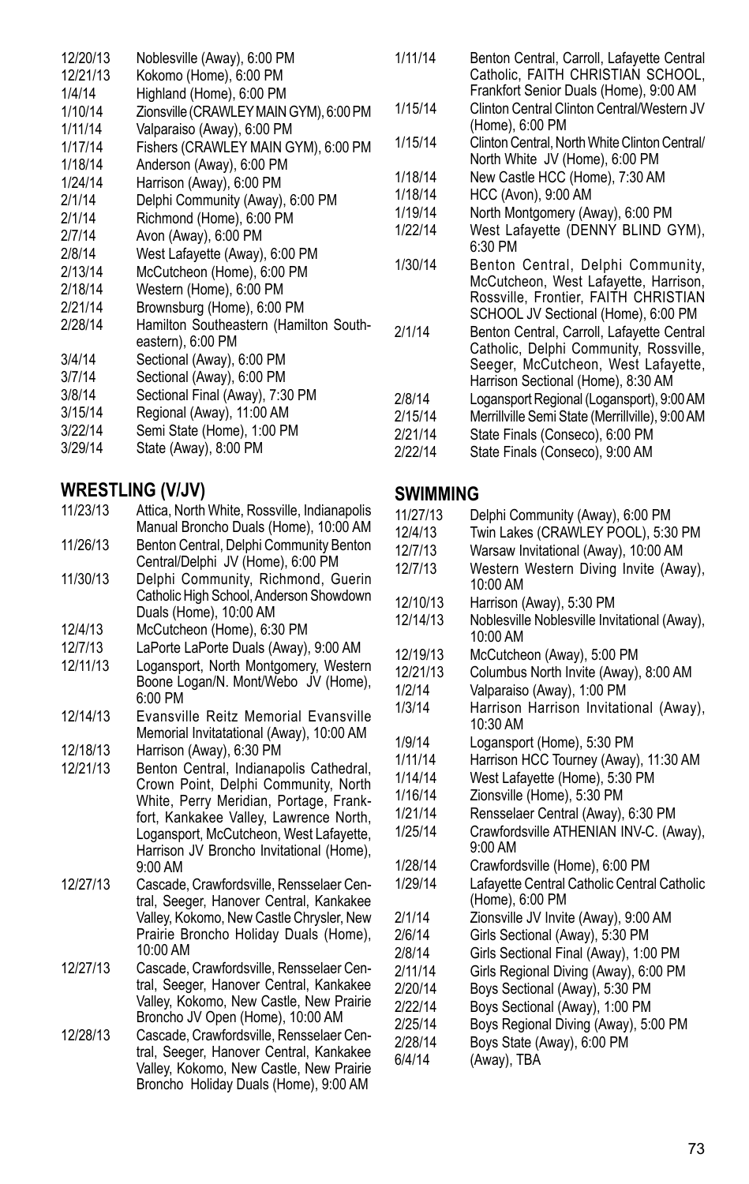12/20/13 Noblesville (Away), 6:00 PM
12/21/13 Kokomo (Home), 6:00 PM
1/4/14 Highland (Home), 6:00 PM
1/10/14 Zionsville (CRAWLEY MAIN GYM), 6:00 PM
1/11/14 Valparaiso (Away), 6:00 PM
1/17/14 Fishers (CRAWLEY MAIN GYM), 6:00 PM
1/18/14 Anderson (Away), 6:00 PM
1/24/14 Harrison (Away), 6:00 PM
2/1/14 Delphi Community (Away), 6:00 PM
2/1/14 Richmond (Home), 6:00 PM
2/7/14 Avon (Away), 6:00 PM
2/8/14 West Lafayette (Away), 6:00 PM
2/13/14 McCutcheon (Home), 6:00 PM
2/18/14 Western (Home), 6:00 PM
2/21/14 Brownsburg (Home), 6:00 PM
2/28/14 Hamilton Southeastern (Hamilton Southeastern), 6:00 PM
3/4/14 Sectional (Away), 6:00 PM
3/7/14 Sectional (Away), 6:00 PM
3/8/14 Sectional Final (Away), 7:30 PM
3/15/14 Regional (Away), 11:00 AM
3/22/14 Semi State (Home), 1:00 PM
3/29/14 State (Away), 8:00 PM

## WRESTLING (V/JV)

11/23/13 Attica, North White, Rossville, Indianapolis Manual Broncho Duals (Home), 10:00 AM
11/26/13 Benton Central, Delphi Community Benton Central/Delphi JV (Home), 6:00 PM
11/30/13 Delphi Community, Richmond, Guerin Catholic High School, Anderson Showdown Duals (Home), 10:00 AM
12/4/13 McCutcheon (Home), 6:30 PM
12/7/13 LaPorte LaPorte Duals (Away), 9:00 AM
12/11/13 Logansport, North Montgomery, Western Boone Logan/N. Mont/Webo JV (Home), 6:00 PM
12/14/13 Evansville Reitz Memorial Evansville Memorial Invitatational (Away), 10:00 AM
12/18/13 Harrison (Away), 6:30 PM
12/21/13 Benton Central, Indianapolis Cathedral, Crown Point, Delphi Community, North White, Perry Meridian, Portage, Frankfort, Kankakee Valley, Lawrence North, Logansport, McCutcheon, West Lafayette, Harrison JV Broncho Invitational (Home), 9:00 AM
12/27/13 Cascade, Crawfordsville, Rensselaer Central, Seeger, Hanover Central, Kankakee Valley, Kokomo, New Castle Chrysler, New Prairie Broncho Holiday Duals (Home), 10:00 AM
12/27/13 Cascade, Crawfordsville, Rensselaer Central, Seeger, Hanover Central, Kankakee Valley, Kokomo, New Castle, New Prairie Broncho JV Open (Home), 10:00 AM
12/28/13 Cascade, Crawfordsville, Rensselaer Central, Seeger, Hanover Central, Kankakee Valley, Kokomo, New Castle, New Prairie Broncho Holiday Duals (Home), 9:00 AM
1/11/14 Benton Central, Carroll, Lafayette Central Catholic, FAITH CHRISTIAN SCHOOL, Frankfort Senior Duals (Home), 9:00 AM
1/15/14 Clinton Central Clinton Central/Western JV (Home), 6:00 PM
1/15/14 Clinton Central, North White Clinton Central/North White JV (Home), 6:00 PM
1/18/14 New Castle HCC (Home), 7:30 AM
1/18/14 HCC (Avon), 9:00 AM
1/19/14 North Montgomery (Away), 6:00 PM
1/22/14 West Lafayette (DENNY BLIND GYM), 6:30 PM
1/30/14 Benton Central, Delphi Community, McCutcheon, West Lafayette, Harrison, Rossville, Frontier, FAITH CHRISTIAN SCHOOL JV Sectional (Home), 6:00 PM
2/1/14 Benton Central, Carroll, Lafayette Central Catholic, Delphi Community, Rossville, Seeger, McCutcheon, West Lafayette, Harrison Sectional (Home), 8:30 AM
2/8/14 Logansport Regional (Logansport), 9:00 AM
2/15/14 Merrillville Semi State (Merrillville), 9:00 AM
2/21/14 State Finals (Conseco), 6:00 PM
2/22/14 State Finals (Conseco), 9:00 AM

## SWIMMING

11/27/13 Delphi Community (Away), 6:00 PM
12/4/13 Twin Lakes (CRAWLEY POOL), 5:30 PM
12/7/13 Warsaw Invitational (Away), 10:00 AM
12/7/13 Western Western Diving Invite (Away), 10:00 AM
12/10/13 Harrison (Away), 5:30 PM
12/14/13 Noblesville Noblesville Invitational (Away), 10:00 AM
12/19/13 McCutcheon (Away), 5:00 PM
12/21/13 Columbus North Invite (Away), 8:00 AM
1/2/14 Valparaiso (Away), 1:00 PM
1/3/14 Harrison Harrison Invitational (Away), 10:30 AM
1/9/14 Logansport (Home), 5:30 PM
1/11/14 Harrison HCC Tourney (Away), 11:30 AM
1/14/14 West Lafayette (Home), 5:30 PM
1/16/14 Zionsville (Home), 5:30 PM
1/21/14 Rensselaer Central (Away), 6:30 PM
1/25/14 Crawfordsville ATHENIAN INV-C. (Away), 9:00 AM
1/28/14 Crawfordsville (Home), 6:00 PM
1/29/14 Lafayette Central Catholic Central Catholic (Home), 6:00 PM
2/1/14 Zionsville JV Invite (Away), 9:00 AM
2/6/14 Girls Sectional (Away), 5:30 PM
2/8/14 Girls Sectional Final (Away), 1:00 PM
2/11/14 Girls Regional Diving (Away), 6:00 PM
2/20/14 Boys Sectional (Away), 5:30 PM
2/22/14 Boys Sectional (Away), 1:00 PM
2/25/14 Boys Regional Diving (Away), 5:00 PM
2/28/14 Boys State (Away), 6:00 PM
6/4/14 (Away), TBA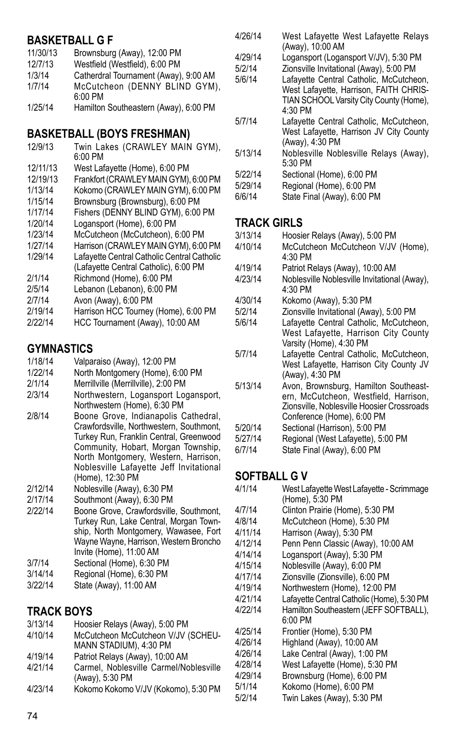## BASKETBALL G F

| | |
|---|---|
| 11/30/13 | Brownsburg (Away), 12:00 PM |
| 12/7/13 | Westfield (Westfield), 6:00 PM |
| 1/3/14 | Catherdral Tournament (Away), 9:00 AM |
| 1/7/14 | McCutcheon (DENNY BLIND GYM), 6:00 PM |
| 1/25/14 | Hamilton Southeastern (Away), 6:00 PM |

## BASKETBALL (BOYS FRESHMAN)

| | |
|---|---|
| 12/9/13 | Twin Lakes (CRAWLEY MAIN GYM), 6:00 PM |
| 12/11/13 | West Lafayette (Home), 6:00 PM |
| 12/19/13 | Frankfort (CRAWLEY MAIN GYM), 6:00 PM |
| 1/13/14 | Kokomo (CRAWLEY MAIN GYM), 6:00 PM |
| 1/15/14 | Brownsburg (Brownsburg), 6:00 PM |
| 1/17/14 | Fishers (DENNY BLIND GYM), 6:00 PM |
| 1/20/14 | Logansport (Home), 6:00 PM |
| 1/23/14 | McCutcheon (McCutcheon), 6:00 PM |
| 1/27/14 | Harrison (CRAWLEY MAIN GYM), 6:00 PM |
| 1/29/14 | Lafayette Central Catholic Central Catholic (Lafayette Central Catholic), 6:00 PM |
| 2/1/14 | Richmond (Home), 6:00 PM |
| 2/5/14 | Lebanon (Lebanon), 6:00 PM |
| 2/7/14 | Avon (Away), 6:00 PM |
| 2/19/14 | Harrison HCC Tourney (Home), 6:00 PM |
| 2/22/14 | HCC Tournament (Away), 10:00 AM |

## GYMNASTICS

| | |
|---|---|
| 1/18/14 | Valparaiso (Away), 12:00 PM |
| 1/22/14 | North Montgomery (Home), 6:00 PM |
| 2/1/14 | Merrillville (Merrillville), 2:00 PM |
| 2/3/14 | Northwestern, Logansport Logansport, Northwestern (Home), 6:30 PM |
| 2/8/14 | Boone Grove, Indianapolis Cathedral, Crawfordsville, Northwestern, Southmont, Turkey Run, Franklin Central, Greenwood Community, Hobart, Morgan Township, North Montgomery, Western, Harrison, Noblesville Lafayette Jeff Invitational (Home), 12:30 PM |
| 2/12/14 | Noblesville (Away), 6:30 PM |
| 2/17/14 | Southmont (Away), 6:30 PM |
| 2/22/14 | Boone Grove, Crawfordsville, Southmont, Turkey Run, Lake Central, Morgan Township, North Montgomery, Wawasee, Fort Wayne Wayne, Harrison, Western Broncho Invite (Home), 11:00 AM |
| 3/7/14 | Sectional (Home), 6:30 PM |
| 3/14/14 | Regional (Home), 6:30 PM |
| 3/22/14 | State (Away), 11:00 AM |

## TRACK BOYS

| | |
|---|---|
| 3/13/14 | Hoosier Relays (Away), 5:00 PM |
| 4/10/14 | McCutcheon McCutcheon V/JV (SCHEUMANN STADIUM), 4:30 PM |
| 4/19/14 | Patriot Relays (Away), 10:00 AM |
| 4/21/14 | Carmel, Noblesville Carmel/Noblesville (Away), 5:30 PM |
| 4/23/14 | Kokomo Kokomo V/JV (Kokomo), 5:30 PM |
| 4/26/14 | West Lafayette West Lafayette Relays (Away), 10:00 AM |
| 4/29/14 | Logansport (Logansport V/JV), 5:30 PM |
| 5/2/14 | Zionsville Invitational (Away), 5:00 PM |
| 5/6/14 | Lafayette Central Catholic, McCutcheon, West Lafayette, Harrison, FAITH CHRISTIAN SCHOOL Varsity City County (Home), 4:30 PM |
| 5/7/14 | Lafayette Central Catholic, McCutcheon, West Lafayette, Harrison JV City County (Away), 4:30 PM |
| 5/13/14 | Noblesville Noblesville Relays (Away), 5:30 PM |
| 5/22/14 | Sectional (Home), 6:00 PM |
| 5/29/14 | Regional (Home), 6:00 PM |
| 6/6/14 | State Final (Away), 6:00 PM |

## TRACK GIRLS

| | |
|---|---|
| 3/13/14 | Hoosier Relays (Away), 5:00 PM |
| 4/10/14 | McCutcheon McCutcheon V/JV (Home), 4:30 PM |
| 4/19/14 | Patriot Relays (Away), 10:00 AM |
| 4/23/14 | Noblesville Noblesville Invitational (Away), 4:30 PM |
| 4/30/14 | Kokomo (Away), 5:30 PM |
| 5/2/14 | Zionsville Invitational (Away), 5:00 PM |
| 5/6/14 | Lafayette Central Catholic, McCutcheon, West Lafayette, Harrison City County Varsity (Home), 4:30 PM |
| 5/7/14 | Lafayette Central Catholic, McCutcheon, West Lafayette, Harrison City County JV (Away), 4:30 PM |
| 5/13/14 | Avon, Brownsburg, Hamilton Southeastern, McCutcheon, Westfield, Harrison, Zionsville, Noblesville Hoosier Crossroads Conference (Home), 6:00 PM |
| 5/20/14 | Sectional (Harrison), 5:00 PM |
| 5/27/14 | Regional (West Lafayette), 5:00 PM |
| 6/7/14 | State Final (Away), 6:00 PM |

## SOFTBALL G V

| | |
|---|---|
| 4/1/14 | West Lafayette West Lafayette - Scrimmage (Home), 5:30 PM |
| 4/7/14 | Clinton Prairie (Home), 5:30 PM |
| 4/8/14 | McCutcheon (Home), 5:30 PM |
| 4/11/14 | Harrison (Away), 5:30 PM |
| 4/12/14 | Penn Penn Classic (Away), 10:00 AM |
| 4/14/14 | Logansport (Away), 5:30 PM |
| 4/15/14 | Noblesville (Away), 6:00 PM |
| 4/17/14 | Zionsville (Zionsville), 6:00 PM |
| 4/19/14 | Northwestern (Home), 12:00 PM |
| 4/21/14 | Lafayette Central Catholic (Home), 5:30 PM |
| 4/22/14 | Hamilton Southeastern (JEFF SOFTBALL), 6:00 PM |
| 4/25/14 | Frontier (Home), 5:30 PM |
| 4/26/14 | Highland (Away), 10:00 AM |
| 4/26/14 | Lake Central (Away), 1:00 PM |
| 4/28/14 | West Lafayette (Home), 5:30 PM |
| 4/29/14 | Brownsburg (Home), 6:00 PM |
| 5/1/14 | Kokomo (Home), 6:00 PM |
| 5/2/14 | Twin Lakes (Away), 5:30 PM |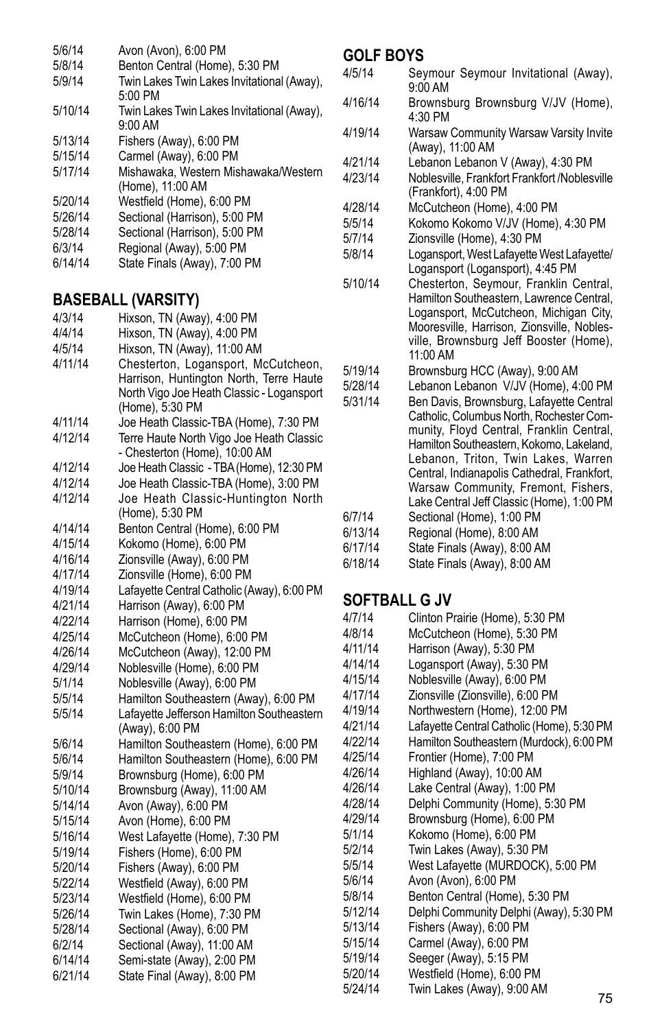| | |
|---|---|
| 5/6/14 | Avon (Avon), 6:00 PM |
| 5/8/14 | Benton Central (Home), 5:30 PM |
| 5/9/14 | Twin Lakes Twin Lakes Invitational (Away), 5:00 PM |
| 5/10/14 | Twin Lakes Twin Lakes Invitational (Away), 9:00 AM |
| 5/13/14 | Fishers (Away), 6:00 PM |
| 5/15/14 | Carmel (Away), 6:00 PM |
| 5/17/14 | Mishawaka, Western Mishawaka/Western (Home), 11:00 AM |
| 5/20/14 | Westfield (Home), 6:00 PM |
| 5/26/14 | Sectional (Harrison), 5:00 PM |
| 5/28/14 | Sectional (Harrison), 5:00 PM |
| 6/3/14 | Regional (Away), 5:00 PM |
| 6/14/14 | State Finals (Away), 7:00 PM |

## BASEBALL (VARSITY)

| | |
|---|---|
| 4/3/14 | Hixson, TN (Away), 4:00 PM |
| 4/4/14 | Hixson, TN (Away), 4:00 PM |
| 4/5/14 | Hixson, TN (Away), 11:00 AM |
| 4/11/14 | Chesterton, Logansport, McCutcheon, Harrison, Huntington North, Terre Haute North Vigo Joe Heath Classic - Logansport (Home), 5:30 PM |
| 4/11/14 | Joe Heath Classic-TBA (Home), 7:30 PM |
| 4/12/14 | Terre Haute North Vigo Joe Heath Classic - Chesterton (Home), 10:00 AM |
| 4/12/14 | Joe Heath Classic - TBA (Home), 12:30 PM |
| 4/12/14 | Joe Heath Classic-TBA (Home), 3:00 PM |
| 4/12/14 | Joe Heath Classic-Huntington North (Home), 5:30 PM |
| 4/14/14 | Benton Central (Home), 6:00 PM |
| 4/15/14 | Kokomo (Home), 6:00 PM |
| 4/16/14 | Zionsville (Away), 6:00 PM |
| 4/17/14 | Zionsville (Home), 6:00 PM |
| 4/19/14 | Lafayette Central Catholic (Away), 6:00 PM |
| 4/21/14 | Harrison (Away), 6:00 PM |
| 4/22/14 | Harrison (Home), 6:00 PM |
| 4/25/14 | McCutcheon (Home), 6:00 PM |
| 4/26/14 | McCutcheon (Away), 12:00 PM |
| 4/29/14 | Noblesville (Home), 6:00 PM |
| 5/1/14 | Noblesville (Away), 6:00 PM |
| 5/5/14 | Hamilton Southeastern (Away), 6:00 PM |
| 5/5/14 | Lafayette Jefferson Hamilton Southeastern (Away), 6:00 PM |
| 5/6/14 | Hamilton Southeastern (Home), 6:00 PM |
| 5/6/14 | Hamilton Southeastern (Home), 6:00 PM |
| 5/9/14 | Brownsburg (Home), 6:00 PM |
| 5/10/14 | Brownsburg (Away), 11:00 AM |
| 5/14/14 | Avon (Away), 6:00 PM |
| 5/15/14 | Avon (Home), 6:00 PM |
| 5/16/14 | West Lafayette (Home), 7:30 PM |
| 5/19/14 | Fishers (Home), 6:00 PM |
| 5/20/14 | Fishers (Away), 6:00 PM |
| 5/22/14 | Westfield (Away), 6:00 PM |
| 5/23/14 | Westfield (Home), 6:00 PM |
| 5/26/14 | Twin Lakes (Home), 7:30 PM |
| 5/28/14 | Sectional (Away), 6:00 PM |
| 6/2/14 | Sectional (Away), 11:00 AM |
| 6/14/14 | Semi-state (Away), 2:00 PM |
| 6/21/14 | State Final (Away), 8:00 PM |

## GOLF BOYS

| | |
|---|---|
| 4/5/14 | Seymour Seymour Invitational (Away), 9:00 AM |
| 4/16/14 | Brownsburg Brownsburg V/JV (Home), 4:30 PM |
| 4/19/14 | Warsaw Community Warsaw Varsity Invite (Away), 11:00 AM |
| 4/21/14 | Lebanon Lebanon V (Away), 4:30 PM |
| 4/23/14 | Noblesville, Frankfort Frankfort /Noblesville (Frankfort), 4:00 PM |
| 4/28/14 | McCutcheon (Home), 4:00 PM |
| 5/5/14 | Kokomo Kokomo V/JV (Home), 4:30 PM |
| 5/7/14 | Zionsville (Home), 4:30 PM |
| 5/8/14 | Logansport, West Lafayette West Lafayette/ Logansport (Logansport), 4:45 PM |
| 5/10/14 | Chesterton, Seymour, Franklin Central, Hamilton Southeastern, Lawrence Central, Logansport, McCutcheon, Michigan City, Mooresville, Harrison, Zionsville, Noblesville, Brownsburg Jeff Booster (Home), 11:00 AM |
| 5/19/14 | Brownsburg HCC (Away), 9:00 AM |
| 5/28/14 | Lebanon Lebanon V/JV (Home), 4:00 PM |
| 5/31/14 | Ben Davis, Brownsburg, Lafayette Central Catholic, Columbus North, Rochester Community, Floyd Central, Franklin Central, Hamilton Southeastern, Kokomo, Lakeland, Lebanon, Triton, Twin Lakes, Warren Central, Indianapolis Cathedral, Frankfort, Warsaw Community, Fremont, Fishers, Lake Central Jeff Classic (Home), 1:00 PM |
| 6/7/14 | Sectional (Home), 1:00 PM |
| 6/13/14 | Regional (Home), 8:00 AM |
| 6/17/14 | State Finals (Away), 8:00 AM |
| 6/18/14 | State Finals (Away), 8:00 AM |

## SOFTBALL G JV

| | |
|---|---|
| 4/7/14 | Clinton Prairie (Home), 5:30 PM |
| 4/8/14 | McCutcheon (Home), 5:30 PM |
| 4/11/14 | Harrison (Away), 5:30 PM |
| 4/14/14 | Logansport (Away), 5:30 PM |
| 4/15/14 | Noblesville (Away), 6:00 PM |
| 4/17/14 | Zionsville (Zionsville), 6:00 PM |
| 4/19/14 | Northwestern (Home), 12:00 PM |
| 4/21/14 | Lafayette Central Catholic (Home), 5:30 PM |
| 4/22/14 | Hamilton Southeastern (Murdock), 6:00 PM |
| 4/25/14 | Frontier (Home), 7:00 PM |
| 4/26/14 | Highland (Away), 10:00 AM |
| 4/26/14 | Lake Central (Away), 1:00 PM |
| 4/28/14 | Delphi Community (Home), 5:30 PM |
| 4/29/14 | Brownsburg (Home), 6:00 PM |
| 5/1/14 | Kokomo (Home), 6:00 PM |
| 5/2/14 | Twin Lakes (Away), 5:30 PM |
| 5/5/14 | West Lafayette (MURDOCK), 5:00 PM |
| 5/6/14 | Avon (Avon), 6:00 PM |
| 5/8/14 | Benton Central (Home), 5:30 PM |
| 5/12/14 | Delphi Community Delphi (Away), 5:30 PM |
| 5/13/14 | Fishers (Away), 6:00 PM |
| 5/15/14 | Carmel (Away), 6:00 PM |
| 5/19/14 | Seeger (Away), 5:15 PM |
| 5/20/14 | Westfield (Home), 6:00 PM |
| 5/24/14 | Twin Lakes (Away), 9:00 AM |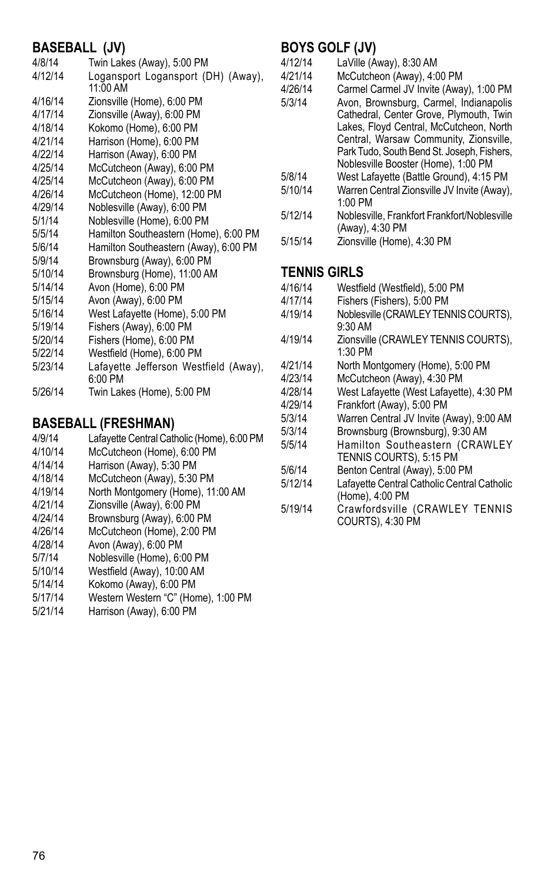## BASEBALL (JV)

| | |
|---|---|
| 4/8/14 | Twin Lakes (Away), 5:00 PM |
| 4/12/14 | Logansport Logansport (DH) (Away), 11:00 AM |
| 4/16/14 | Zionsville (Home), 6:00 PM |
| 4/17/14 | Zionsville (Away), 6:00 PM |
| 4/18/14 | Kokomo (Home), 6:00 PM |
| 4/21/14 | Harrison (Home), 6:00 PM |
| 4/22/14 | Harrison (Away), 6:00 PM |
| 4/25/14 | McCutcheon (Away), 6:00 PM |
| 4/25/14 | McCutcheon (Away), 6:00 PM |
| 4/26/14 | McCutcheon (Home), 12:00 PM |
| 4/29/14 | Noblesville (Away), 6:00 PM |
| 5/1/14 | Noblesville (Home), 6:00 PM |
| 5/5/14 | Hamilton Southeastern (Home), 6:00 PM |
| 5/6/14 | Hamilton Southeastern (Away), 6:00 PM |
| 5/9/14 | Brownsburg (Away), 6:00 PM |
| 5/10/14 | Brownsburg (Home), 11:00 AM |
| 5/14/14 | Avon (Home), 6:00 PM |
| 5/15/14 | Avon (Away), 6:00 PM |
| 5/16/14 | West Lafayette (Home), 5:00 PM |
| 5/19/14 | Fishers (Away), 6:00 PM |
| 5/20/14 | Fishers (Home), 6:00 PM |
| 5/22/14 | Westfield (Home), 6:00 PM |
| 5/23/14 | Lafayette Jefferson Westfield (Away), 6:00 PM |
| 5/26/14 | Twin Lakes (Home), 5:00 PM |

## BASEBALL (FRESHMAN)

| | |
|---|---|
| 4/9/14 | Lafayette Central Catholic (Home), 6:00 PM |
| 4/10/14 | McCutcheon (Home), 6:00 PM |
| 4/14/14 | Harrison (Away), 5:30 PM |
| 4/18/14 | McCutcheon (Away), 5:30 PM |
| 4/19/14 | North Montgomery (Home), 11:00 AM |
| 4/21/14 | Zionsville (Away), 6:00 PM |
| 4/24/14 | Brownsburg (Away), 6:00 PM |
| 4/26/14 | McCutcheon (Home), 2:00 PM |
| 4/28/14 | Avon (Away), 6:00 PM |
| 5/7/14 | Noblesville (Home), 6:00 PM |
| 5/10/14 | Westfield (Away), 10:00 AM |
| 5/14/14 | Kokomo (Away), 6:00 PM |
| 5/17/14 | Western Western "C" (Home), 1:00 PM |
| 5/21/14 | Harrison (Away), 6:00 PM |

## BOYS GOLF (JV)

| | |
|---|---|
| 4/12/14 | LaVille (Away), 8:30 AM |
| 4/21/14 | McCutcheon (Away), 4:00 PM |
| 4/26/14 | Carmel Carmel JV Invite (Away), 1:00 PM |
| 5/3/14 | Avon, Brownsburg, Carmel, Indianapolis Cathedral, Center Grove, Plymouth, Twin Lakes, Floyd Central, McCutcheon, North Central, Warsaw Community, Zionsville, Park Tudo, South Bend St. Joseph, Fishers, Noblesville Booster (Home), 1:00 PM |
| 5/8/14 | West Lafayette (Battle Ground), 4:15 PM |
| 5/10/14 | Warren Central Zionsville JV Invite (Away), 1:00 PM |
| 5/12/14 | Noblesville, Frankfort Frankfort/Noblesville (Away), 4:30 PM |
| 5/15/14 | Zionsville (Home), 4:30 PM |

## TENNIS GIRLS

| | |
|---|---|
| 4/16/14 | Westfield (Westfield), 5:00 PM |
| 4/17/14 | Fishers (Fishers), 5:00 PM |
| 4/19/14 | Noblesville (CRAWLEY TENNIS COURTS), 9:30 AM |
| 4/19/14 | Zionsville (CRAWLEY TENNIS COURTS), 1:30 PM |
| 4/21/14 | North Montgomery (Home), 5:00 PM |
| 4/23/14 | McCutcheon (Away), 4:30 PM |
| 4/28/14 | West Lafayette (West Lafayette), 4:30 PM |
| 4/29/14 | Frankfort (Away), 5:00 PM |
| 5/3/14 | Warren Central JV Invite (Away), 9:00 AM |
| 5/3/14 | Brownsburg (Brownsburg), 9:30 AM |
| 5/5/14 | Hamilton Southeastern (CRAWLEY TENNIS COURTS), 5:15 PM |
| 5/6/14 | Benton Central (Away), 5:00 PM |
| 5/12/14 | Lafayette Central Catholic Central Catholic (Home), 4:00 PM |
| 5/19/14 | Crawfordsville (CRAWLEY TENNIS COURTS), 4:30 PM |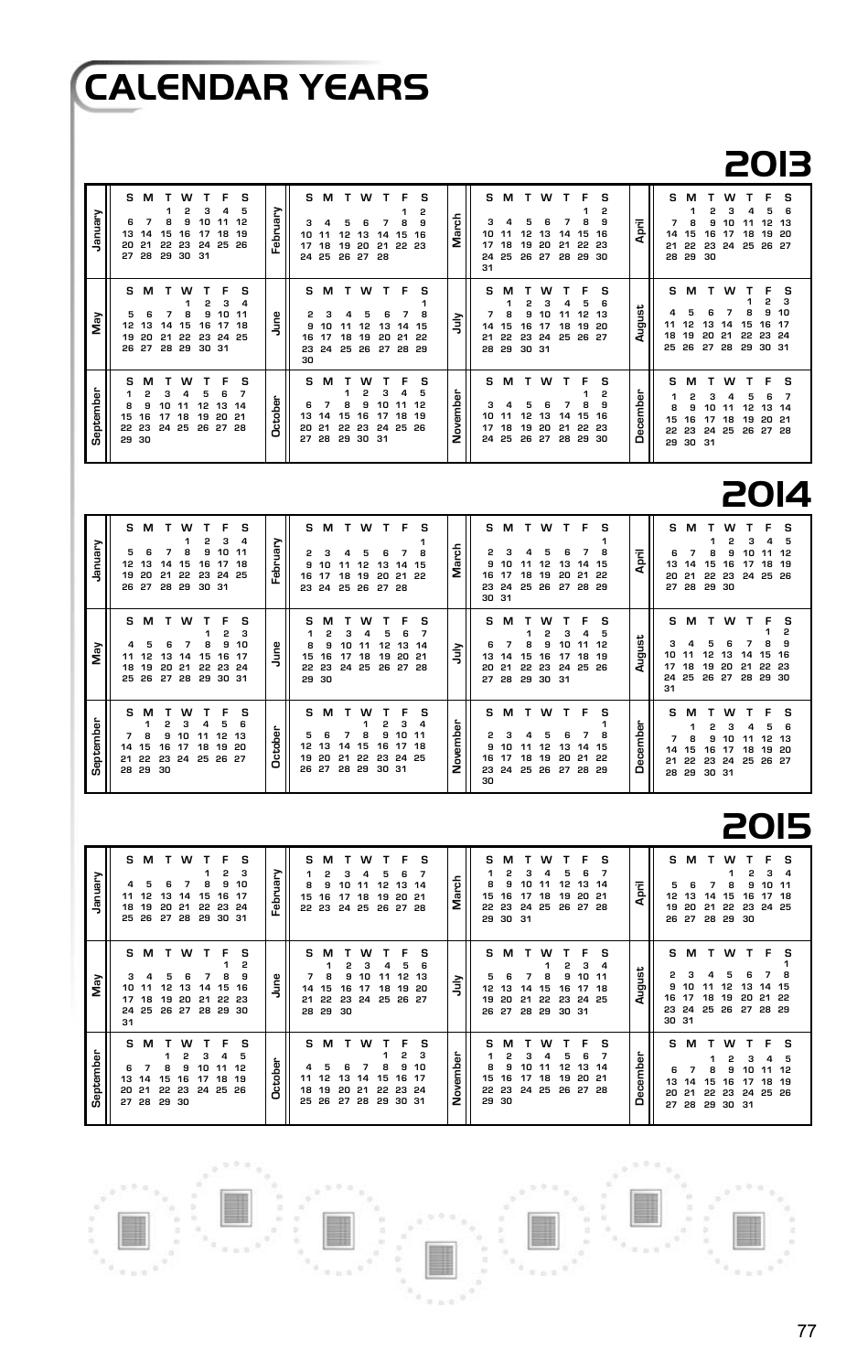# CALENDAR YEARS

## 2013

**January**

| S | M | T | W | T | F | S |
|---|---|---|---|---|---|---|
| | | 1 | 2 | 3 | 4 | 5 |
| 6 | 7 | 8 | 9 | 10 | 11 | 12 |
| 13 | 14 | 15 | 16 | 17 | 18 | 19 |
| 20 | 21 | 22 | 23 | 24 | 25 | 26 |
| 27 | 28 | 29 | 30 | 31 | | |

**February**

| S | M | T | W | T | F | S |
|---|---|---|---|---|---|---|
| | | | | | 1 | 2 |
| 3 | 4 | 5 | 6 | 7 | 8 | 9 |
| 10 | 11 | 12 | 13 | 14 | 15 | 16 |
| 17 | 18 | 19 | 20 | 21 | 22 | 23 |
| 24 | 25 | 26 | 27 | 28 | | |

**March**

| S | M | T | W | T | F | S |
|---|---|---|---|---|---|---|
| | | | | | 1 | 2 |
| 3 | 4 | 5 | 6 | 7 | 8 | 9 |
| 10 | 11 | 12 | 13 | 14 | 15 | 16 |
| 17 | 18 | 19 | 20 | 21 | 22 | 23 |
| 24 | 25 | 26 | 27 | 28 | 29 | 30 |
| 31 | | | | | | |

**April**

| S | M | T | W | T | F | S |
|---|---|---|---|---|---|---|
| | 1 | 2 | 3 | 4 | 5 | 6 |
| 7 | 8 | 9 | 10 | 11 | 12 | 13 |
| 14 | 15 | 16 | 17 | 18 | 19 | 20 |
| 21 | 22 | 23 | 24 | 25 | 26 | 27 |
| 28 | 29 | 30 | | | | |

**May**

| S | M | T | W | T | F | S |
|---|---|---|---|---|---|---|
| | | | 1 | 2 | 3 | 4 |
| 5 | 6 | 7 | 8 | 9 | 10 | 11 |
| 12 | 13 | 14 | 15 | 16 | 17 | 18 |
| 19 | 20 | 21 | 22 | 23 | 24 | 25 |
| 26 | 27 | 28 | 29 | 30 | 31 | |

**June**

| S | M | T | W | T | F | S |
|---|---|---|---|---|---|---|
| | | | | | | 1 |
| 2 | 3 | 4 | 5 | 6 | 7 | 8 |
| 9 | 10 | 11 | 12 | 13 | 14 | 15 |
| 16 | 17 | 18 | 19 | 20 | 21 | 22 |
| 23 | 24 | 25 | 26 | 27 | 28 | 29 |
| 30 | | | | | | |

**July**

| S | M | T | W | T | F | S |
|---|---|---|---|---|---|---|
| | 1 | 2 | 3 | 4 | 5 | 6 |
| 7 | 8 | 9 | 10 | 11 | 12 | 13 |
| 14 | 15 | 16 | 17 | 18 | 19 | 20 |
| 21 | 22 | 23 | 24 | 25 | 26 | 27 |
| 28 | 29 | 30 | 31 | | | |

**August**

| S | M | T | W | T | F | S |
|---|---|---|---|---|---|---|
| | | | | 1 | 2 | 3 |
| 4 | 5 | 6 | 7 | 8 | 9 | 10 |
| 11 | 12 | 13 | 14 | 15 | 16 | 17 |
| 18 | 19 | 20 | 21 | 22 | 23 | 24 |
| 25 | 26 | 27 | 28 | 29 | 30 | 31 |

**September**

| S | M | T | W | T | F | S |
|---|---|---|---|---|---|---|
| 1 | 2 | 3 | 4 | 5 | 6 | 7 |
| 8 | 9 | 10 | 11 | 12 | 13 | 14 |
| 15 | 16 | 17 | 18 | 19 | 20 | 21 |
| 22 | 23 | 24 | 25 | 26 | 27 | 28 |
| 29 | 30 | | | | | |

**October**

| S | M | T | W | T | F | S |
|---|---|---|---|---|---|---|
| | | 1 | 2 | 3 | 4 | 5 |
| 6 | 7 | 8 | 9 | 10 | 11 | 12 |
| 13 | 14 | 15 | 16 | 17 | 18 | 19 |
| 20 | 21 | 22 | 23 | 24 | 25 | 26 |
| 27 | 28 | 29 | 30 | 31 | | |

**November**

| S | M | T | W | T | F | S |
|---|---|---|---|---|---|---|
| | | | | | 1 | 2 |
| 3 | 4 | 5 | 6 | 7 | 8 | 9 |
| 10 | 11 | 12 | 13 | 14 | 15 | 16 |
| 17 | 18 | 19 | 20 | 21 | 22 | 23 |
| 24 | 25 | 26 | 27 | 28 | 29 | 30 |

**December**

| S | M | T | W | T | F | S |
|---|---|---|---|---|---|---|
| 1 | 2 | 3 | 4 | 5 | 6 | 7 |
| 8 | 9 | 10 | 11 | 12 | 13 | 14 |
| 15 | 16 | 17 | 18 | 19 | 20 | 21 |
| 22 | 23 | 24 | 25 | 26 | 27 | 28 |
| 29 | 30 | 31 | | | | |

## 2014

**January**

| S | M | T | W | T | F | S |
|---|---|---|---|---|---|---|
| | | | 1 | 2 | 3 | 4 |
| 5 | 6 | 7 | 8 | 9 | 10 | 11 |
| 12 | 13 | 14 | 15 | 16 | 17 | 18 |
| 19 | 20 | 21 | 22 | 23 | 24 | 25 |
| 26 | 27 | 28 | 29 | 30 | 31 | |

**February**

| S | M | T | W | T | F | S |
|---|---|---|---|---|---|---|
| | | | | | | 1 |
| 2 | 3 | 4 | 5 | 6 | 7 | 8 |
| 9 | 10 | 11 | 12 | 13 | 14 | 15 |
| 16 | 17 | 18 | 19 | 20 | 21 | 22 |
| 23 | 24 | 25 | 26 | 27 | 28 | |

**March**

| S | M | T | W | T | F | S |
|---|---|---|---|---|---|---|
| | | | | | | 1 |
| 2 | 3 | 4 | 5 | 6 | 7 | 8 |
| 9 | 10 | 11 | 12 | 13 | 14 | 15 |
| 16 | 17 | 18 | 19 | 20 | 21 | 22 |
| 23 | 24 | 25 | 26 | 27 | 28 | 29 |
| 30 | 31 | | | | | |

**April**

| S | M | T | W | T | F | S |
|---|---|---|---|---|---|---|
| | | 1 | 2 | 3 | 4 | 5 |
| 6 | 7 | 8 | 9 | 10 | 11 | 12 |
| 13 | 14 | 15 | 16 | 17 | 18 | 19 |
| 20 | 21 | 22 | 23 | 24 | 25 | 26 |
| 27 | 28 | 29 | 30 | | | |

**May**

| S | M | T | W | T | F | S |
|---|---|---|---|---|---|---|
| | | | | 1 | 2 | 3 |
| 4 | 5 | 6 | 7 | 8 | 9 | 10 |
| 11 | 12 | 13 | 14 | 15 | 16 | 17 |
| 18 | 19 | 20 | 21 | 22 | 23 | 24 |
| 25 | 26 | 27 | 28 | 29 | 30 | 31 |

**June**

| S | M | T | W | T | F | S |
|---|---|---|---|---|---|---|
| 1 | 2 | 3 | 4 | 5 | 6 | 7 |
| 8 | 9 | 10 | 11 | 12 | 13 | 14 |
| 15 | 16 | 17 | 18 | 19 | 20 | 21 |
| 22 | 23 | 24 | 25 | 26 | 27 | 28 |
| 29 | 30 | | | | | |

**July**

| S | M | T | W | T | F | S |
|---|---|---|---|---|---|---|
| | | 1 | 2 | 3 | 4 | 5 |
| 6 | 7 | 8 | 9 | 10 | 11 | 12 |
| 13 | 14 | 15 | 16 | 17 | 18 | 19 |
| 20 | 21 | 22 | 23 | 24 | 25 | 26 |
| 27 | 28 | 29 | 30 | 31 | | |

**August**

| S | M | T | W | T | F | S |
|---|---|---|---|---|---|---|
| | | | | | 1 | 2 |
| 3 | 4 | 5 | 6 | 7 | 8 | 9 |
| 10 | 11 | 12 | 13 | 14 | 15 | 16 |
| 17 | 18 | 19 | 20 | 21 | 22 | 23 |
| 24 | 25 | 26 | 27 | 28 | 29 | 30 |
| 31 | | | | | | |

**September**

| S | M | T | W | T | F | S |
|---|---|---|---|---|---|---|
| | 1 | 2 | 3 | 4 | 5 | 6 |
| 7 | 8 | 9 | 10 | 11 | 12 | 13 |
| 14 | 15 | 16 | 17 | 18 | 19 | 20 |
| 21 | 22 | 23 | 24 | 25 | 26 | 27 |
| 28 | 29 | 30 | | | | |

**October**

| S | M | T | W | T | F | S |
|---|---|---|---|---|---|---|
| | | | 1 | 2 | 3 | 4 |
| 5 | 6 | 7 | 8 | 9 | 10 | 11 |
| 12 | 13 | 14 | 15 | 16 | 17 | 18 |
| 19 | 20 | 21 | 22 | 23 | 24 | 25 |
| 26 | 27 | 28 | 29 | 30 | 31 | |

**November**

| S | M | T | W | T | F | S |
|---|---|---|---|---|---|---|
| | | | | | | 1 |
| 2 | 3 | 4 | 5 | 6 | 7 | 8 |
| 9 | 10 | 11 | 12 | 13 | 14 | 15 |
| 16 | 17 | 18 | 19 | 20 | 21 | 22 |
| 23 | 24 | 25 | 26 | 27 | 28 | 29 |
| 30 | | | | | | |

**December**

| S | M | T | W | T | F | S |
|---|---|---|---|---|---|---|
| | 1 | 2 | 3 | 4 | 5 | 6 |
| 7 | 8 | 9 | 10 | 11 | 12 | 13 |
| 14 | 15 | 16 | 17 | 18 | 19 | 20 |
| 21 | 22 | 23 | 24 | 25 | 26 | 27 |
| 28 | 29 | 30 | 31 | | | |

## 2015

**January**

| S | M | T | W | T | F | S |
|---|---|---|---|---|---|---|
| | | | | 1 | 2 | 3 |
| 4 | 5 | 6 | 7 | 8 | 9 | 10 |
| 11 | 12 | 13 | 14 | 15 | 16 | 17 |
| 18 | 19 | 20 | 21 | 22 | 23 | 24 |
| 25 | 26 | 27 | 28 | 29 | 30 | 31 |

**February**

| S | M | T | W | T | F | S |
|---|---|---|---|---|---|---|
| 1 | 2 | 3 | 4 | 5 | 6 | 7 |
| 8 | 9 | 10 | 11 | 12 | 13 | 14 |
| 15 | 16 | 17 | 18 | 19 | 20 | 21 |
| 22 | 23 | 24 | 25 | 26 | 27 | 28 |

**March**

| S | M | T | W | T | F | S |
|---|---|---|---|---|---|---|
| 1 | 2 | 3 | 4 | 5 | 6 | 7 |
| 8 | 9 | 10 | 11 | 12 | 13 | 14 |
| 15 | 16 | 17 | 18 | 19 | 20 | 21 |
| 22 | 23 | 24 | 25 | 26 | 27 | 28 |
| 29 | 30 | 31 | | | | |

**April**

| S | M | T | W | T | F | S |
|---|---|---|---|---|---|---|
| | | | 1 | 2 | 3 | 4 |
| 5 | 6 | 7 | 8 | 9 | 10 | 11 |
| 12 | 13 | 14 | 15 | 16 | 17 | 18 |
| 19 | 20 | 21 | 22 | 23 | 24 | 25 |
| 26 | 27 | 28 | 29 | 30 | | |

**May**

| S | M | T | W | T | F | S |
|---|---|---|---|---|---|---|
| | | | | | 1 | 2 |
| 3 | 4 | 5 | 6 | 7 | 8 | 9 |
| 10 | 11 | 12 | 13 | 14 | 15 | 16 |
| 17 | 18 | 19 | 20 | 21 | 22 | 23 |
| 24 | 25 | 26 | 27 | 28 | 29 | 30 |
| 31 | | | | | | |

**June**

| S | M | T | W | T | F | S |
|---|---|---|---|---|---|---|
| | 1 | 2 | 3 | 4 | 5 | 6 |
| 7 | 8 | 9 | 10 | 11 | 12 | 13 |
| 14 | 15 | 16 | 17 | 18 | 19 | 20 |
| 21 | 22 | 23 | 24 | 25 | 26 | 27 |
| 28 | 29 | 30 | | | | |

**July**

| S | M | T | W | T | F | S |
|---|---|---|---|---|---|---|
| | | | 1 | 2 | 3 | 4 |
| 5 | 6 | 7 | 8 | 9 | 10 | 11 |
| 12 | 13 | 14 | 15 | 16 | 17 | 18 |
| 19 | 20 | 21 | 22 | 23 | 24 | 25 |
| 26 | 27 | 28 | 29 | 30 | 31 | |

**August**

| S | M | T | W | T | F | S |
|---|---|---|---|---|---|---|
| | | | | | | 1 |
| 2 | 3 | 4 | 5 | 6 | 7 | 8 |
| 9 | 10 | 11 | 12 | 13 | 14 | 15 |
| 16 | 17 | 18 | 19 | 20 | 21 | 22 |
| 23 | 24 | 25 | 26 | 27 | 28 | 29 |
| 30 | 31 | | | | | |

**September**

| S | M | T | W | T | F | S |
|---|---|---|---|---|---|---|
| | | 1 | 2 | 3 | 4 | 5 |
| 6 | 7 | 8 | 9 | 10 | 11 | 12 |
| 13 | 14 | 15 | 16 | 17 | 18 | 19 |
| 20 | 21 | 22 | 23 | 24 | 25 | 26 |
| 27 | 28 | 29 | 30 | | | |

**October**

| S | M | T | W | T | F | S |
|---|---|---|---|---|---|---|
| | | | | 1 | 2 | 3 |
| 4 | 5 | 6 | 7 | 8 | 9 | 10 |
| 11 | 12 | 13 | 14 | 15 | 16 | 17 |
| 18 | 19 | 20 | 21 | 22 | 23 | 24 |
| 25 | 26 | 27 | 28 | 29 | 30 | 31 |

**November**

| S | M | T | W | T | F | S |
|---|---|---|---|---|---|---|
| 1 | 2 | 3 | 4 | 5 | 6 | 7 |
| 8 | 9 | 10 | 11 | 12 | 13 | 14 |
| 15 | 16 | 17 | 18 | 19 | 20 | 21 |
| 22 | 23 | 24 | 25 | 26 | 27 | 28 |
| 29 | 30 | | | | | |

**December**

| S | M | T | W | T | F | S |
|---|---|---|---|---|---|---|
| | | 1 | 2 | 3 | 4 | 5 |
| 6 | 7 | 8 | 9 | 10 | 11 | 12 |
| 13 | 14 | 15 | 16 | 17 | 18 | 19 |
| 20 | 21 | 22 | 23 | 24 | 25 | 26 |
| 27 | 28 | 29 | 30 | 31 | | |